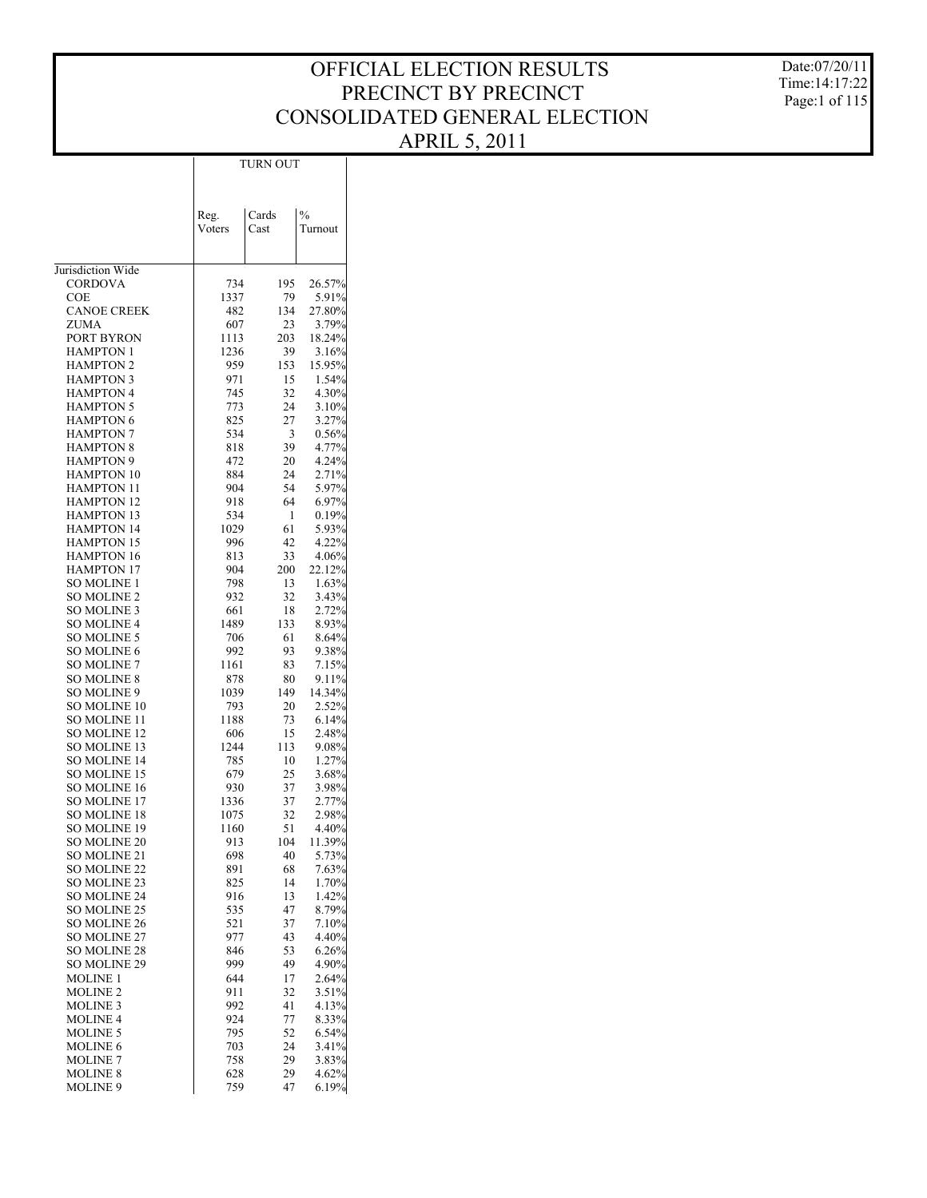# OFFICIAL ELECTION RESULTS
# PRECINCT BY PRECINCT
# CONSOLIDATED GENERAL ELECTION
# APRIL 5, 2011

Date:07/20/11
Time:14:17:22

| | TURN OUT | | |
|---|---|---|---|
| | Reg. Voters | Cards Cast | % Turnout |
| Jurisdiction Wide | | | |
| CORDOVA | 734 | 195 | 26.57% |
| COE | 1337 | 79 | 5.91% |
| CANOE CREEK | 482 | 134 | 27.80% |
| ZUMA | 607 | 23 | 3.79% |
| PORT BYRON | 1113 | 203 | 18.24% |
| HAMPTON 1 | 1236 | 39 | 3.16% |
| HAMPTON 2 | 959 | 153 | 15.95% |
| HAMPTON 3 | 971 | 15 | 1.54% |
| HAMPTON 4 | 745 | 32 | 4.30% |
| HAMPTON 5 | 773 | 24 | 3.10% |
| HAMPTON 6 | 825 | 27 | 3.27% |
| HAMPTON 7 | 534 | 3 | 0.56% |
| HAMPTON 8 | 818 | 39 | 4.77% |
| HAMPTON 9 | 472 | 20 | 4.24% |
| HAMPTON 10 | 884 | 24 | 2.71% |
| HAMPTON 11 | 904 | 54 | 5.97% |
| HAMPTON 12 | 918 | 64 | 6.97% |
| HAMPTON 13 | 534 | 1 | 0.19% |
| HAMPTON 14 | 1029 | 61 | 5.93% |
| HAMPTON 15 | 996 | 42 | 4.22% |
| HAMPTON 16 | 813 | 33 | 4.06% |
| HAMPTON 17 | 904 | 200 | 22.12% |
| SO MOLINE 1 | 798 | 13 | 1.63% |
| SO MOLINE 2 | 932 | 32 | 3.43% |
| SO MOLINE 3 | 661 | 18 | 2.72% |
| SO MOLINE 4 | 1489 | 133 | 8.93% |
| SO MOLINE 5 | 706 | 61 | 8.64% |
| SO MOLINE 6 | 992 | 93 | 9.38% |
| SO MOLINE 7 | 1161 | 83 | 7.15% |
| SO MOLINE 8 | 878 | 80 | 9.11% |
| SO MOLINE 9 | 1039 | 149 | 14.34% |
| SO MOLINE 10 | 793 | 20 | 2.52% |
| SO MOLINE 11 | 1188 | 73 | 6.14% |
| SO MOLINE 12 | 606 | 15 | 2.48% |
| SO MOLINE 13 | 1244 | 113 | 9.08% |
| SO MOLINE 14 | 785 | 10 | 1.27% |
| SO MOLINE 15 | 679 | 25 | 3.68% |
| SO MOLINE 16 | 930 | 37 | 3.98% |
| SO MOLINE 17 | 1336 | 37 | 2.77% |
| SO MOLINE 18 | 1075 | 32 | 2.98% |
| SO MOLINE 19 | 1160 | 51 | 4.40% |
| SO MOLINE 20 | 913 | 104 | 11.39% |
| SO MOLINE 21 | 698 | 40 | 5.73% |
| SO MOLINE 22 | 891 | 68 | 7.63% |
| SO MOLINE 23 | 825 | 14 | 1.70% |
| SO MOLINE 24 | 916 | 13 | 1.42% |
| SO MOLINE 25 | 535 | 47 | 8.79% |
| SO MOLINE 26 | 521 | 37 | 7.10% |
| SO MOLINE 27 | 977 | 43 | 4.40% |
| SO MOLINE 28 | 846 | 53 | 6.26% |
| SO MOLINE 29 | 999 | 49 | 4.90% |
| MOLINE 1 | 644 | 17 | 2.64% |
| MOLINE 2 | 911 | 32 | 3.51% |
| MOLINE 3 | 992 | 41 | 4.13% |
| MOLINE 4 | 924 | 77 | 8.33% |
| MOLINE 5 | 795 | 52 | 6.54% |
| MOLINE 6 | 703 | 24 | 3.41% |
| MOLINE 7 | 758 | 29 | 3.83% |
| MOLINE 8 | 628 | 29 | 4.62% |
| MOLINE 9 | 759 | 47 | 6.19% |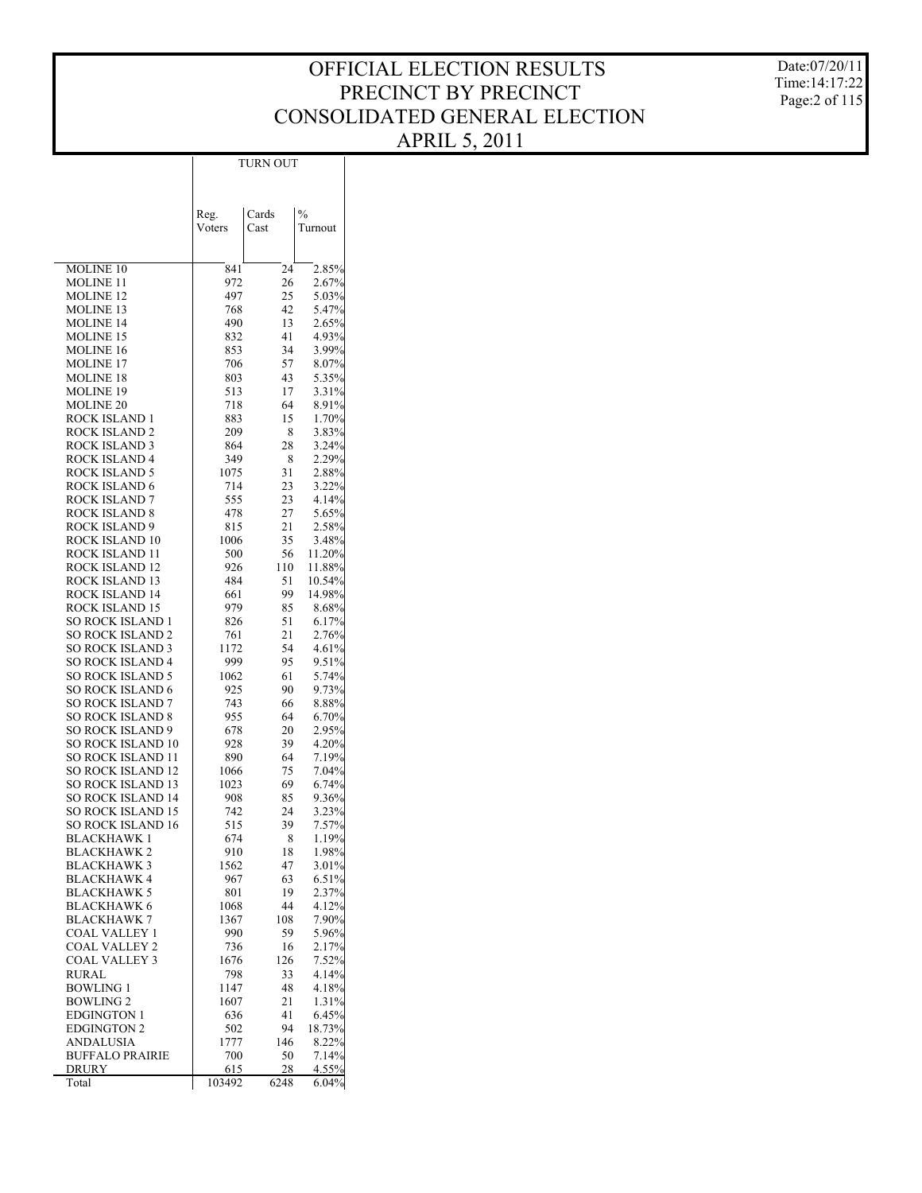# OFFICIAL ELECTION RESULTS
# PRECINCT BY PRECINCT
# CONSOLIDATED GENERAL ELECTION
# APRIL 5, 2011

Date:07/20/11
Time:14:17:22

| | TURN OUT | | |
|---|---|---|---|
| | Reg. Voters | Cards Cast | % Turnout |
| MOLINE 10 | 841 | 24 | 2.85% |
| MOLINE 11 | 972 | 26 | 2.67% |
| MOLINE 12 | 497 | 25 | 5.03% |
| MOLINE 13 | 768 | 42 | 5.47% |
| MOLINE 14 | 490 | 13 | 2.65% |
| MOLINE 15 | 832 | 41 | 4.93% |
| MOLINE 16 | 853 | 34 | 3.99% |
| MOLINE 17 | 706 | 57 | 8.07% |
| MOLINE 18 | 803 | 43 | 5.35% |
| MOLINE 19 | 513 | 17 | 3.31% |
| MOLINE 20 | 718 | 64 | 8.91% |
| ROCK ISLAND 1 | 883 | 15 | 1.70% |
| ROCK ISLAND 2 | 209 | 8 | 3.83% |
| ROCK ISLAND 3 | 864 | 28 | 3.24% |
| ROCK ISLAND 4 | 349 | 8 | 2.29% |
| ROCK ISLAND 5 | 1075 | 31 | 2.88% |
| ROCK ISLAND 6 | 714 | 23 | 3.22% |
| ROCK ISLAND 7 | 555 | 23 | 4.14% |
| ROCK ISLAND 8 | 478 | 27 | 5.65% |
| ROCK ISLAND 9 | 815 | 21 | 2.58% |
| ROCK ISLAND 10 | 1006 | 35 | 3.48% |
| ROCK ISLAND 11 | 500 | 56 | 11.20% |
| ROCK ISLAND 12 | 926 | 110 | 11.88% |
| ROCK ISLAND 13 | 484 | 51 | 10.54% |
| ROCK ISLAND 14 | 661 | 99 | 14.98% |
| ROCK ISLAND 15 | 979 | 85 | 8.68% |
| SO ROCK ISLAND 1 | 826 | 51 | 6.17% |
| SO ROCK ISLAND 2 | 761 | 21 | 2.76% |
| SO ROCK ISLAND 3 | 1172 | 54 | 4.61% |
| SO ROCK ISLAND 4 | 999 | 95 | 9.51% |
| SO ROCK ISLAND 5 | 1062 | 61 | 5.74% |
| SO ROCK ISLAND 6 | 925 | 90 | 9.73% |
| SO ROCK ISLAND 7 | 743 | 66 | 8.88% |
| SO ROCK ISLAND 8 | 955 | 64 | 6.70% |
| SO ROCK ISLAND 9 | 678 | 20 | 2.95% |
| SO ROCK ISLAND 10 | 928 | 39 | 4.20% |
| SO ROCK ISLAND 11 | 890 | 64 | 7.19% |
| SO ROCK ISLAND 12 | 1066 | 75 | 7.04% |
| SO ROCK ISLAND 13 | 1023 | 69 | 6.74% |
| SO ROCK ISLAND 14 | 908 | 85 | 9.36% |
| SO ROCK ISLAND 15 | 742 | 24 | 3.23% |
| SO ROCK ISLAND 16 | 515 | 39 | 7.57% |
| BLACKHAWK 1 | 674 | 8 | 1.19% |
| BLACKHAWK 2 | 910 | 18 | 1.98% |
| BLACKHAWK 3 | 1562 | 47 | 3.01% |
| BLACKHAWK 4 | 967 | 63 | 6.51% |
| BLACKHAWK 5 | 801 | 19 | 2.37% |
| BLACKHAWK 6 | 1068 | 44 | 4.12% |
| BLACKHAWK 7 | 1367 | 108 | 7.90% |
| COAL VALLEY 1 | 990 | 59 | 5.96% |
| COAL VALLEY 2 | 736 | 16 | 2.17% |
| COAL VALLEY 3 | 1676 | 126 | 7.52% |
| RURAL | 798 | 33 | 4.14% |
| BOWLING 1 | 1147 | 48 | 4.18% |
| BOWLING 2 | 1607 | 21 | 1.31% |
| EDGINGTON 1 | 636 | 41 | 6.45% |
| EDGINGTON 2 | 502 | 94 | 18.73% |
| ANDALUSIA | 1777 | 146 | 8.22% |
| BUFFALO PRAIRIE | 700 | 50 | 7.14% |
| DRURY | 615 | 28 | 4.55% |
| Total | 103492 | 6248 | 6.04% |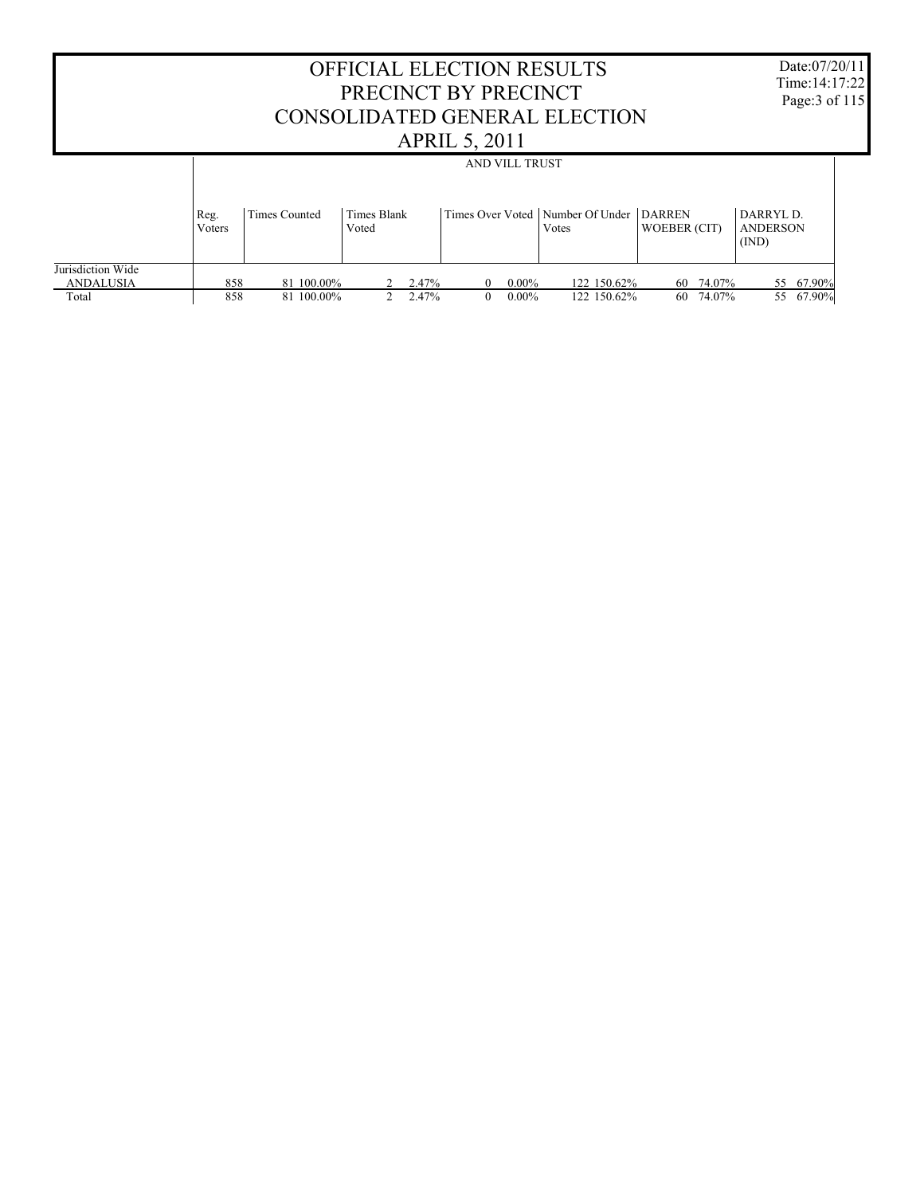# OFFICIAL ELECTION RESULTS
# PRECINCT BY PRECINCT
# CONSOLIDATED GENERAL ELECTION
# APRIL 5, 2011

Date:07/20/11
Time:14:17:22

AND VILL TRUST

| | Reg. Voters | Times Counted | | Times Blank Voted | | Times Over Voted | | Number Of Under Votes | | DARREN WOEBER (CIT) | | DARRYL D. ANDERSON (IND) | |
|---|---|---|---|---|---|---|---|---|---|---|---|---|---|
| Jurisdiction Wide | | | | | | | | | | | | | |
| ANDALUSIA | 858 | 81 | 100.00% | 2 | 2.47% | 0 | 0.00% | 122 | 150.62% | 60 | 74.07% | 55 | 67.90% |
| Total | 858 | 81 | 100.00% | 2 | 2.47% | 0 | 0.00% | 122 | 150.62% | 60 | 74.07% | 55 | 67.90% |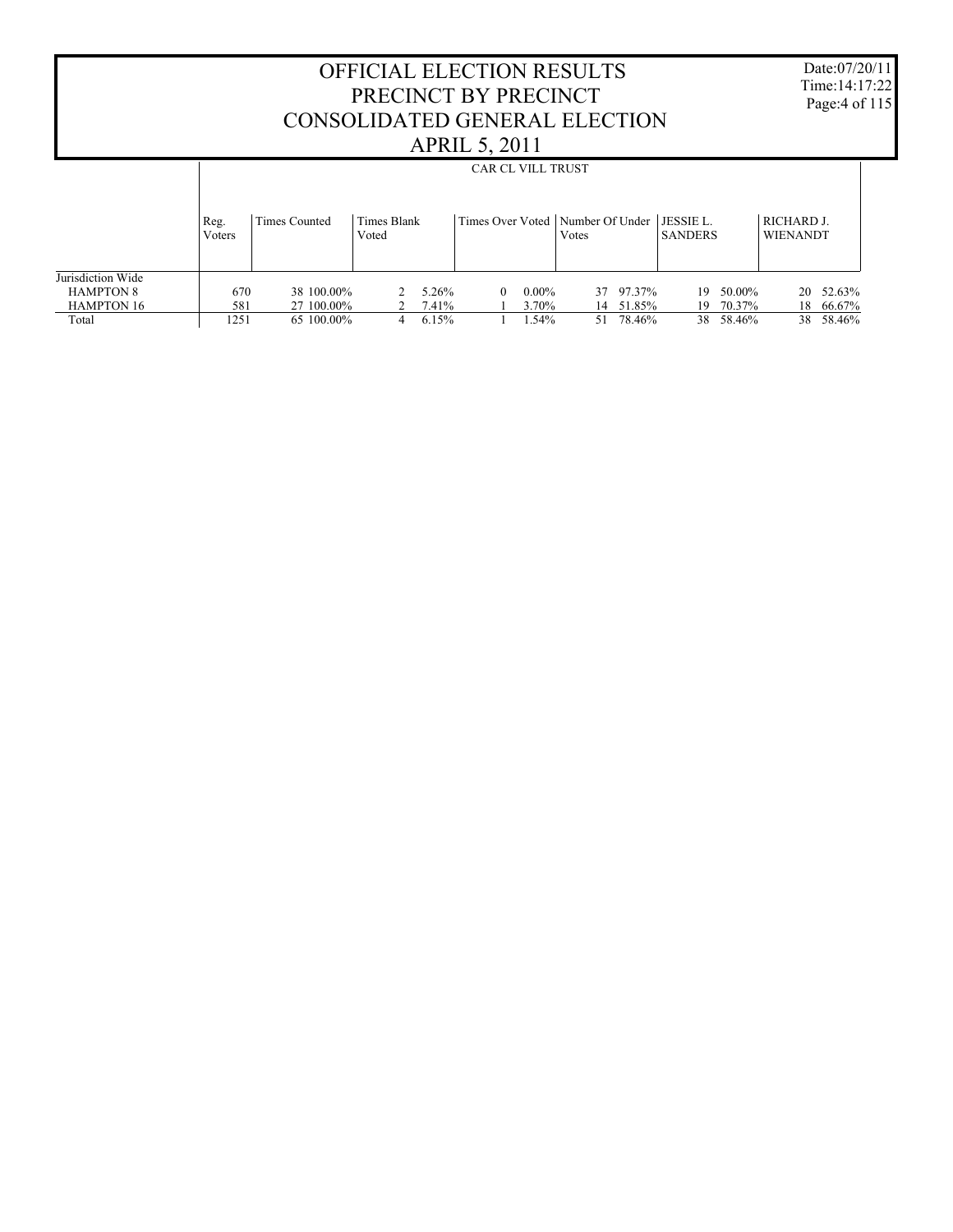# OFFICIAL ELECTION RESULTS
# PRECINCT BY PRECINCT
# CONSOLIDATED GENERAL ELECTION
# APRIL 5, 2011

Date:07/20/11
Time:14:17:22

| | CAR CL VILL TRUST | | | | | | | | | | | | |
|---|---|---|---|---|---|---|---|---|---|---|---|---|---|
| | Reg. Voters | Times Counted | | Times Blank Voted | | Times Over Voted | | Number Of Under Votes | | JESSIE L. SANDERS | | RICHARD J. WIENANDT | |
| Jurisdiction Wide | | | | | | | | | | | | | |
| HAMPTON 8 | 670 | 38 | 100.00% | 2 | 5.26% | 0 | 0.00% | 37 | 97.37% | 19 | 50.00% | 20 | 52.63% |
| HAMPTON 16 | 581 | 27 | 100.00% | 2 | 7.41% | 1 | 3.70% | 14 | 51.85% | 19 | 70.37% | 18 | 66.67% |
| Total | 1251 | 65 | 100.00% | 4 | 6.15% | 1 | 1.54% | 51 | 78.46% | 38 | 58.46% | 38 | 58.46% |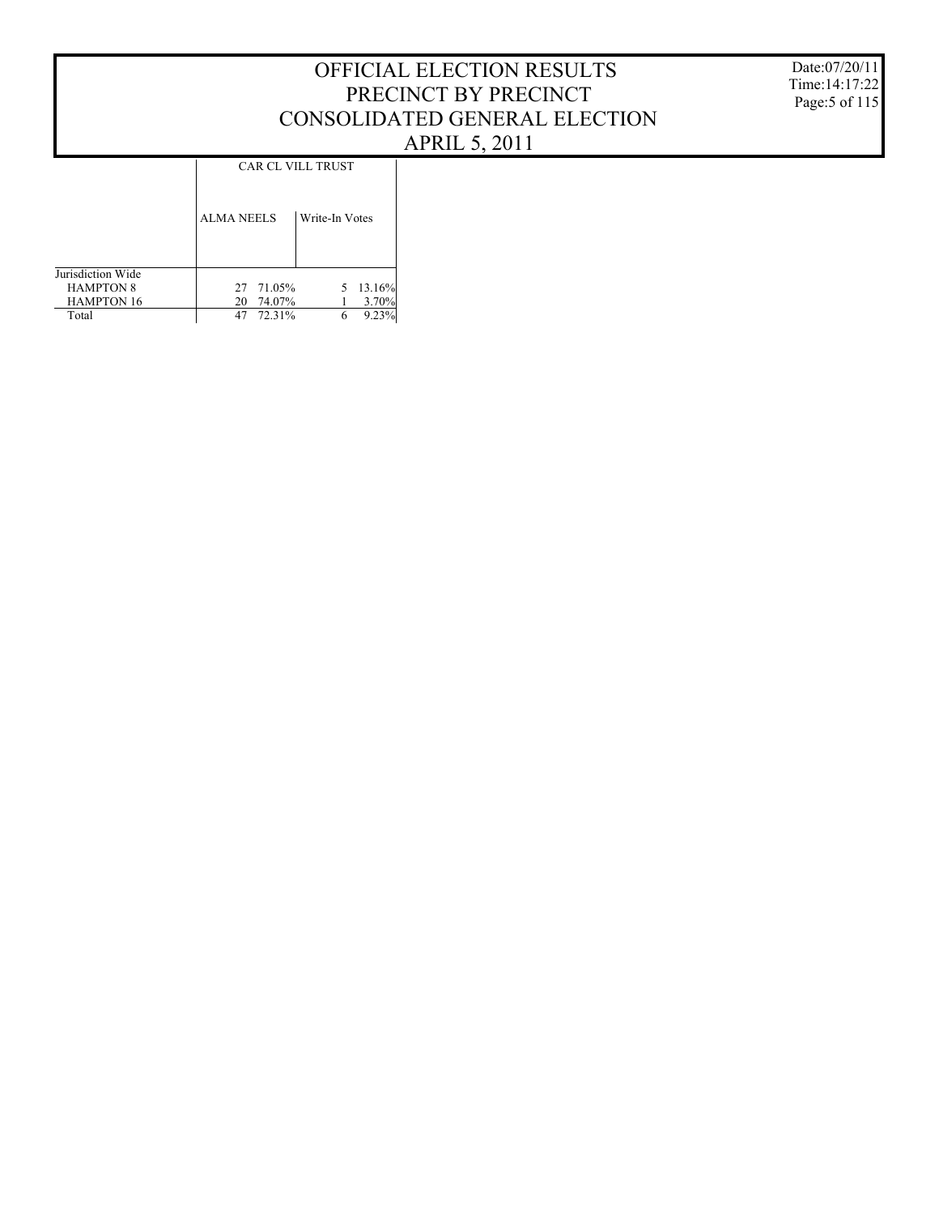# OFFICIAL ELECTION RESULTS
# PRECINCT BY PRECINCT
# CONSOLIDATED GENERAL ELECTION
# APRIL 5, 2011

Date:07/20/11
Time:14:17:22

| | CAR CL VILL TRUST | | | |
|---|---|---|---|---|
| | ALMA NEELS | | Write-In Votes | |
| Jurisdiction Wide | | | | |
| HAMPTON 8 | 27 | 71.05% | 5 | 13.16% |
| HAMPTON 16 | 20 | 74.07% | 1 | 3.70% |
| Total | 47 | 72.31% | 6 | 9.23% |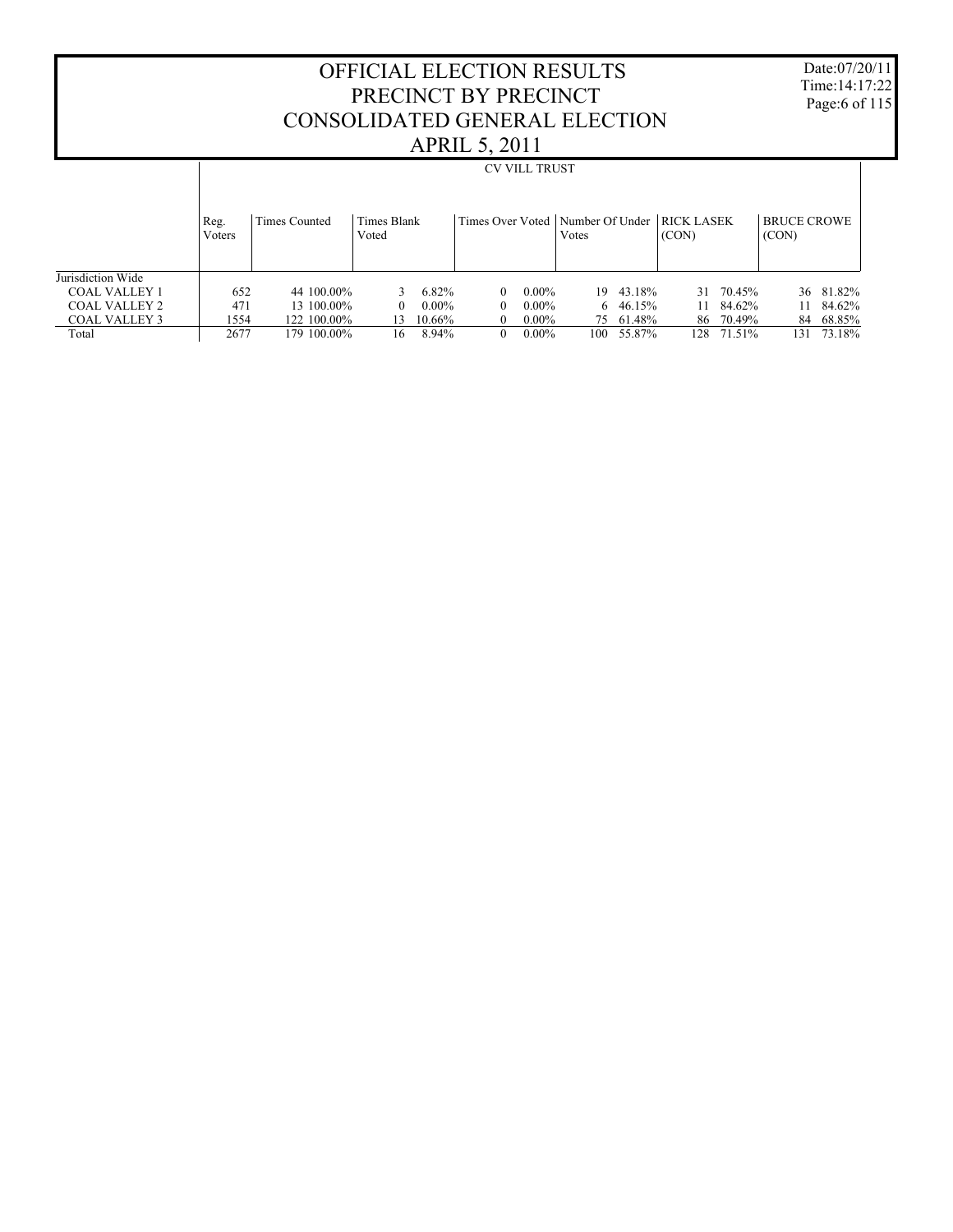# OFFICIAL ELECTION RESULTS
# PRECINCT BY PRECINCT
# CONSOLIDATED GENERAL ELECTION
# APRIL 5, 2011

Date:07/20/11
Time:14:17:22

## CV VILL TRUST

| | Reg. Voters | Times Counted | | Times Blank Voted | | Times Over Voted | | Number Of Under Votes | | RICK LASEK (CON) | | BRUCE CROWE (CON) | |
|---|---|---|---|---|---|---|---|---|---|---|---|---|---|
| Jurisdiction Wide | | | | | | | | | | | | | |
| COAL VALLEY 1 | 652 | 44 | 100.00% | 3 | 6.82% | 0 | 0.00% | 19 | 43.18% | 31 | 70.45% | 36 | 81.82% |
| COAL VALLEY 2 | 471 | 13 | 100.00% | 0 | 0.00% | 0 | 0.00% | 6 | 46.15% | 11 | 84.62% | 11 | 84.62% |
| COAL VALLEY 3 | 1554 | 122 | 100.00% | 13 | 10.66% | 0 | 0.00% | 75 | 61.48% | 86 | 70.49% | 84 | 68.85% |
| Total | 2677 | 179 | 100.00% | 16 | 8.94% | 0 | 0.00% | 100 | 55.87% | 128 | 71.51% | 131 | 73.18% |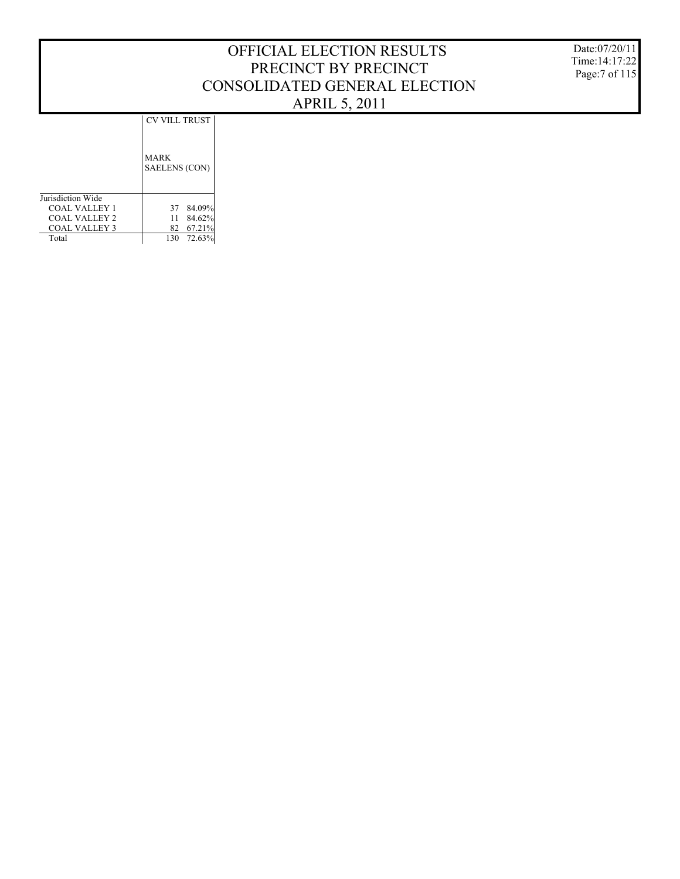# OFFICIAL ELECTION RESULTS
# PRECINCT BY PRECINCT
# CONSOLIDATED GENERAL ELECTION
# APRIL 5, 2011

Date:07/20/11
Time:14:17:22

| | CV VILL TRUST | |
|---|---|---|
| | MARK SAELENS (CON) | |
| Jurisdiction Wide | | |
| COAL VALLEY 1 | 37 | 84.09% |
| COAL VALLEY 2 | 11 | 84.62% |
| COAL VALLEY 3 | 82 | 67.21% |
| Total | 130 | 72.63% |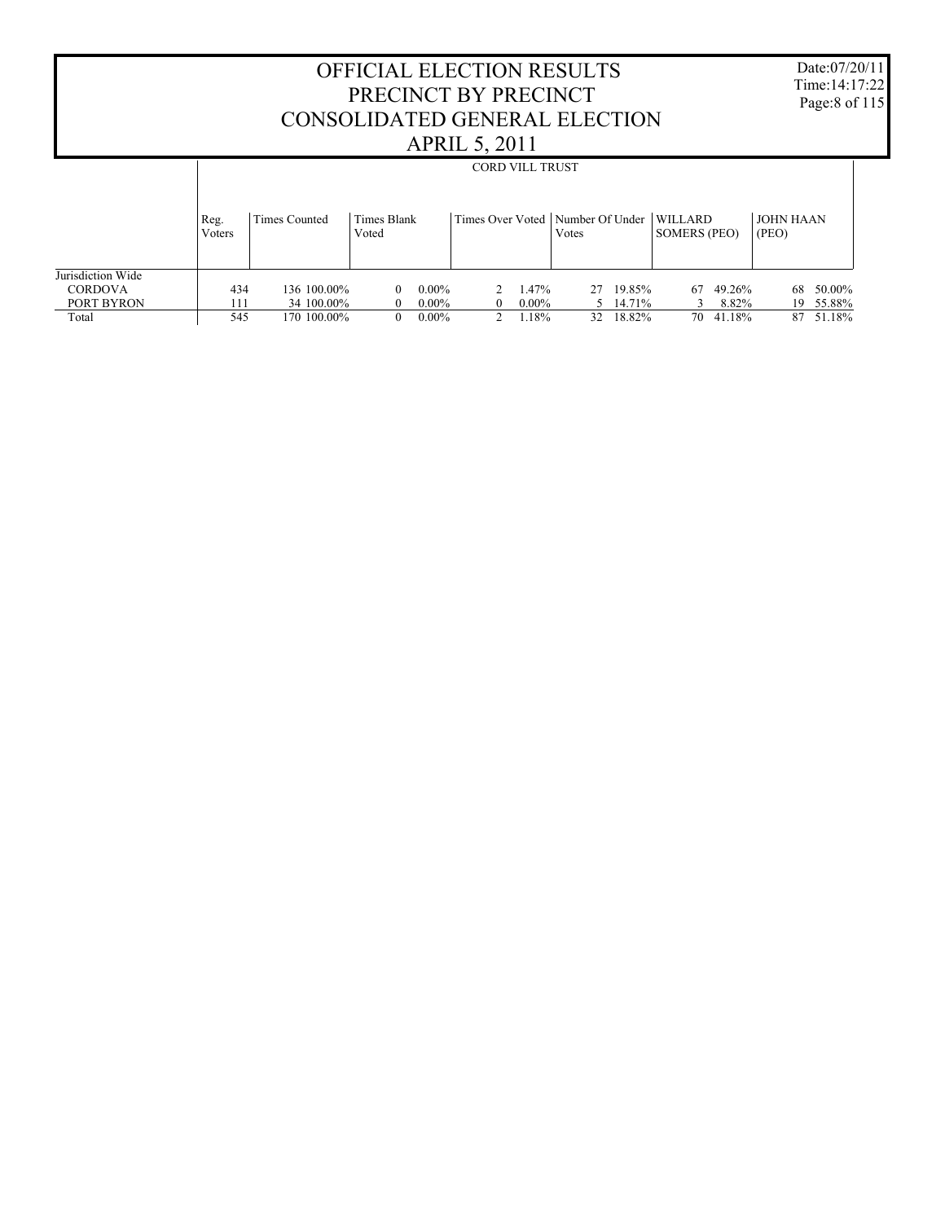# OFFICIAL ELECTION RESULTS
# PRECINCT BY PRECINCT
# CONSOLIDATED GENERAL ELECTION
# APRIL 5, 2011

CORD VILL TRUST

| | Reg. Voters | Times Counted | | Times Blank Voted | | Times Over Voted | | Number Of Under Votes | | WILLARD SOMERS (PEO) | | JOHN HAAN (PEO) | |
|---|---|---|---|---|---|---|---|---|---|---|---|---|---|
| Jurisdiction Wide | | | | | | | | | | | | | |
| CORDOVA | 434 | 136 | 100.00% | 0 | 0.00% | 2 | 1.47% | 27 | 19.85% | 67 | 49.26% | 68 | 50.00% |
| PORT BYRON | 111 | 34 | 100.00% | 0 | 0.00% | 0 | 0.00% | 5 | 14.71% | 3 | 8.82% | 19 | 55.88% |
| Total | 545 | 170 | 100.00% | 0 | 0.00% | 2 | 1.18% | 32 | 18.82% | 70 | 41.18% | 87 | 51.18% |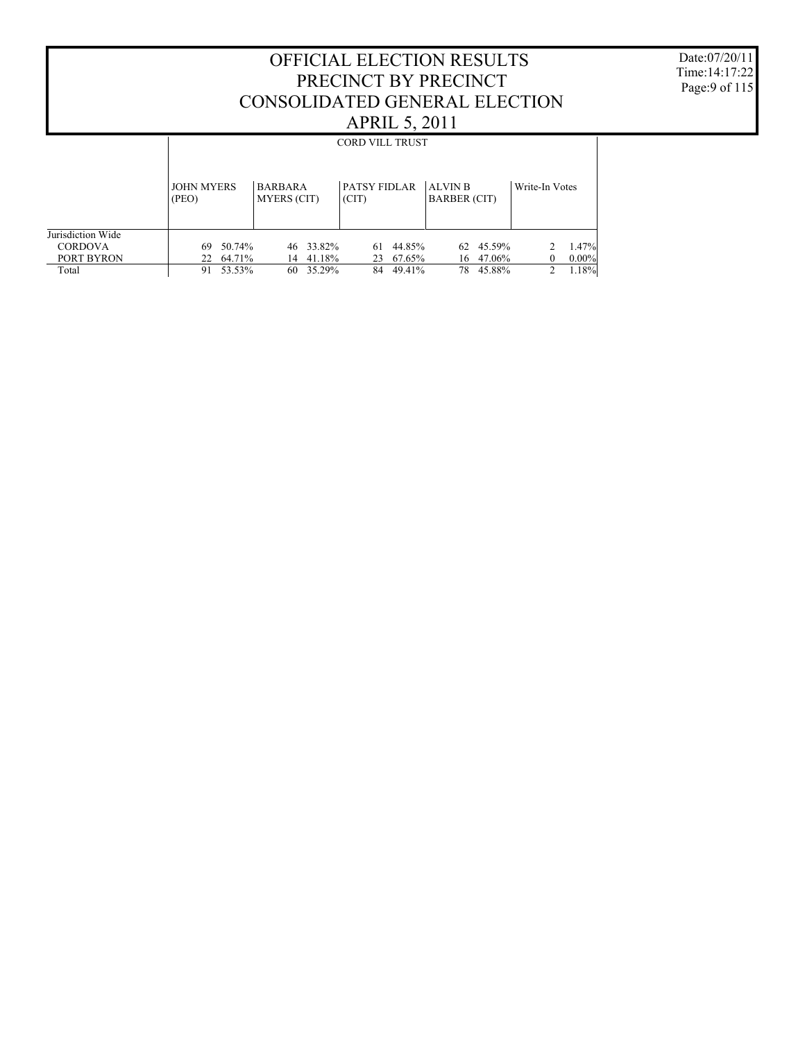# OFFICIAL ELECTION RESULTS PRECINCT BY PRECINCT CONSOLIDATED GENERAL ELECTION APRIL 5, 2011

Date:07/20/11
Time:14:17:22

| | CORD VILL TRUST | | | | | | | | | |
|---|---|---|---|---|---|---|---|---|---|---|
| | JOHN MYERS (PEO) | | BARBARA MYERS (CIT) | | PATSY FIDLAR (CIT) | | ALVIN B BARBER (CIT) | | Write-In Votes | |
| Jurisdiction Wide | | | | | | | | | | |
| CORDOVA | 69 | 50.74% | 46 | 33.82% | 61 | 44.85% | 62 | 45.59% | 2 | 1.47% |
| PORT BYRON | 22 | 64.71% | 14 | 41.18% | 23 | 67.65% | 16 | 47.06% | 0 | 0.00% |
| Total | 91 | 53.53% | 60 | 35.29% | 84 | 49.41% | 78 | 45.88% | 2 | 1.18% |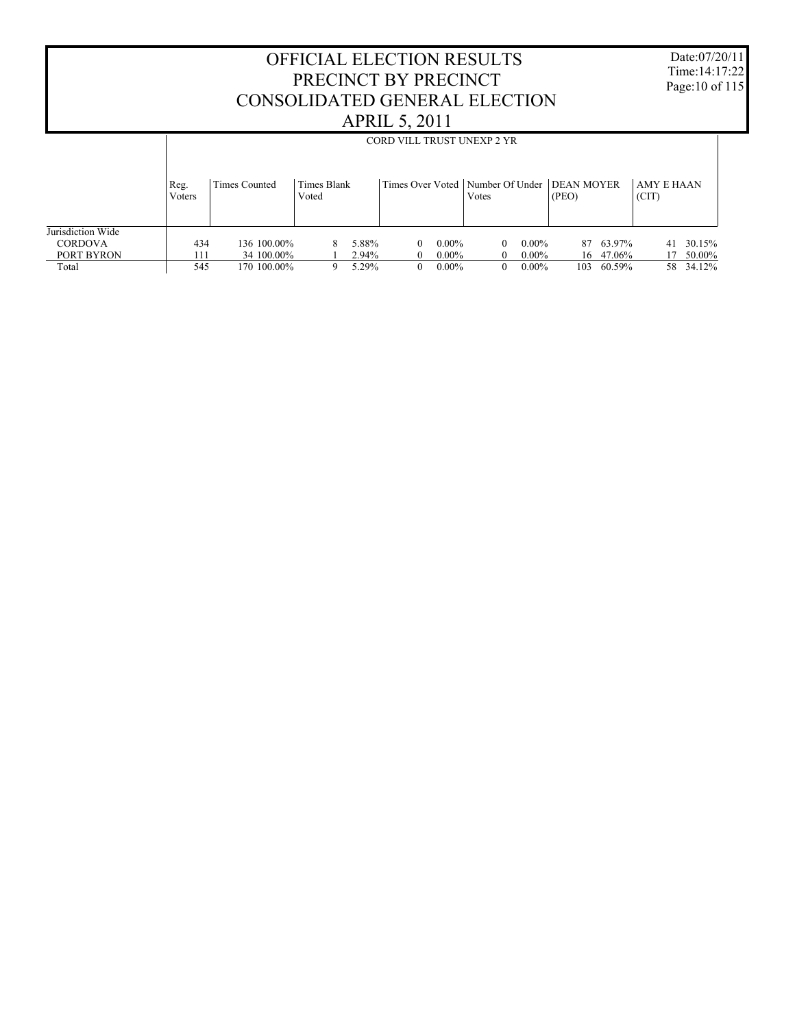# OFFICIAL ELECTION RESULTS PRECINCT BY PRECINCT CONSOLIDATED GENERAL ELECTION APRIL 5, 2011

Date:07/20/11
Time:14:17:22

## CORD VILL TRUST UNEXP 2 YR

| | Reg. Voters | Times Counted | | Times Blank Voted | | Times Over Voted | | Number Of Under Votes | | DEAN MOYER (PEO) | | AMY E HAAN (CIT) | |
|---|---|---|---|---|---|---|---|---|---|---|---|---|---|
| Jurisdiction Wide | | | | | | | | | | | | | |
| CORDOVA | 434 | 136 | 100.00% | 8 | 5.88% | 0 | 0.00% | 0 | 0.00% | 87 | 63.97% | 41 | 30.15% |
| PORT BYRON | 111 | 34 | 100.00% | 1 | 2.94% | 0 | 0.00% | 0 | 0.00% | 16 | 47.06% | 17 | 50.00% |
| Total | 545 | 170 | 100.00% | 9 | 5.29% | 0 | 0.00% | 0 | 0.00% | 103 | 60.59% | 58 | 34.12% |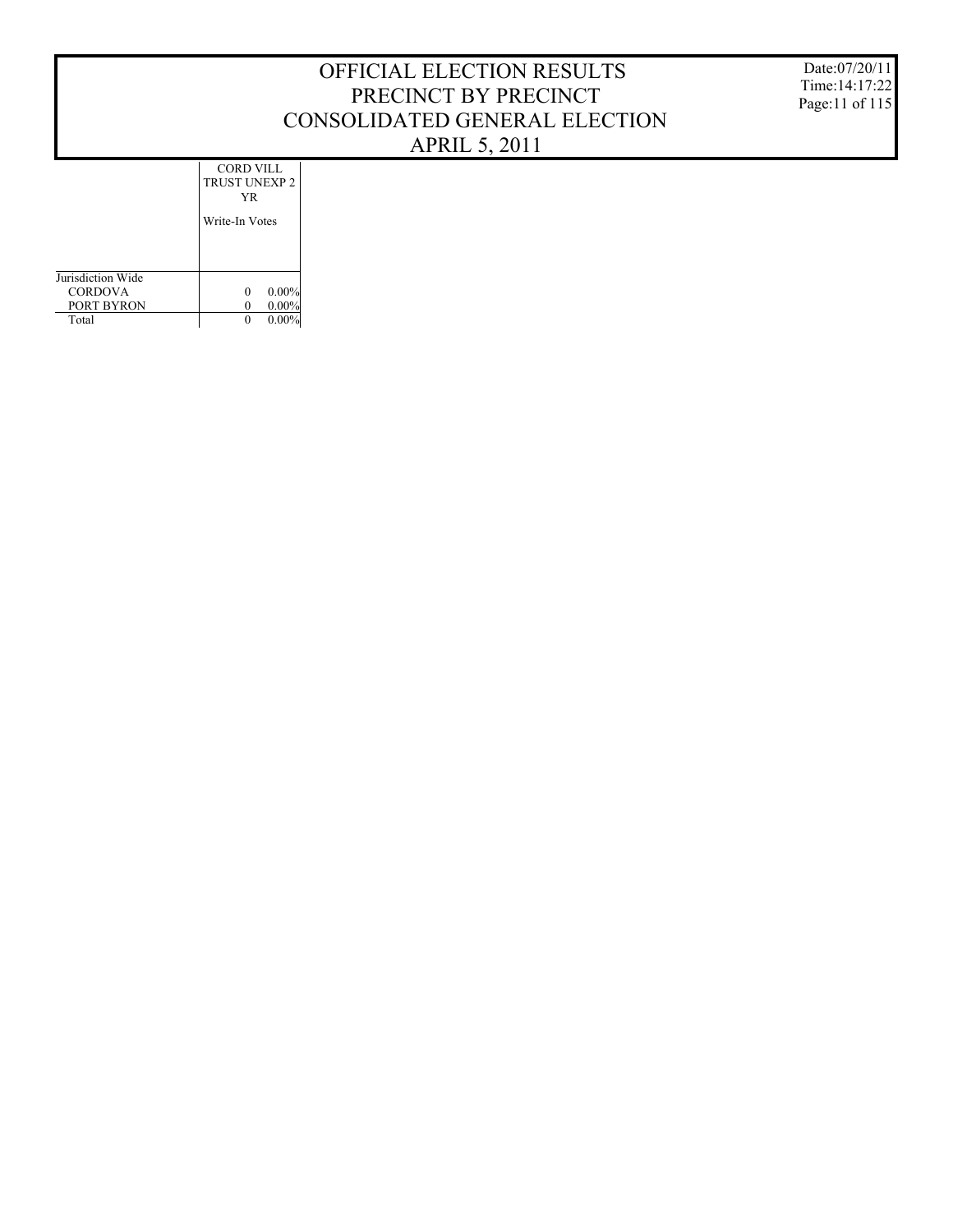# OFFICIAL ELECTION RESULTS
# PRECINCT BY PRECINCT
# CONSOLIDATED GENERAL ELECTION
# APRIL 5, 2011

Date:07/20/11
Time:14:17:22

| | CORD VILL TRUST UNEXP 2 YR | |
|---|---|---|
| | Write-In Votes | |
| Jurisdiction Wide | | |
| CORDOVA | 0 | 0.00% |
| PORT BYRON | 0 | 0.00% |
| Total | 0 | 0.00% |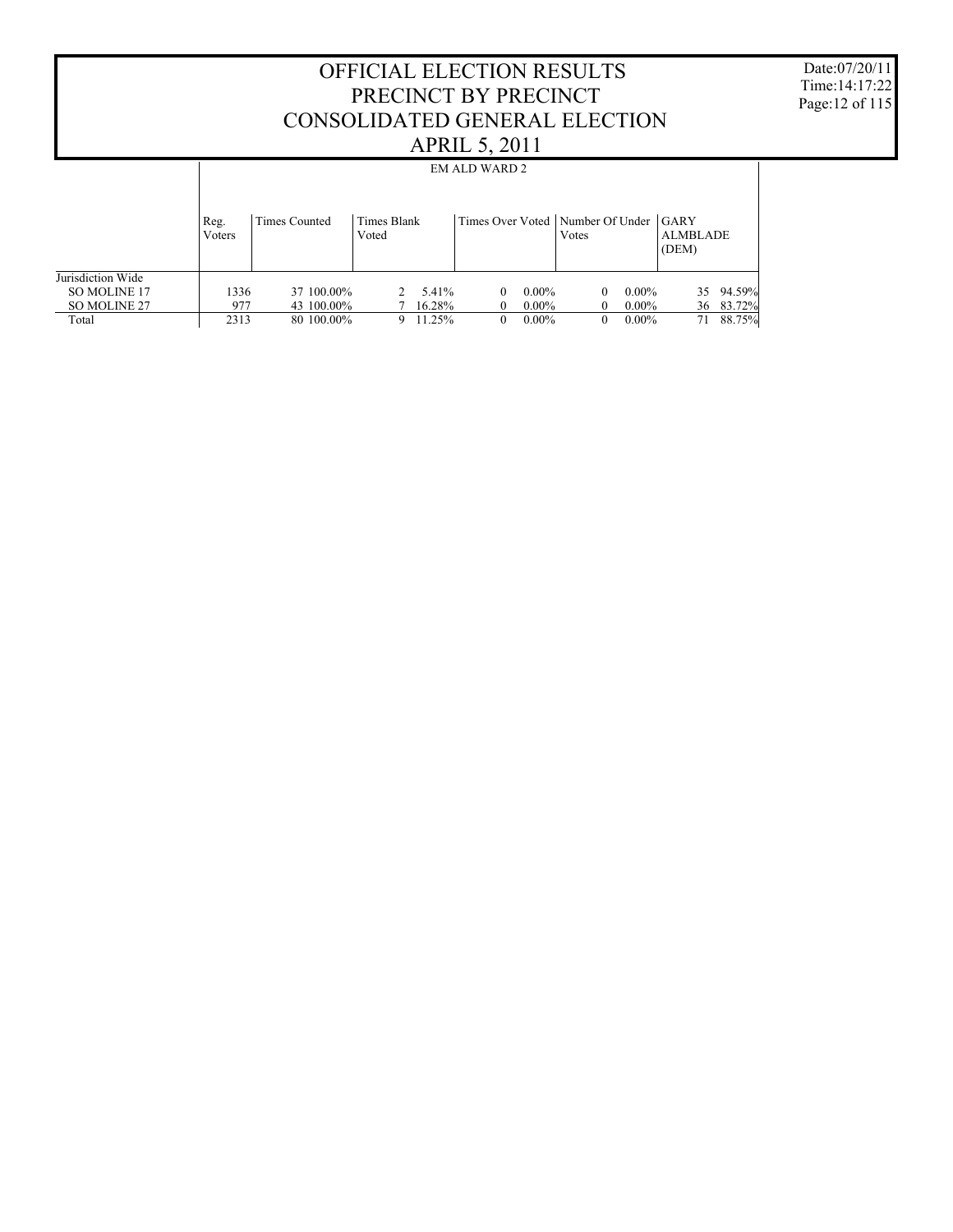# OFFICIAL ELECTION RESULTS
# PRECINCT BY PRECINCT
# CONSOLIDATED GENERAL ELECTION
# APRIL 5, 2011

Date:07/20/11
Time:14:17:22

EM ALD WARD 2

| | Reg. Voters | Times Counted | | Times Blank Voted | | Times Over Voted | | Number Of Under Votes | | GARY ALMBLADE (DEM) | |
|---|---|---|---|---|---|---|---|---|---|---|---|
| Jurisdiction Wide | | | | | | | | | | | |
| SO MOLINE 17 | 1336 | 37 | 100.00% | 2 | 5.41% | 0 | 0.00% | 0 | 0.00% | 35 | 94.59% |
| SO MOLINE 27 | 977 | 43 | 100.00% | 7 | 16.28% | 0 | 0.00% | 0 | 0.00% | 36 | 83.72% |
| Total | 2313 | 80 | 100.00% | 9 | 11.25% | 0 | 0.00% | 0 | 0.00% | 71 | 88.75% |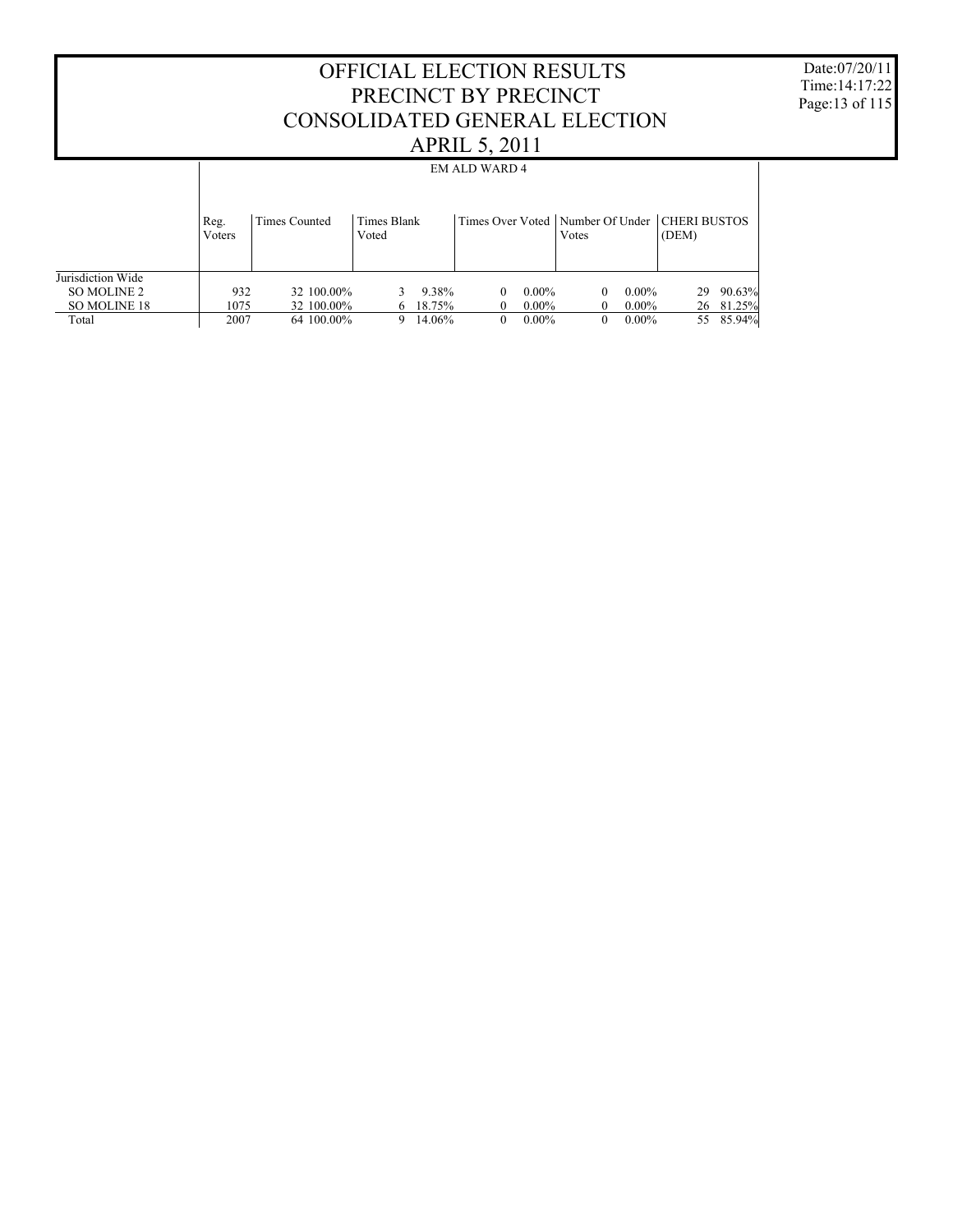# OFFICIAL ELECTION RESULTS
# PRECINCT BY PRECINCT
# CONSOLIDATED GENERAL ELECTION
# APRIL 5, 2011

Date:07/20/11
Time:14:17:22

## EM ALD WARD 4

| | Reg. Voters | Times Counted | | Times Blank Voted | | Times Over Voted | | Number Of Under Votes | | CHERI BUSTOS (DEM) | |
|---|---|---|---|---|---|---|---|---|---|---|---|
| Jurisdiction Wide | | | | | | | | | | | |
| SO MOLINE 2 | 932 | 32 | 100.00% | 3 | 9.38% | 0 | 0.00% | 0 | 0.00% | 29 | 90.63% |
| SO MOLINE 18 | 1075 | 32 | 100.00% | 6 | 18.75% | 0 | 0.00% | 0 | 0.00% | 26 | 81.25% |
| Total | 2007 | 64 | 100.00% | 9 | 14.06% | 0 | 0.00% | 0 | 0.00% | 55 | 85.94% |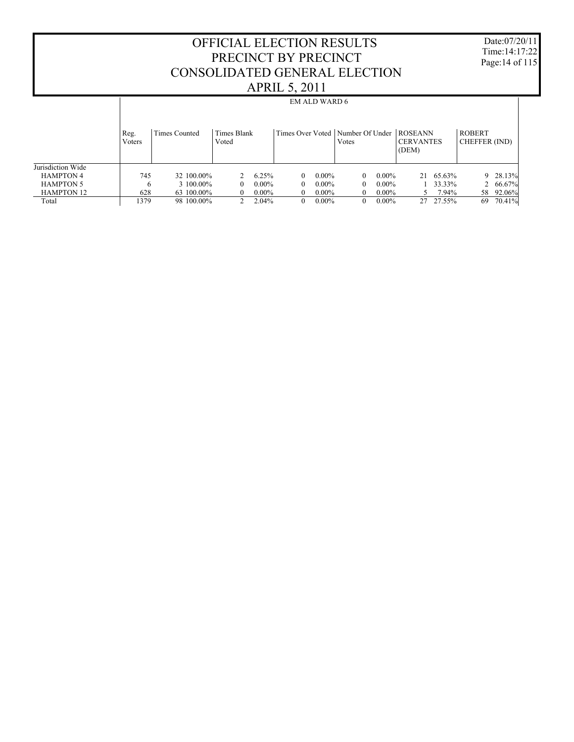# OFFICIAL ELECTION RESULTS
# PRECINCT BY PRECINCT
# CONSOLIDATED GENERAL ELECTION
# APRIL 5, 2011

Date:07/20/11
Time:14:17:22

## EM ALD WARD 6

| | Reg. Voters | Times Counted | | Times Blank Voted | | Times Over Voted | | Number Of Under Votes | | ROSEANN CERVANTES (DEM) | | ROBERT CHEFFER (IND) | |
|---|---|---|---|---|---|---|---|---|---|---|---|---|---|
| Jurisdiction Wide | | | | | | | | | | | | | |
| HAMPTON 4 | 745 | 32 | 100.00% | 2 | 6.25% | 0 | 0.00% | 0 | 0.00% | 21 | 65.63% | 9 | 28.13% |
| HAMPTON 5 | 6 | 3 | 100.00% | 0 | 0.00% | 0 | 0.00% | 0 | 0.00% | 1 | 33.33% | 2 | 66.67% |
| HAMPTON 12 | 628 | 63 | 100.00% | 0 | 0.00% | 0 | 0.00% | 0 | 0.00% | 5 | 7.94% | 58 | 92.06% |
| Total | 1379 | 98 | 100.00% | 2 | 2.04% | 0 | 0.00% | 0 | 0.00% | 27 | 27.55% | 69 | 70.41% |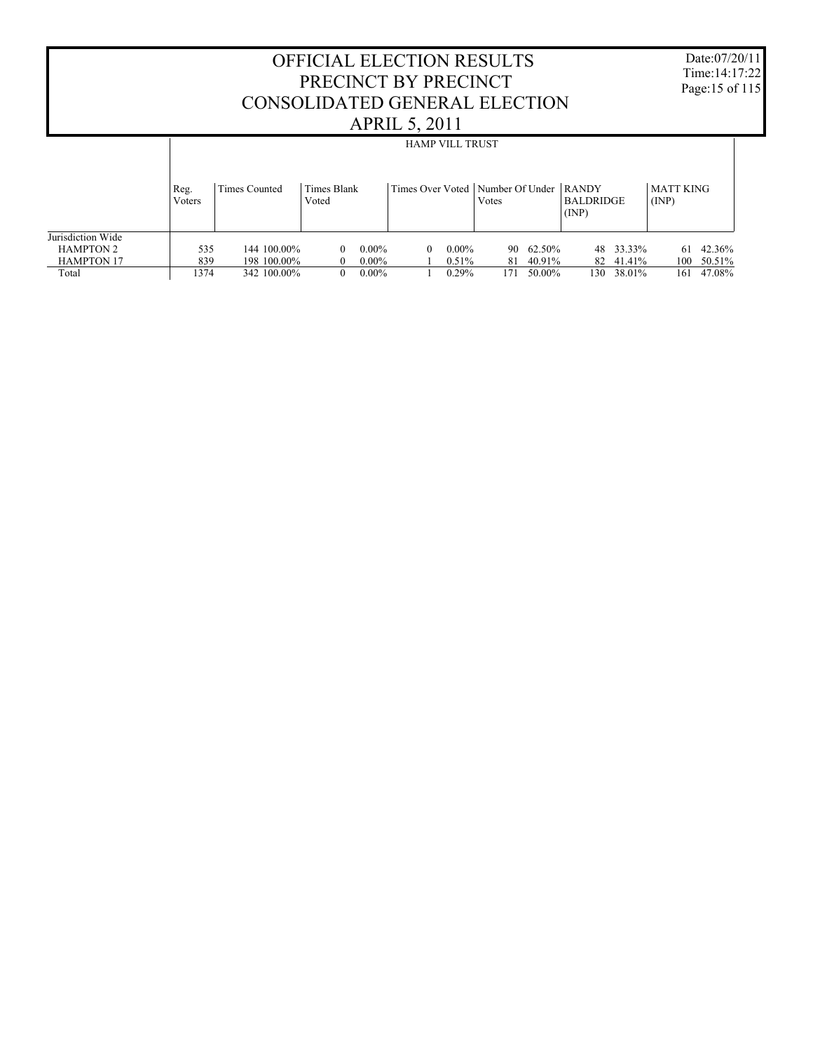# OFFICIAL ELECTION RESULTS
# PRECINCT BY PRECINCT
# CONSOLIDATED GENERAL ELECTION
# APRIL 5, 2011

Date:07/20/11
Time:14:17:22

## HAMP VILL TRUST

| | Reg. Voters | Times Counted | | Times Blank Voted | | Times Over Voted | | Number Of Under Votes | | RANDY BALDRIDGE (INP) | | MATT KING (INP) | |
|---|---|---|---|---|---|---|---|---|---|---|---|---|---|
| Jurisdiction Wide | | | | | | | | | | | | | |
| HAMPTON 2 | 535 | 144 | 100.00% | 0 | 0.00% | 0 | 0.00% | 90 | 62.50% | 48 | 33.33% | 61 | 42.36% |
| HAMPTON 17 | 839 | 198 | 100.00% | 0 | 0.00% | 1 | 0.51% | 81 | 40.91% | 82 | 41.41% | 100 | 50.51% |
| Total | 1374 | 342 | 100.00% | 0 | 0.00% | 1 | 0.29% | 171 | 50.00% | 130 | 38.01% | 161 | 47.08% |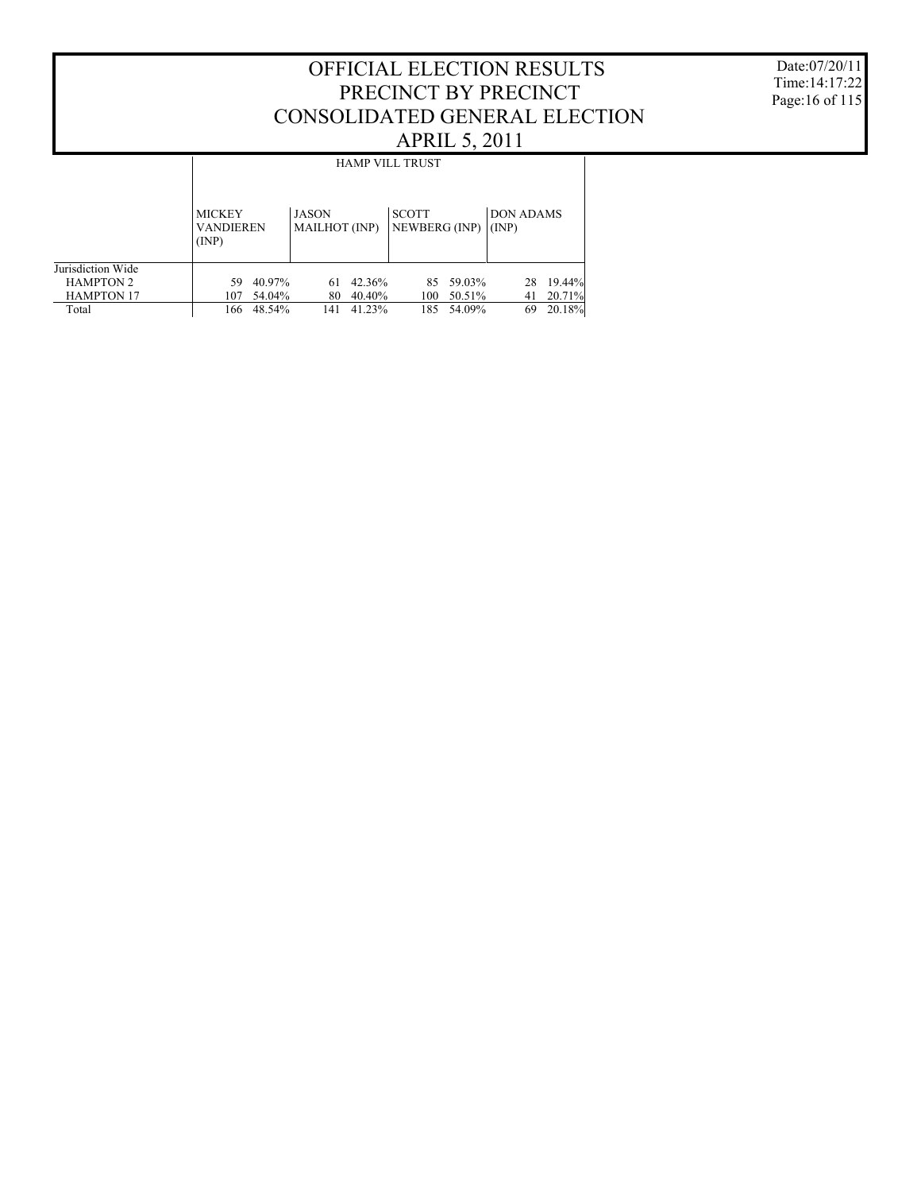# OFFICIAL ELECTION RESULTS
# PRECINCT BY PRECINCT
# CONSOLIDATED GENERAL ELECTION
# APRIL 5, 2011

Date:07/20/11
Time:14:17:22

| | HAMP VILL TRUST | | | | | | | |
|---|---|---|---|---|---|---|---|---|
| | MICKEY VANDIEREN (INP) | | JASON MAILHOT (INP) | | SCOTT NEWBERG (INP) | | DON ADAMS (INP) | |
| Jurisdiction Wide | | | | | | | | |
| HAMPTON 2 | 59 | 40.97% | 61 | 42.36% | 85 | 59.03% | 28 | 19.44% |
| HAMPTON 17 | 107 | 54.04% | 80 | 40.40% | 100 | 50.51% | 41 | 20.71% |
| Total | 166 | 48.54% | 141 | 41.23% | 185 | 54.09% | 69 | 20.18% |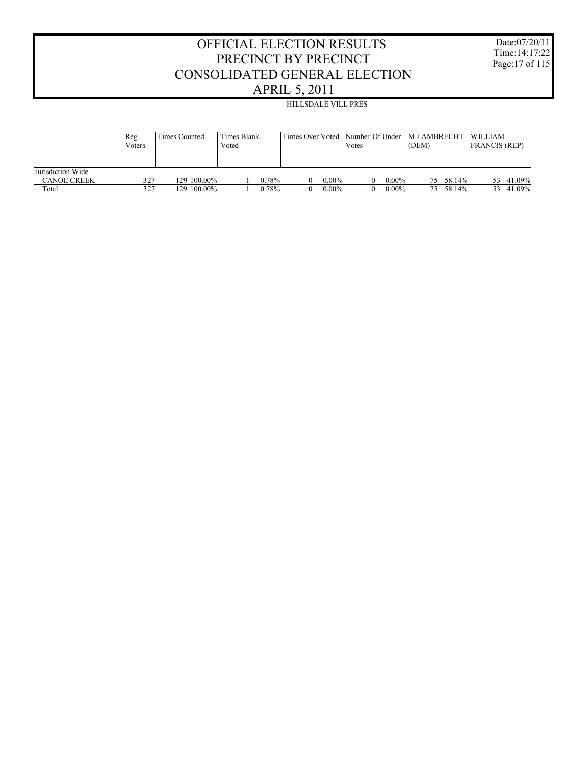# OFFICIAL ELECTION RESULTS
# PRECINCT BY PRECINCT
# CONSOLIDATED GENERAL ELECTION
# APRIL 5, 2011

Date:07/20/11
Time:14:17:22

| | HILLSDALE VILL PRES | | | | | | | | | | | | |
|---|---|---|---|---|---|---|---|---|---|---|---|---|---|
| | Reg. Voters | Times Counted | | Times Blank Voted | | Times Over Voted | | Number Of Under Votes | | M LAMBRECHT (DEM) | | WILLIAM FRANCIS (REP) | |
| Jurisdiction Wide | | | | | | | | | | | | | |
| CANOE CREEK | 327 | 129 | 100.00% | 1 | 0.78% | 0 | 0.00% | 0 | 0.00% | 75 | 58.14% | 53 | 41.09% |
| Total | 327 | 129 | 100.00% | 1 | 0.78% | 0 | 0.00% | 0 | 0.00% | 75 | 58.14% | 53 | 41.09% |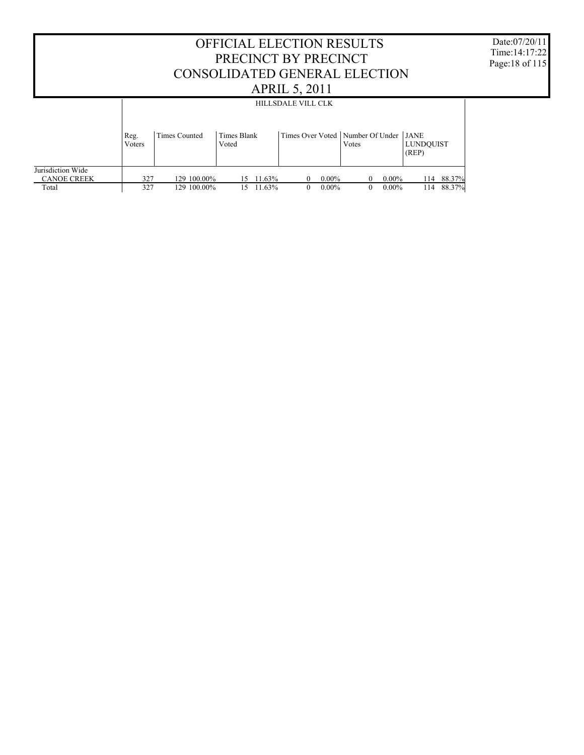# OFFICIAL ELECTION RESULTS
# PRECINCT BY PRECINCT
# CONSOLIDATED GENERAL ELECTION
# APRIL 5, 2011

Date:07/20/11
Time:14:17:22

HILLSDALE VILL CLK

| | Reg. Voters | Times Counted | | Times Blank Voted | | Times Over Voted | | Number Of Under Votes | | JANE LUNDQUIST (REP) | |
|---|---|---|---|---|---|---|---|---|---|---|---|
| Jurisdiction Wide | | | | | | | | | | | |
| CANOE CREEK | 327 | 129 | 100.00% | 15 | 11.63% | 0 | 0.00% | 0 | 0.00% | 114 | 88.37% |
| Total | 327 | 129 | 100.00% | 15 | 11.63% | 0 | 0.00% | 0 | 0.00% | 114 | 88.37% |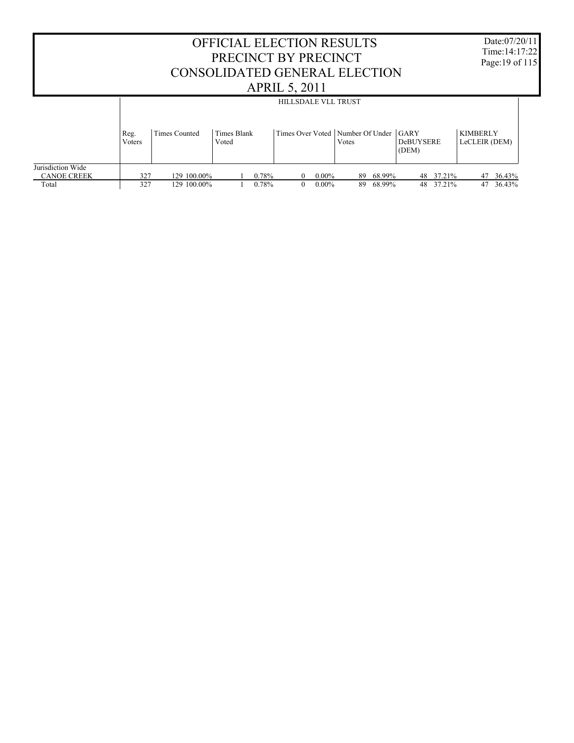# OFFICIAL ELECTION RESULTS
# PRECINCT BY PRECINCT
# CONSOLIDATED GENERAL ELECTION
# APRIL 5, 2011

Date:07/20/11
Time:14:17:22

| | HILLSDALE VLL TRUST | | | | | | | | | | | | |
|---|---|---|---|---|---|---|---|---|---|---|---|---|---|
| | Reg. Voters | Times Counted | | Times Blank Voted | | Times Over Voted | | Number Of Under Votes | | GARY DeBUYSERE (DEM) | | KIMBERLY LeCLEIR (DEM) | |
| Jurisdiction Wide | | | | | | | | | | | | | |
| CANOE CREEK | 327 | 129 | 100.00% | 1 | 0.78% | 0 | 0.00% | 89 | 68.99% | 48 | 37.21% | 47 | 36.43% |
| Total | 327 | 129 | 100.00% | 1 | 0.78% | 0 | 0.00% | 89 | 68.99% | 48 | 37.21% | 47 | 36.43% |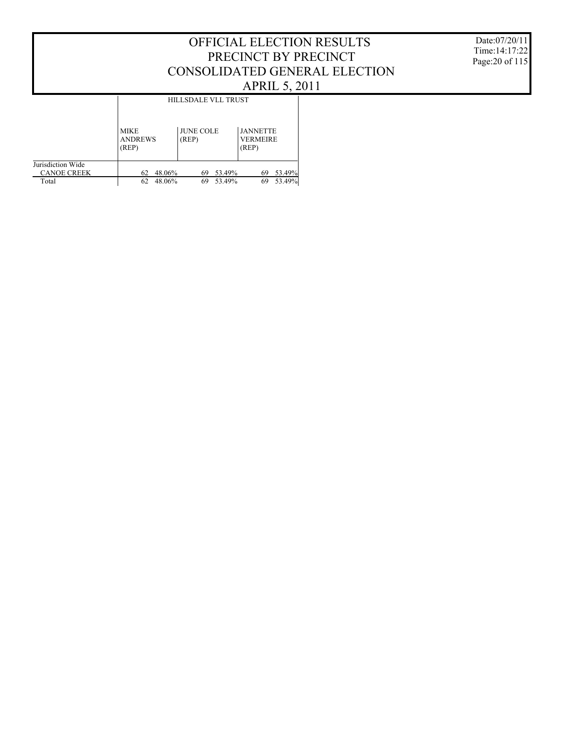# OFFICIAL ELECTION RESULTS
# PRECINCT BY PRECINCT
# CONSOLIDATED GENERAL ELECTION
# APRIL 5, 2011

Date:07/20/11
Time:14:17:22

| | HILLSDALE VLL TRUST | | | | | |
|---|---|---|---|---|---|---|
| | MIKE ANDREWS (REP) | | JUNE COLE (REP) | | JANNETTE VERMEIRE (REP) | |
| Jurisdiction Wide | | | | | | |
| CANOE CREEK | 62 | 48.06% | 69 | 53.49% | 69 | 53.49% |
| Total | 62 | 48.06% | 69 | 53.49% | 69 | 53.49% |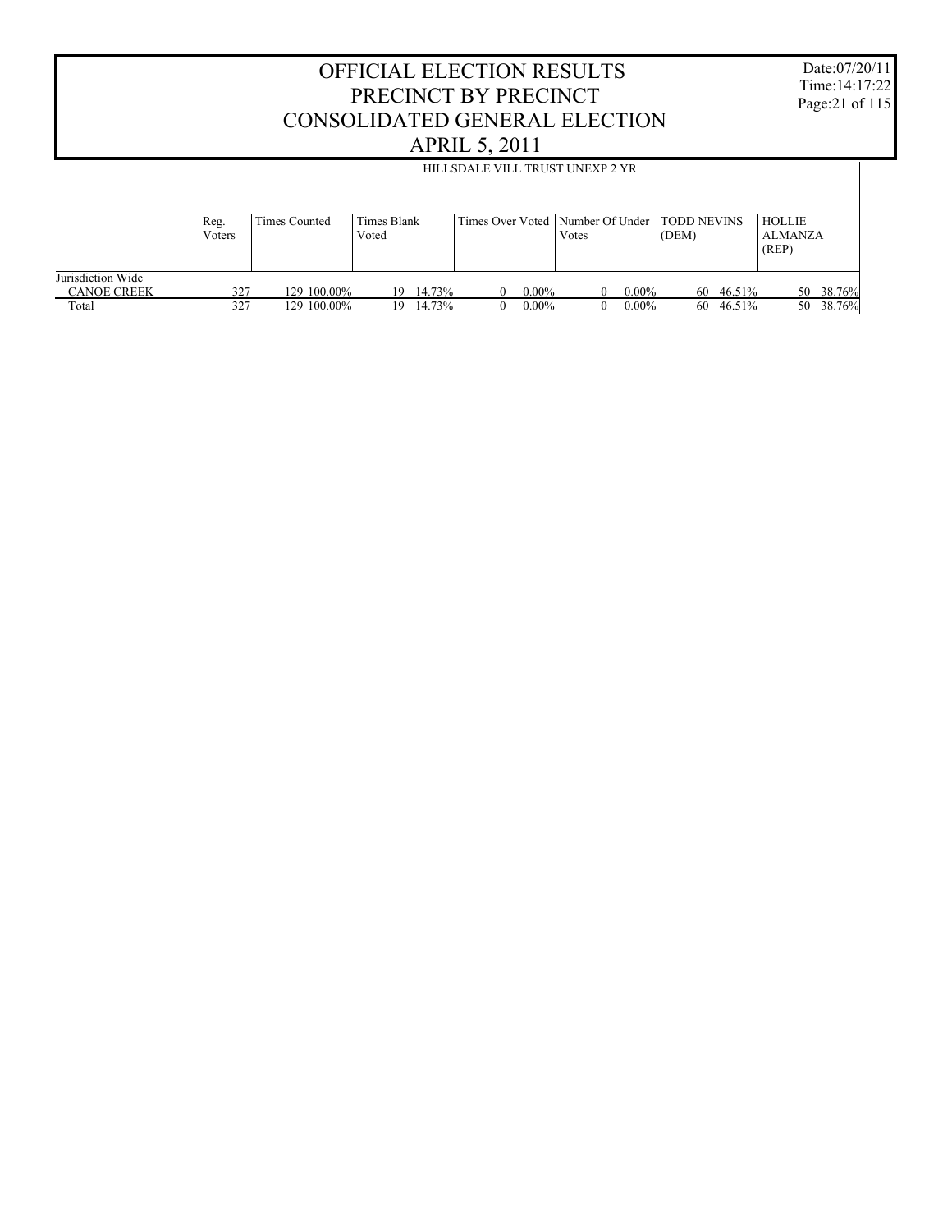# OFFICIAL ELECTION RESULTS
# PRECINCT BY PRECINCT
# CONSOLIDATED GENERAL ELECTION
# APRIL 5, 2011

Date:07/20/11
Time:14:17:22

## HILLSDALE VILL TRUST UNEXP 2 YR

| | Reg. Voters | Times Counted | | Times Blank Voted | | Times Over Voted | | Number Of Under Votes | | TODD NEVINS (DEM) | | HOLLIE ALMANZA (REP) | |
|---|---|---|---|---|---|---|---|---|---|---|---|---|---|
| Jurisdiction Wide | | | | | | | | | | | | | |
| CANOE CREEK | 327 | 129 | 100.00% | 19 | 14.73% | 0 | 0.00% | 0 | 0.00% | 60 | 46.51% | 50 | 38.76% |
| Total | 327 | 129 | 100.00% | 19 | 14.73% | 0 | 0.00% | 0 | 0.00% | 60 | 46.51% | 50 | 38.76% |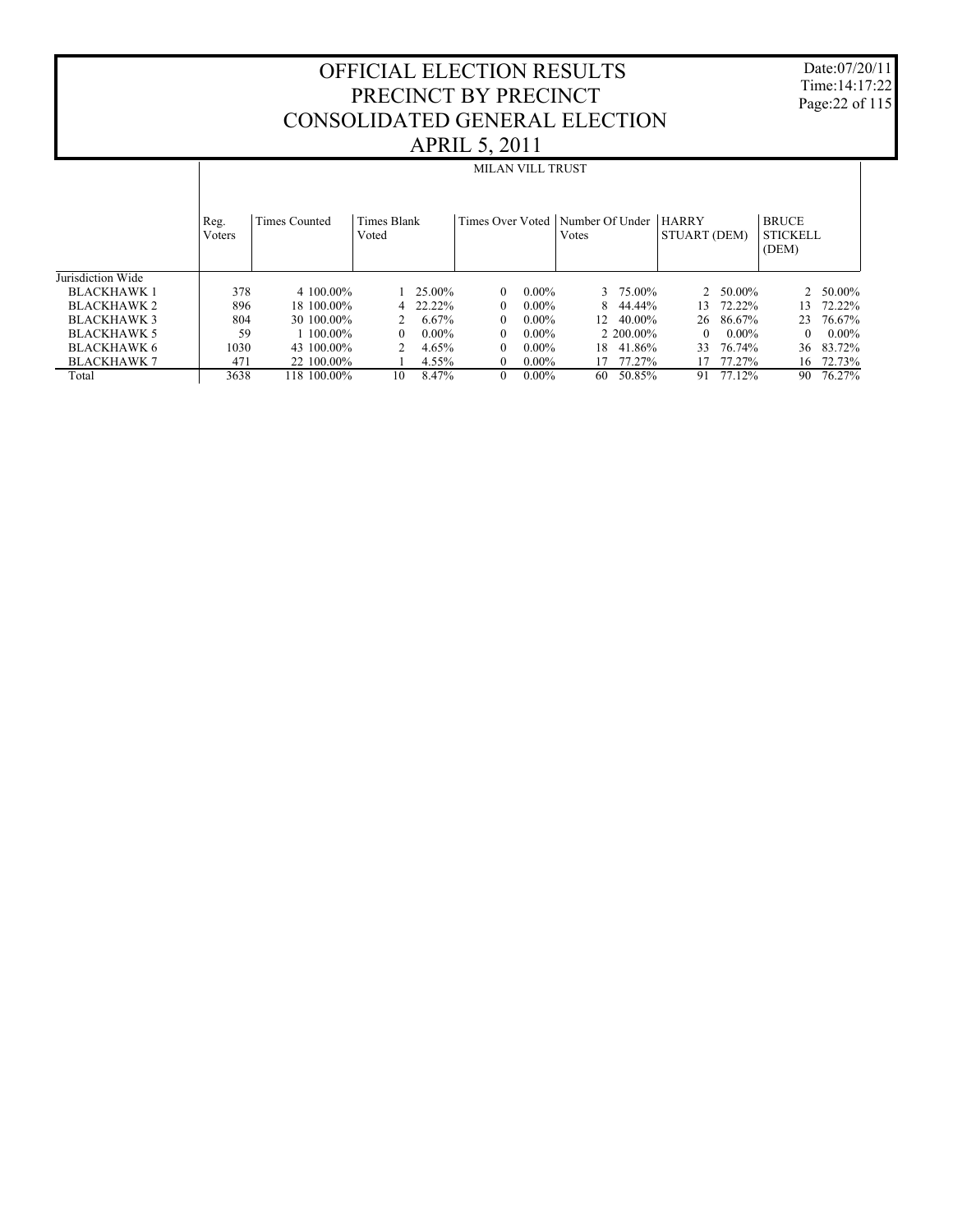# OFFICIAL ELECTION RESULTS
# PRECINCT BY PRECINCT
# CONSOLIDATED GENERAL ELECTION
# APRIL 5, 2011

Date:07/20/11
Time:14:17:22

## MILAN VILL TRUST

| | Reg. Voters | Times Counted | | Times Blank Voted | | Times Over Voted | | Number Of Under Votes | | HARRY STUART (DEM) | | BRUCE STICKELL (DEM) | |
|---|---|---|---|---|---|---|---|---|---|---|---|---|---|
| Jurisdiction Wide | | | | | | | | | | | | | |
| BLACKHAWK 1 | 378 | 4 | 100.00% | 1 | 25.00% | 0 | 0.00% | 3 | 75.00% | 2 | 50.00% | 2 | 50.00% |
| BLACKHAWK 2 | 896 | 18 | 100.00% | 4 | 22.22% | 0 | 0.00% | 8 | 44.44% | 13 | 72.22% | 13 | 72.22% |
| BLACKHAWK 3 | 804 | 30 | 100.00% | 2 | 6.67% | 0 | 0.00% | 12 | 40.00% | 26 | 86.67% | 23 | 76.67% |
| BLACKHAWK 5 | 59 | 1 | 100.00% | 0 | 0.00% | 0 | 0.00% | 2 | 200.00% | 0 | 0.00% | 0 | 0.00% |
| BLACKHAWK 6 | 1030 | 43 | 100.00% | 2 | 4.65% | 0 | 0.00% | 18 | 41.86% | 33 | 76.74% | 36 | 83.72% |
| BLACKHAWK 7 | 471 | 22 | 100.00% | 1 | 4.55% | 0 | 0.00% | 17 | 77.27% | 17 | 77.27% | 16 | 72.73% |
| Total | 3638 | 118 | 100.00% | 10 | 8.47% | 0 | 0.00% | 60 | 50.85% | 91 | 77.12% | 90 | 76.27% |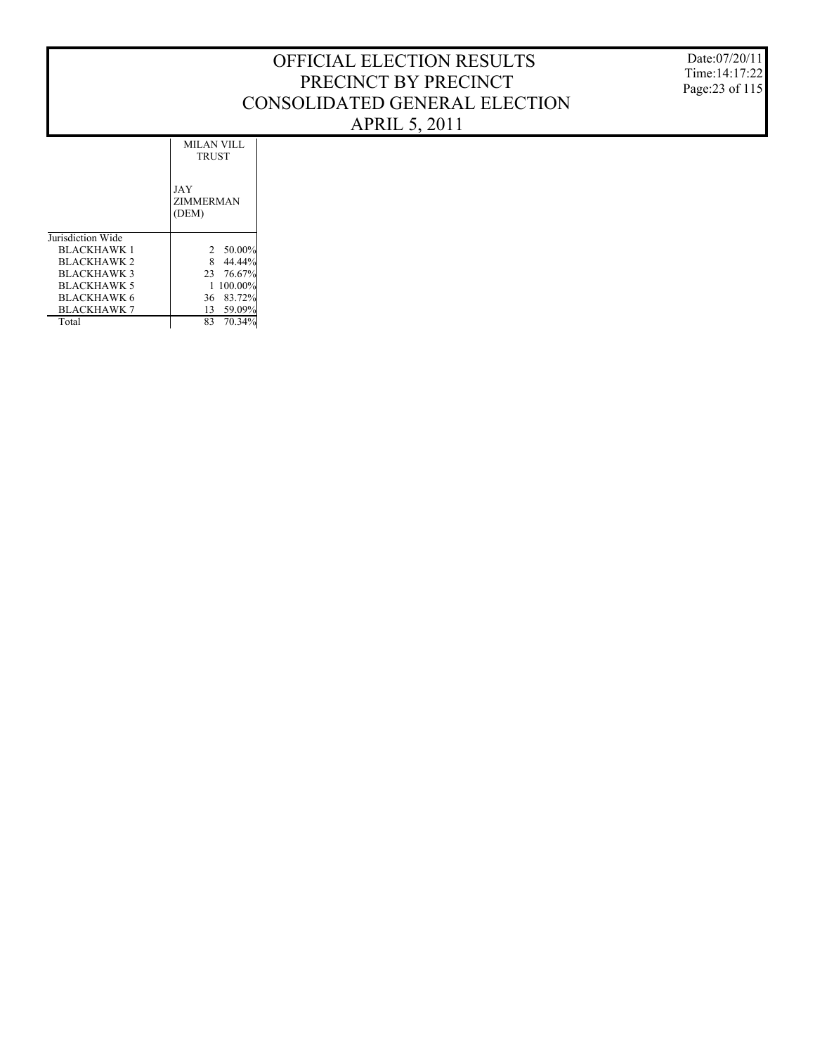# OFFICIAL ELECTION RESULTS
# PRECINCT BY PRECINCT
# CONSOLIDATED GENERAL ELECTION
# APRIL 5, 2011

| | MILAN VILL TRUST | |
|---|---|---|
| | JAY ZIMMERMAN (DEM) | |
| Jurisdiction Wide | | |
| BLACKHAWK 1 | 2 | 50.00% |
| BLACKHAWK 2 | 8 | 44.44% |
| BLACKHAWK 3 | 23 | 76.67% |
| BLACKHAWK 5 | 1 | 100.00% |
| BLACKHAWK 6 | 36 | 83.72% |
| BLACKHAWK 7 | 13 | 59.09% |
| Total | 83 | 70.34% |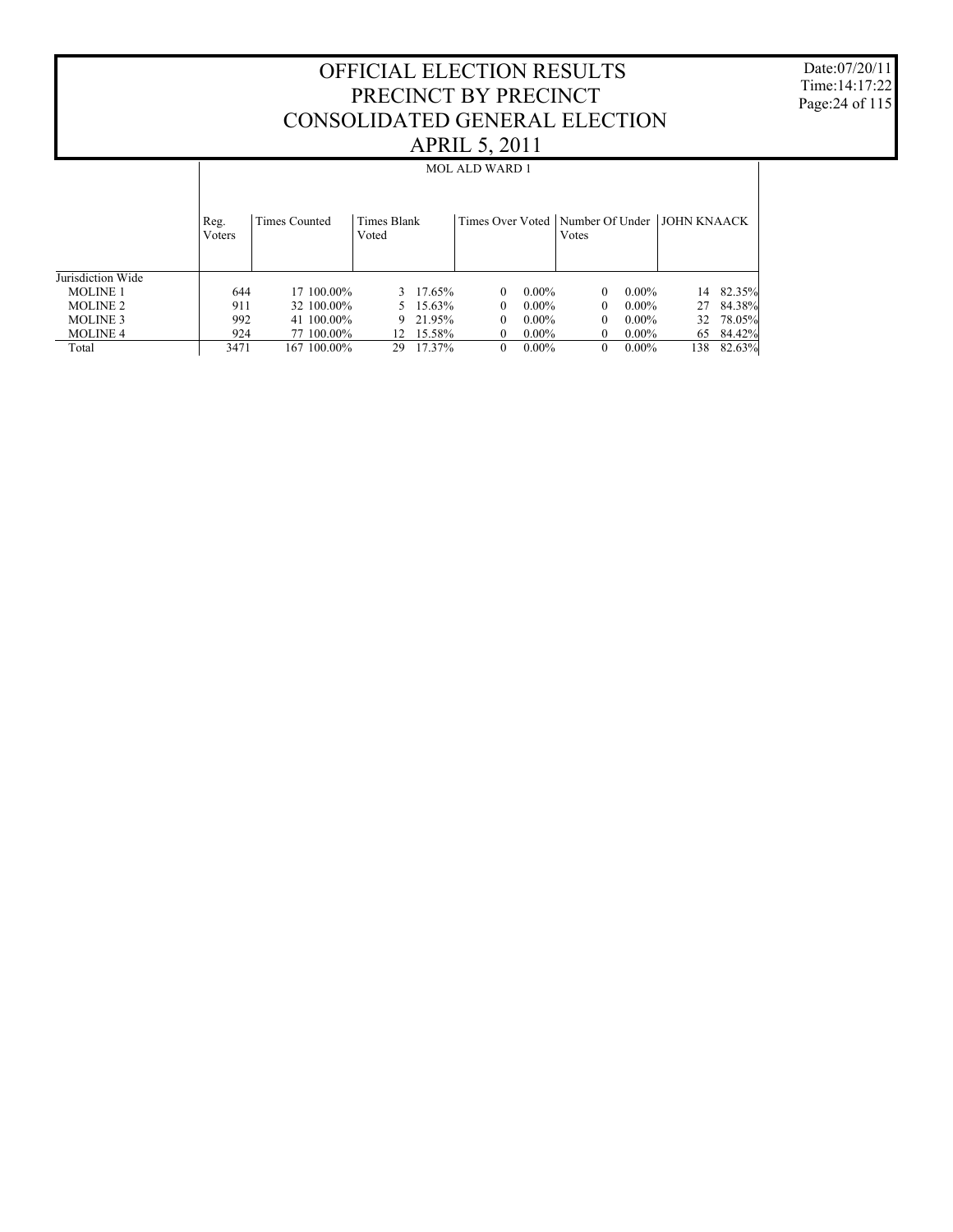# OFFICIAL ELECTION RESULTS
# PRECINCT BY PRECINCT
# CONSOLIDATED GENERAL ELECTION
# APRIL 5, 2011

Date:07/20/11
Time:14:17:22

## MOL ALD WARD 1

| | Reg. Voters | Times Counted | | Times Blank Voted | | Times Over Voted | | Number Of Under Votes | | JOHN KNAACK | |
|---|---|---|---|---|---|---|---|---|---|---|---|
| Jurisdiction Wide | | | | | | | | | | | |
| MOLINE 1 | 644 | 17 | 100.00% | 3 | 17.65% | 0 | 0.00% | 0 | 0.00% | 14 | 82.35% |
| MOLINE 2 | 911 | 32 | 100.00% | 5 | 15.63% | 0 | 0.00% | 0 | 0.00% | 27 | 84.38% |
| MOLINE 3 | 992 | 41 | 100.00% | 9 | 21.95% | 0 | 0.00% | 0 | 0.00% | 32 | 78.05% |
| MOLINE 4 | 924 | 77 | 100.00% | 12 | 15.58% | 0 | 0.00% | 0 | 0.00% | 65 | 84.42% |
| Total | 3471 | 167 | 100.00% | 29 | 17.37% | 0 | 0.00% | 0 | 0.00% | 138 | 82.63% |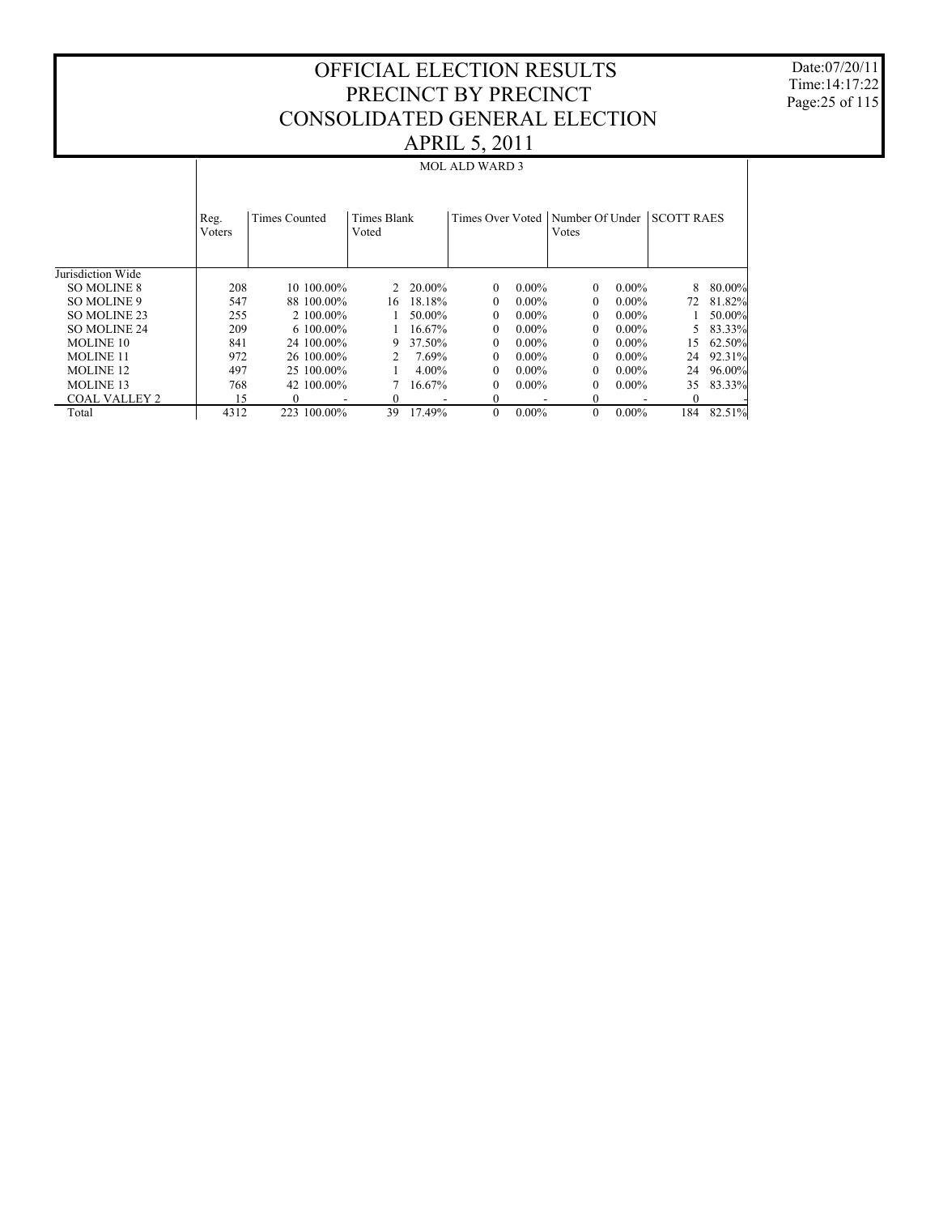# OFFICIAL ELECTION RESULTS
# PRECINCT BY PRECINCT
# CONSOLIDATED GENERAL ELECTION
# APRIL 5, 2011

Date:07/20/11
Time:14:17:22

MOL ALD WARD 3

| | Reg. Voters | Times Counted | | Times Blank Voted | | Times Over Voted | | Number Of Under Votes | | SCOTT RAES | |
|---|---|---|---|---|---|---|---|---|---|---|---|
| Jurisdiction Wide | | | | | | | | | | | |
| SO MOLINE 8 | 208 | 10 | 100.00% | 2 | 20.00% | 0 | 0.00% | 0 | 0.00% | 8 | 80.00% |
| SO MOLINE 9 | 547 | 88 | 100.00% | 16 | 18.18% | 0 | 0.00% | 0 | 0.00% | 72 | 81.82% |
| SO MOLINE 23 | 255 | 2 | 100.00% | 1 | 50.00% | 0 | 0.00% | 0 | 0.00% | 1 | 50.00% |
| SO MOLINE 24 | 209 | 6 | 100.00% | 1 | 16.67% | 0 | 0.00% | 0 | 0.00% | 5 | 83.33% |
| MOLINE 10 | 841 | 24 | 100.00% | 9 | 37.50% | 0 | 0.00% | 0 | 0.00% | 15 | 62.50% |
| MOLINE 11 | 972 | 26 | 100.00% | 2 | 7.69% | 0 | 0.00% | 0 | 0.00% | 24 | 92.31% |
| MOLINE 12 | 497 | 25 | 100.00% | 1 | 4.00% | 0 | 0.00% | 0 | 0.00% | 24 | 96.00% |
| MOLINE 13 | 768 | 42 | 100.00% | 7 | 16.67% | 0 | 0.00% | 0 | 0.00% | 35 | 83.33% |
| COAL VALLEY 2 | 15 | 0 | - | 0 | - | 0 | - | 0 | - | 0 | - |
| Total | 4312 | 223 | 100.00% | 39 | 17.49% | 0 | 0.00% | 0 | 0.00% | 184 | 82.51% |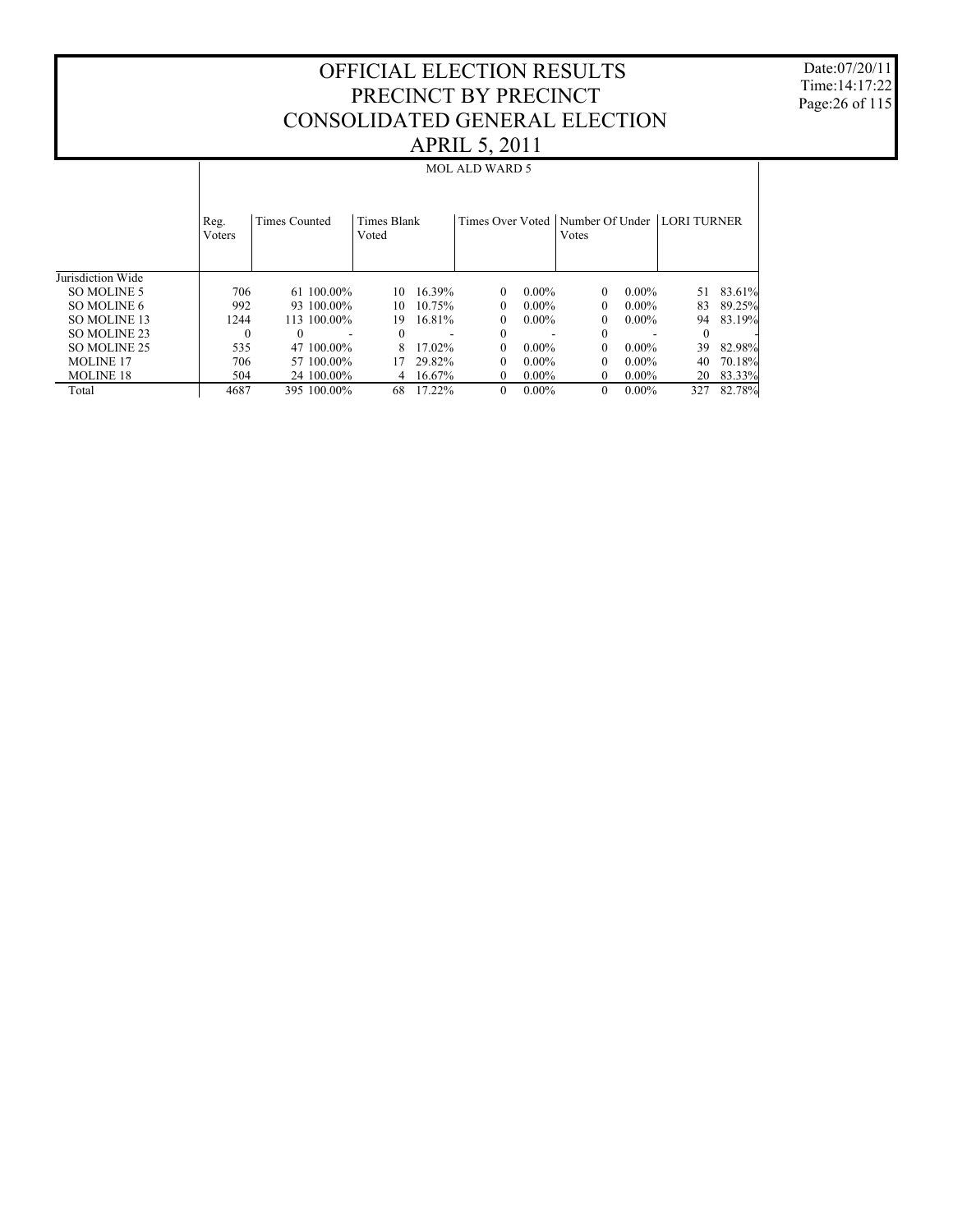# OFFICIAL ELECTION RESULTS
# PRECINCT BY PRECINCT
# CONSOLIDATED GENERAL ELECTION
# APRIL 5, 2011

Date:07/20/11
Time:14:17:22

## MOL ALD WARD 5

| | Reg. Voters | Times Counted | | Times Blank Voted | | Times Over Voted | | Number Of Under Votes | | LORI TURNER | |
|---|---|---|---|---|---|---|---|---|---|---|---|
| Jurisdiction Wide | | | | | | | | | | | |
| SO MOLINE 5 | 706 | 61 | 100.00% | 10 | 16.39% | 0 | 0.00% | 0 | 0.00% | 51 | 83.61% |
| SO MOLINE 6 | 992 | 93 | 100.00% | 10 | 10.75% | 0 | 0.00% | 0 | 0.00% | 83 | 89.25% |
| SO MOLINE 13 | 1244 | 113 | 100.00% | 19 | 16.81% | 0 | 0.00% | 0 | 0.00% | 94 | 83.19% |
| SO MOLINE 23 | 0 | 0 | - | 0 | - | 0 | - | 0 | - | 0 | - |
| SO MOLINE 25 | 535 | 47 | 100.00% | 8 | 17.02% | 0 | 0.00% | 0 | 0.00% | 39 | 82.98% |
| MOLINE 17 | 706 | 57 | 100.00% | 17 | 29.82% | 0 | 0.00% | 0 | 0.00% | 40 | 70.18% |
| MOLINE 18 | 504 | 24 | 100.00% | 4 | 16.67% | 0 | 0.00% | 0 | 0.00% | 20 | 83.33% |
| Total | 4687 | 395 | 100.00% | 68 | 17.22% | 0 | 0.00% | 0 | 0.00% | 327 | 82.78% |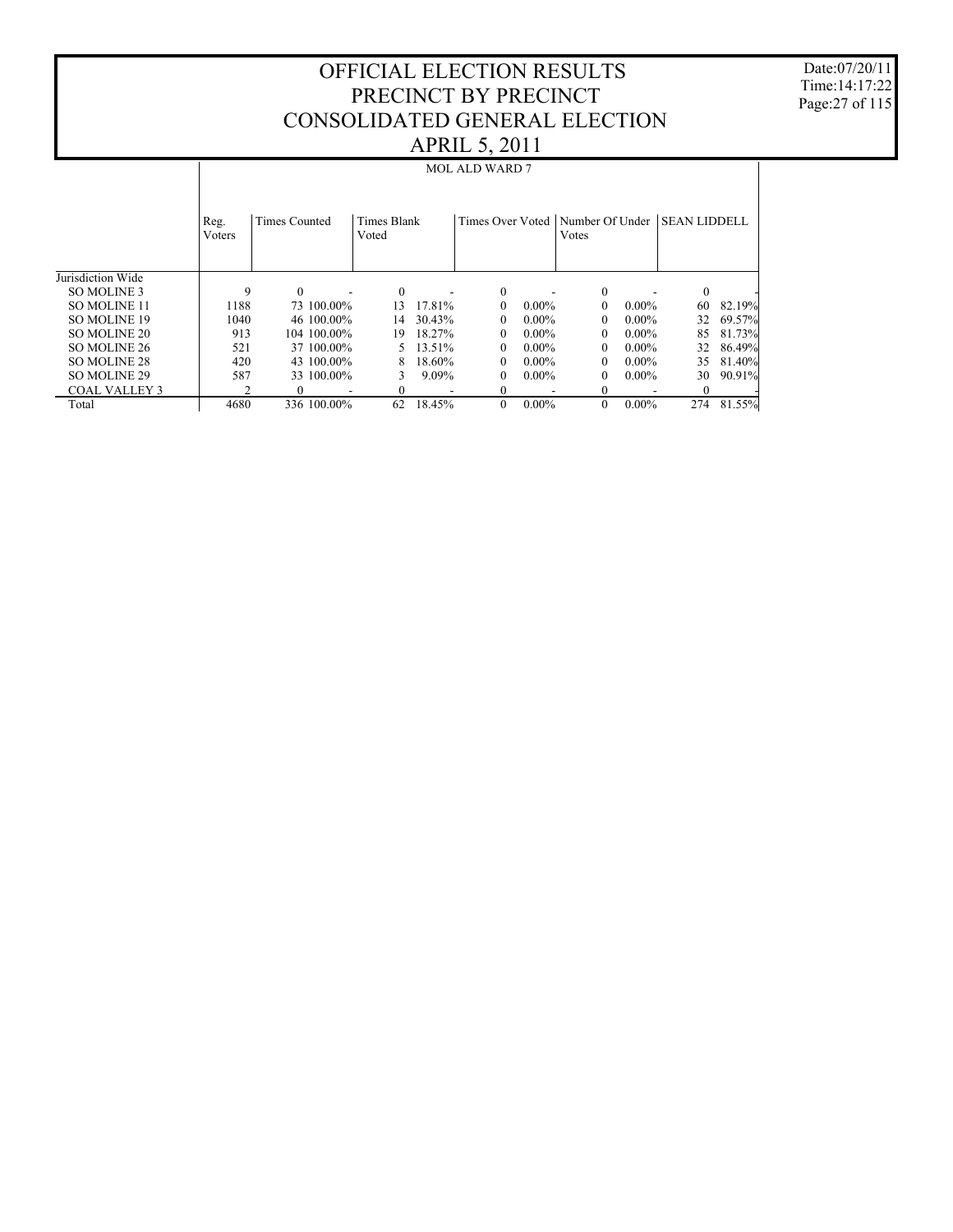# OFFICIAL ELECTION RESULTS
# PRECINCT BY PRECINCT
# CONSOLIDATED GENERAL ELECTION
# APRIL 5, 2011

Date:07/20/11
Time:14:17:22

## MOL ALD WARD 7

| | Reg. Voters | Times Counted | | Times Blank Voted | | Times Over Voted | | Number Of Under Votes | | SEAN LIDDELL | |
|---|---|---|---|---|---|---|---|---|---|---|---|
| Jurisdiction Wide | | | | | | | | | | | |
| SO MOLINE 3 | 9 | 0 | - | 0 | - | 0 | - | 0 | - | 0 | - |
| SO MOLINE 11 | 1188 | 73 | 100.00% | 13 | 17.81% | 0 | 0.00% | 0 | 0.00% | 60 | 82.19% |
| SO MOLINE 19 | 1040 | 46 | 100.00% | 14 | 30.43% | 0 | 0.00% | 0 | 0.00% | 32 | 69.57% |
| SO MOLINE 20 | 913 | 104 | 100.00% | 19 | 18.27% | 0 | 0.00% | 0 | 0.00% | 85 | 81.73% |
| SO MOLINE 26 | 521 | 37 | 100.00% | 5 | 13.51% | 0 | 0.00% | 0 | 0.00% | 32 | 86.49% |
| SO MOLINE 28 | 420 | 43 | 100.00% | 8 | 18.60% | 0 | 0.00% | 0 | 0.00% | 35 | 81.40% |
| SO MOLINE 29 | 587 | 33 | 100.00% | 3 | 9.09% | 0 | 0.00% | 0 | 0.00% | 30 | 90.91% |
| COAL VALLEY 3 | 2 | 0 | - | 0 | - | 0 | - | 0 | - | 0 | - |
| Total | 4680 | 336 | 100.00% | 62 | 18.45% | 0 | 0.00% | 0 | 0.00% | 274 | 81.55% |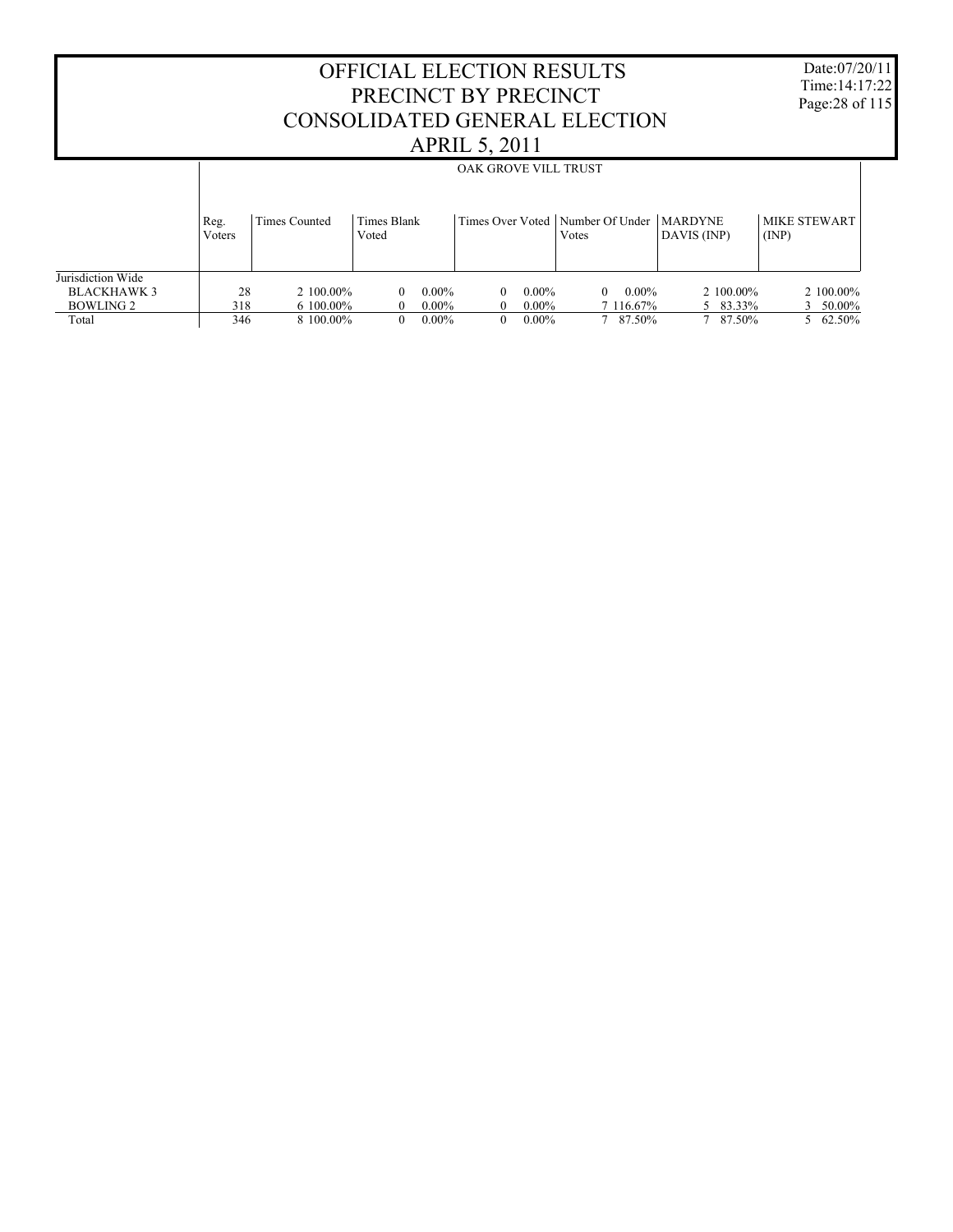# OFFICIAL ELECTION RESULTS
# PRECINCT BY PRECINCT
# CONSOLIDATED GENERAL ELECTION
# APRIL 5, 2011

Date:07/20/11
Time:14:17:22

## OAK GROVE VILL TRUST

| | Reg. Voters | Times Counted | Times Blank Voted | Times Over Voted | Number Of Under Votes | MARDYNE DAVIS (INP) | MIKE STEWART (INP) |
|---|---|---|---|---|---|---|---|
| Jurisdiction Wide | | | | | | | |
| BLACKHAWK 3 | 28 | 2 100.00% | 0 0.00% | 0 0.00% | 0 0.00% | 2 100.00% | 2 100.00% |
| BOWLING 2 | 318 | 6 100.00% | 0 0.00% | 0 0.00% | 7 116.67% | 5 83.33% | 3 50.00% |
| Total | 346 | 8 100.00% | 0 0.00% | 0 0.00% | 7 87.50% | 7 87.50% | 5 62.50% |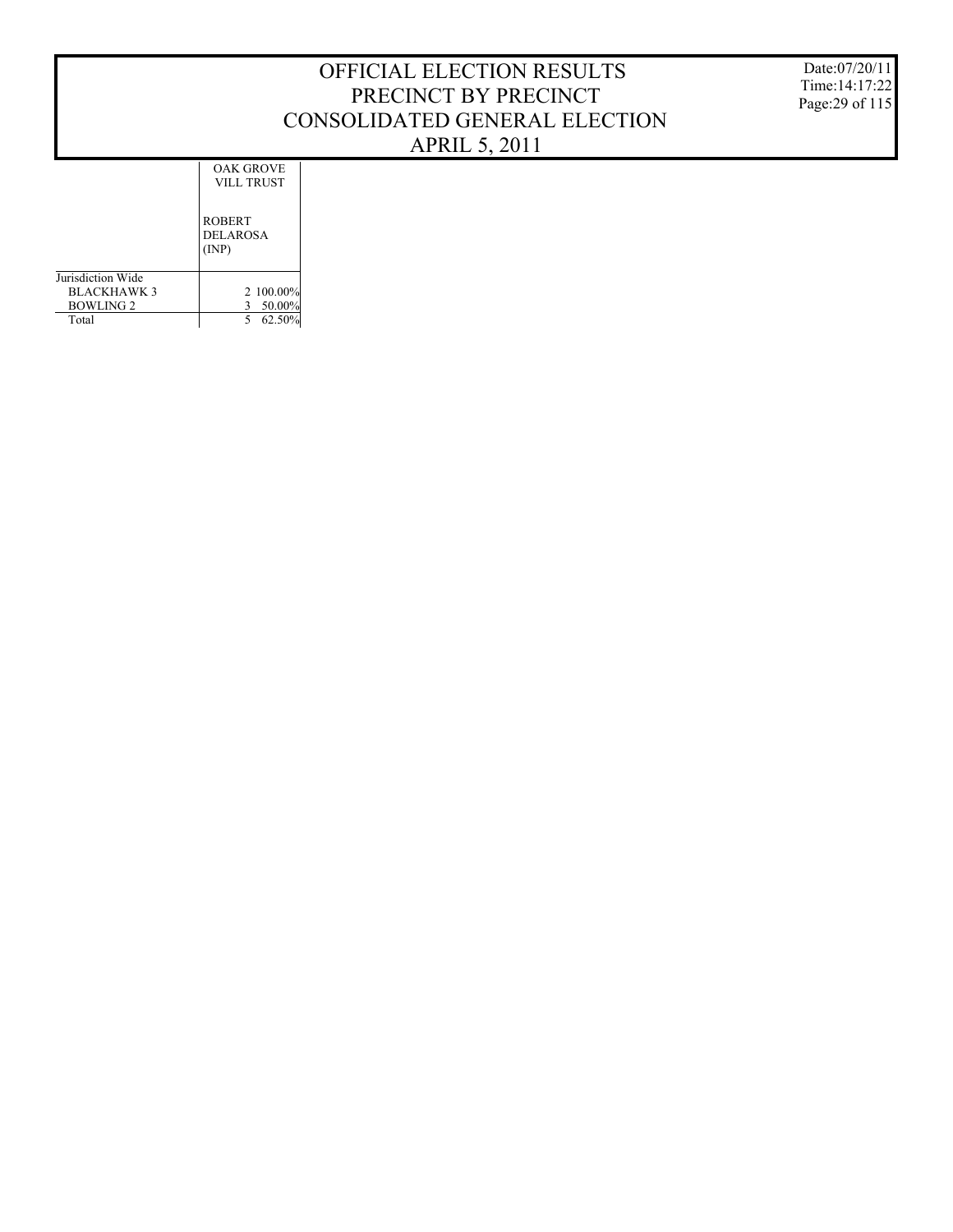# OFFICIAL ELECTION RESULTS
# PRECINCT BY PRECINCT
# CONSOLIDATED GENERAL ELECTION
# APRIL 5, 2011

Date:07/20/11
Time:14:17:22

| | OAK GROVE VILL TRUST | |
|---|---|---|
| | ROBERT DELAROSA (INP) | |
| Jurisdiction Wide | | |
| BLACKHAWK 3 | 2 | 100.00% |
| BOWLING 2 | 3 | 50.00% |
| Total | 5 | 62.50% |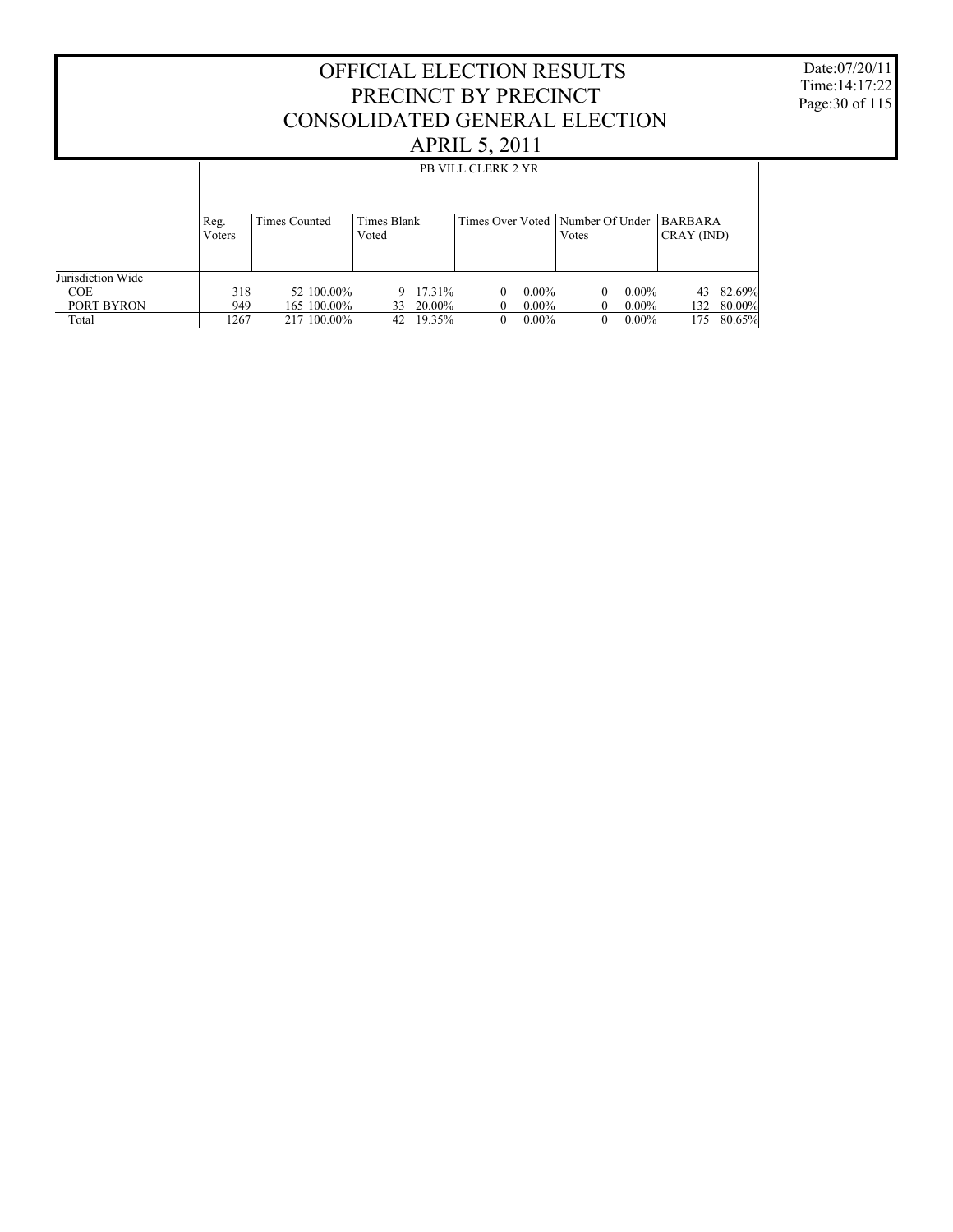# OFFICIAL ELECTION RESULTS
# PRECINCT BY PRECINCT
# CONSOLIDATED GENERAL ELECTION
# APRIL 5, 2011

Date:07/20/11
Time:14:17:22

PB VILL CLERK 2 YR

| | Reg. Voters | Times Counted | | Times Blank Voted | | Times Over Voted | | Number Of Under Votes | | BARBARA CRAY (IND) | |
|---|---|---|---|---|---|---|---|---|---|---|---|
| Jurisdiction Wide | | | | | | | | | | | |
| COE | 318 | 52 | 100.00% | 9 | 17.31% | 0 | 0.00% | 0 | 0.00% | 43 | 82.69% |
| PORT BYRON | 949 | 165 | 100.00% | 33 | 20.00% | 0 | 0.00% | 0 | 0.00% | 132 | 80.00% |
| Total | 1267 | 217 | 100.00% | 42 | 19.35% | 0 | 0.00% | 0 | 0.00% | 175 | 80.65% |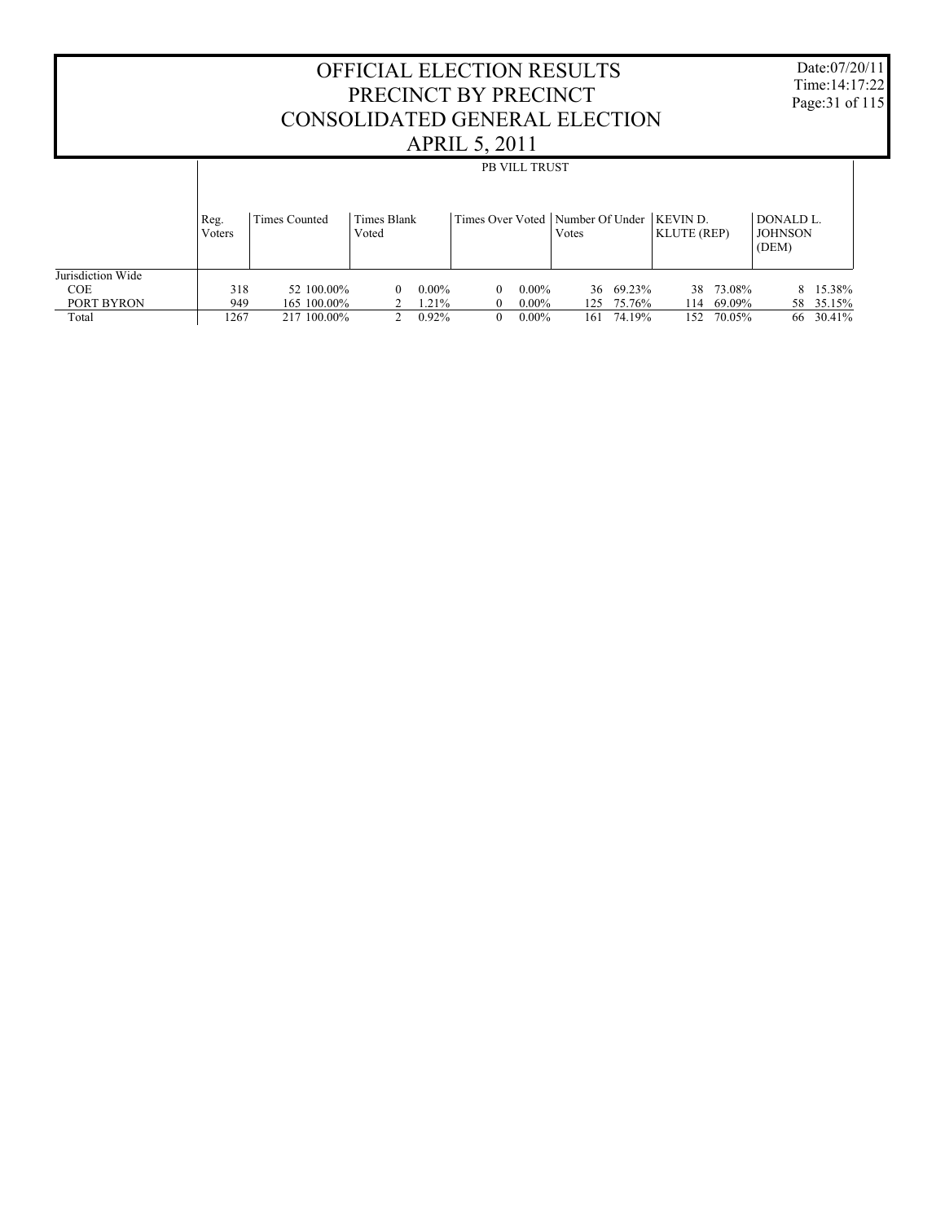# OFFICIAL ELECTION RESULTS
# PRECINCT BY PRECINCT
# CONSOLIDATED GENERAL ELECTION
# APRIL 5, 2011

Date:07/20/11
Time:14:17:22

## PB VILL TRUST

| | Reg. Voters | Times Counted | | Times Blank Voted | | Times Over Voted | | Number Of Under Votes | | KEVIN D. KLUTE (REP) | | DONALD L. JOHNSON (DEM) | |
|---|---|---|---|---|---|---|---|---|---|---|---|---|---|
| Jurisdiction Wide | | | | | | | | | | | | | |
| COE | 318 | 52 | 100.00% | 0 | 0.00% | 0 | 0.00% | 36 | 69.23% | 38 | 73.08% | 8 | 15.38% |
| PORT BYRON | 949 | 165 | 100.00% | 2 | 1.21% | 0 | 0.00% | 125 | 75.76% | 114 | 69.09% | 58 | 35.15% |
| Total | 1267 | 217 | 100.00% | 2 | 0.92% | 0 | 0.00% | 161 | 74.19% | 152 | 70.05% | 66 | 30.41% |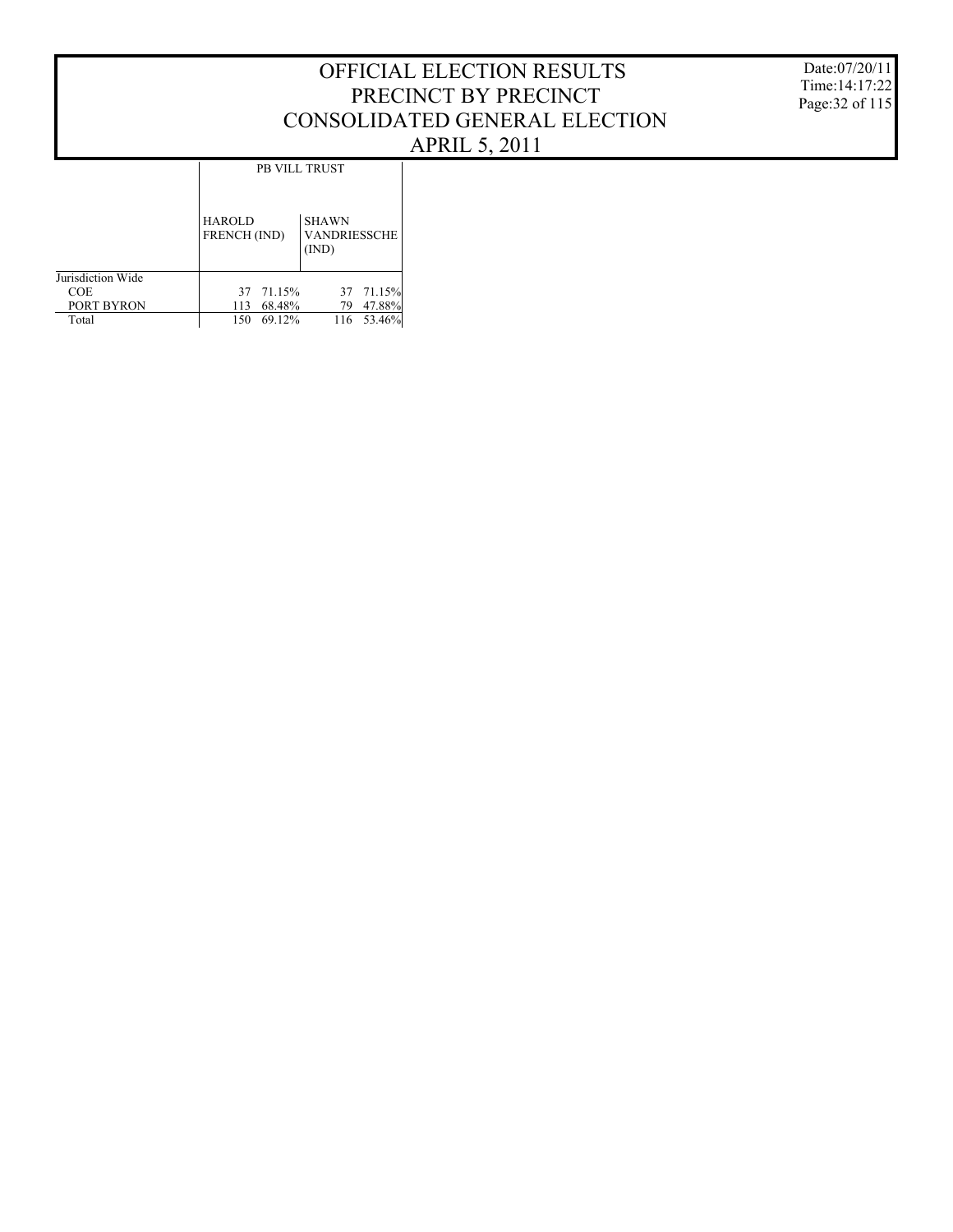# OFFICIAL ELECTION RESULTS
# PRECINCT BY PRECINCT
# CONSOLIDATED GENERAL ELECTION
# APRIL 5, 2011

Date:07/20/11
Time:14:17:22

| | PB VILL TRUST | | | |
|---|---|---|---|---|
| | HAROLD FRENCH (IND) | | SHAWN VANDRIESSCHE (IND) | |
| Jurisdiction Wide | | | | |
| COE | 37 | 71.15% | 37 | 71.15% |
| PORT BYRON | 113 | 68.48% | 79 | 47.88% |
| Total | 150 | 69.12% | 116 | 53.46% |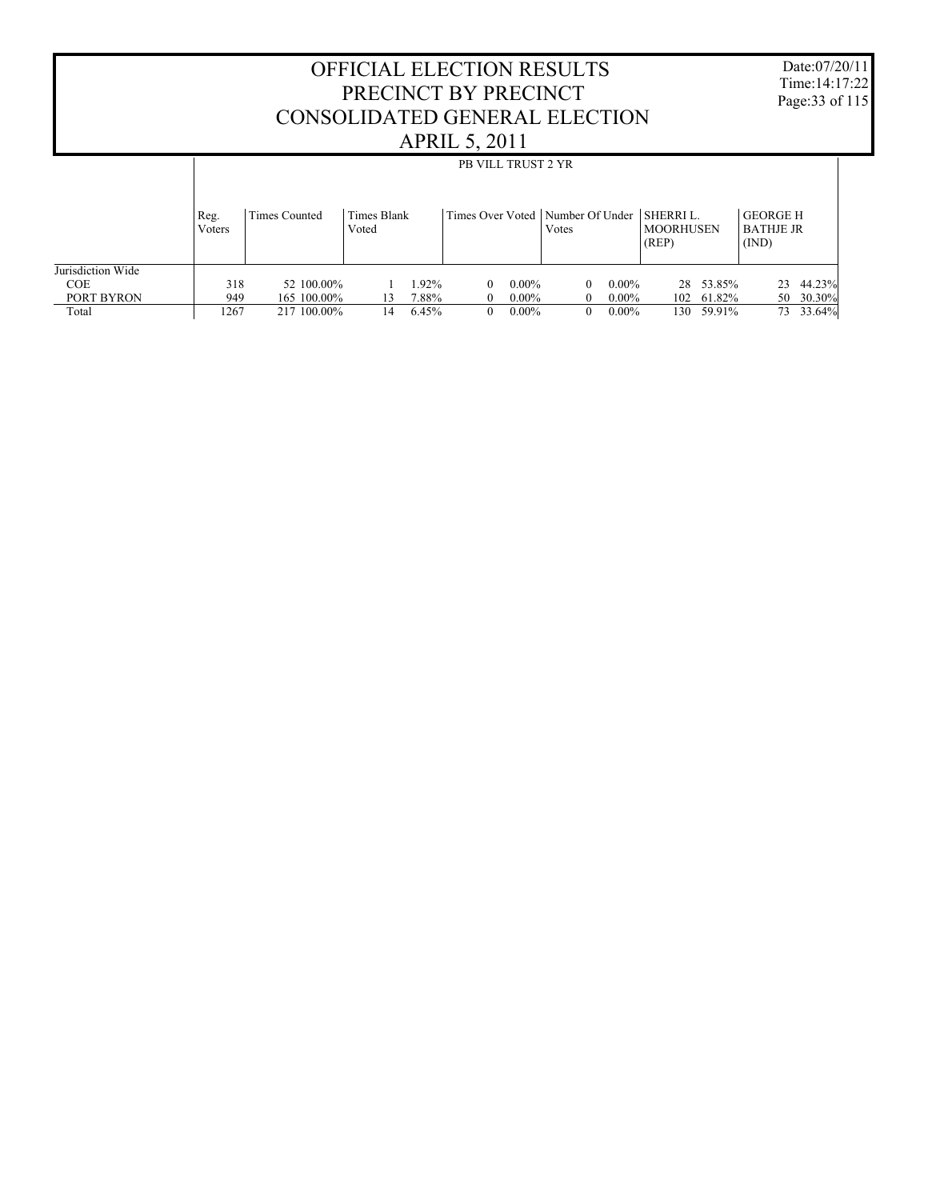# OFFICIAL ELECTION RESULTS
# PRECINCT BY PRECINCT
# CONSOLIDATED GENERAL ELECTION
# APRIL 5, 2011

Date:07/20/11
Time:14:17:22

## PB VILL TRUST 2 YR

| | Reg. Voters | Times Counted | | Times Blank Voted | | Times Over Voted | | Number Of Under Votes | | SHERRI L. MOORHUSEN (REP) | | GEORGE H BATHJE JR (IND) | |
|---|---|---|---|---|---|---|---|---|---|---|---|---|---|
| Jurisdiction Wide | | | | | | | | | | | | | |
| COE | 318 | 52 | 100.00% | 1 | 1.92% | 0 | 0.00% | 0 | 0.00% | 28 | 53.85% | 23 | 44.23% |
| PORT BYRON | 949 | 165 | 100.00% | 13 | 7.88% | 0 | 0.00% | 0 | 0.00% | 102 | 61.82% | 50 | 30.30% |
| Total | 1267 | 217 | 100.00% | 14 | 6.45% | 0 | 0.00% | 0 | 0.00% | 130 | 59.91% | 73 | 33.64% |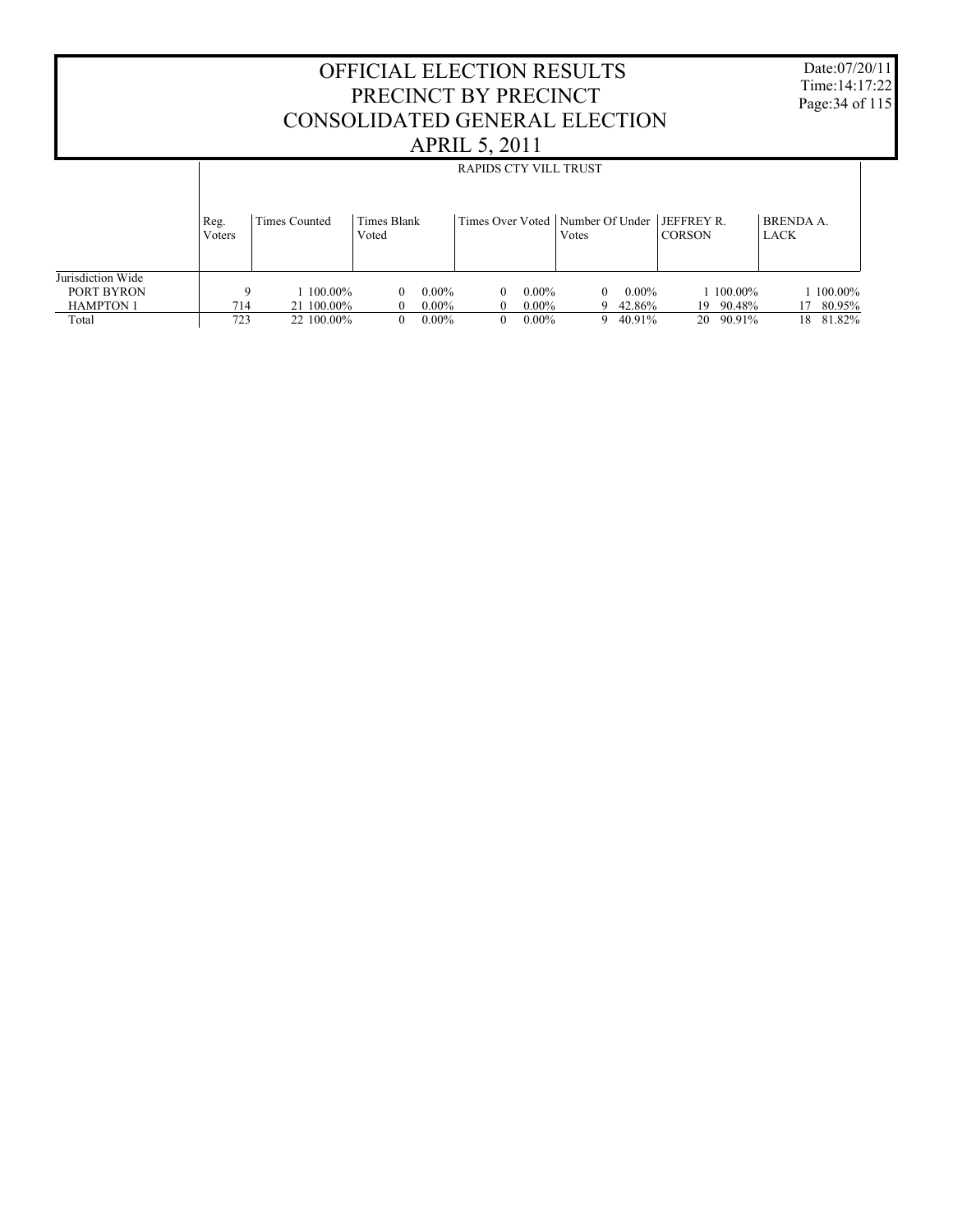# OFFICIAL ELECTION RESULTS
# PRECINCT BY PRECINCT
# CONSOLIDATED GENERAL ELECTION
# APRIL 5, 2011

Date:07/20/11
Time:14:17:22

## RAPIDS CTY VILL TRUST

| | Reg. Voters | Times Counted | | Times Blank Voted | | Times Over Voted | | Number Of Under Votes | | JEFFREY R. CORSON | | BRENDA A. LACK | |
|---|---|---|---|---|---|---|---|---|---|---|---|---|---|
| Jurisdiction Wide | | | | | | | | | | | | | |
| PORT BYRON | 9 | 1 | 100.00% | 0 | 0.00% | 0 | 0.00% | 0 | 0.00% | 1 | 100.00% | 1 | 100.00% |
| HAMPTON 1 | 714 | 21 | 100.00% | 0 | 0.00% | 0 | 0.00% | 9 | 42.86% | 19 | 90.48% | 17 | 80.95% |
| Total | 723 | 22 | 100.00% | 0 | 0.00% | 0 | 0.00% | 9 | 40.91% | 20 | 90.91% | 18 | 81.82% |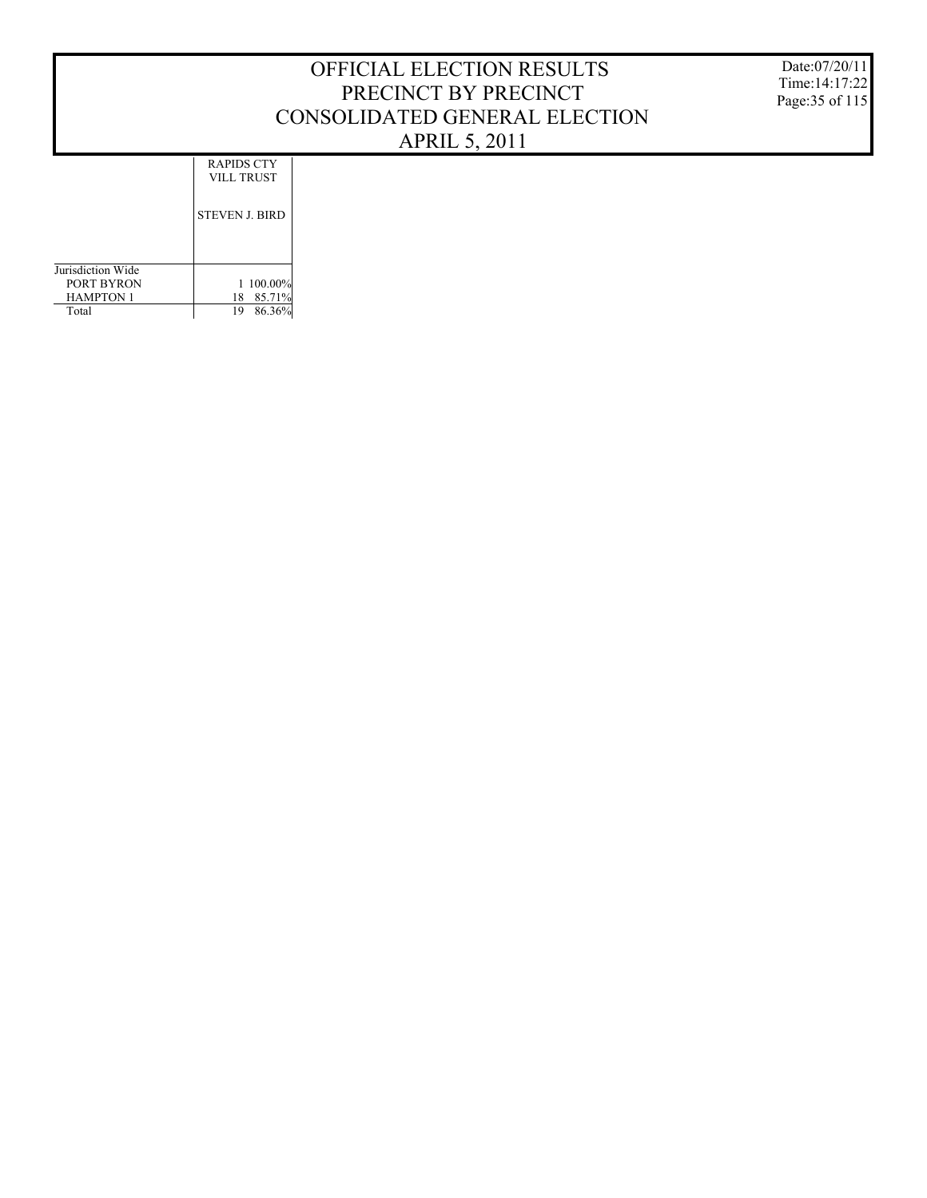# OFFICIAL ELECTION RESULTS
# PRECINCT BY PRECINCT
# CONSOLIDATED GENERAL ELECTION
# APRIL 5, 2011

Date:07/20/11
Time:14:17:22

| | RAPIDS CTY VILL TRUST | |
|---|---|---|
| | STEVEN J. BIRD | |
| Jurisdiction Wide | | |
| PORT BYRON | 1 | 100.00% |
| HAMPTON 1 | 18 | 85.71% |
| Total | 19 | 86.36% |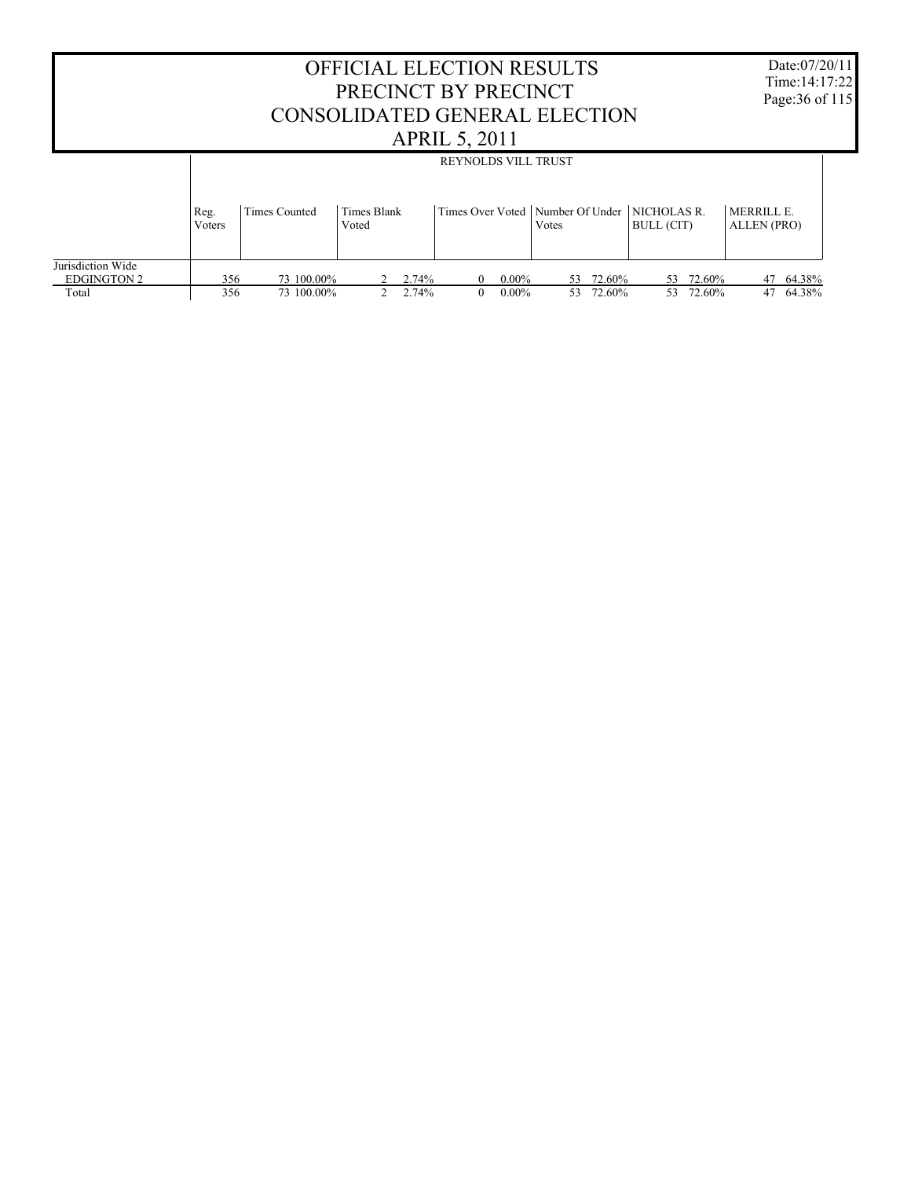# OFFICIAL ELECTION RESULTS
# PRECINCT BY PRECINCT
# CONSOLIDATED GENERAL ELECTION
# APRIL 5, 2011

Date:07/20/11
Time:14:17:22

REYNOLDS VILL TRUST

| | Reg. Voters | Times Counted | | Times Blank Voted | | Times Over Voted | | Number Of Under Votes | | NICHOLAS R. BULL (CIT) | | MERRILL E. ALLEN (PRO) | |
|---|---|---|---|---|---|---|---|---|---|---|---|---|---|
| Jurisdiction Wide | | | | | | | | | | | | | |
| EDGINGTON 2 | 356 | 73 | 100.00% | 2 | 2.74% | 0 | 0.00% | 53 | 72.60% | 53 | 72.60% | 47 | 64.38% |
| Total | 356 | 73 | 100.00% | 2 | 2.74% | 0 | 0.00% | 53 | 72.60% | 53 | 72.60% | 47 | 64.38% |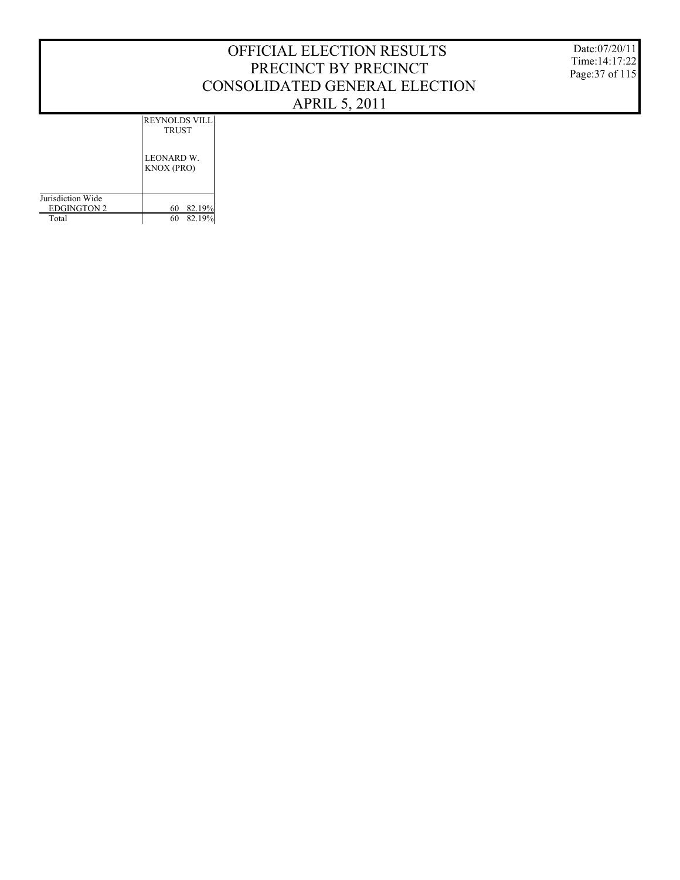# OFFICIAL ELECTION RESULTS
# PRECINCT BY PRECINCT
# CONSOLIDATED GENERAL ELECTION
# APRIL 5, 2011

Date:07/20/11
Time:14:17:22

| | REYNOLDS VILL TRUST | |
|---|---|---|
| | LEONARD W. KNOX (PRO) | |
| Jurisdiction Wide | | |
| EDGINGTON 2 | 60 | 82.19% |
| Total | 60 | 82.19% |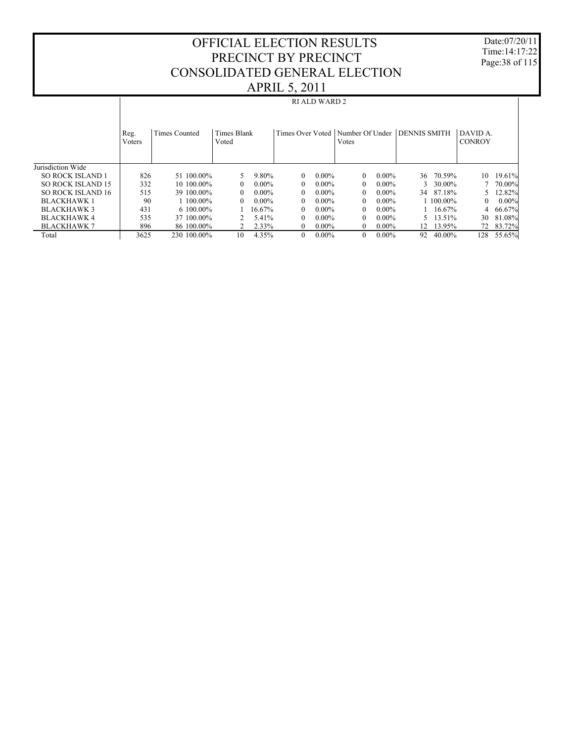# OFFICIAL ELECTION RESULTS
# PRECINCT BY PRECINCT
# CONSOLIDATED GENERAL ELECTION
# APRIL 5, 2011

Date:07/20/11
Time:14:17:22

## RI ALD WARD 2

| | Reg. Voters | Times Counted | | Times Blank Voted | | Times Over Voted | | Number Of Under Votes | | DENNIS SMITH | | DAVID A. CONROY | |
|---|---|---|---|---|---|---|---|---|---|---|---|---|---|
| Jurisdiction Wide | | | | | | | | | | | | | |
| SO ROCK ISLAND 1 | 826 | 51 | 100.00% | 5 | 9.80% | 0 | 0.00% | 0 | 0.00% | 36 | 70.59% | 10 | 19.61% |
| SO ROCK ISLAND 15 | 332 | 10 | 100.00% | 0 | 0.00% | 0 | 0.00% | 0 | 0.00% | 3 | 30.00% | 7 | 70.00% |
| SO ROCK ISLAND 16 | 515 | 39 | 100.00% | 0 | 0.00% | 0 | 0.00% | 0 | 0.00% | 34 | 87.18% | 5 | 12.82% |
| BLACKHAWK 1 | 90 | 1 | 100.00% | 0 | 0.00% | 0 | 0.00% | 0 | 0.00% | 1 | 100.00% | 0 | 0.00% |
| BLACKHAWK 3 | 431 | 6 | 100.00% | 1 | 16.67% | 0 | 0.00% | 0 | 0.00% | 1 | 16.67% | 4 | 66.67% |
| BLACKHAWK 4 | 535 | 37 | 100.00% | 2 | 5.41% | 0 | 0.00% | 0 | 0.00% | 5 | 13.51% | 30 | 81.08% |
| BLACKHAWK 7 | 896 | 86 | 100.00% | 2 | 2.33% | 0 | 0.00% | 0 | 0.00% | 12 | 13.95% | 72 | 83.72% |
| Total | 3625 | 230 | 100.00% | 10 | 4.35% | 0 | 0.00% | 0 | 0.00% | 92 | 40.00% | 128 | 55.65% |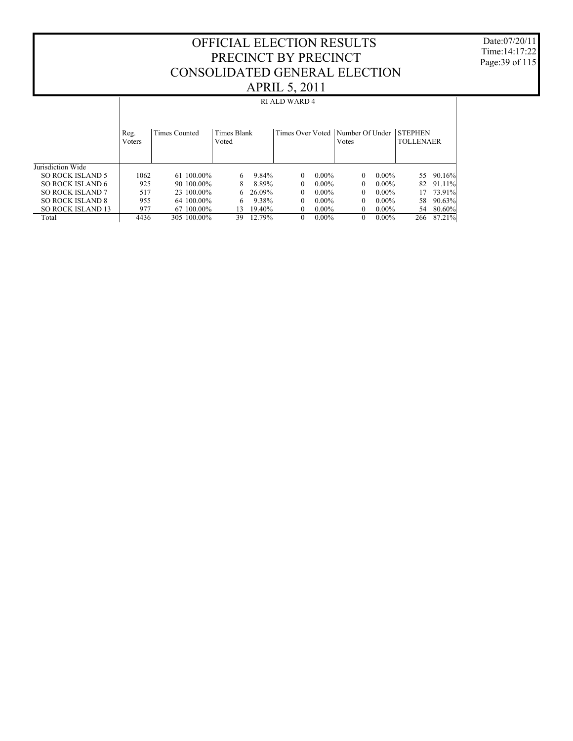# OFFICIAL ELECTION RESULTS
# PRECINCT BY PRECINCT
# CONSOLIDATED GENERAL ELECTION
# APRIL 5, 2011

Date:07/20/11
Time:14:17:22

RI ALD WARD 4

| | Reg. Voters | Times Counted | | Times Blank Voted | | Times Over Voted | | Number Of Under Votes | | STEPHEN TOLLENAER | |
|---|---|---|---|---|---|---|---|---|---|---|---|
| Jurisdiction Wide | | | | | | | | | | | |
| SO ROCK ISLAND 5 | 1062 | 61 | 100.00% | 6 | 9.84% | 0 | 0.00% | 0 | 0.00% | 55 | 90.16% |
| SO ROCK ISLAND 6 | 925 | 90 | 100.00% | 8 | 8.89% | 0 | 0.00% | 0 | 0.00% | 82 | 91.11% |
| SO ROCK ISLAND 7 | 517 | 23 | 100.00% | 6 | 26.09% | 0 | 0.00% | 0 | 0.00% | 17 | 73.91% |
| SO ROCK ISLAND 8 | 955 | 64 | 100.00% | 6 | 9.38% | 0 | 0.00% | 0 | 0.00% | 58 | 90.63% |
| SO ROCK ISLAND 13 | 977 | 67 | 100.00% | 13 | 19.40% | 0 | 0.00% | 0 | 0.00% | 54 | 80.60% |
| Total | 4436 | 305 | 100.00% | 39 | 12.79% | 0 | 0.00% | 0 | 0.00% | 266 | 87.21% |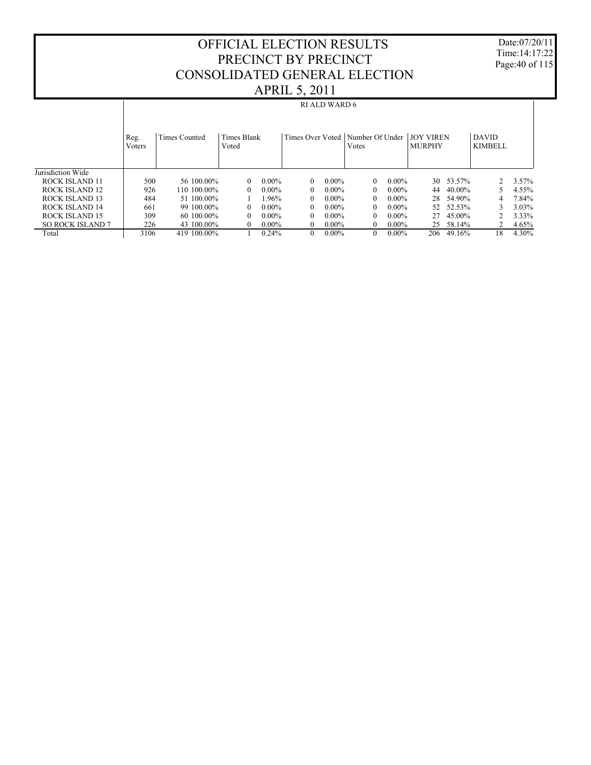# OFFICIAL ELECTION RESULTS
# PRECINCT BY PRECINCT
# CONSOLIDATED GENERAL ELECTION
# APRIL 5, 2011

Date:07/20/11
Time:14:17:22

## RI ALD WARD 6

| | Reg. Voters | Times Counted | | Times Blank Voted | | Times Over Voted | | Number Of Under Votes | | JOY VIREN MURPHY | | DAVID KIMBELL | |
|---|---|---|---|---|---|---|---|---|---|---|---|---|---|
| Jurisdiction Wide | | | | | | | | | | | | | |
| ROCK ISLAND 11 | 500 | 56 | 100.00% | 0 | 0.00% | 0 | 0.00% | 0 | 0.00% | 30 | 53.57% | 2 | 3.57% |
| ROCK ISLAND 12 | 926 | 110 | 100.00% | 0 | 0.00% | 0 | 0.00% | 0 | 0.00% | 44 | 40.00% | 5 | 4.55% |
| ROCK ISLAND 13 | 484 | 51 | 100.00% | 1 | 1.96% | 0 | 0.00% | 0 | 0.00% | 28 | 54.90% | 4 | 7.84% |
| ROCK ISLAND 14 | 661 | 99 | 100.00% | 0 | 0.00% | 0 | 0.00% | 0 | 0.00% | 52 | 52.53% | 3 | 3.03% |
| ROCK ISLAND 15 | 309 | 60 | 100.00% | 0 | 0.00% | 0 | 0.00% | 0 | 0.00% | 27 | 45.00% | 2 | 3.33% |
| SO ROCK ISLAND 7 | 226 | 43 | 100.00% | 0 | 0.00% | 0 | 0.00% | 0 | 0.00% | 25 | 58.14% | 2 | 4.65% |
| Total | 3106 | 419 | 100.00% | 1 | 0.24% | 0 | 0.00% | 0 | 0.00% | 206 | 49.16% | 18 | 4.30% |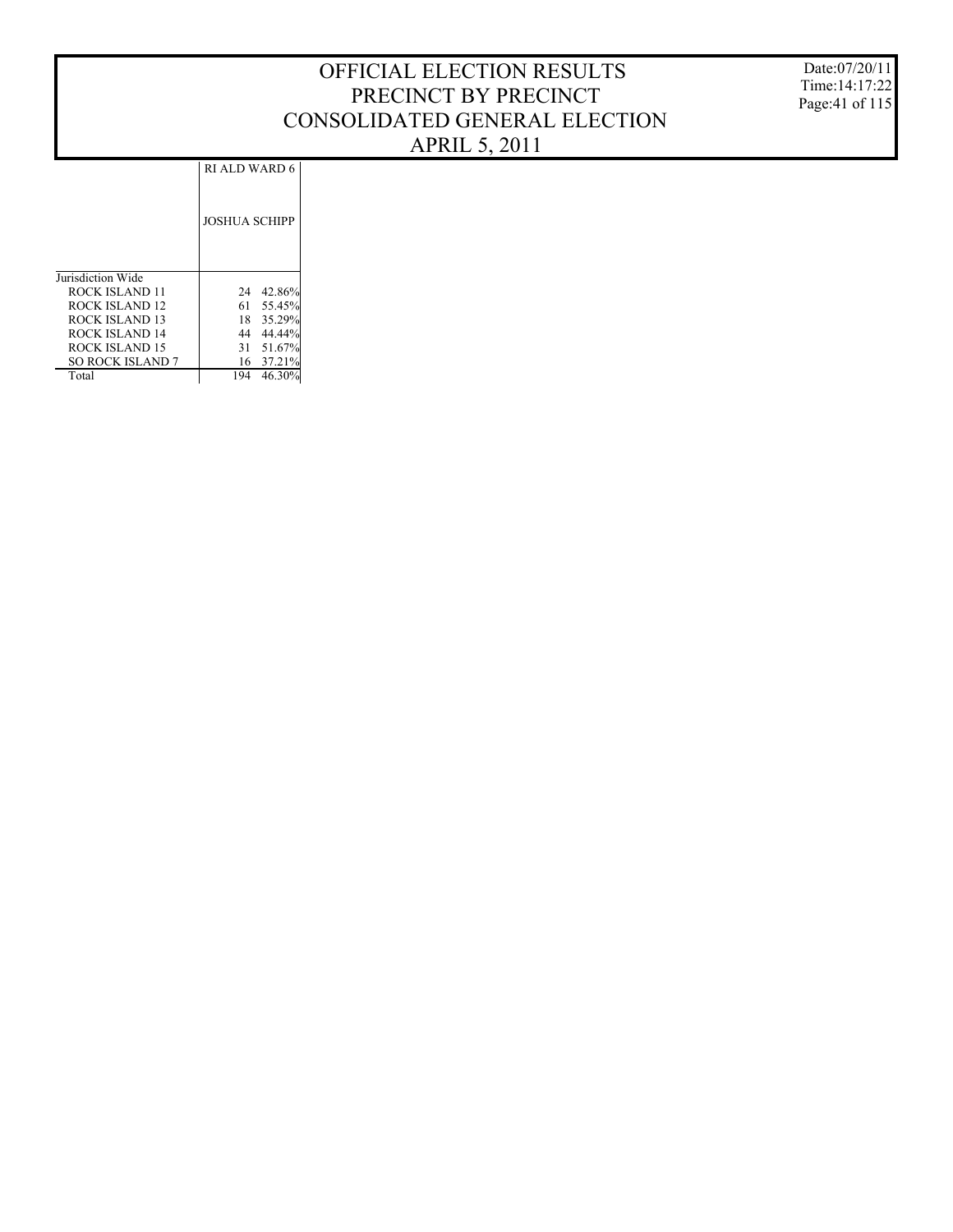| | RI ALD WARD 6 | |
|---|---|---|
| | JOSHUA SCHIPP | |
| Jurisdiction Wide | | |
| ROCK ISLAND 11 | 24 | 42.86% |
| ROCK ISLAND 12 | 61 | 55.45% |
| ROCK ISLAND 13 | 18 | 35.29% |
| ROCK ISLAND 14 | 44 | 44.44% |
| ROCK ISLAND 15 | 31 | 51.67% |
| SO ROCK ISLAND 7 | 16 | 37.21% |
| Total | 194 | 46.30% |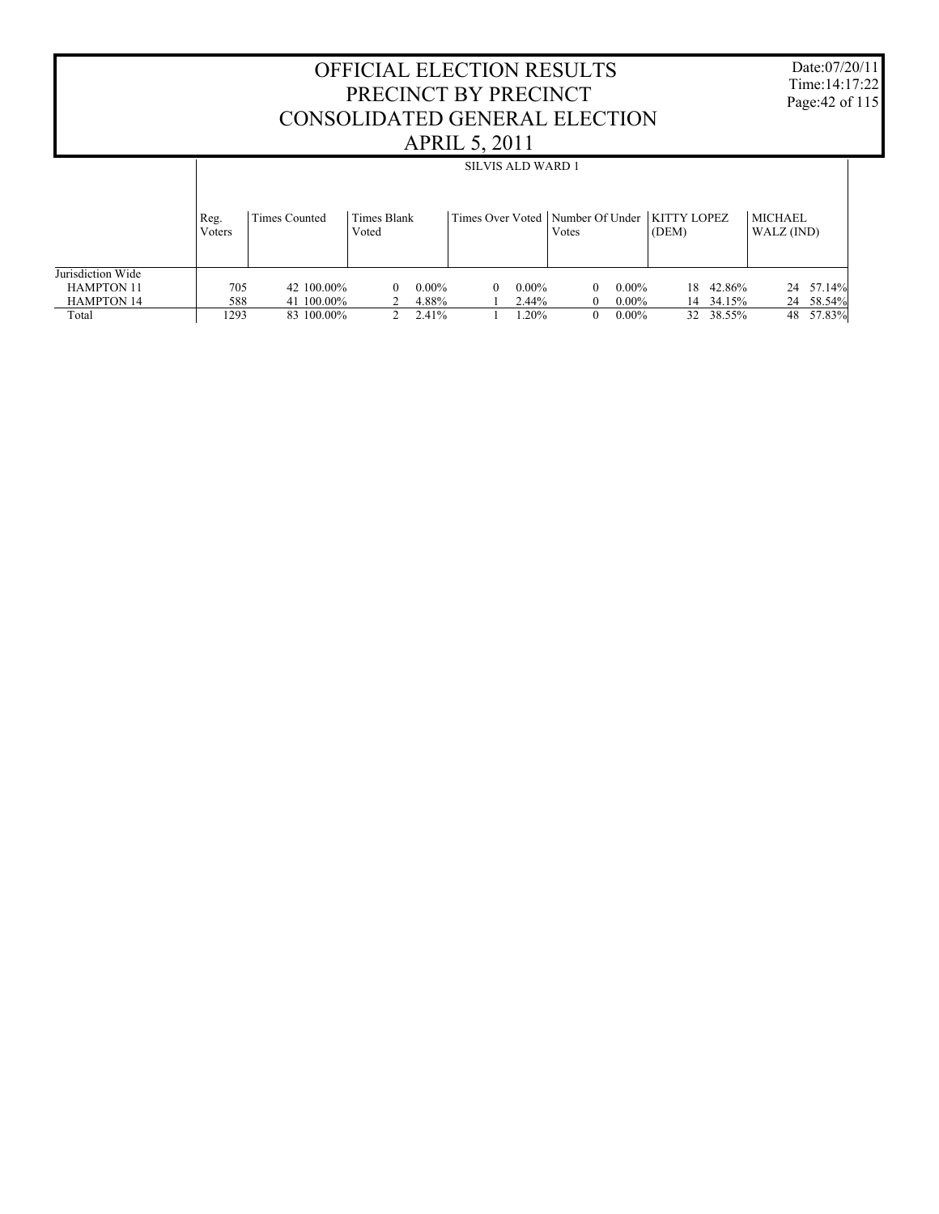# OFFICIAL ELECTION RESULTS
# PRECINCT BY PRECINCT
# CONSOLIDATED GENERAL ELECTION
# APRIL 5, 2011

Date:07/20/11
Time:14:17:22

## SILVIS ALD WARD 1

| | Reg. Voters | Times Counted | | Times Blank Voted | | Times Over Voted | | Number Of Under Votes | | KITTY LOPEZ (DEM) | | MICHAEL WALZ (IND) | |
|---|---|---|---|---|---|---|---|---|---|---|---|---|---|
| Jurisdiction Wide | | | | | | | | | | | | | |
| HAMPTON 11 | 705 | 42 | 100.00% | 0 | 0.00% | 0 | 0.00% | 0 | 0.00% | 18 | 42.86% | 24 | 57.14% |
| HAMPTON 14 | 588 | 41 | 100.00% | 2 | 4.88% | 1 | 2.44% | 0 | 0.00% | 14 | 34.15% | 24 | 58.54% |
| Total | 1293 | 83 | 100.00% | 2 | 2.41% | 1 | 1.20% | 0 | 0.00% | 32 | 38.55% | 48 | 57.83% |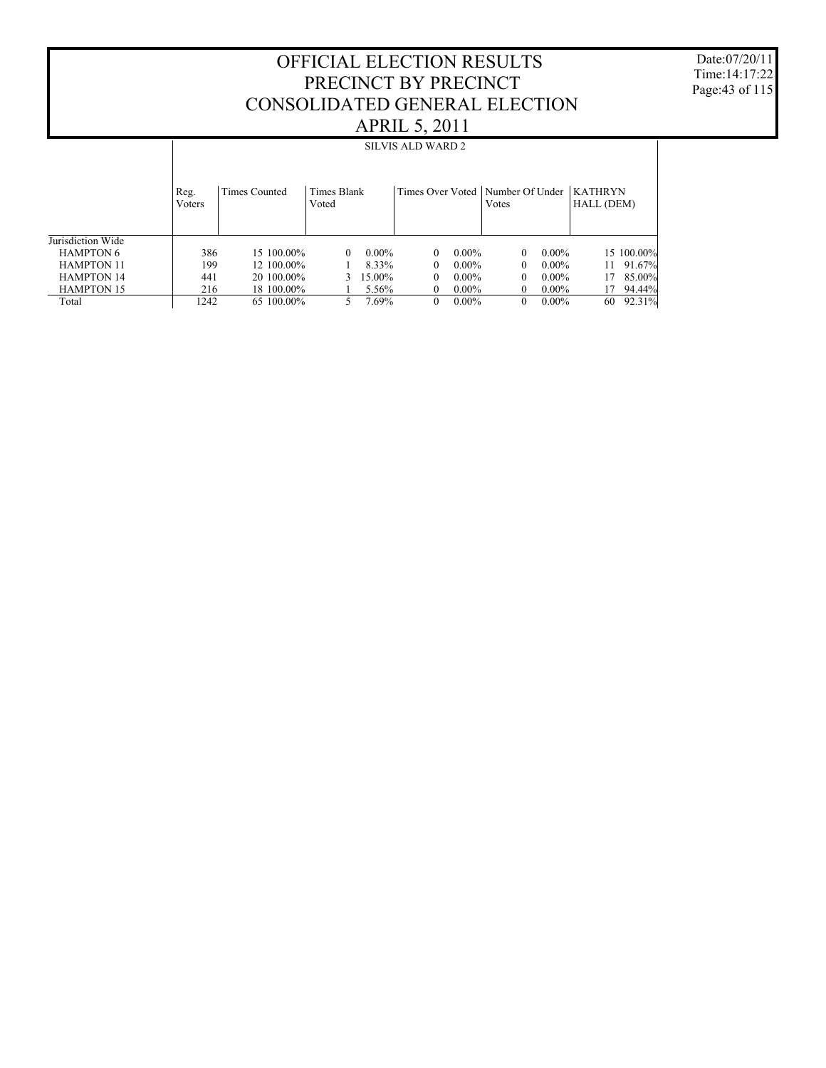# OFFICIAL ELECTION RESULTS
# PRECINCT BY PRECINCT
# CONSOLIDATED GENERAL ELECTION
# APRIL 5, 2011

Date:07/20/11
Time:14:17:22

## SILVIS ALD WARD 2

| | Reg. Voters | Times Counted | | Times Blank Voted | | Times Over Voted | | Number Of Under Votes | | KATHRYN HALL (DEM) | |
|---|---|---|---|---|---|---|---|---|---|---|---|
| Jurisdiction Wide | | | | | | | | | | | |
| HAMPTON 6 | 386 | 15 | 100.00% | 0 | 0.00% | 0 | 0.00% | 0 | 0.00% | 15 | 100.00% |
| HAMPTON 11 | 199 | 12 | 100.00% | 1 | 8.33% | 0 | 0.00% | 0 | 0.00% | 11 | 91.67% |
| HAMPTON 14 | 441 | 20 | 100.00% | 3 | 15.00% | 0 | 0.00% | 0 | 0.00% | 17 | 85.00% |
| HAMPTON 15 | 216 | 18 | 100.00% | 1 | 5.56% | 0 | 0.00% | 0 | 0.00% | 17 | 94.44% |
| Total | 1242 | 65 | 100.00% | 5 | 7.69% | 0 | 0.00% | 0 | 0.00% | 60 | 92.31% |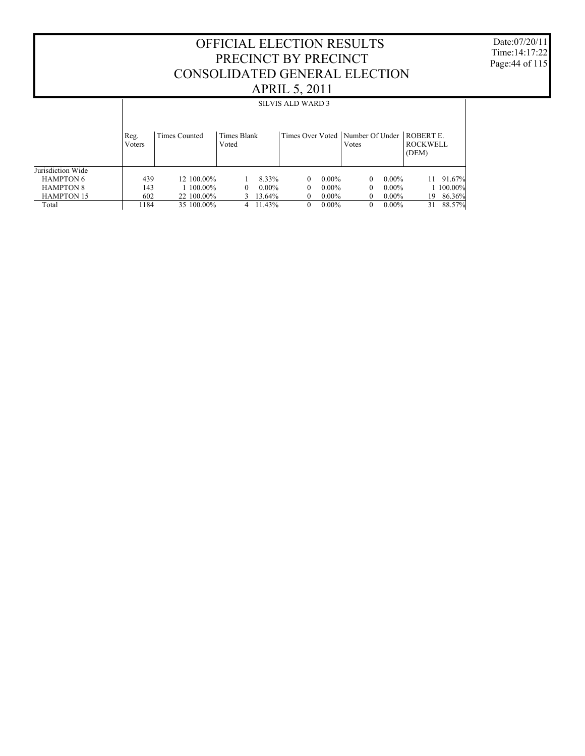# OFFICIAL ELECTION RESULTS
# PRECINCT BY PRECINCT
# CONSOLIDATED GENERAL ELECTION
# APRIL 5, 2011

Date:07/20/11
Time:14:17:22

## SILVIS ALD WARD 3

| | Reg. Voters | Times Counted | | Times Blank Voted | | Times Over Voted | | Number Of Under Votes | | ROBERT E. ROCKWELL (DEM) | |
|---|---|---|---|---|---|---|---|---|---|---|---|
| Jurisdiction Wide | | | | | | | | | | | |
| HAMPTON 6 | 439 | 12 | 100.00% | 1 | 8.33% | 0 | 0.00% | 0 | 0.00% | 11 | 91.67% |
| HAMPTON 8 | 143 | 1 | 100.00% | 0 | 0.00% | 0 | 0.00% | 0 | 0.00% | 1 | 100.00% |
| HAMPTON 15 | 602 | 22 | 100.00% | 3 | 13.64% | 0 | 0.00% | 0 | 0.00% | 19 | 86.36% |
| Total | 1184 | 35 | 100.00% | 4 | 11.43% | 0 | 0.00% | 0 | 0.00% | 31 | 88.57% |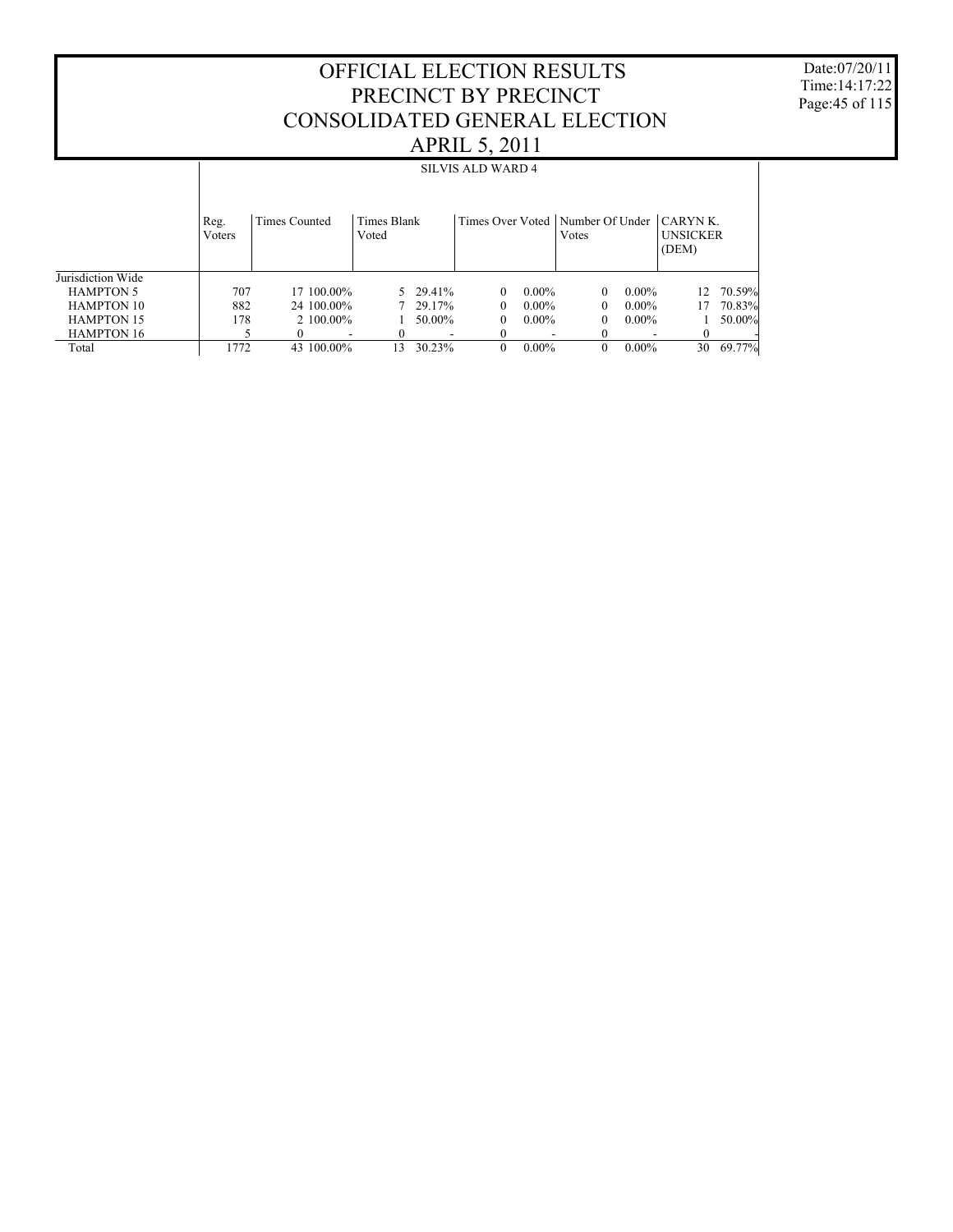# OFFICIAL ELECTION RESULTS
# PRECINCT BY PRECINCT
# CONSOLIDATED GENERAL ELECTION
# APRIL 5, 2011

Date:07/20/11
Time:14:17:22

SILVIS ALD WARD 4

| | Reg. Voters | Times Counted | | Times Blank Voted | | Times Over Voted | | Number Of Under Votes | | CARYN K. UNSICKER (DEM) | |
|---|---|---|---|---|---|---|---|---|---|---|---|
| Jurisdiction Wide | | | | | | | | | | | |
| HAMPTON 5 | 707 | 17 | 100.00% | 5 | 29.41% | 0 | 0.00% | 0 | 0.00% | 12 | 70.59% |
| HAMPTON 10 | 882 | 24 | 100.00% | 7 | 29.17% | 0 | 0.00% | 0 | 0.00% | 17 | 70.83% |
| HAMPTON 15 | 178 | 2 | 100.00% | 1 | 50.00% | 0 | 0.00% | 0 | 0.00% | 1 | 50.00% |
| HAMPTON 16 | 5 | 0 | - | 0 | - | 0 | - | 0 | - | 0 | - |
| Total | 1772 | 43 | 100.00% | 13 | 30.23% | 0 | 0.00% | 0 | 0.00% | 30 | 69.77% |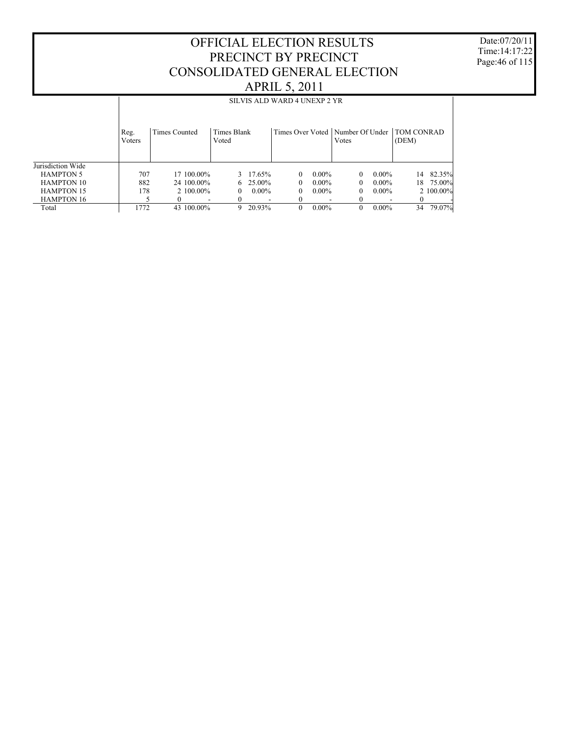# OFFICIAL ELECTION RESULTS
# PRECINCT BY PRECINCT
# CONSOLIDATED GENERAL ELECTION
# APRIL 5, 2011

Date:07/20/11
Time:14:17:22

## SILVIS ALD WARD 4 UNEXP 2 YR

| | Reg. Voters | Times Counted | | Times Blank Voted | | Times Over Voted | | Number Of Under Votes | | TOM CONRAD (DEM) | |
|---|---|---|---|---|---|---|---|---|---|---|---|
| Jurisdiction Wide | | | | | | | | | | | |
| HAMPTON 5 | 707 | 17 | 100.00% | 3 | 17.65% | 0 | 0.00% | 0 | 0.00% | 14 | 82.35% |
| HAMPTON 10 | 882 | 24 | 100.00% | 6 | 25.00% | 0 | 0.00% | 0 | 0.00% | 18 | 75.00% |
| HAMPTON 15 | 178 | 2 | 100.00% | 0 | 0.00% | 0 | 0.00% | 0 | 0.00% | 2 | 100.00% |
| HAMPTON 16 | 5 | 0 | - | 0 | - | 0 | - | 0 | - | 0 | - |
| Total | 1772 | 43 | 100.00% | 9 | 20.93% | 0 | 0.00% | 0 | 0.00% | 34 | 79.07% |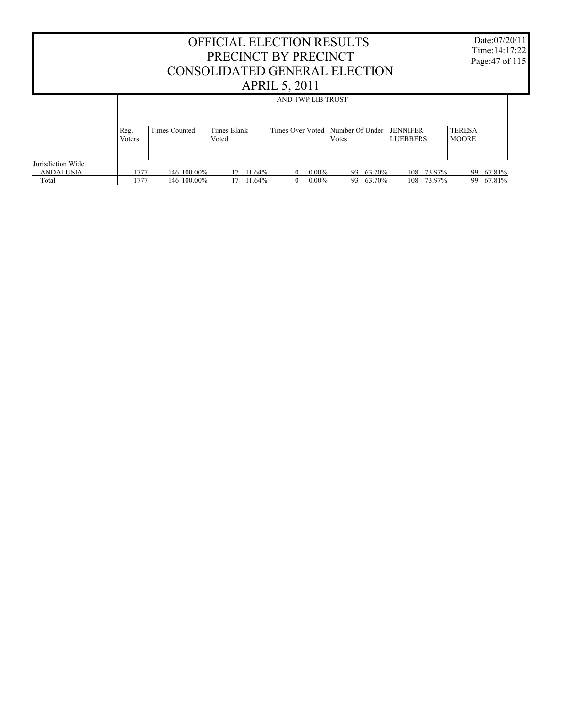# OFFICIAL ELECTION RESULTS
# PRECINCT BY PRECINCT
# CONSOLIDATED GENERAL ELECTION
# APRIL 5, 2011

AND TWP LIB TRUST

| | Reg. Voters | Times Counted | | Times Blank Voted | | Times Over Voted | | Number Of Under Votes | | JENNIFER LUEBBERS | | TERESA MOORE | |
|---|---|---|---|---|---|---|---|---|---|---|---|---|---|
| Jurisdiction Wide | | | | | | | | | | | | | |
| ANDALUSIA | 1777 | 146 | 100.00% | 17 | 11.64% | 0 | 0.00% | 93 | 63.70% | 108 | 73.97% | 99 | 67.81% |
| Total | 1777 | 146 | 100.00% | 17 | 11.64% | 0 | 0.00% | 93 | 63.70% | 108 | 73.97% | 99 | 67.81% |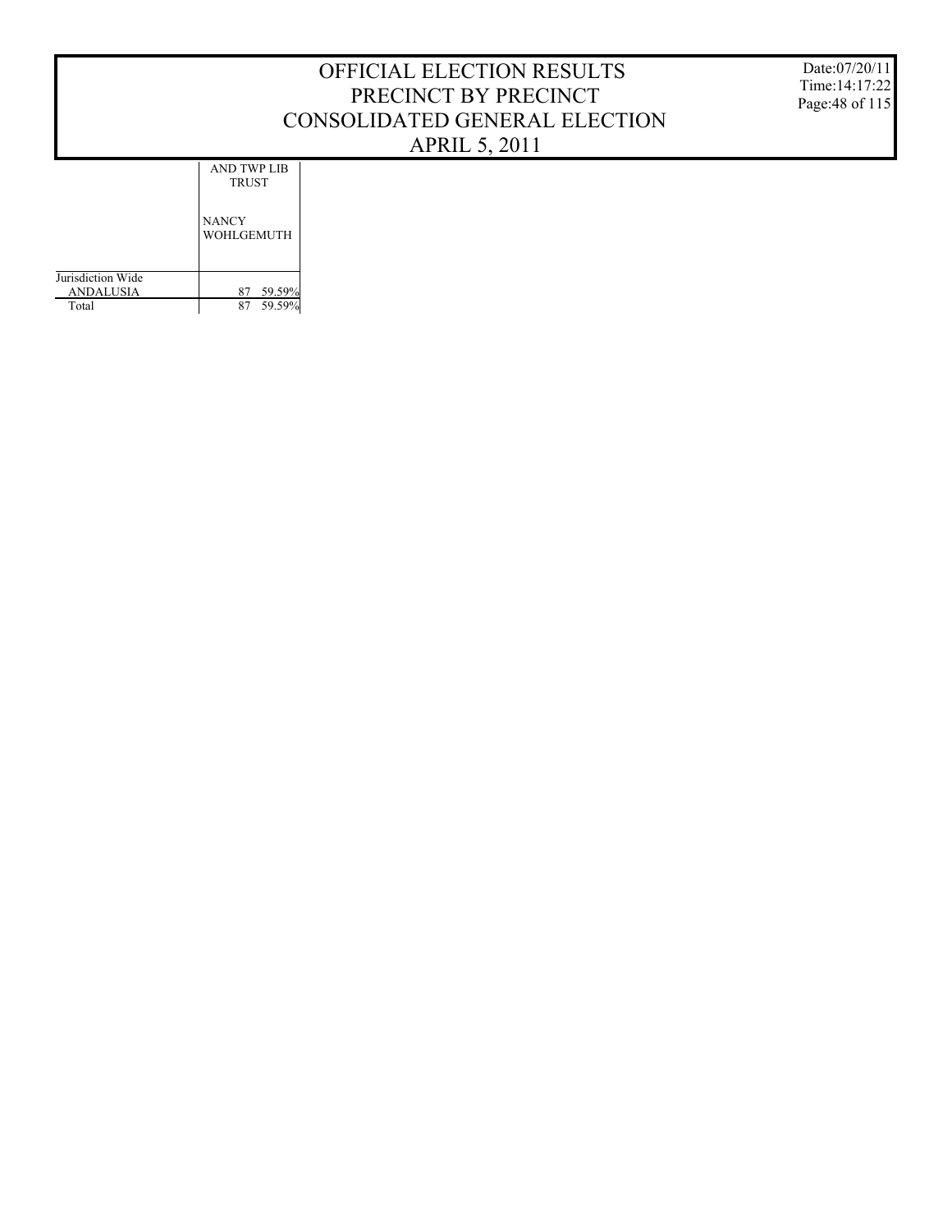# OFFICIAL ELECTION RESULTS
# PRECINCT BY PRECINCT
# CONSOLIDATED GENERAL ELECTION
# APRIL 5, 2011

| | AND TWP LIB TRUST | |
|---|---|---|
| | NANCY WOHLGEMUTH | |
| Jurisdiction Wide | | |
| ANDALUSIA | 87 | 59.59% |
| Total | 87 | 59.59% |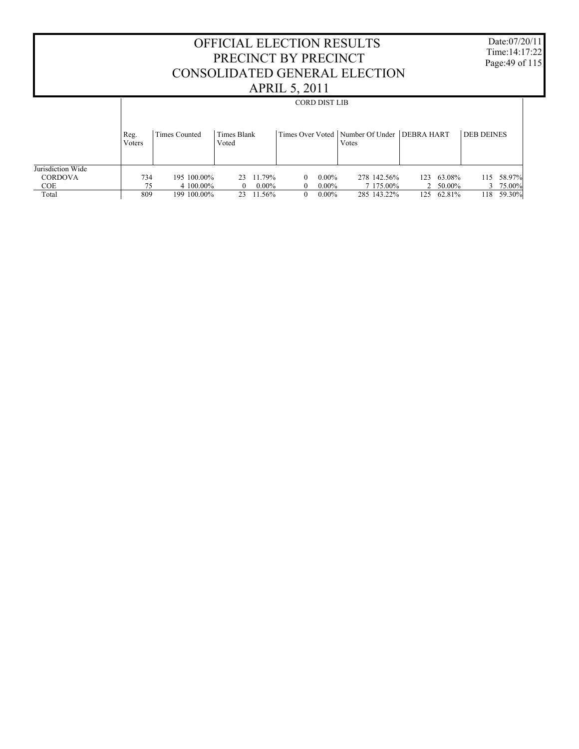# OFFICIAL ELECTION RESULTS
# PRECINCT BY PRECINCT
# CONSOLIDATED GENERAL ELECTION
# APRIL 5, 2011

Date:07/20/11
Time:14:17:22

## CORD DIST LIB

| | Reg. Voters | Times Counted | | Times Blank Voted | | Times Over Voted | | Number Of Under Votes | | DEBRA HART | | DEB DEINES | |
|---|---|---|---|---|---|---|---|---|---|---|---|---|---|
| Jurisdiction Wide | | | | | | | | | | | | | |
| CORDOVA | 734 | 195 | 100.00% | 23 | 11.79% | 0 | 0.00% | 278 | 142.56% | 123 | 63.08% | 115 | 58.97% |
| COE | 75 | 4 | 100.00% | 0 | 0.00% | 0 | 0.00% | 7 | 175.00% | 2 | 50.00% | 3 | 75.00% |
| Total | 809 | 199 | 100.00% | 23 | 11.56% | 0 | 0.00% | 285 | 143.22% | 125 | 62.81% | 118 | 59.30% |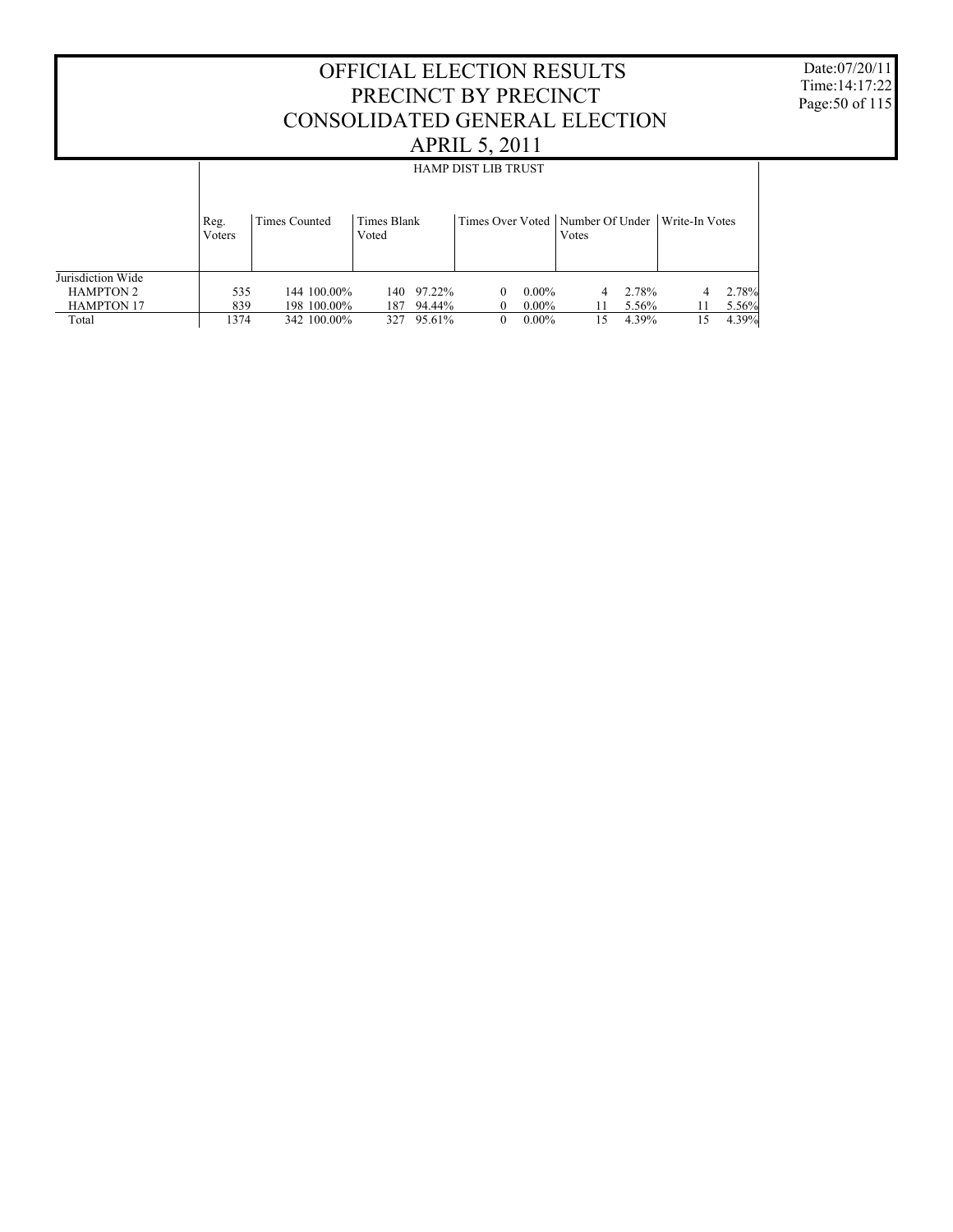# OFFICIAL ELECTION RESULTS
# PRECINCT BY PRECINCT
# CONSOLIDATED GENERAL ELECTION
# APRIL 5, 2011

HAMP DIST LIB TRUST

| | Reg. Voters | Times Counted | | Times Blank Voted | | Times Over Voted | | Number Of Under Votes | | Write-In Votes | |
|---|---|---|---|---|---|---|---|---|---|---|---|
| Jurisdiction Wide | | | | | | | | | | | |
| HAMPTON 2 | 535 | 144 | 100.00% | 140 | 97.22% | 0 | 0.00% | 4 | 2.78% | 4 | 2.78% |
| HAMPTON 17 | 839 | 198 | 100.00% | 187 | 94.44% | 0 | 0.00% | 11 | 5.56% | 11 | 5.56% |
| Total | 1374 | 342 | 100.00% | 327 | 95.61% | 0 | 0.00% | 15 | 4.39% | 15 | 4.39% |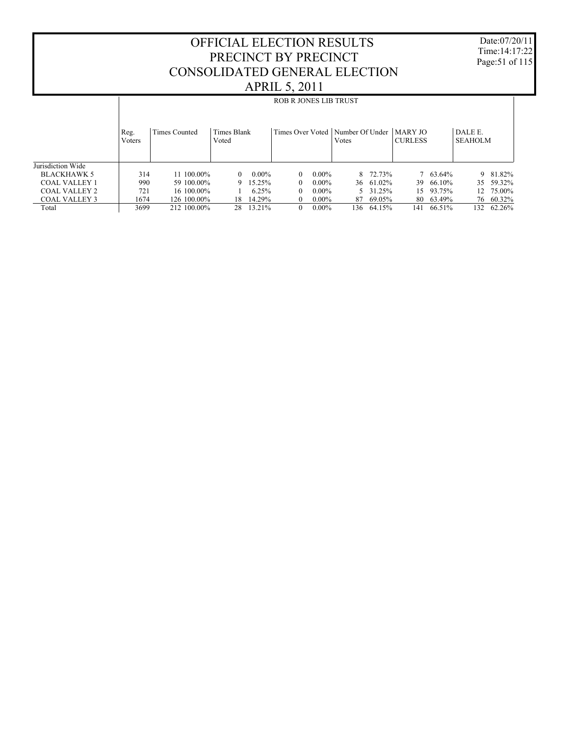# OFFICIAL ELECTION RESULTS
# PRECINCT BY PRECINCT
# CONSOLIDATED GENERAL ELECTION
# APRIL 5, 2011

Date:07/20/11
Time:14:17:22

ROB R JONES LIB TRUST

| | Reg. Voters | Times Counted | | Times Blank Voted | | Times Over Voted | | Number Of Under Votes | | MARY JO CURLESS | | DALE E. SEAHOLM | |
|---|---|---|---|---|---|---|---|---|---|---|---|---|---|
| Jurisdiction Wide | | | | | | | | | | | | | |
| BLACKHAWK 5 | 314 | 11 | 100.00% | 0 | 0.00% | 0 | 0.00% | 8 | 72.73% | 7 | 63.64% | 9 | 81.82% |
| COAL VALLEY 1 | 990 | 59 | 100.00% | 9 | 15.25% | 0 | 0.00% | 36 | 61.02% | 39 | 66.10% | 35 | 59.32% |
| COAL VALLEY 2 | 721 | 16 | 100.00% | 1 | 6.25% | 0 | 0.00% | 5 | 31.25% | 15 | 93.75% | 12 | 75.00% |
| COAL VALLEY 3 | 1674 | 126 | 100.00% | 18 | 14.29% | 0 | 0.00% | 87 | 69.05% | 80 | 63.49% | 76 | 60.32% |
| Total | 3699 | 212 | 100.00% | 28 | 13.21% | 0 | 0.00% | 136 | 64.15% | 141 | 66.51% | 132 | 62.26% |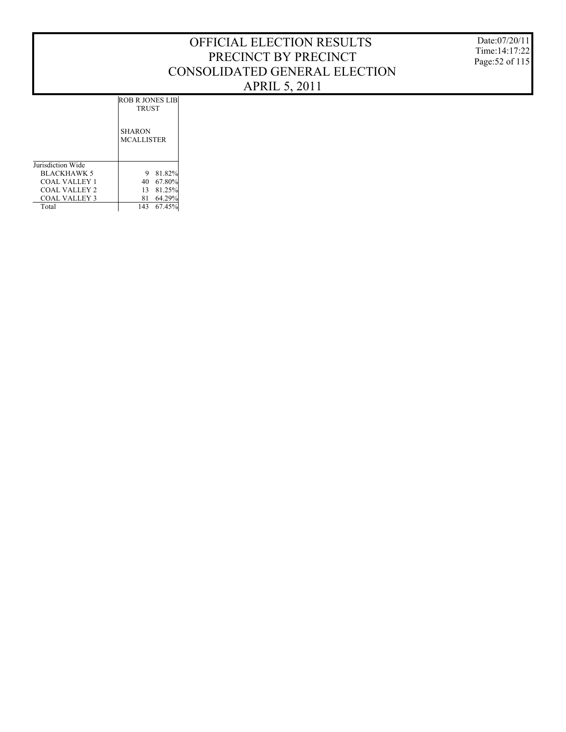# OFFICIAL ELECTION RESULTS
# PRECINCT BY PRECINCT
# CONSOLIDATED GENERAL ELECTION
# APRIL 5, 2011

Date:07/20/11
Time:14:17:22

| | ROB R JONES LIB TRUST | |
|---|---|---|
| | SHARON MCALLISTER | |
| Jurisdiction Wide | | |
| BLACKHAWK 5 | 9 | 81.82% |
| COAL VALLEY 1 | 40 | 67.80% |
| COAL VALLEY 2 | 13 | 81.25% |
| COAL VALLEY 3 | 81 | 64.29% |
| Total | 143 | 67.45% |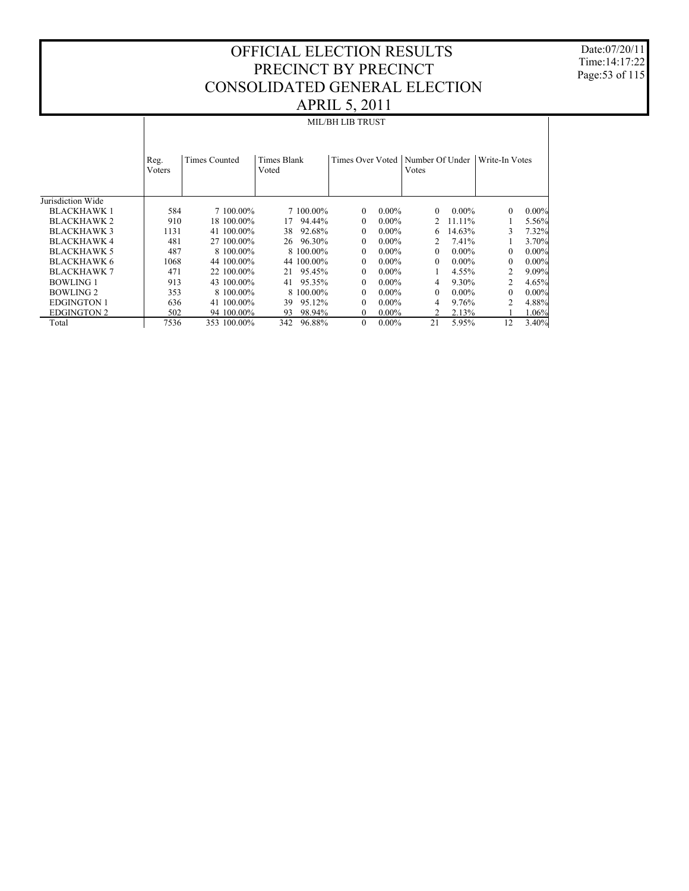# OFFICIAL ELECTION RESULTS
# PRECINCT BY PRECINCT
# CONSOLIDATED GENERAL ELECTION
# APRIL 5, 2011

Date:07/20/11
Time:14:17:22
Page:53 of 115

## MIL/BH LIB TRUST

| | Reg. Voters | Times Counted | | Times Blank Voted | | Times Over Voted | | Number Of Under Votes | | Write-In Votes | |
|---|---|---|---|---|---|---|---|---|---|---|---|
| Jurisdiction Wide | | | | | | | | | | | |
| BLACKHAWK 1 | 584 | 7 | 100.00% | 7 | 100.00% | 0 | 0.00% | 0 | 0.00% | 0 | 0.00% |
| BLACKHAWK 2 | 910 | 18 | 100.00% | 17 | 94.44% | 0 | 0.00% | 2 | 11.11% | 1 | 5.56% |
| BLACKHAWK 3 | 1131 | 41 | 100.00% | 38 | 92.68% | 0 | 0.00% | 6 | 14.63% | 3 | 7.32% |
| BLACKHAWK 4 | 481 | 27 | 100.00% | 26 | 96.30% | 0 | 0.00% | 2 | 7.41% | 1 | 3.70% |
| BLACKHAWK 5 | 487 | 8 | 100.00% | 8 | 100.00% | 0 | 0.00% | 0 | 0.00% | 0 | 0.00% |
| BLACKHAWK 6 | 1068 | 44 | 100.00% | 44 | 100.00% | 0 | 0.00% | 0 | 0.00% | 0 | 0.00% |
| BLACKHAWK 7 | 471 | 22 | 100.00% | 21 | 95.45% | 0 | 0.00% | 1 | 4.55% | 2 | 9.09% |
| BOWLING 1 | 913 | 43 | 100.00% | 41 | 95.35% | 0 | 0.00% | 4 | 9.30% | 2 | 4.65% |
| BOWLING 2 | 353 | 8 | 100.00% | 8 | 100.00% | 0 | 0.00% | 0 | 0.00% | 0 | 0.00% |
| EDGINGTON 1 | 636 | 41 | 100.00% | 39 | 95.12% | 0 | 0.00% | 4 | 9.76% | 2 | 4.88% |
| EDGINGTON 2 | 502 | 94 | 100.00% | 93 | 98.94% | 0 | 0.00% | 2 | 2.13% | 1 | 1.06% |
| Total | 7536 | 353 | 100.00% | 342 | 96.88% | 0 | 0.00% | 21 | 5.95% | 12 | 3.40% |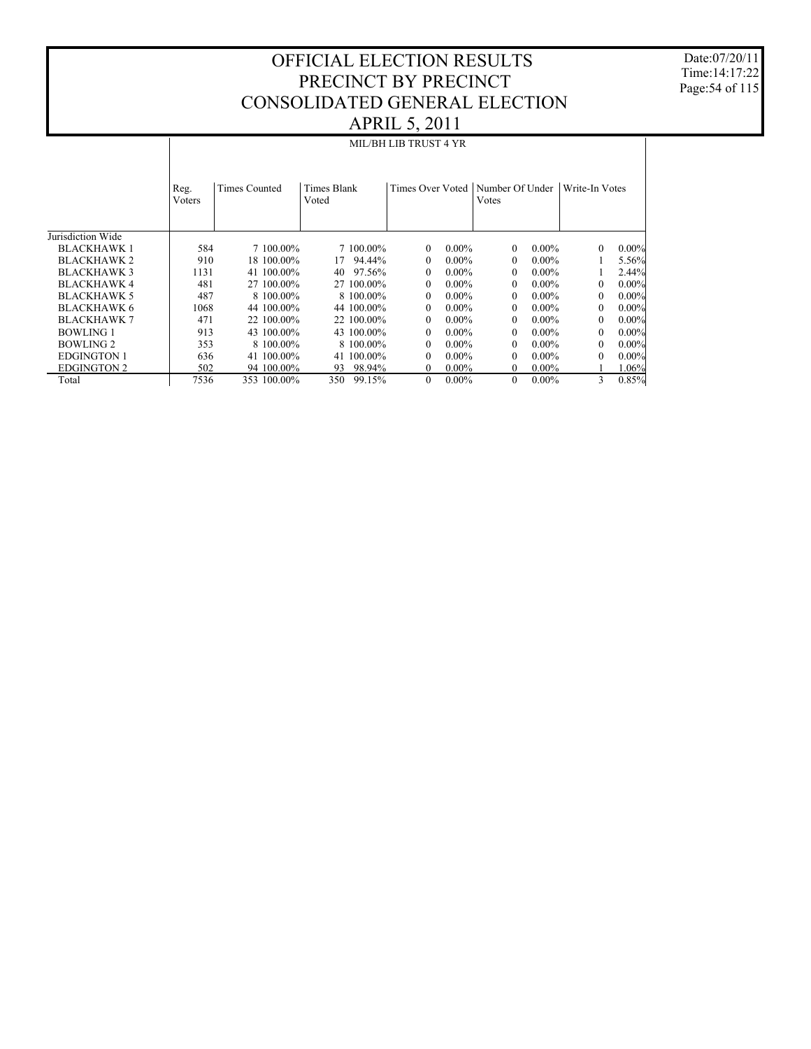# OFFICIAL ELECTION RESULTS
# PRECINCT BY PRECINCT
# CONSOLIDATED GENERAL ELECTION
# APRIL 5, 2011

Date:07/20/11
Time:14:17:22

MIL/BH LIB TRUST 4 YR

| | Reg. Voters | Times Counted | | Times Blank Voted | | Times Over Voted | | Number Of Under Votes | | Write-In Votes | |
|---|---|---|---|---|---|---|---|---|---|---|---|
| Jurisdiction Wide | | | | | | | | | | | |
| BLACKHAWK 1 | 584 | 7 | 100.00% | 7 | 100.00% | 0 | 0.00% | 0 | 0.00% | 0 | 0.00% |
| BLACKHAWK 2 | 910 | 18 | 100.00% | 17 | 94.44% | 0 | 0.00% | 0 | 0.00% | 1 | 5.56% |
| BLACKHAWK 3 | 1131 | 41 | 100.00% | 40 | 97.56% | 0 | 0.00% | 0 | 0.00% | 1 | 2.44% |
| BLACKHAWK 4 | 481 | 27 | 100.00% | 27 | 100.00% | 0 | 0.00% | 0 | 0.00% | 0 | 0.00% |
| BLACKHAWK 5 | 487 | 8 | 100.00% | 8 | 100.00% | 0 | 0.00% | 0 | 0.00% | 0 | 0.00% |
| BLACKHAWK 6 | 1068 | 44 | 100.00% | 44 | 100.00% | 0 | 0.00% | 0 | 0.00% | 0 | 0.00% |
| BLACKHAWK 7 | 471 | 22 | 100.00% | 22 | 100.00% | 0 | 0.00% | 0 | 0.00% | 0 | 0.00% |
| BOWLING 1 | 913 | 43 | 100.00% | 43 | 100.00% | 0 | 0.00% | 0 | 0.00% | 0 | 0.00% |
| BOWLING 2 | 353 | 8 | 100.00% | 8 | 100.00% | 0 | 0.00% | 0 | 0.00% | 0 | 0.00% |
| EDGINGTON 1 | 636 | 41 | 100.00% | 41 | 100.00% | 0 | 0.00% | 0 | 0.00% | 0 | 0.00% |
| EDGINGTON 2 | 502 | 94 | 100.00% | 93 | 98.94% | 0 | 0.00% | 0 | 0.00% | 1 | 1.06% |
| Total | 7536 | 353 | 100.00% | 350 | 99.15% | 0 | 0.00% | 0 | 0.00% | 3 | 0.85% |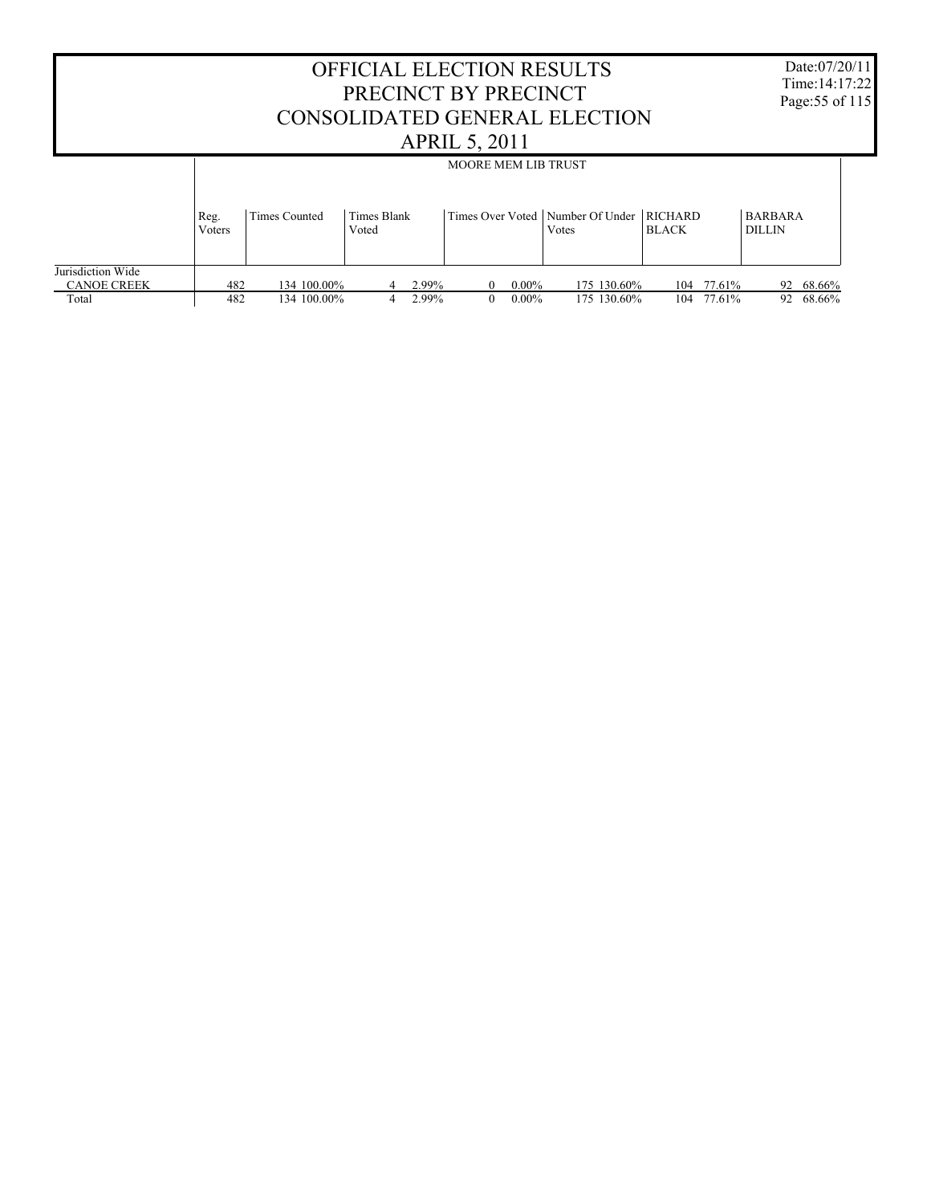# OFFICIAL ELECTION RESULTS
# PRECINCT BY PRECINCT
# CONSOLIDATED GENERAL ELECTION
# APRIL 5, 2011

Date:07/20/11
Time:14:17:22

| | MOORE MEM LIB TRUST | | | | | | | | | | | |
|---|---|---|---|---|---|---|---|---|---|---|---|---|
| | Reg. Voters | Times Counted | | Times Blank Voted | | Times Over Voted | | Number Of Under Votes | | RICHARD BLACK | | BARBARA DILLIN | |
| Jurisdiction Wide | | | | | | | | | | | | | |
| CANOE CREEK | 482 | 134 | 100.00% | 4 | 2.99% | 0 | 0.00% | 175 | 130.60% | 104 | 77.61% | 92 | 68.66% |
| Total | 482 | 134 | 100.00% | 4 | 2.99% | 0 | 0.00% | 175 | 130.60% | 104 | 77.61% | 92 | 68.66% |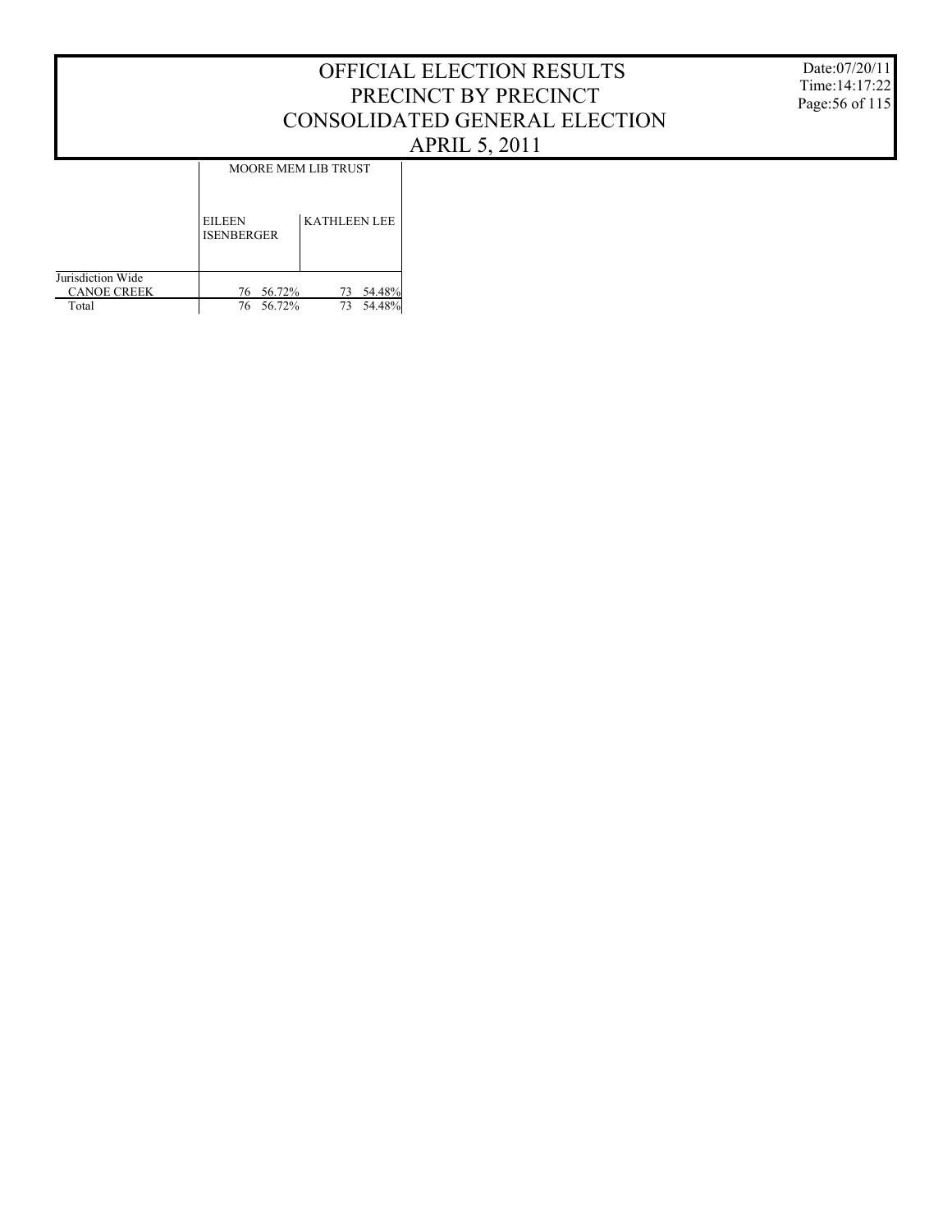# OFFICIAL ELECTION RESULTS
# PRECINCT BY PRECINCT
# CONSOLIDATED GENERAL ELECTION
# APRIL 5, 2011

Date:07/20/11
Time:14:17:22

| | MOORE MEM LIB TRUST | | | |
|---|---|---|---|---|
| | EILEEN ISENBERGER | | KATHLEEN LEE | |
| Jurisdiction Wide | | | | |
| CANOE CREEK | 76 | 56.72% | 73 | 54.48% |
| Total | 76 | 56.72% | 73 | 54.48% |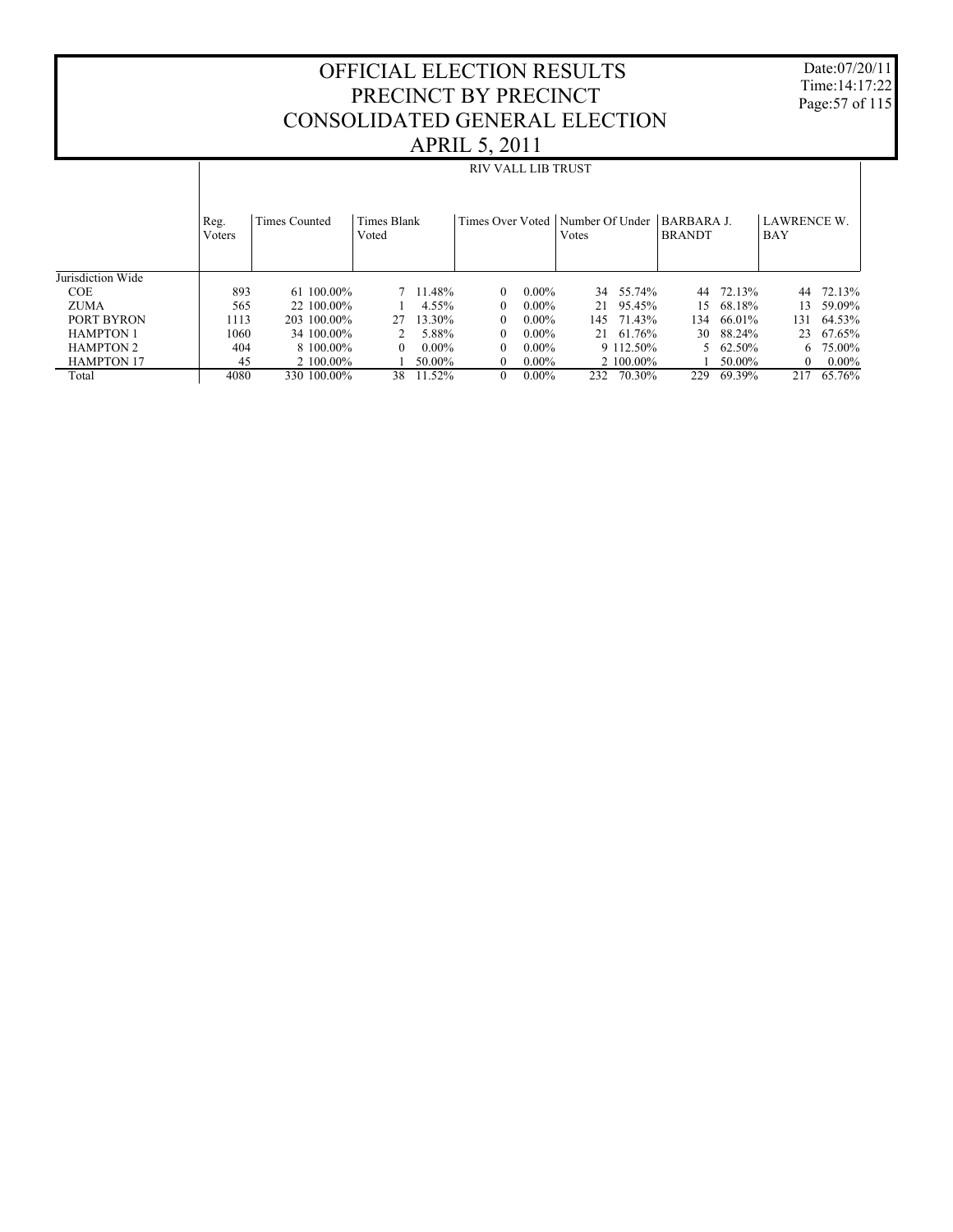# OFFICIAL ELECTION RESULTS
# PRECINCT BY PRECINCT
# CONSOLIDATED GENERAL ELECTION
# APRIL 5, 2011

Date:07/20/11
Time:14:17:22

## RIV VALL LIB TRUST

| | Reg. Voters | Times Counted | | Times Blank Voted | | Times Over Voted | | Number Of Under Votes | | BARBARA J. BRANDT | | LAWRENCE W. BAY | |
|---|---|---|---|---|---|---|---|---|---|---|---|---|---|
| Jurisdiction Wide | | | | | | | | | | | | | |
| COE | 893 | 61 | 100.00% | 7 | 11.48% | 0 | 0.00% | 34 | 55.74% | 44 | 72.13% | 44 | 72.13% |
| ZUMA | 565 | 22 | 100.00% | 1 | 4.55% | 0 | 0.00% | 21 | 95.45% | 15 | 68.18% | 13 | 59.09% |
| PORT BYRON | 1113 | 203 | 100.00% | 27 | 13.30% | 0 | 0.00% | 145 | 71.43% | 134 | 66.01% | 131 | 64.53% |
| HAMPTON 1 | 1060 | 34 | 100.00% | 2 | 5.88% | 0 | 0.00% | 21 | 61.76% | 30 | 88.24% | 23 | 67.65% |
| HAMPTON 2 | 404 | 8 | 100.00% | 0 | 0.00% | 0 | 0.00% | 9 | 112.50% | 5 | 62.50% | 6 | 75.00% |
| HAMPTON 17 | 45 | 2 | 100.00% | 1 | 50.00% | 0 | 0.00% | 2 | 100.00% | 1 | 50.00% | 0 | 0.00% |
| Total | 4080 | 330 | 100.00% | 38 | 11.52% | 0 | 0.00% | 232 | 70.30% | 229 | 69.39% | 217 | 65.76% |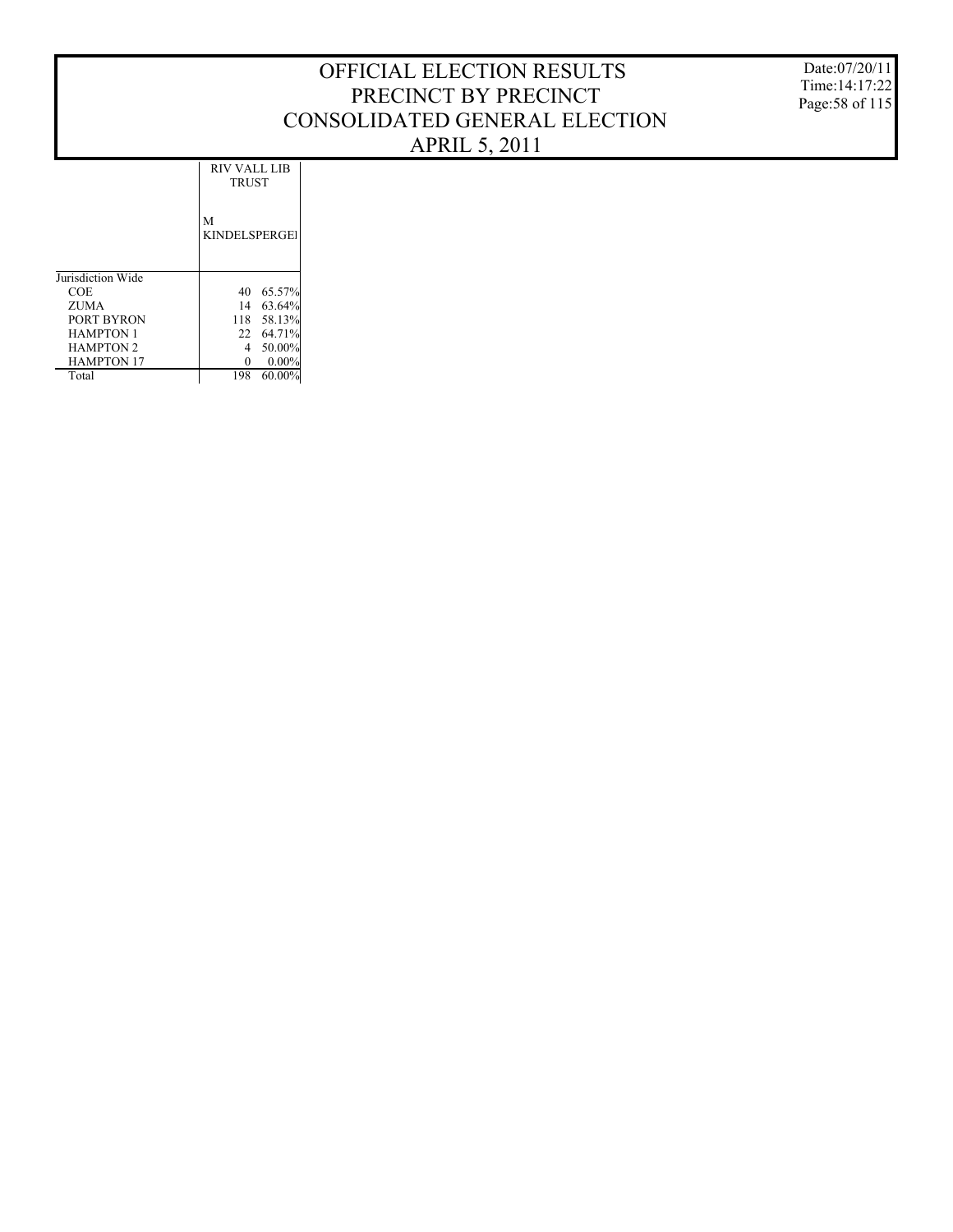# OFFICIAL ELECTION RESULTS
# PRECINCT BY PRECINCT
# CONSOLIDATED GENERAL ELECTION
# APRIL 5, 2011

Date:07/20/11
Time:14:17:22

| | RIV VALL LIB TRUST | |
|---|---|---|
| | M KINDELSPERGEI | |
| Jurisdiction Wide | | |
| COE | 40 | 65.57% |
| ZUMA | 14 | 63.64% |
| PORT BYRON | 118 | 58.13% |
| HAMPTON 1 | 22 | 64.71% |
| HAMPTON 2 | 4 | 50.00% |
| HAMPTON 17 | 0 | 0.00% |
| Total | 198 | 60.00% |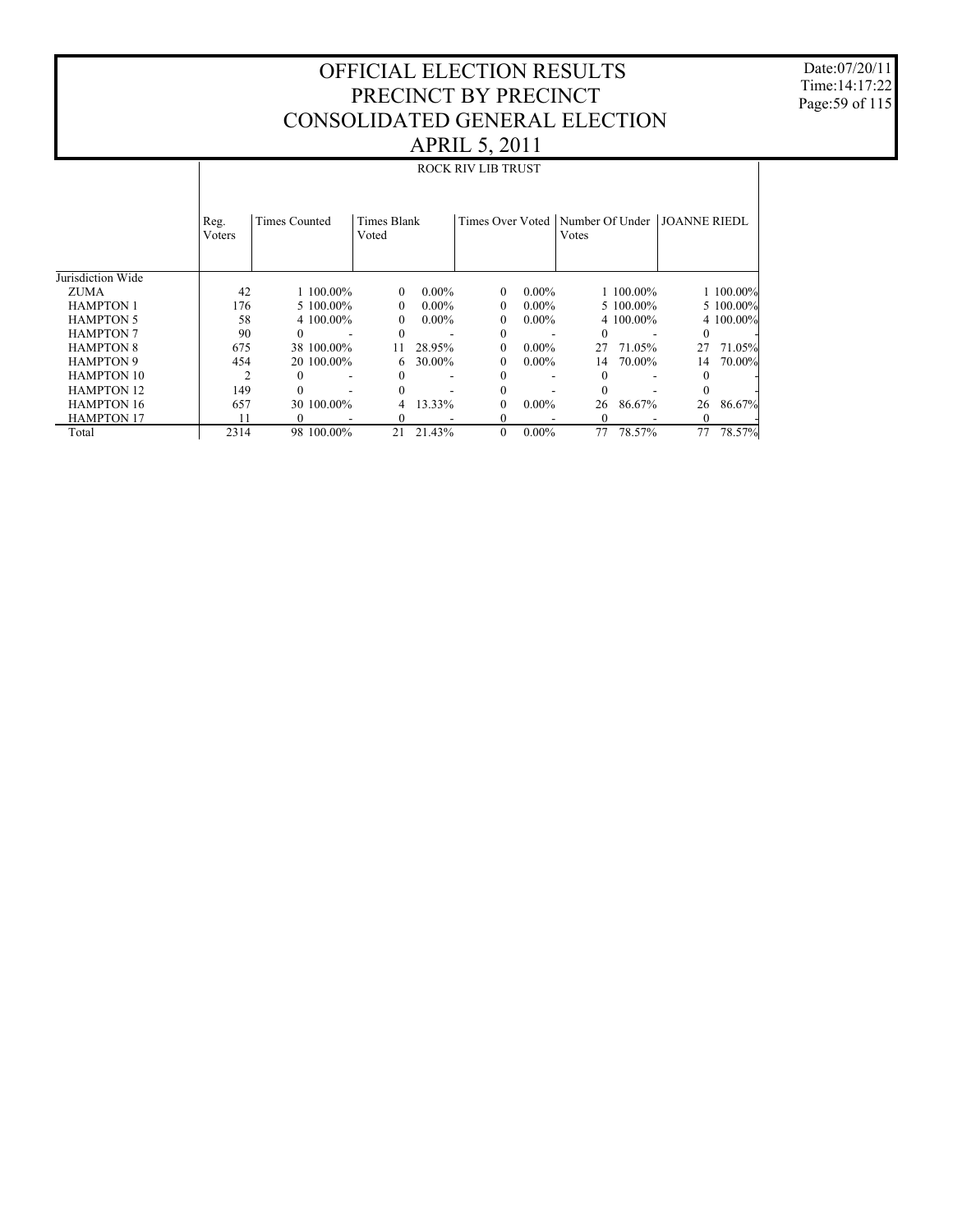# OFFICIAL ELECTION RESULTS
# PRECINCT BY PRECINCT
# CONSOLIDATED GENERAL ELECTION
# APRIL 5, 2011

Date:07/20/11
Time:14:17:22

ROCK RIV LIB TRUST

| | Reg. Voters | Times Counted | | Times Blank Voted | | Times Over Voted | | Number Of Under Votes | | JOANNE RIEDL | |
|---|---|---|---|---|---|---|---|---|---|---|---|
| Jurisdiction Wide | | | | | | | | | | | |
| ZUMA | 42 | 1 | 100.00% | 0 | 0.00% | 0 | 0.00% | 1 | 100.00% | 1 | 100.00% |
| HAMPTON 1 | 176 | 5 | 100.00% | 0 | 0.00% | 0 | 0.00% | 5 | 100.00% | 5 | 100.00% |
| HAMPTON 5 | 58 | 4 | 100.00% | 0 | 0.00% | 0 | 0.00% | 4 | 100.00% | 4 | 100.00% |
| HAMPTON 7 | 90 | 0 | - | 0 | - | 0 | - | 0 | - | 0 | - |
| HAMPTON 8 | 675 | 38 | 100.00% | 11 | 28.95% | 0 | 0.00% | 27 | 71.05% | 27 | 71.05% |
| HAMPTON 9 | 454 | 20 | 100.00% | 6 | 30.00% | 0 | 0.00% | 14 | 70.00% | 14 | 70.00% |
| HAMPTON 10 | 2 | 0 | - | 0 | - | 0 | - | 0 | - | 0 | - |
| HAMPTON 12 | 149 | 0 | - | 0 | - | 0 | - | 0 | - | 0 | - |
| HAMPTON 16 | 657 | 30 | 100.00% | 4 | 13.33% | 0 | 0.00% | 26 | 86.67% | 26 | 86.67% |
| HAMPTON 17 | 11 | 0 | - | 0 | - | 0 | - | 0 | - | 0 | - |
| Total | 2314 | 98 | 100.00% | 21 | 21.43% | 0 | 0.00% | 77 | 78.57% | 77 | 78.57% |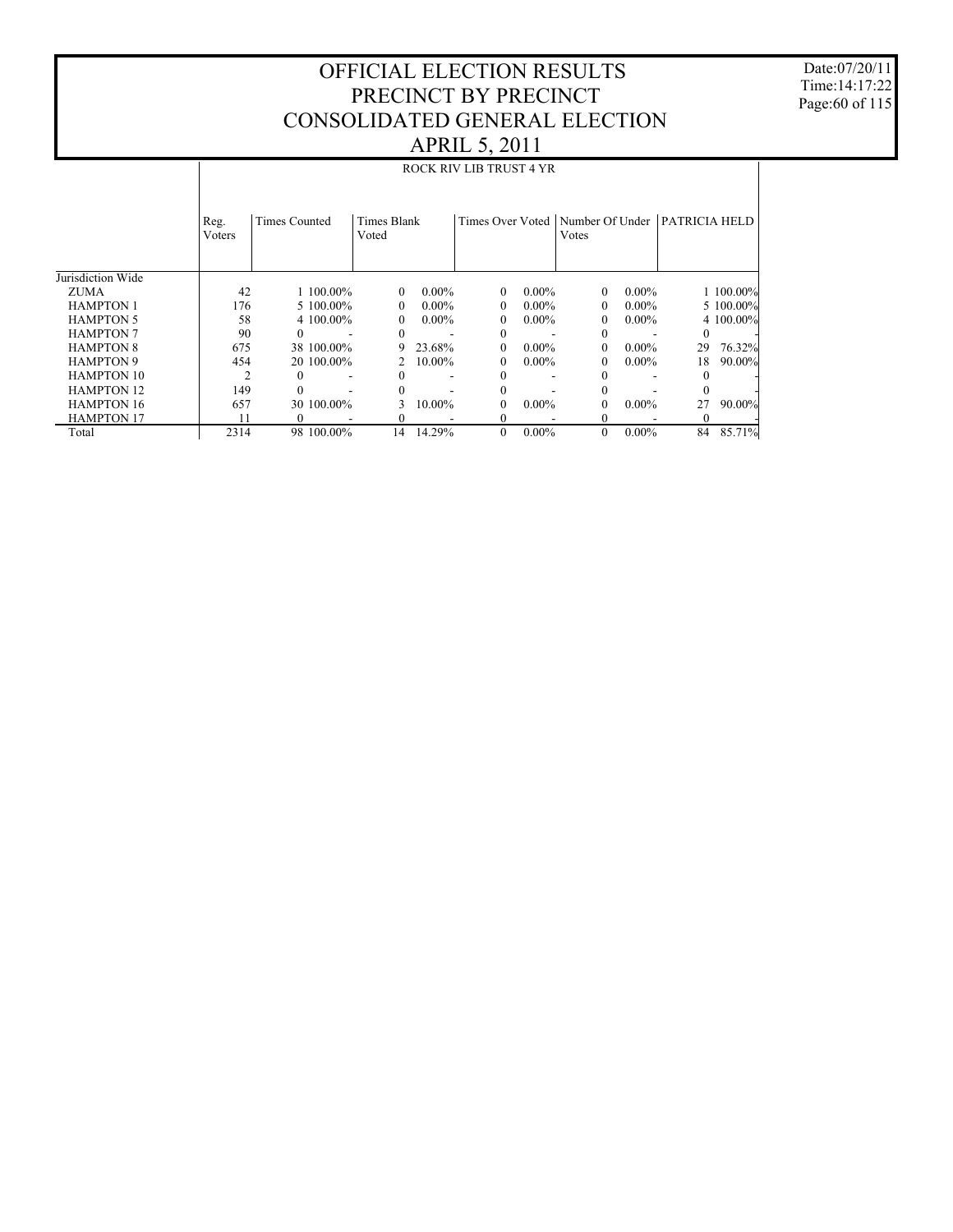# OFFICIAL ELECTION RESULTS
# PRECINCT BY PRECINCT
# CONSOLIDATED GENERAL ELECTION
# APRIL 5, 2011

Date:07/20/11
Time:14:17:22

ROCK RIV LIB TRUST 4 YR

| | Reg. Voters | Times Counted | | Times Blank Voted | | Times Over Voted | | Number Of Under Votes | | PATRICIA HELD | |
|---|---|---|---|---|---|---|---|---|---|---|---|
| Jurisdiction Wide | | | | | | | | | | | |
| ZUMA | 42 | 1 | 100.00% | 0 | 0.00% | 0 | 0.00% | 0 | 0.00% | 1 | 100.00% |
| HAMPTON 1 | 176 | 5 | 100.00% | 0 | 0.00% | 0 | 0.00% | 0 | 0.00% | 5 | 100.00% |
| HAMPTON 5 | 58 | 4 | 100.00% | 0 | 0.00% | 0 | 0.00% | 0 | 0.00% | 4 | 100.00% |
| HAMPTON 7 | 90 | 0 | - | 0 | - | 0 | - | 0 | - | 0 | - |
| HAMPTON 8 | 675 | 38 | 100.00% | 9 | 23.68% | 0 | 0.00% | 0 | 0.00% | 29 | 76.32% |
| HAMPTON 9 | 454 | 20 | 100.00% | 2 | 10.00% | 0 | 0.00% | 0 | 0.00% | 18 | 90.00% |
| HAMPTON 10 | 2 | 0 | - | 0 | - | 0 | - | 0 | - | 0 | - |
| HAMPTON 12 | 149 | 0 | - | 0 | - | 0 | - | 0 | - | 0 | - |
| HAMPTON 16 | 657 | 30 | 100.00% | 3 | 10.00% | 0 | 0.00% | 0 | 0.00% | 27 | 90.00% |
| HAMPTON 17 | 11 | 0 | - | 0 | - | 0 | - | 0 | - | 0 | - |
| Total | 2314 | 98 | 100.00% | 14 | 14.29% | 0 | 0.00% | 0 | 0.00% | 84 | 85.71% |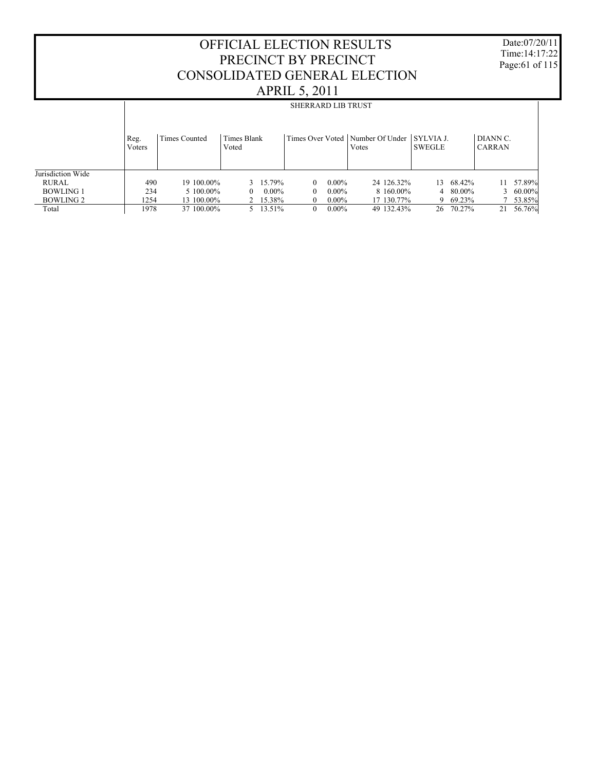# OFFICIAL ELECTION RESULTS
# PRECINCT BY PRECINCT
# CONSOLIDATED GENERAL ELECTION
# APRIL 5, 2011

Date:07/20/11
Time:14:17:22

SHERRARD LIB TRUST

| | Reg. Voters | Times Counted | | Times Blank Voted | | Times Over Voted | | Number Of Under Votes | | SYLVIA J. SWEGLE | | DIANN C. CARRAN | |
|---|---|---|---|---|---|---|---|---|---|---|---|---|---|
| Jurisdiction Wide | | | | | | | | | | | | | |
| RURAL | 490 | 19 | 100.00% | 3 | 15.79% | 0 | 0.00% | 24 | 126.32% | 13 | 68.42% | 11 | 57.89% |
| BOWLING 1 | 234 | 5 | 100.00% | 0 | 0.00% | 0 | 0.00% | 8 | 160.00% | 4 | 80.00% | 3 | 60.00% |
| BOWLING 2 | 1254 | 13 | 100.00% | 2 | 15.38% | 0 | 0.00% | 17 | 130.77% | 9 | 69.23% | 7 | 53.85% |
| Total | 1978 | 37 | 100.00% | 5 | 13.51% | 0 | 0.00% | 49 | 132.43% | 26 | 70.27% | 21 | 56.76% |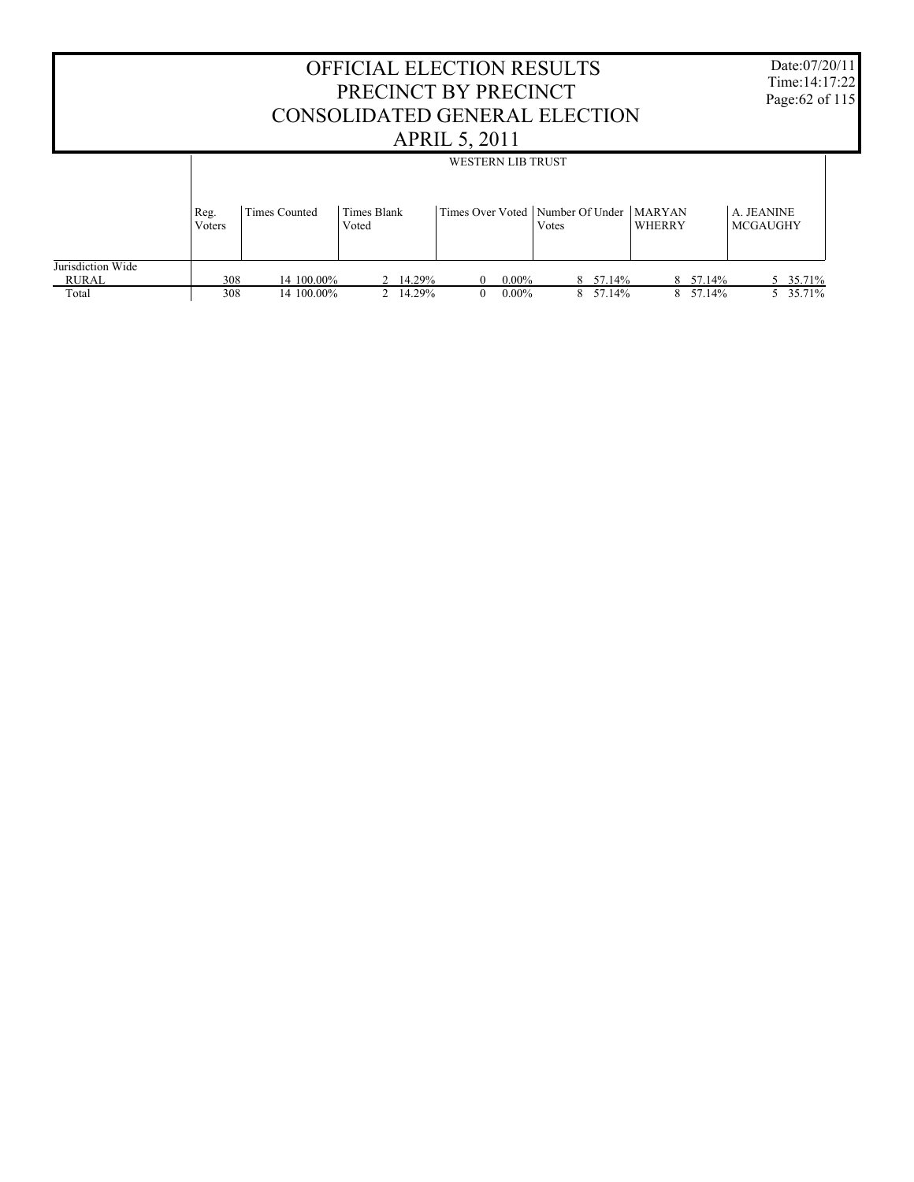# OFFICIAL ELECTION RESULTS
# PRECINCT BY PRECINCT
# CONSOLIDATED GENERAL ELECTION
# APRIL 5, 2011

Date:07/20/11
Time:14:17:22

| | WESTERN LIB TRUST | | | | | | | | | | | |
|---|---|---|---|---|---|---|---|---|---|---|---|---|
| | Reg. Voters | Times Counted | | Times Blank Voted | | Times Over Voted | | Number Of Under Votes | | MARYAN WHERRY | | A. JEANINE MCGAUGHY | |
| Jurisdiction Wide | | | | | | | | | | | | |
| RURAL | 308 | 14 | 100.00% | 2 | 14.29% | 0 | 0.00% | 8 | 57.14% | 8 | 57.14% | 5 | 35.71% |
| Total | 308 | 14 | 100.00% | 2 | 14.29% | 0 | 0.00% | 8 | 57.14% | 8 | 57.14% | 5 | 35.71% |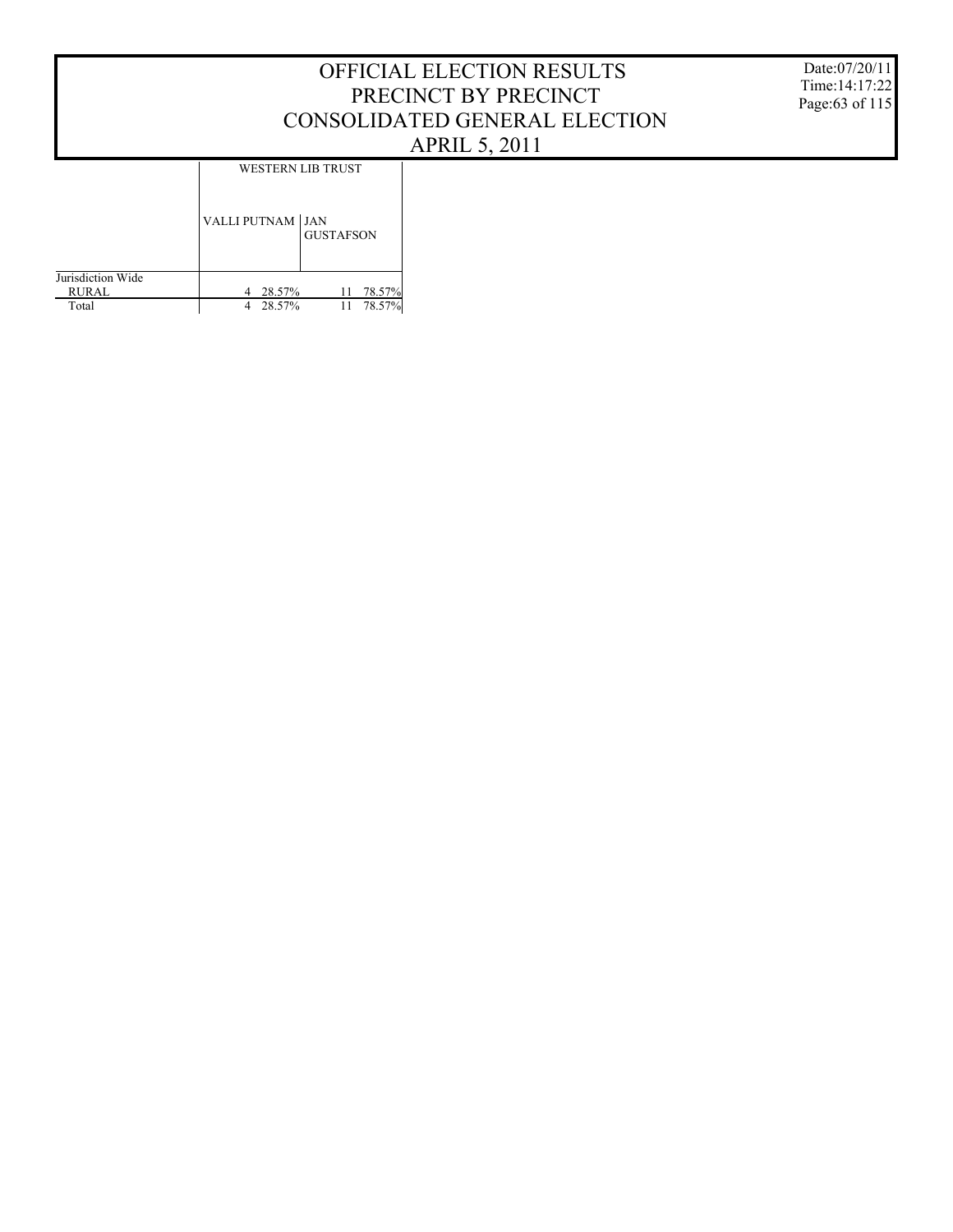# OFFICIAL ELECTION RESULTS
# PRECINCT BY PRECINCT
# CONSOLIDATED GENERAL ELECTION
# APRIL 5, 2011

Date:07/20/11
Time:14:17:22

| | WESTERN LIB TRUST | | | |
|---|---|---|---|---|
| | VALLI PUTNAM | | JAN GUSTAFSON | |
| Jurisdiction Wide | | | | |
| RURAL | 4 | 28.57% | 11 | 78.57% |
| Total | 4 | 28.57% | 11 | 78.57% |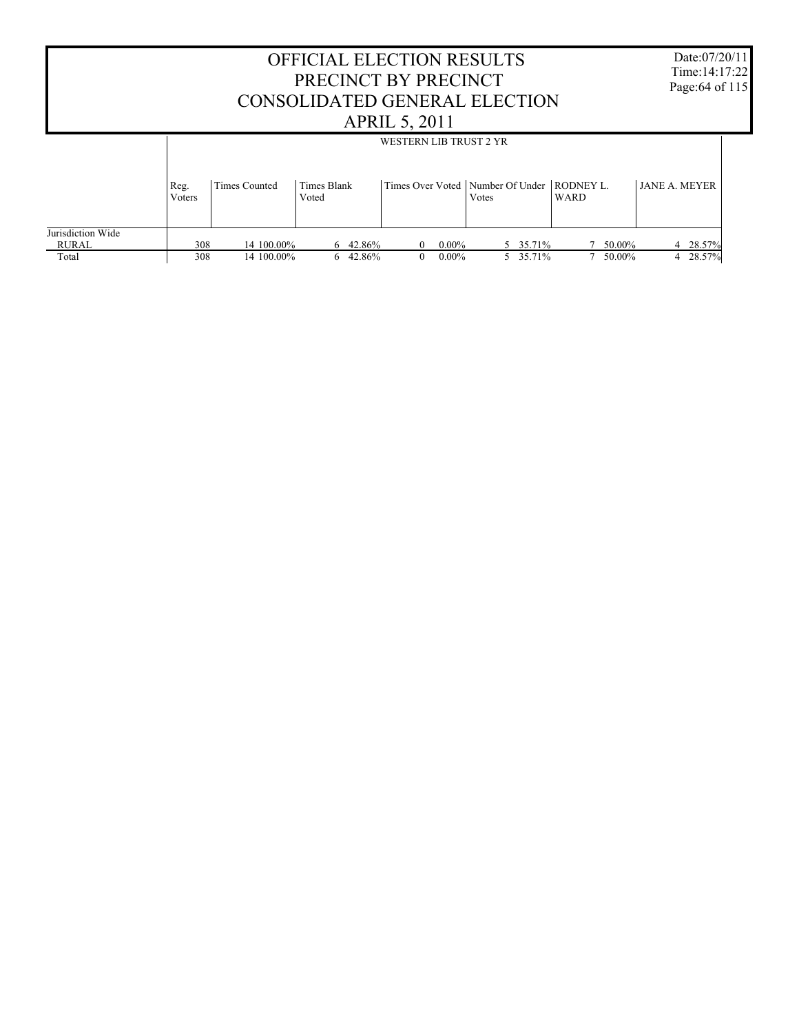# OFFICIAL ELECTION RESULTS
# PRECINCT BY PRECINCT
# CONSOLIDATED GENERAL ELECTION
# APRIL 5, 2011

Date:07/20/11
Time:14:17:22

| | WESTERN LIB TRUST 2 YR | | | | | | |
|---|---|---|---|---|---|---|---|
| | Reg. Voters | Times Counted | Times Blank Voted | Times Over Voted | Number Of Under Votes | RODNEY L. WARD | JANE A. MEYER |
| Jurisdiction Wide | | | | | | | |
| RURAL | 308 | 14 100.00% | 6 42.86% | 0 0.00% | 5 35.71% | 7 50.00% | 4 28.57% |
| Total | 308 | 14 100.00% | 6 42.86% | 0 0.00% | 5 35.71% | 7 50.00% | 4 28.57% |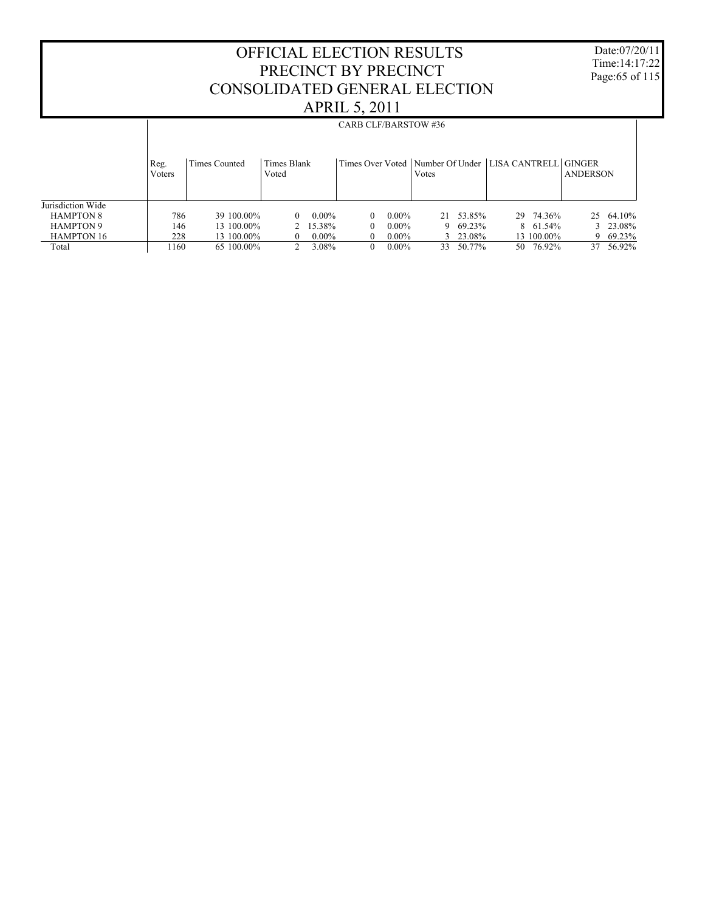# OFFICIAL ELECTION RESULTS
# PRECINCT BY PRECINCT
# CONSOLIDATED GENERAL ELECTION
# APRIL 5, 2011

CARB CLF/BARSTOW #36

| | Reg. Voters | Times Counted | | Times Blank Voted | | Times Over Voted | | Number Of Under Votes | | LISA CANTRELL | | GINGER ANDERSON | |
|---|---|---|---|---|---|---|---|---|---|---|---|---|---|
| Jurisdiction Wide | | | | | | | | | | | | | |
| HAMPTON 8 | 786 | 39 | 100.00% | 0 | 0.00% | 0 | 0.00% | 21 | 53.85% | 29 | 74.36% | 25 | 64.10% |
| HAMPTON 9 | 146 | 13 | 100.00% | 2 | 15.38% | 0 | 0.00% | 9 | 69.23% | 8 | 61.54% | 3 | 23.08% |
| HAMPTON 16 | 228 | 13 | 100.00% | 0 | 0.00% | 0 | 0.00% | 3 | 23.08% | 13 | 100.00% | 9 | 69.23% |
| Total | 1160 | 65 | 100.00% | 2 | 3.08% | 0 | 0.00% | 33 | 50.77% | 50 | 76.92% | 37 | 56.92% |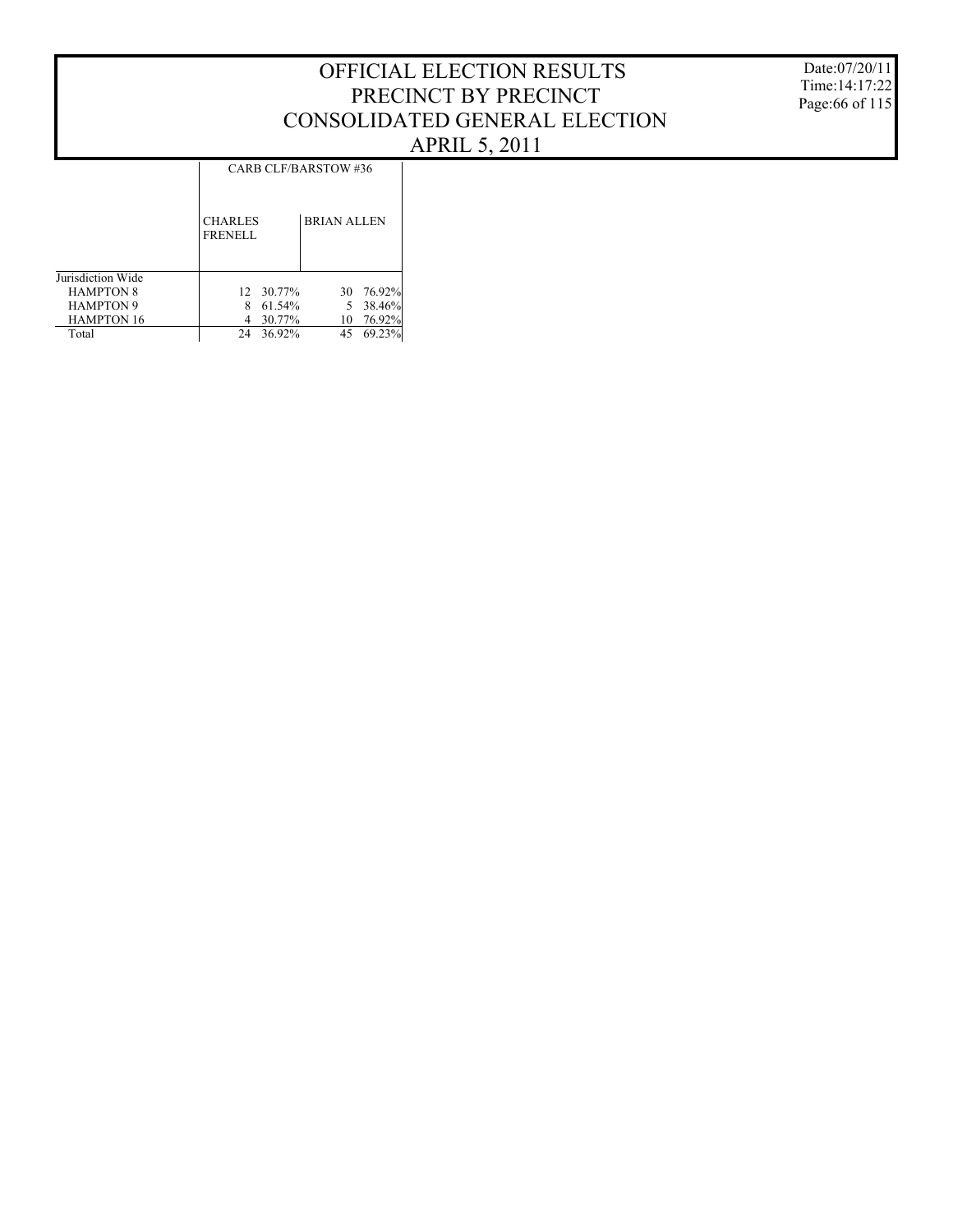# OFFICIAL ELECTION RESULTS
# PRECINCT BY PRECINCT
# CONSOLIDATED GENERAL ELECTION
# APRIL 5, 2011

Date:07/20/11
Time:14:17:22

| | CARB CLF/BARSTOW #36 | | | |
|---|---|---|---|---|
| | CHARLES FRENELL | | BRIAN ALLEN | |
| Jurisdiction Wide | | | | |
| HAMPTON 8 | 12 | 30.77% | 30 | 76.92% |
| HAMPTON 9 | 8 | 61.54% | 5 | 38.46% |
| HAMPTON 16 | 4 | 30.77% | 10 | 76.92% |
| Total | 24 | 36.92% | 45 | 69.23% |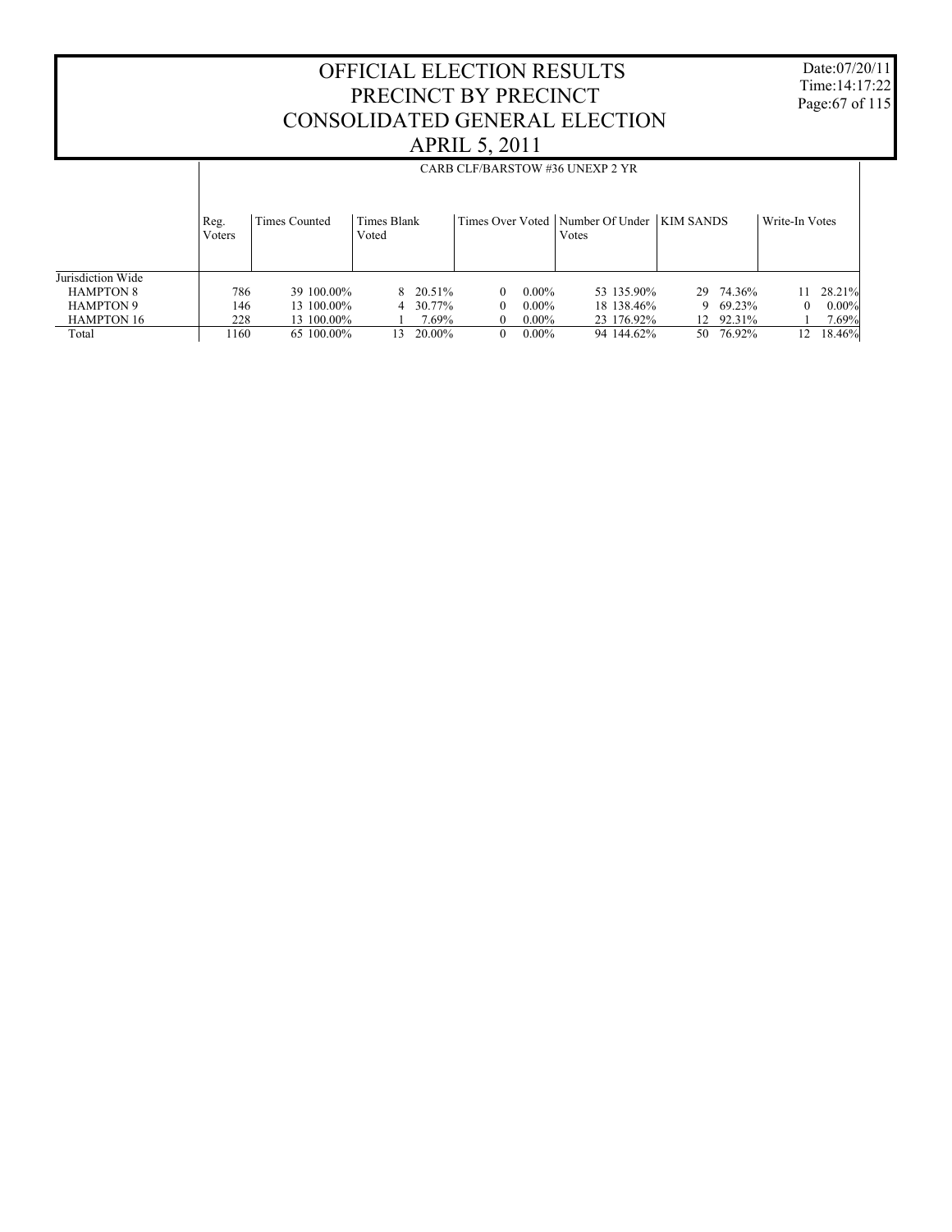# OFFICIAL ELECTION RESULTS
# PRECINCT BY PRECINCT
# CONSOLIDATED GENERAL ELECTION
# APRIL 5, 2011

Date:07/20/11
Time:14:17:22

## CARB CLF/BARSTOW #36 UNEXP 2 YR

| | Reg. Voters | Times Counted | | Times Blank Voted | | Times Over Voted | | Number Of Under Votes | | KIM SANDS | | Write-In Votes | |
|---|---|---|---|---|---|---|---|---|---|---|---|---|---|
| Jurisdiction Wide | | | | | | | | | | | | | |
| HAMPTON 8 | 786 | 39 | 100.00% | 8 | 20.51% | 0 | 0.00% | 53 | 135.90% | 29 | 74.36% | 11 | 28.21% |
| HAMPTON 9 | 146 | 13 | 100.00% | 4 | 30.77% | 0 | 0.00% | 18 | 138.46% | 9 | 69.23% | 0 | 0.00% |
| HAMPTON 16 | 228 | 13 | 100.00% | 1 | 7.69% | 0 | 0.00% | 23 | 176.92% | 12 | 92.31% | 1 | 7.69% |
| Total | 1160 | 65 | 100.00% | 13 | 20.00% | 0 | 0.00% | 94 | 144.62% | 50 | 76.92% | 12 | 18.46% |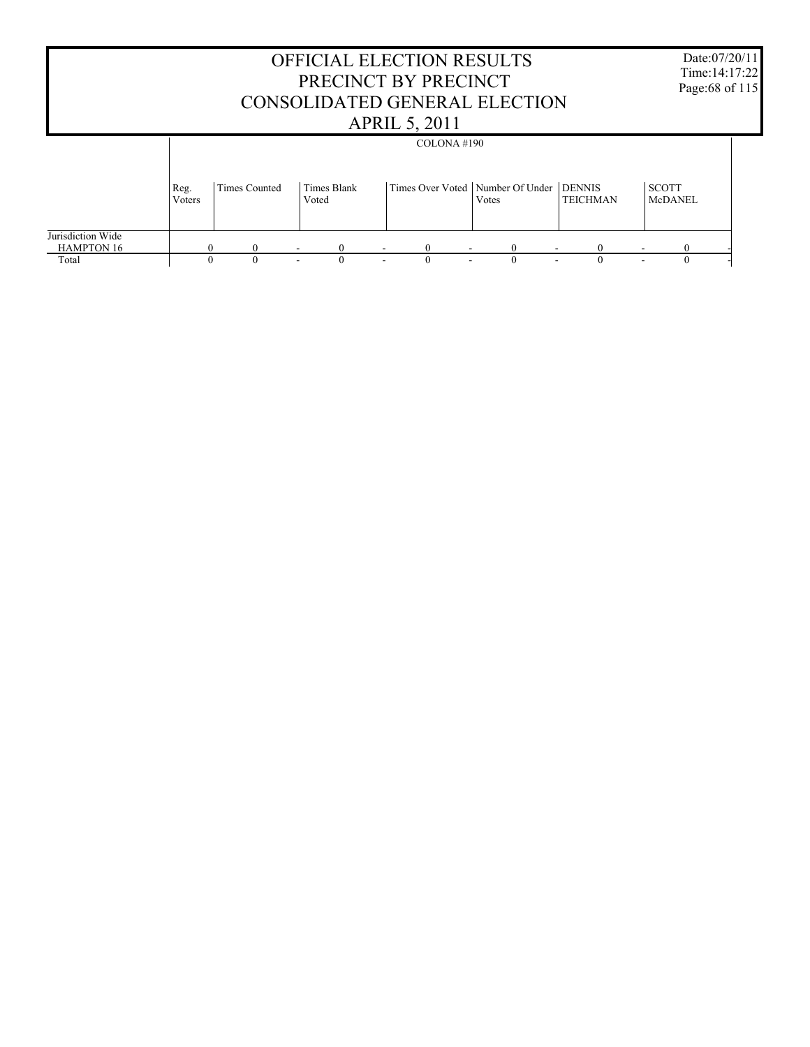# OFFICIAL ELECTION RESULTS
# PRECINCT BY PRECINCT
# CONSOLIDATED GENERAL ELECTION
# APRIL 5, 2011

Date:07/20/11
Time:14:17:22

COLONA #190

| | Reg. Voters | Times Counted | | Times Blank Voted | | Times Over Voted | | Number Of Under Votes | | DENNIS TEICHMAN | | SCOTT McDANEL | |
|---|---|---|---|---|---|---|---|---|---|---|---|---|---|
| Jurisdiction Wide | | | | | | | | | | | | | |
| HAMPTON 16 | 0 | 0 | - | 0 | - | 0 | - | 0 | - | 0 | - | 0 | - |
| Total | 0 | 0 | - | 0 | - | 0 | - | 0 | - | 0 | - | 0 | - |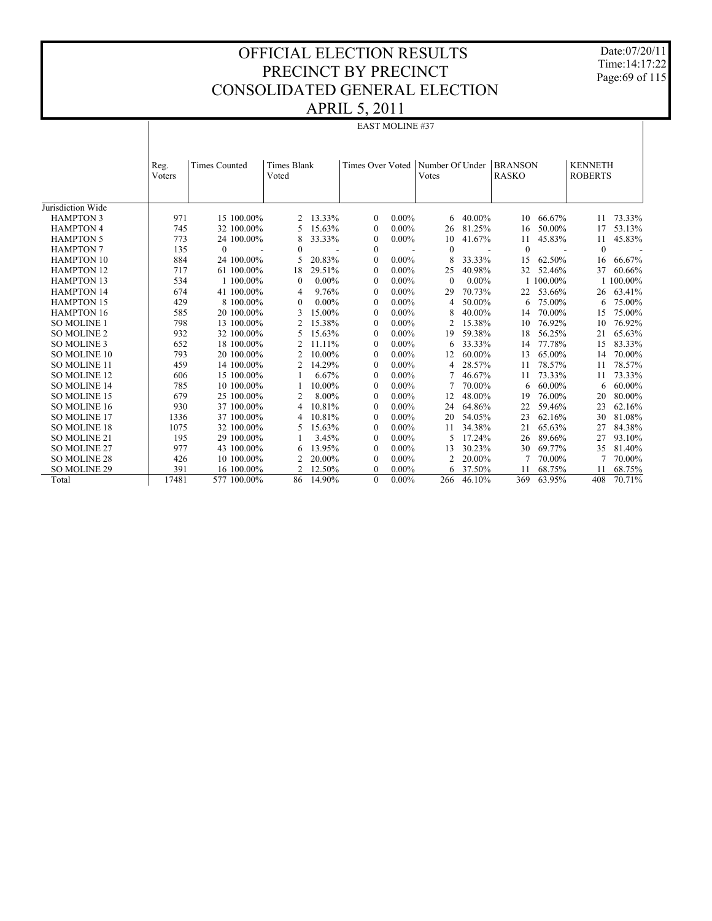# OFFICIAL ELECTION RESULTS
# PRECINCT BY PRECINCT
# CONSOLIDATED GENERAL ELECTION
# APRIL 5, 2011

Date:07/20/11
Time:14:17:22

EAST MOLINE #37

| | Reg. Voters | Times Counted | | Times Blank Voted | | Times Over Voted | | Number Of Under Votes | | BRANSON RASKO | | KENNETH ROBERTS | |
|---|---|---|---|---|---|---|---|---|---|---|---|---|---|
| Jurisdiction Wide | | | | | | | | | | | | | |
| HAMPTON 3 | 971 | 15 | 100.00% | 2 | 13.33% | 0 | 0.00% | 6 | 40.00% | 10 | 66.67% | 11 | 73.33% |
| HAMPTON 4 | 745 | 32 | 100.00% | 5 | 15.63% | 0 | 0.00% | 26 | 81.25% | 16 | 50.00% | 17 | 53.13% |
| HAMPTON 5 | 773 | 24 | 100.00% | 8 | 33.33% | 0 | 0.00% | 10 | 41.67% | 11 | 45.83% | 11 | 45.83% |
| HAMPTON 7 | 135 | 0 | - | 0 | - | 0 | - | 0 | - | 0 | - | 0 | - |
| HAMPTON 10 | 884 | 24 | 100.00% | 5 | 20.83% | 0 | 0.00% | 8 | 33.33% | 15 | 62.50% | 16 | 66.67% |
| HAMPTON 12 | 717 | 61 | 100.00% | 18 | 29.51% | 0 | 0.00% | 25 | 40.98% | 32 | 52.46% | 37 | 60.66% |
| HAMPTON 13 | 534 | 1 | 100.00% | 0 | 0.00% | 0 | 0.00% | 0 | 0.00% | 1 | 100.00% | 1 | 100.00% |
| HAMPTON 14 | 674 | 41 | 100.00% | 4 | 9.76% | 0 | 0.00% | 29 | 70.73% | 22 | 53.66% | 26 | 63.41% |
| HAMPTON 15 | 429 | 8 | 100.00% | 0 | 0.00% | 0 | 0.00% | 4 | 50.00% | 6 | 75.00% | 6 | 75.00% |
| HAMPTON 16 | 585 | 20 | 100.00% | 3 | 15.00% | 0 | 0.00% | 8 | 40.00% | 14 | 70.00% | 15 | 75.00% |
| SO MOLINE 1 | 798 | 13 | 100.00% | 2 | 15.38% | 0 | 0.00% | 2 | 15.38% | 10 | 76.92% | 10 | 76.92% |
| SO MOLINE 2 | 932 | 32 | 100.00% | 5 | 15.63% | 0 | 0.00% | 19 | 59.38% | 18 | 56.25% | 21 | 65.63% |
| SO MOLINE 3 | 652 | 18 | 100.00% | 2 | 11.11% | 0 | 0.00% | 6 | 33.33% | 14 | 77.78% | 15 | 83.33% |
| SO MOLINE 10 | 793 | 20 | 100.00% | 2 | 10.00% | 0 | 0.00% | 12 | 60.00% | 13 | 65.00% | 14 | 70.00% |
| SO MOLINE 11 | 459 | 14 | 100.00% | 2 | 14.29% | 0 | 0.00% | 4 | 28.57% | 11 | 78.57% | 11 | 78.57% |
| SO MOLINE 12 | 606 | 15 | 100.00% | 1 | 6.67% | 0 | 0.00% | 7 | 46.67% | 11 | 73.33% | 11 | 73.33% |
| SO MOLINE 14 | 785 | 10 | 100.00% | 1 | 10.00% | 0 | 0.00% | 7 | 70.00% | 6 | 60.00% | 6 | 60.00% |
| SO MOLINE 15 | 679 | 25 | 100.00% | 2 | 8.00% | 0 | 0.00% | 12 | 48.00% | 19 | 76.00% | 20 | 80.00% |
| SO MOLINE 16 | 930 | 37 | 100.00% | 4 | 10.81% | 0 | 0.00% | 24 | 64.86% | 22 | 59.46% | 23 | 62.16% |
| SO MOLINE 17 | 1336 | 37 | 100.00% | 4 | 10.81% | 0 | 0.00% | 20 | 54.05% | 23 | 62.16% | 30 | 81.08% |
| SO MOLINE 18 | 1075 | 32 | 100.00% | 5 | 15.63% | 0 | 0.00% | 11 | 34.38% | 21 | 65.63% | 27 | 84.38% |
| SO MOLINE 21 | 195 | 29 | 100.00% | 1 | 3.45% | 0 | 0.00% | 5 | 17.24% | 26 | 89.66% | 27 | 93.10% |
| SO MOLINE 27 | 977 | 43 | 100.00% | 6 | 13.95% | 0 | 0.00% | 13 | 30.23% | 30 | 69.77% | 35 | 81.40% |
| SO MOLINE 28 | 426 | 10 | 100.00% | 2 | 20.00% | 0 | 0.00% | 2 | 20.00% | 7 | 70.00% | 7 | 70.00% |
| SO MOLINE 29 | 391 | 16 | 100.00% | 2 | 12.50% | 0 | 0.00% | 6 | 37.50% | 11 | 68.75% | 11 | 68.75% |
| Total | 17481 | 577 | 100.00% | 86 | 14.90% | 0 | 0.00% | 266 | 46.10% | 369 | 63.95% | 408 | 70.71% |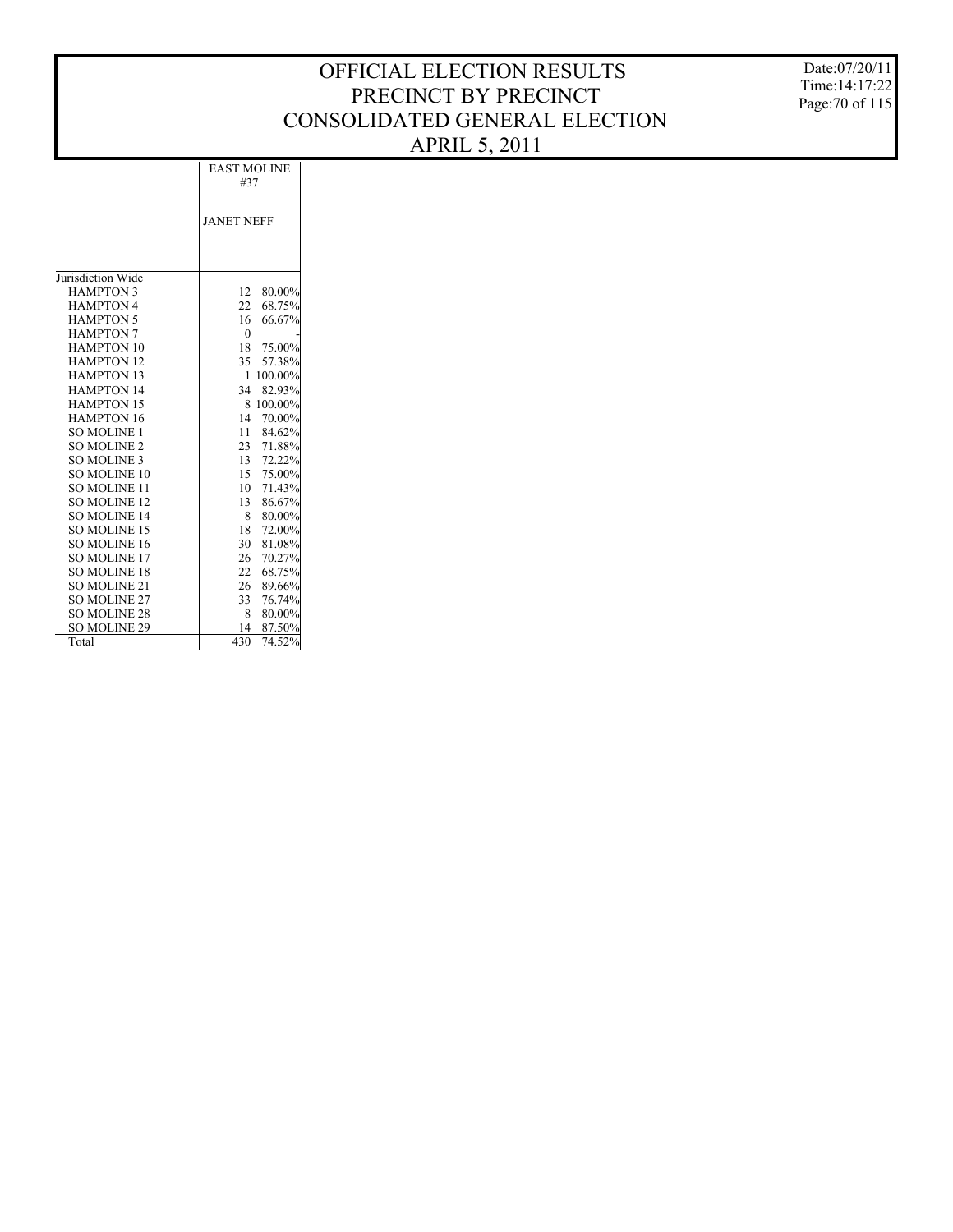# OFFICIAL ELECTION RESULTS
# PRECINCT BY PRECINCT
# CONSOLIDATED GENERAL ELECTION
# APRIL 5, 2011

Date:07/20/11
Time:14:17:22

| | EAST MOLINE #37 | |
|---|---|---|
| | JANET NEFF | |
| Jurisdiction Wide | | |
| HAMPTON 3 | 12 | 80.00% |
| HAMPTON 4 | 22 | 68.75% |
| HAMPTON 5 | 16 | 66.67% |
| HAMPTON 7 | 0 | - |
| HAMPTON 10 | 18 | 75.00% |
| HAMPTON 12 | 35 | 57.38% |
| HAMPTON 13 | 1 | 100.00% |
| HAMPTON 14 | 34 | 82.93% |
| HAMPTON 15 | 8 | 100.00% |
| HAMPTON 16 | 14 | 70.00% |
| SO MOLINE 1 | 11 | 84.62% |
| SO MOLINE 2 | 23 | 71.88% |
| SO MOLINE 3 | 13 | 72.22% |
| SO MOLINE 10 | 15 | 75.00% |
| SO MOLINE 11 | 10 | 71.43% |
| SO MOLINE 12 | 13 | 86.67% |
| SO MOLINE 14 | 8 | 80.00% |
| SO MOLINE 15 | 18 | 72.00% |
| SO MOLINE 16 | 30 | 81.08% |
| SO MOLINE 17 | 26 | 70.27% |
| SO MOLINE 18 | 22 | 68.75% |
| SO MOLINE 21 | 26 | 89.66% |
| SO MOLINE 27 | 33 | 76.74% |
| SO MOLINE 28 | 8 | 80.00% |
| SO MOLINE 29 | 14 | 87.50% |
| Total | 430 | 74.52% |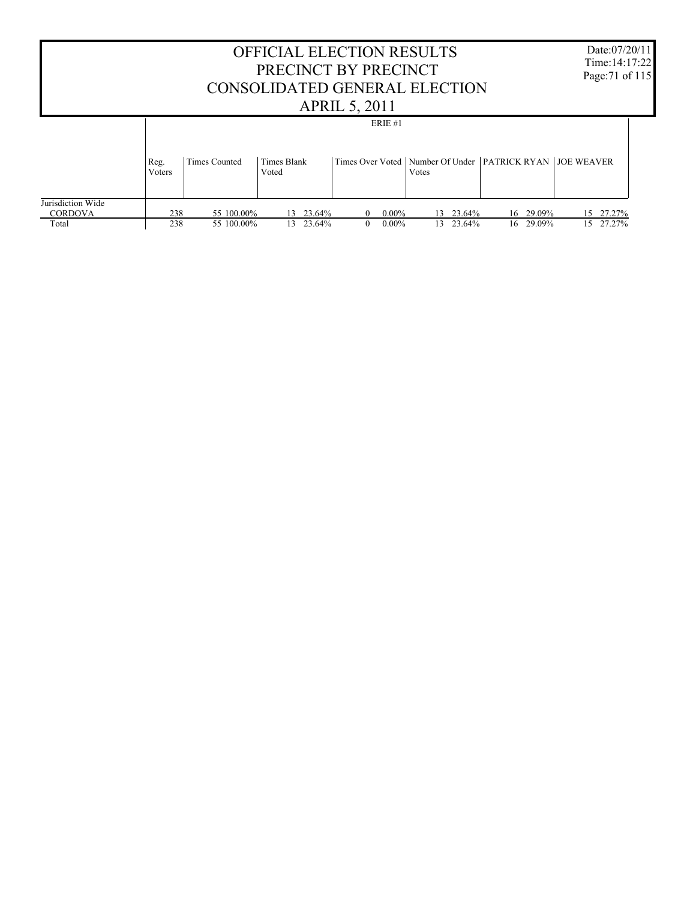# OFFICIAL ELECTION RESULTS
# PRECINCT BY PRECINCT
# CONSOLIDATED GENERAL ELECTION
# APRIL 5, 2011

Date:07/20/11
Time:14:17:22

ERIE #1

| | Reg. Voters | Times Counted | | Times Blank Voted | | Times Over Voted | | Number Of Under Votes | | PATRICK RYAN | | JOE WEAVER | |
|---|---|---|---|---|---|---|---|---|---|---|---|---|---|
| Jurisdiction Wide | | | | | | | | | | | | | |
| CORDOVA | 238 | 55 | 100.00% | 13 | 23.64% | 0 | 0.00% | 13 | 23.64% | 16 | 29.09% | 15 | 27.27% |
| Total | 238 | 55 | 100.00% | 13 | 23.64% | 0 | 0.00% | 13 | 23.64% | 16 | 29.09% | 15 | 27.27% |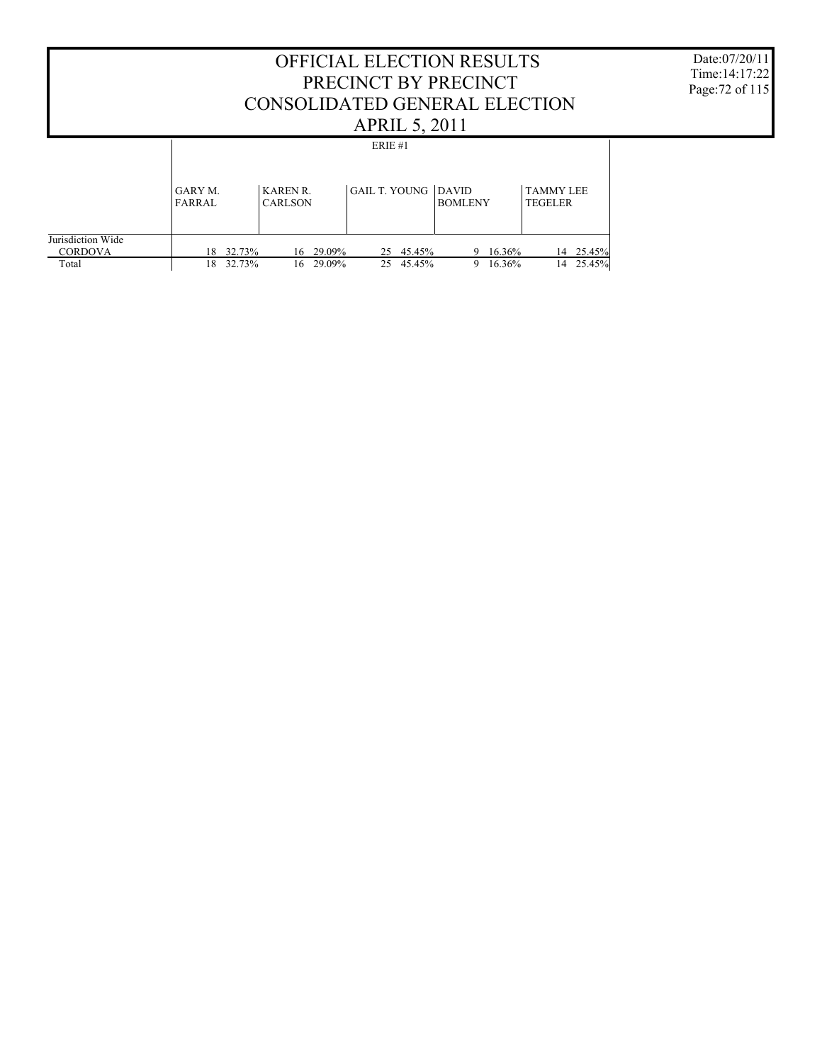# OFFICIAL ELECTION RESULTS
# PRECINCT BY PRECINCT
# CONSOLIDATED GENERAL ELECTION
# APRIL 5, 2011

Date:07/20/11
Time:14:17:22

ERIE #1

| | GARY M. FARRAL | | KAREN R. CARLSON | | GAIL T. YOUNG | | DAVID BOMLENY | | TAMMY LEE TEGELER | |
|---|---|---|---|---|---|---|---|---|---|---|
| Jurisdiction Wide | | | | | | | | | | |
| CORDOVA | 18 | 32.73% | 16 | 29.09% | 25 | 45.45% | 9 | 16.36% | 14 | 25.45% |
| Total | 18 | 32.73% | 16 | 29.09% | 25 | 45.45% | 9 | 16.36% | 14 | 25.45% |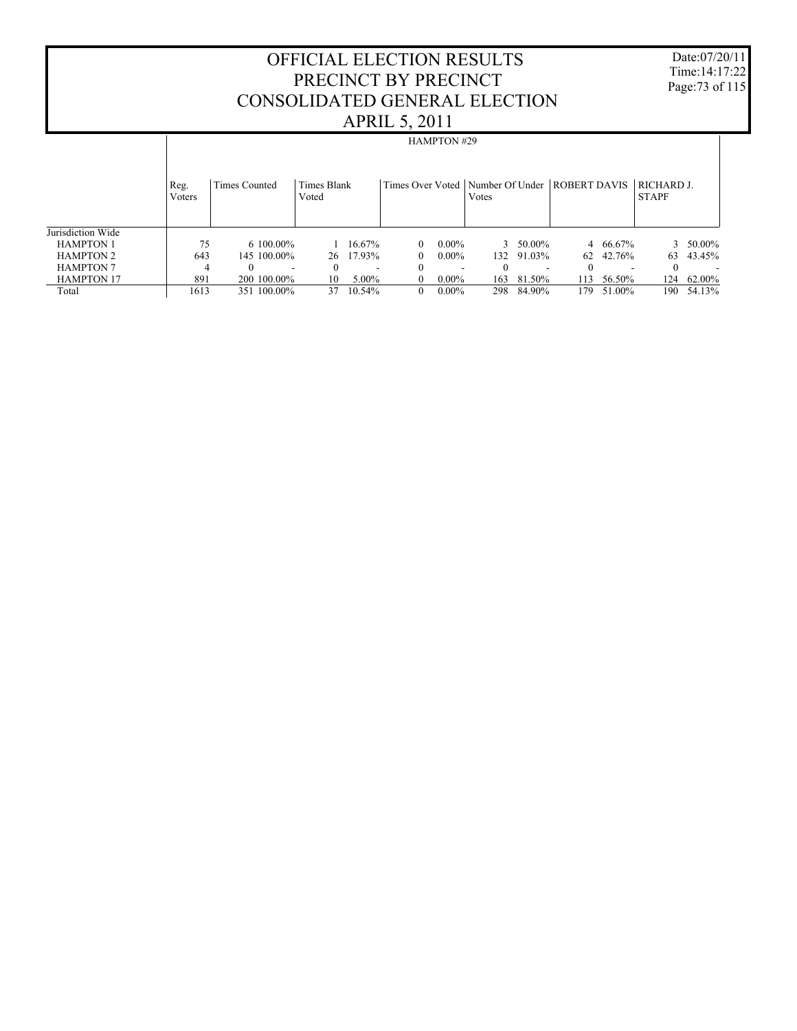# OFFICIAL ELECTION RESULTS
# PRECINCT BY PRECINCT
# CONSOLIDATED GENERAL ELECTION
# APRIL 5, 2011

Date:07/20/11
Time:14:17:22

HAMPTON #29

| | Reg. Voters | Times Counted | | Times Blank Voted | | Times Over Voted | | Number Of Under Votes | | ROBERT DAVIS | | RICHARD J. STAPF | |
|---|---|---|---|---|---|---|---|---|---|---|---|---|---|
| Jurisdiction Wide | | | | | | | | | | | | | |
| HAMPTON 1 | 75 | 6 | 100.00% | 1 | 16.67% | 0 | 0.00% | 3 | 50.00% | 4 | 66.67% | 3 | 50.00% |
| HAMPTON 2 | 643 | 145 | 100.00% | 26 | 17.93% | 0 | 0.00% | 132 | 91.03% | 62 | 42.76% | 63 | 43.45% |
| HAMPTON 7 | 4 | 0 | - | 0 | - | 0 | - | 0 | - | 0 | - | 0 | - |
| HAMPTON 17 | 891 | 200 | 100.00% | 10 | 5.00% | 0 | 0.00% | 163 | 81.50% | 113 | 56.50% | 124 | 62.00% |
| Total | 1613 | 351 | 100.00% | 37 | 10.54% | 0 | 0.00% | 298 | 84.90% | 179 | 51.00% | 190 | 54.13% |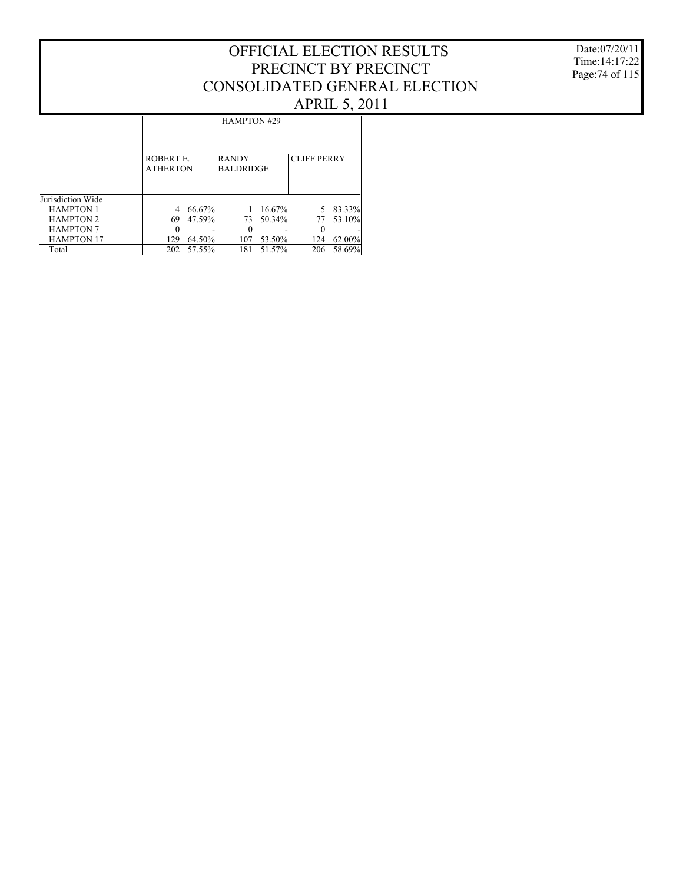# OFFICIAL ELECTION RESULTS
# PRECINCT BY PRECINCT
# CONSOLIDATED GENERAL ELECTION
# APRIL 5, 2011

Date:07/20/11
Time:14:17:22

| | HAMPTON #29 | | | | | |
|---|---|---|---|---|---|---|
| | ROBERT E. ATHERTON | | RANDY BALDRIDGE | | CLIFF PERRY | |
| Jurisdiction Wide | | | | | | |
| HAMPTON 1 | 4 | 66.67% | 1 | 16.67% | 5 | 83.33% |
| HAMPTON 2 | 69 | 47.59% | 73 | 50.34% | 77 | 53.10% |
| HAMPTON 7 | 0 | - | 0 | - | 0 | - |
| HAMPTON 17 | 129 | 64.50% | 107 | 53.50% | 124 | 62.00% |
| Total | 202 | 57.55% | 181 | 51.57% | 206 | 58.69% |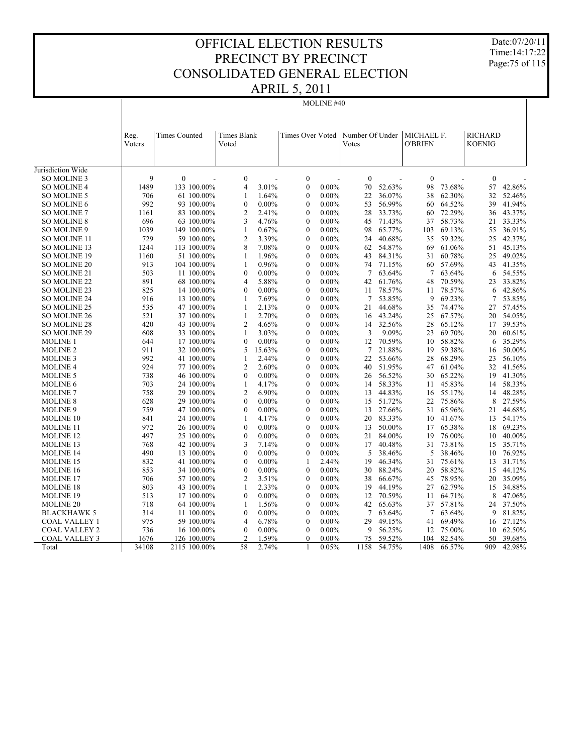# OFFICIAL ELECTION RESULTS
# PRECINCT BY PRECINCT
# CONSOLIDATED GENERAL ELECTION
# APRIL 5, 2011

Date:07/20/11
Time:14:17:22

MOLINE #40

| | Reg. Voters | Times Counted | | Times Blank Voted | | Times Over Voted | | Number Of Under Votes | | MICHAEL F. O'BRIEN | | RICHARD KOENIG | |
|---|---|---|---|---|---|---|---|---|---|---|---|---|---|
| Jurisdiction Wide | | | | | | | | | | | | | |
| SO MOLINE 3 | 9 | 0 | - | 0 | - | 0 | - | 0 | - | 0 | - | 0 | - |
| SO MOLINE 4 | 1489 | 133 | 100.00% | 4 | 3.01% | 0 | 0.00% | 70 | 52.63% | 98 | 73.68% | 57 | 42.86% |
| SO MOLINE 5 | 706 | 61 | 100.00% | 1 | 1.64% | 0 | 0.00% | 22 | 36.07% | 38 | 62.30% | 32 | 52.46% |
| SO MOLINE 6 | 992 | 93 | 100.00% | 0 | 0.00% | 0 | 0.00% | 53 | 56.99% | 60 | 64.52% | 39 | 41.94% |
| SO MOLINE 7 | 1161 | 83 | 100.00% | 2 | 2.41% | 0 | 0.00% | 28 | 33.73% | 60 | 72.29% | 36 | 43.37% |
| SO MOLINE 8 | 696 | 63 | 100.00% | 3 | 4.76% | 0 | 0.00% | 45 | 71.43% | 37 | 58.73% | 21 | 33.33% |
| SO MOLINE 9 | 1039 | 149 | 100.00% | 1 | 0.67% | 0 | 0.00% | 98 | 65.77% | 103 | 69.13% | 55 | 36.91% |
| SO MOLINE 11 | 729 | 59 | 100.00% | 2 | 3.39% | 0 | 0.00% | 24 | 40.68% | 35 | 59.32% | 25 | 42.37% |
| SO MOLINE 13 | 1244 | 113 | 100.00% | 8 | 7.08% | 0 | 0.00% | 62 | 54.87% | 69 | 61.06% | 51 | 45.13% |
| SO MOLINE 19 | 1160 | 51 | 100.00% | 1 | 1.96% | 0 | 0.00% | 43 | 84.31% | 31 | 60.78% | 25 | 49.02% |
| SO MOLINE 20 | 913 | 104 | 100.00% | 1 | 0.96% | 0 | 0.00% | 74 | 71.15% | 60 | 57.69% | 43 | 41.35% |
| SO MOLINE 21 | 503 | 11 | 100.00% | 0 | 0.00% | 0 | 0.00% | 7 | 63.64% | 7 | 63.64% | 6 | 54.55% |
| SO MOLINE 22 | 891 | 68 | 100.00% | 4 | 5.88% | 0 | 0.00% | 42 | 61.76% | 48 | 70.59% | 23 | 33.82% |
| SO MOLINE 23 | 825 | 14 | 100.00% | 0 | 0.00% | 0 | 0.00% | 11 | 78.57% | 11 | 78.57% | 6 | 42.86% |
| SO MOLINE 24 | 916 | 13 | 100.00% | 1 | 7.69% | 0 | 0.00% | 7 | 53.85% | 9 | 69.23% | 7 | 53.85% |
| SO MOLINE 25 | 535 | 47 | 100.00% | 1 | 2.13% | 0 | 0.00% | 21 | 44.68% | 35 | 74.47% | 27 | 57.45% |
| SO MOLINE 26 | 521 | 37 | 100.00% | 1 | 2.70% | 0 | 0.00% | 16 | 43.24% | 25 | 67.57% | 20 | 54.05% |
| SO MOLINE 28 | 420 | 43 | 100.00% | 2 | 4.65% | 0 | 0.00% | 14 | 32.56% | 28 | 65.12% | 17 | 39.53% |
| SO MOLINE 29 | 608 | 33 | 100.00% | 1 | 3.03% | 0 | 0.00% | 3 | 9.09% | 23 | 69.70% | 20 | 60.61% |
| MOLINE 1 | 644 | 17 | 100.00% | 0 | 0.00% | 0 | 0.00% | 12 | 70.59% | 10 | 58.82% | 6 | 35.29% |
| MOLINE 2 | 911 | 32 | 100.00% | 5 | 15.63% | 0 | 0.00% | 7 | 21.88% | 19 | 59.38% | 16 | 50.00% |
| MOLINE 3 | 992 | 41 | 100.00% | 1 | 2.44% | 0 | 0.00% | 22 | 53.66% | 28 | 68.29% | 23 | 56.10% |
| MOLINE 4 | 924 | 77 | 100.00% | 2 | 2.60% | 0 | 0.00% | 40 | 51.95% | 47 | 61.04% | 32 | 41.56% |
| MOLINE 5 | 738 | 46 | 100.00% | 0 | 0.00% | 0 | 0.00% | 26 | 56.52% | 30 | 65.22% | 19 | 41.30% |
| MOLINE 6 | 703 | 24 | 100.00% | 1 | 4.17% | 0 | 0.00% | 14 | 58.33% | 11 | 45.83% | 14 | 58.33% |
| MOLINE 7 | 758 | 29 | 100.00% | 2 | 6.90% | 0 | 0.00% | 13 | 44.83% | 16 | 55.17% | 14 | 48.28% |
| MOLINE 8 | 628 | 29 | 100.00% | 0 | 0.00% | 0 | 0.00% | 15 | 51.72% | 22 | 75.86% | 8 | 27.59% |
| MOLINE 9 | 759 | 47 | 100.00% | 0 | 0.00% | 0 | 0.00% | 13 | 27.66% | 31 | 65.96% | 21 | 44.68% |
| MOLINE 10 | 841 | 24 | 100.00% | 1 | 4.17% | 0 | 0.00% | 20 | 83.33% | 10 | 41.67% | 13 | 54.17% |
| MOLINE 11 | 972 | 26 | 100.00% | 0 | 0.00% | 0 | 0.00% | 13 | 50.00% | 17 | 65.38% | 18 | 69.23% |
| MOLINE 12 | 497 | 25 | 100.00% | 0 | 0.00% | 0 | 0.00% | 21 | 84.00% | 19 | 76.00% | 10 | 40.00% |
| MOLINE 13 | 768 | 42 | 100.00% | 3 | 7.14% | 0 | 0.00% | 17 | 40.48% | 31 | 73.81% | 15 | 35.71% |
| MOLINE 14 | 490 | 13 | 100.00% | 0 | 0.00% | 0 | 0.00% | 5 | 38.46% | 5 | 38.46% | 10 | 76.92% |
| MOLINE 15 | 832 | 41 | 100.00% | 0 | 0.00% | 1 | 2.44% | 19 | 46.34% | 31 | 75.61% | 13 | 31.71% |
| MOLINE 16 | 853 | 34 | 100.00% | 0 | 0.00% | 0 | 0.00% | 30 | 88.24% | 20 | 58.82% | 15 | 44.12% |
| MOLINE 17 | 706 | 57 | 100.00% | 2 | 3.51% | 0 | 0.00% | 38 | 66.67% | 45 | 78.95% | 20 | 35.09% |
| MOLINE 18 | 803 | 43 | 100.00% | 1 | 2.33% | 0 | 0.00% | 19 | 44.19% | 27 | 62.79% | 15 | 34.88% |
| MOLINE 19 | 513 | 17 | 100.00% | 0 | 0.00% | 0 | 0.00% | 12 | 70.59% | 11 | 64.71% | 8 | 47.06% |
| MOLINE 20 | 718 | 64 | 100.00% | 1 | 1.56% | 0 | 0.00% | 42 | 65.63% | 37 | 57.81% | 24 | 37.50% |
| BLACKHAWK 5 | 314 | 11 | 100.00% | 0 | 0.00% | 0 | 0.00% | 7 | 63.64% | 7 | 63.64% | 9 | 81.82% |
| COAL VALLEY 1 | 975 | 59 | 100.00% | 4 | 6.78% | 0 | 0.00% | 29 | 49.15% | 41 | 69.49% | 16 | 27.12% |
| COAL VALLEY 2 | 736 | 16 | 100.00% | 0 | 0.00% | 0 | 0.00% | 9 | 56.25% | 12 | 75.00% | 10 | 62.50% |
| COAL VALLEY 3 | 1676 | 126 | 100.00% | 2 | 1.59% | 0 | 0.00% | 75 | 59.52% | 104 | 82.54% | 50 | 39.68% |
| Total | 34108 | 2115 | 100.00% | 58 | 2.74% | 1 | 0.05% | 1158 | 54.75% | 1408 | 66.57% | 909 | 42.98% |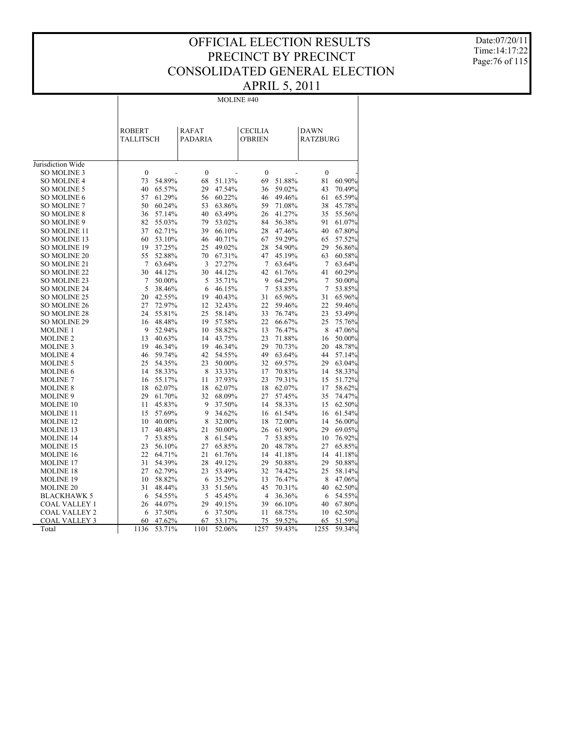# OFFICIAL ELECTION RESULTS
# PRECINCT BY PRECINCT
# CONSOLIDATED GENERAL ELECTION
# APRIL 5, 2011

Date:07/20/11
Time:14:17:22

MOLINE #40

| | ROBERT TALLITSCH | | RAFAT PADARIA | | CECILIA O'BRIEN | | DAWN RATZBURG | |
|---|---|---|---|---|---|---|---|---|
| Jurisdiction Wide | | | | | | | | |
| SO MOLINE 3 | 0 | - | 0 | - | 0 | - | 0 | - |
| SO MOLINE 4 | 73 | 54.89% | 68 | 51.13% | 69 | 51.88% | 81 | 60.90% |
| SO MOLINE 5 | 40 | 65.57% | 29 | 47.54% | 36 | 59.02% | 43 | 70.49% |
| SO MOLINE 6 | 57 | 61.29% | 56 | 60.22% | 46 | 49.46% | 61 | 65.59% |
| SO MOLINE 7 | 50 | 60.24% | 53 | 63.86% | 59 | 71.08% | 38 | 45.78% |
| SO MOLINE 8 | 36 | 57.14% | 40 | 63.49% | 26 | 41.27% | 35 | 55.56% |
| SO MOLINE 9 | 82 | 55.03% | 79 | 53.02% | 84 | 56.38% | 91 | 61.07% |
| SO MOLINE 11 | 37 | 62.71% | 39 | 66.10% | 28 | 47.46% | 40 | 67.80% |
| SO MOLINE 13 | 60 | 53.10% | 46 | 40.71% | 67 | 59.29% | 65 | 57.52% |
| SO MOLINE 19 | 19 | 37.25% | 25 | 49.02% | 28 | 54.90% | 29 | 56.86% |
| SO MOLINE 20 | 55 | 52.88% | 70 | 67.31% | 47 | 45.19% | 63 | 60.58% |
| SO MOLINE 21 | 7 | 63.64% | 3 | 27.27% | 7 | 63.64% | 7 | 63.64% |
| SO MOLINE 22 | 30 | 44.12% | 30 | 44.12% | 42 | 61.76% | 41 | 60.29% |
| SO MOLINE 23 | 7 | 50.00% | 5 | 35.71% | 9 | 64.29% | 7 | 50.00% |
| SO MOLINE 24 | 5 | 38.46% | 6 | 46.15% | 7 | 53.85% | 7 | 53.85% |
| SO MOLINE 25 | 20 | 42.55% | 19 | 40.43% | 31 | 65.96% | 31 | 65.96% |
| SO MOLINE 26 | 27 | 72.97% | 12 | 32.43% | 22 | 59.46% | 22 | 59.46% |
| SO MOLINE 28 | 24 | 55.81% | 25 | 58.14% | 33 | 76.74% | 23 | 53.49% |
| SO MOLINE 29 | 16 | 48.48% | 19 | 57.58% | 22 | 66.67% | 25 | 75.76% |
| MOLINE 1 | 9 | 52.94% | 10 | 58.82% | 13 | 76.47% | 8 | 47.06% |
| MOLINE 2 | 13 | 40.63% | 14 | 43.75% | 23 | 71.88% | 16 | 50.00% |
| MOLINE 3 | 19 | 46.34% | 19 | 46.34% | 29 | 70.73% | 20 | 48.78% |
| MOLINE 4 | 46 | 59.74% | 42 | 54.55% | 49 | 63.64% | 44 | 57.14% |
| MOLINE 5 | 25 | 54.35% | 23 | 50.00% | 32 | 69.57% | 29 | 63.04% |
| MOLINE 6 | 14 | 58.33% | 8 | 33.33% | 17 | 70.83% | 14 | 58.33% |
| MOLINE 7 | 16 | 55.17% | 11 | 37.93% | 23 | 79.31% | 15 | 51.72% |
| MOLINE 8 | 18 | 62.07% | 18 | 62.07% | 18 | 62.07% | 17 | 58.62% |
| MOLINE 9 | 29 | 61.70% | 32 | 68.09% | 27 | 57.45% | 35 | 74.47% |
| MOLINE 10 | 11 | 45.83% | 9 | 37.50% | 14 | 58.33% | 15 | 62.50% |
| MOLINE 11 | 15 | 57.69% | 9 | 34.62% | 16 | 61.54% | 16 | 61.54% |
| MOLINE 12 | 10 | 40.00% | 8 | 32.00% | 18 | 72.00% | 14 | 56.00% |
| MOLINE 13 | 17 | 40.48% | 21 | 50.00% | 26 | 61.90% | 29 | 69.05% |
| MOLINE 14 | 7 | 53.85% | 8 | 61.54% | 7 | 53.85% | 10 | 76.92% |
| MOLINE 15 | 23 | 56.10% | 27 | 65.85% | 20 | 48.78% | 27 | 65.85% |
| MOLINE 16 | 22 | 64.71% | 21 | 61.76% | 14 | 41.18% | 14 | 41.18% |
| MOLINE 17 | 31 | 54.39% | 28 | 49.12% | 29 | 50.88% | 29 | 50.88% |
| MOLINE 18 | 27 | 62.79% | 23 | 53.49% | 32 | 74.42% | 25 | 58.14% |
| MOLINE 19 | 10 | 58.82% | 6 | 35.29% | 13 | 76.47% | 8 | 47.06% |
| MOLINE 20 | 31 | 48.44% | 33 | 51.56% | 45 | 70.31% | 40 | 62.50% |
| BLACKHAWK 5 | 6 | 54.55% | 5 | 45.45% | 4 | 36.36% | 6 | 54.55% |
| COAL VALLEY 1 | 26 | 44.07% | 29 | 49.15% | 39 | 66.10% | 40 | 67.80% |
| COAL VALLEY 2 | 6 | 37.50% | 6 | 37.50% | 11 | 68.75% | 10 | 62.50% |
| COAL VALLEY 3 | 60 | 47.62% | 67 | 53.17% | 75 | 59.52% | 65 | 51.59% |
| Total | 1136 | 53.71% | 1101 | 52.06% | 1257 | 59.43% | 1255 | 59.34% |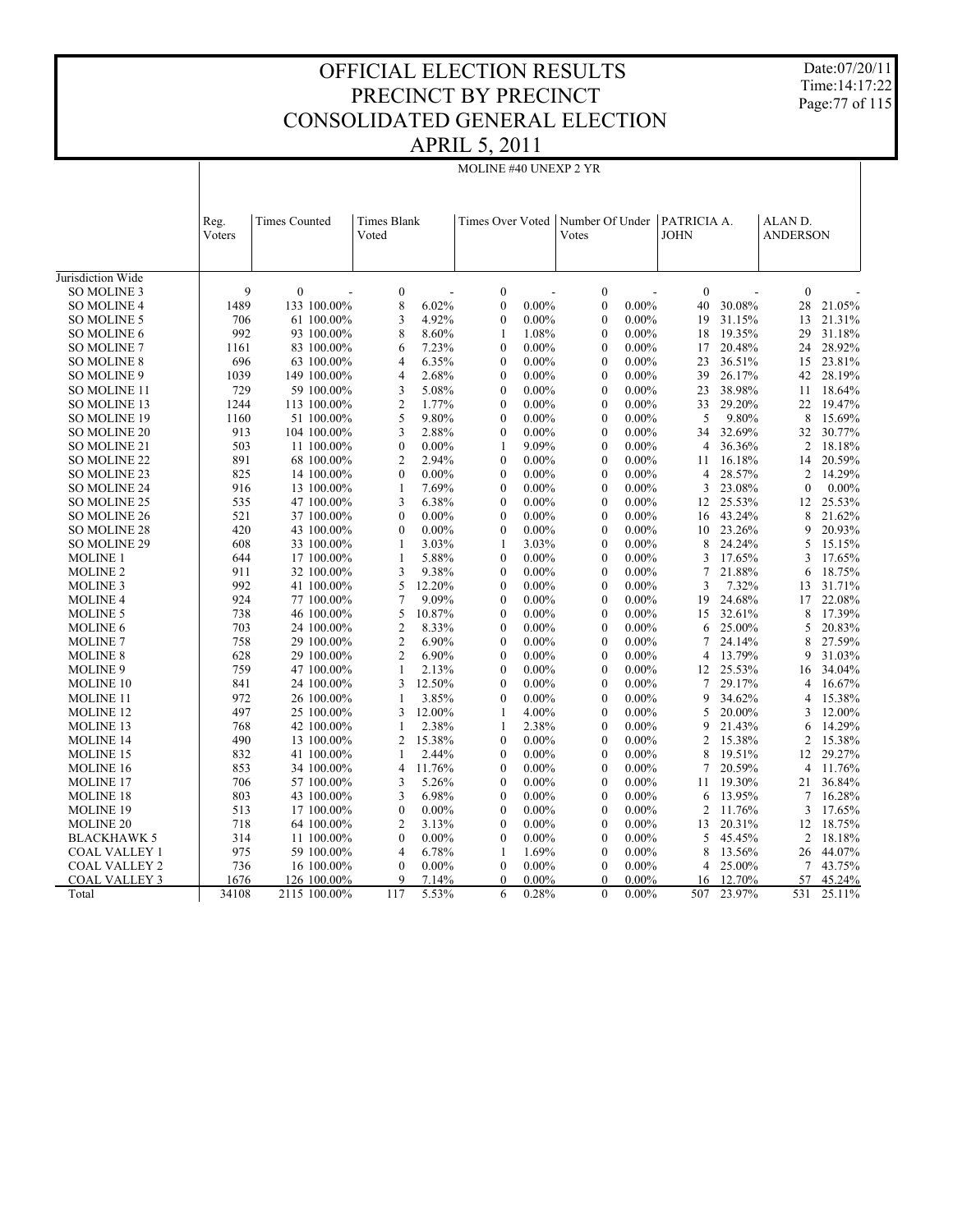# OFFICIAL ELECTION RESULTS
# PRECINCT BY PRECINCT
# CONSOLIDATED GENERAL ELECTION
# APRIL 5, 2011

Date:07/20/11
Time:14:17:22

## MOLINE #40 UNEXP 2 YR

| | Reg. Voters | Times Counted | | Times Blank Voted | | Times Over Voted | | Number Of Under Votes | | PATRICIA A. JOHN | | ALAN D. ANDERSON | |
|---|---|---|---|---|---|---|---|---|---|---|---|---|---|
| Jurisdiction Wide | | | | | | | | | | | | | |
| SO MOLINE 3 | 9 | 0 | - | 0 | - | 0 | - | 0 | - | 0 | - | 0 | - |
| SO MOLINE 4 | 1489 | 133 | 100.00% | 8 | 6.02% | 0 | 0.00% | 0 | 0.00% | 40 | 30.08% | 28 | 21.05% |
| SO MOLINE 5 | 706 | 61 | 100.00% | 3 | 4.92% | 0 | 0.00% | 0 | 0.00% | 19 | 31.15% | 13 | 21.31% |
| SO MOLINE 6 | 992 | 93 | 100.00% | 8 | 8.60% | 1 | 1.08% | 0 | 0.00% | 18 | 19.35% | 29 | 31.18% |
| SO MOLINE 7 | 1161 | 83 | 100.00% | 6 | 7.23% | 0 | 0.00% | 0 | 0.00% | 17 | 20.48% | 24 | 28.92% |
| SO MOLINE 8 | 696 | 63 | 100.00% | 4 | 6.35% | 0 | 0.00% | 0 | 0.00% | 23 | 36.51% | 15 | 23.81% |
| SO MOLINE 9 | 1039 | 149 | 100.00% | 4 | 2.68% | 0 | 0.00% | 0 | 0.00% | 39 | 26.17% | 42 | 28.19% |
| SO MOLINE 11 | 729 | 59 | 100.00% | 3 | 5.08% | 0 | 0.00% | 0 | 0.00% | 23 | 38.98% | 11 | 18.64% |
| SO MOLINE 13 | 1244 | 113 | 100.00% | 2 | 1.77% | 0 | 0.00% | 0 | 0.00% | 33 | 29.20% | 22 | 19.47% |
| SO MOLINE 19 | 1160 | 51 | 100.00% | 5 | 9.80% | 0 | 0.00% | 0 | 0.00% | 5 | 9.80% | 8 | 15.69% |
| SO MOLINE 20 | 913 | 104 | 100.00% | 3 | 2.88% | 0 | 0.00% | 0 | 0.00% | 34 | 32.69% | 32 | 30.77% |
| SO MOLINE 21 | 503 | 11 | 100.00% | 0 | 0.00% | 1 | 9.09% | 0 | 0.00% | 4 | 36.36% | 2 | 18.18% |
| SO MOLINE 22 | 891 | 68 | 100.00% | 2 | 2.94% | 0 | 0.00% | 0 | 0.00% | 11 | 16.18% | 14 | 20.59% |
| SO MOLINE 23 | 825 | 14 | 100.00% | 0 | 0.00% | 0 | 0.00% | 0 | 0.00% | 4 | 28.57% | 2 | 14.29% |
| SO MOLINE 24 | 916 | 13 | 100.00% | 1 | 7.69% | 0 | 0.00% | 0 | 0.00% | 3 | 23.08% | 0 | 0.00% |
| SO MOLINE 25 | 535 | 47 | 100.00% | 3 | 6.38% | 0 | 0.00% | 0 | 0.00% | 12 | 25.53% | 12 | 25.53% |
| SO MOLINE 26 | 521 | 37 | 100.00% | 0 | 0.00% | 0 | 0.00% | 0 | 0.00% | 16 | 43.24% | 8 | 21.62% |
| SO MOLINE 28 | 420 | 43 | 100.00% | 0 | 0.00% | 0 | 0.00% | 0 | 0.00% | 10 | 23.26% | 9 | 20.93% |
| SO MOLINE 29 | 608 | 33 | 100.00% | 1 | 3.03% | 1 | 3.03% | 0 | 0.00% | 8 | 24.24% | 5 | 15.15% |
| MOLINE 1 | 644 | 17 | 100.00% | 1 | 5.88% | 0 | 0.00% | 0 | 0.00% | 3 | 17.65% | 3 | 17.65% |
| MOLINE 2 | 911 | 32 | 100.00% | 3 | 9.38% | 0 | 0.00% | 0 | 0.00% | 7 | 21.88% | 6 | 18.75% |
| MOLINE 3 | 992 | 41 | 100.00% | 5 | 12.20% | 0 | 0.00% | 0 | 0.00% | 3 | 7.32% | 13 | 31.71% |
| MOLINE 4 | 924 | 77 | 100.00% | 7 | 9.09% | 0 | 0.00% | 0 | 0.00% | 19 | 24.68% | 17 | 22.08% |
| MOLINE 5 | 738 | 46 | 100.00% | 5 | 10.87% | 0 | 0.00% | 0 | 0.00% | 15 | 32.61% | 8 | 17.39% |
| MOLINE 6 | 703 | 24 | 100.00% | 2 | 8.33% | 0 | 0.00% | 0 | 0.00% | 6 | 25.00% | 5 | 20.83% |
| MOLINE 7 | 758 | 29 | 100.00% | 2 | 6.90% | 0 | 0.00% | 0 | 0.00% | 7 | 24.14% | 8 | 27.59% |
| MOLINE 8 | 628 | 29 | 100.00% | 2 | 6.90% | 0 | 0.00% | 0 | 0.00% | 4 | 13.79% | 9 | 31.03% |
| MOLINE 9 | 759 | 47 | 100.00% | 1 | 2.13% | 0 | 0.00% | 0 | 0.00% | 12 | 25.53% | 16 | 34.04% |
| MOLINE 10 | 841 | 24 | 100.00% | 3 | 12.50% | 0 | 0.00% | 0 | 0.00% | 7 | 29.17% | 4 | 16.67% |
| MOLINE 11 | 972 | 26 | 100.00% | 1 | 3.85% | 0 | 0.00% | 0 | 0.00% | 9 | 34.62% | 4 | 15.38% |
| MOLINE 12 | 497 | 25 | 100.00% | 3 | 12.00% | 1 | 4.00% | 0 | 0.00% | 5 | 20.00% | 3 | 12.00% |
| MOLINE 13 | 768 | 42 | 100.00% | 1 | 2.38% | 1 | 2.38% | 0 | 0.00% | 9 | 21.43% | 6 | 14.29% |
| MOLINE 14 | 490 | 13 | 100.00% | 2 | 15.38% | 0 | 0.00% | 0 | 0.00% | 2 | 15.38% | 2 | 15.38% |
| MOLINE 15 | 832 | 41 | 100.00% | 1 | 2.44% | 0 | 0.00% | 0 | 0.00% | 8 | 19.51% | 12 | 29.27% |
| MOLINE 16 | 853 | 34 | 100.00% | 4 | 11.76% | 0 | 0.00% | 0 | 0.00% | 7 | 20.59% | 4 | 11.76% |
| MOLINE 17 | 706 | 57 | 100.00% | 3 | 5.26% | 0 | 0.00% | 0 | 0.00% | 11 | 19.30% | 21 | 36.84% |
| MOLINE 18 | 803 | 43 | 100.00% | 3 | 6.98% | 0 | 0.00% | 0 | 0.00% | 6 | 13.95% | 7 | 16.28% |
| MOLINE 19 | 513 | 17 | 100.00% | 0 | 0.00% | 0 | 0.00% | 0 | 0.00% | 2 | 11.76% | 3 | 17.65% |
| MOLINE 20 | 718 | 64 | 100.00% | 2 | 3.13% | 0 | 0.00% | 0 | 0.00% | 13 | 20.31% | 12 | 18.75% |
| BLACKHAWK 5 | 314 | 11 | 100.00% | 0 | 0.00% | 0 | 0.00% | 0 | 0.00% | 5 | 45.45% | 2 | 18.18% |
| COAL VALLEY 1 | 975 | 59 | 100.00% | 4 | 6.78% | 1 | 1.69% | 0 | 0.00% | 8 | 13.56% | 26 | 44.07% |
| COAL VALLEY 2 | 736 | 16 | 100.00% | 0 | 0.00% | 0 | 0.00% | 0 | 0.00% | 4 | 25.00% | 7 | 43.75% |
| COAL VALLEY 3 | 1676 | 126 | 100.00% | 9 | 7.14% | 0 | 0.00% | 0 | 0.00% | 16 | 12.70% | 57 | 45.24% |
| Total | 34108 | 2115 | 100.00% | 117 | 5.53% | 6 | 0.28% | 0 | 0.00% | 507 | 23.97% | 531 | 25.11% |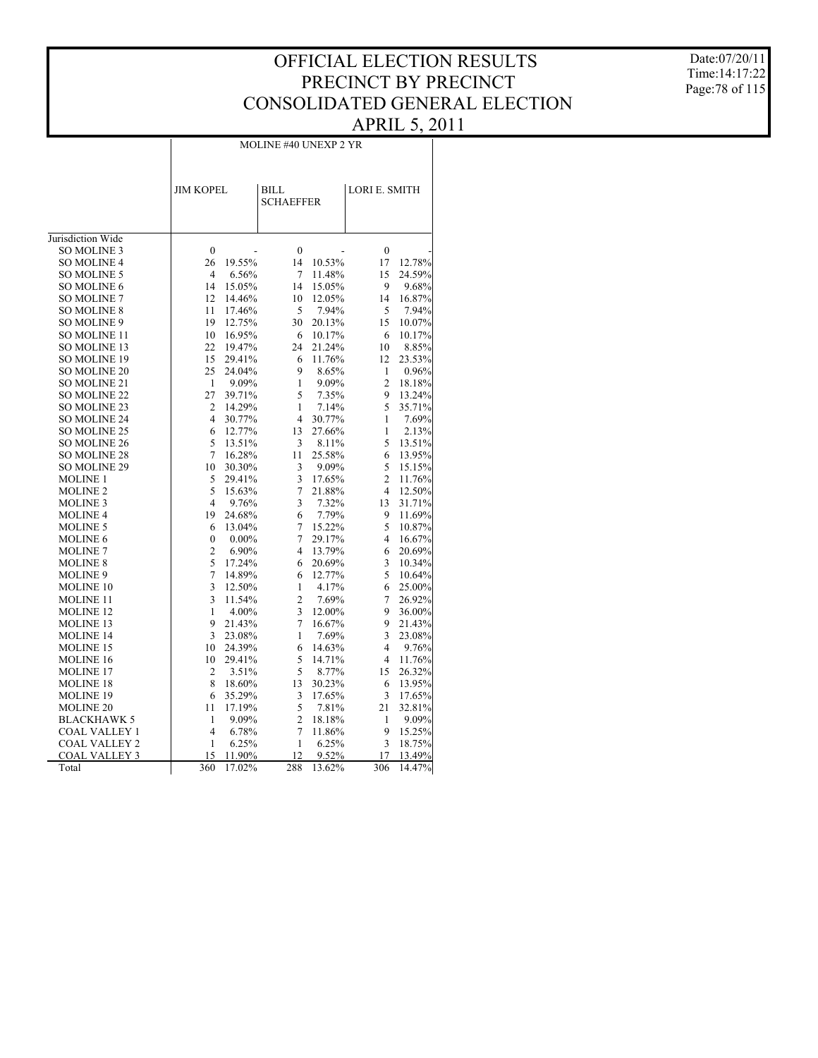# OFFICIAL ELECTION RESULTS
# PRECINCT BY PRECINCT
# CONSOLIDATED GENERAL ELECTION
# APRIL 5, 2011

Date:07/20/11
Time:14:17:22

| | MOLINE #40 UNEXP 2 YR | | | | | |
|---|---|---|---|---|---|---|
| | JIM KOPEL | | BILL SCHAEFFER | | LORI E. SMITH | |
| Jurisdiction Wide | | | | | | |
| SO MOLINE 3 | 0 | - | 0 | - | 0 | - |
| SO MOLINE 4 | 26 | 19.55% | 14 | 10.53% | 17 | 12.78% |
| SO MOLINE 5 | 4 | 6.56% | 7 | 11.48% | 15 | 24.59% |
| SO MOLINE 6 | 14 | 15.05% | 14 | 15.05% | 9 | 9.68% |
| SO MOLINE 7 | 12 | 14.46% | 10 | 12.05% | 14 | 16.87% |
| SO MOLINE 8 | 11 | 17.46% | 5 | 7.94% | 5 | 7.94% |
| SO MOLINE 9 | 19 | 12.75% | 30 | 20.13% | 15 | 10.07% |
| SO MOLINE 11 | 10 | 16.95% | 6 | 10.17% | 6 | 10.17% |
| SO MOLINE 13 | 22 | 19.47% | 24 | 21.24% | 10 | 8.85% |
| SO MOLINE 19 | 15 | 29.41% | 6 | 11.76% | 12 | 23.53% |
| SO MOLINE 20 | 25 | 24.04% | 9 | 8.65% | 1 | 0.96% |
| SO MOLINE 21 | 1 | 9.09% | 1 | 9.09% | 2 | 18.18% |
| SO MOLINE 22 | 27 | 39.71% | 5 | 7.35% | 9 | 13.24% |
| SO MOLINE 23 | 2 | 14.29% | 1 | 7.14% | 5 | 35.71% |
| SO MOLINE 24 | 4 | 30.77% | 4 | 30.77% | 1 | 7.69% |
| SO MOLINE 25 | 6 | 12.77% | 13 | 27.66% | 1 | 2.13% |
| SO MOLINE 26 | 5 | 13.51% | 3 | 8.11% | 5 | 13.51% |
| SO MOLINE 28 | 7 | 16.28% | 11 | 25.58% | 6 | 13.95% |
| SO MOLINE 29 | 10 | 30.30% | 3 | 9.09% | 5 | 15.15% |
| MOLINE 1 | 5 | 29.41% | 3 | 17.65% | 2 | 11.76% |
| MOLINE 2 | 5 | 15.63% | 7 | 21.88% | 4 | 12.50% |
| MOLINE 3 | 4 | 9.76% | 3 | 7.32% | 13 | 31.71% |
| MOLINE 4 | 19 | 24.68% | 6 | 7.79% | 9 | 11.69% |
| MOLINE 5 | 6 | 13.04% | 7 | 15.22% | 5 | 10.87% |
| MOLINE 6 | 0 | 0.00% | 7 | 29.17% | 4 | 16.67% |
| MOLINE 7 | 2 | 6.90% | 4 | 13.79% | 6 | 20.69% |
| MOLINE 8 | 5 | 17.24% | 6 | 20.69% | 3 | 10.34% |
| MOLINE 9 | 7 | 14.89% | 6 | 12.77% | 5 | 10.64% |
| MOLINE 10 | 3 | 12.50% | 1 | 4.17% | 6 | 25.00% |
| MOLINE 11 | 3 | 11.54% | 2 | 7.69% | 7 | 26.92% |
| MOLINE 12 | 1 | 4.00% | 3 | 12.00% | 9 | 36.00% |
| MOLINE 13 | 9 | 21.43% | 7 | 16.67% | 9 | 21.43% |
| MOLINE 14 | 3 | 23.08% | 1 | 7.69% | 3 | 23.08% |
| MOLINE 15 | 10 | 24.39% | 6 | 14.63% | 4 | 9.76% |
| MOLINE 16 | 10 | 29.41% | 5 | 14.71% | 4 | 11.76% |
| MOLINE 17 | 2 | 3.51% | 5 | 8.77% | 15 | 26.32% |
| MOLINE 18 | 8 | 18.60% | 13 | 30.23% | 6 | 13.95% |
| MOLINE 19 | 6 | 35.29% | 3 | 17.65% | 3 | 17.65% |
| MOLINE 20 | 11 | 17.19% | 5 | 7.81% | 21 | 32.81% |
| BLACKHAWK 5 | 1 | 9.09% | 2 | 18.18% | 1 | 9.09% |
| COAL VALLEY 1 | 4 | 6.78% | 7 | 11.86% | 9 | 15.25% |
| COAL VALLEY 2 | 1 | 6.25% | 1 | 6.25% | 3 | 18.75% |
| COAL VALLEY 3 | 15 | 11.90% | 12 | 9.52% | 17 | 13.49% |
| Total | 360 | 17.02% | 288 | 13.62% | 306 | 14.47% |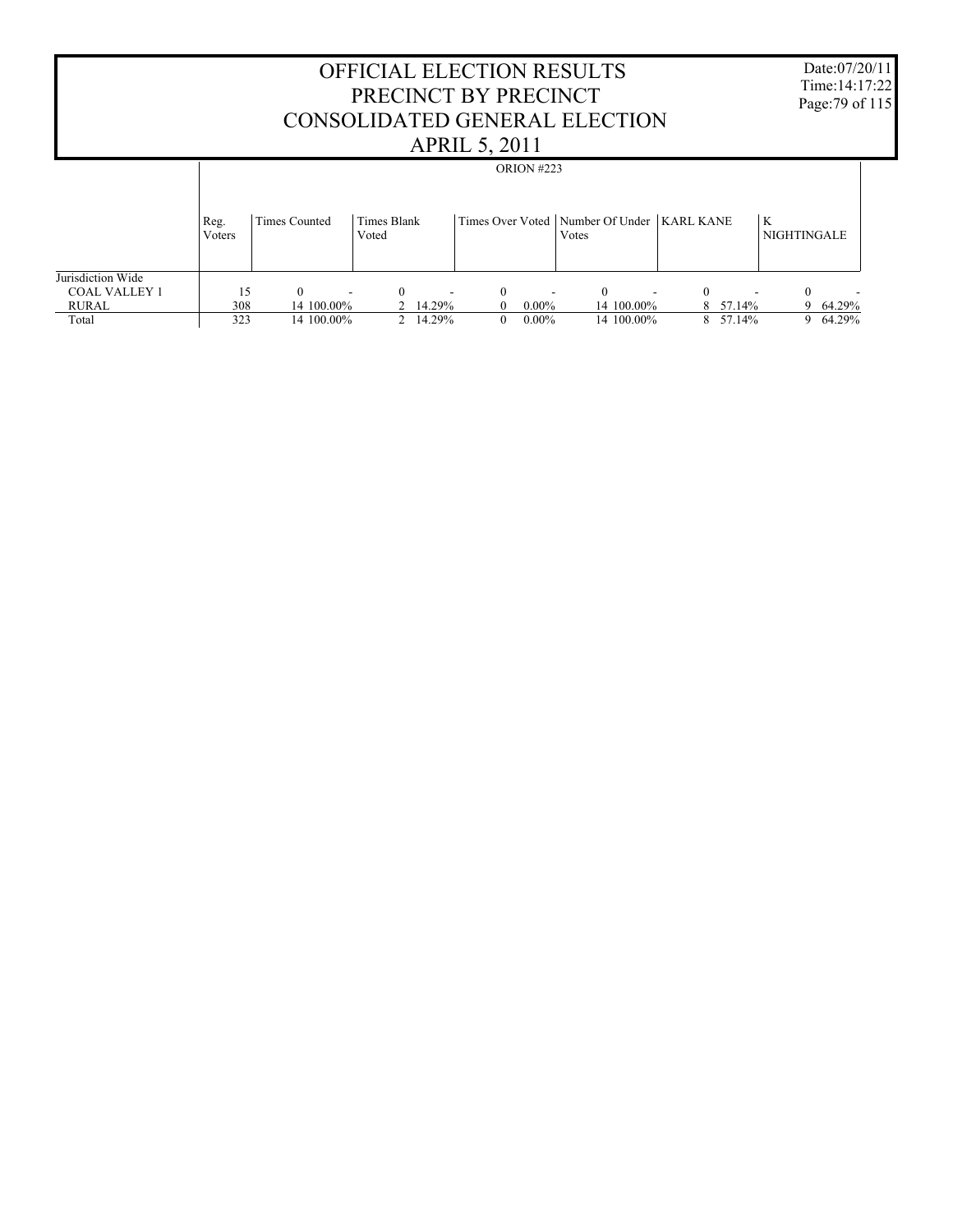# OFFICIAL ELECTION RESULTS
# PRECINCT BY PRECINCT
# CONSOLIDATED GENERAL ELECTION
# APRIL 5, 2011

Date:07/20/11
Time:14:17:22

ORION #223

| | Reg. Voters | Times Counted | | Times Blank Voted | | Times Over Voted | | Number Of Under Votes | | KARL KANE | | K NIGHTINGALE | |
|---|---|---|---|---|---|---|---|---|---|---|---|---|---|
| Jurisdiction Wide | | | | | | | | | | | | | |
| COAL VALLEY 1 | 15 | 0 | - | 0 | - | 0 | - | 0 | - | 0 | - | 0 | - |
| RURAL | 308 | 14 | 100.00% | 2 | 14.29% | 0 | 0.00% | 14 | 100.00% | 8 | 57.14% | 9 | 64.29% |
| Total | 323 | 14 | 100.00% | 2 | 14.29% | 0 | 0.00% | 14 | 100.00% | 8 | 57.14% | 9 | 64.29% |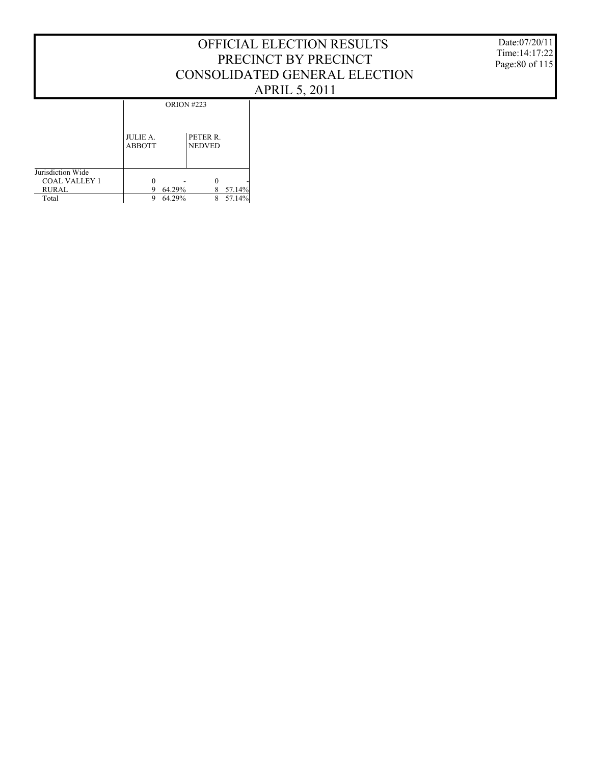# OFFICIAL ELECTION RESULTS
# PRECINCT BY PRECINCT
# CONSOLIDATED GENERAL ELECTION
# APRIL 5, 2011

Date:07/20/11
Time:14:17:22

| | ORION #223 | | | |
|---|---|---|---|---|
| | JULIE A. ABBOTT | | PETER R. NEDVED | |
| Jurisdiction Wide | | | | |
| COAL VALLEY 1 | 0 | - | 0 | - |
| RURAL | 9 | 64.29% | 8 | 57.14% |
| Total | 9 | 64.29% | 8 | 57.14% |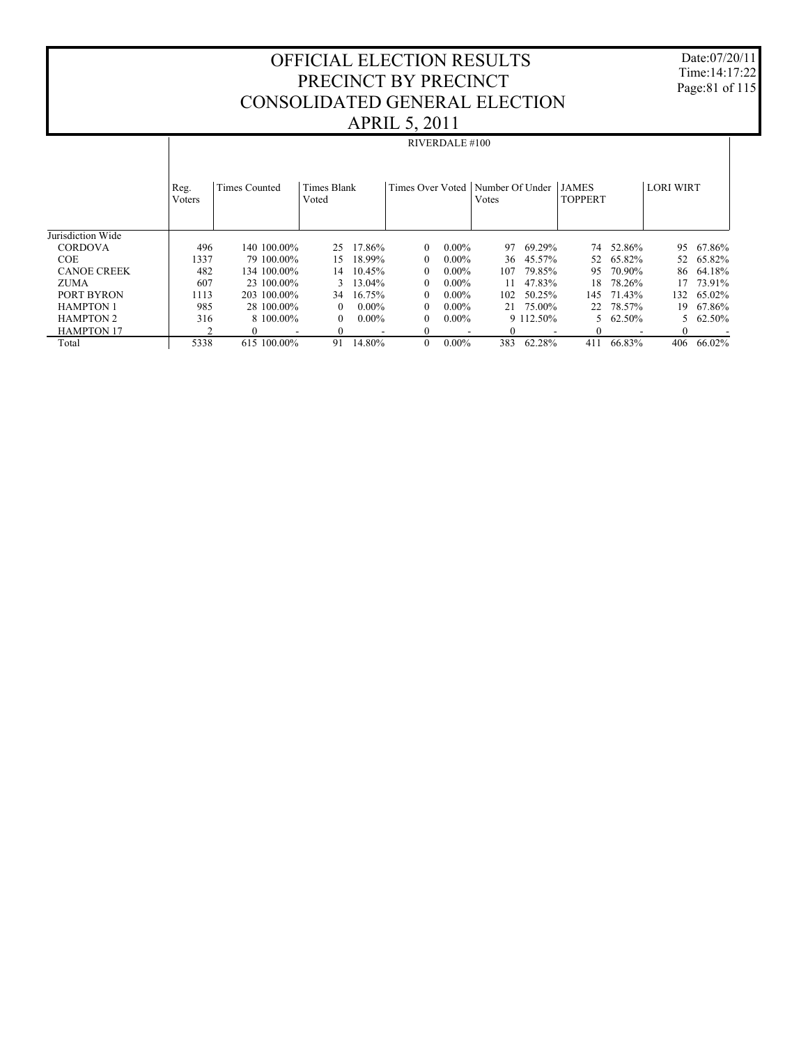# OFFICIAL ELECTION RESULTS
# PRECINCT BY PRECINCT
# CONSOLIDATED GENERAL ELECTION
# APRIL 5, 2011

Date:07/20/11
Time:14:17:22

RIVERDALE #100

| | Reg. Voters | Times Counted | | Times Blank Voted | | Times Over Voted | | Number Of Under Votes | | JAMES TOPPERT | | LORI WIRT | |
|---|---|---|---|---|---|---|---|---|---|---|---|---|---|
| Jurisdiction Wide | | | | | | | | | | | | | |
| CORDOVA | 496 | 140 | 100.00% | 25 | 17.86% | 0 | 0.00% | 97 | 69.29% | 74 | 52.86% | 95 | 67.86% |
| COE | 1337 | 79 | 100.00% | 15 | 18.99% | 0 | 0.00% | 36 | 45.57% | 52 | 65.82% | 52 | 65.82% |
| CANOE CREEK | 482 | 134 | 100.00% | 14 | 10.45% | 0 | 0.00% | 107 | 79.85% | 95 | 70.90% | 86 | 64.18% |
| ZUMA | 607 | 23 | 100.00% | 3 | 13.04% | 0 | 0.00% | 11 | 47.83% | 18 | 78.26% | 17 | 73.91% |
| PORT BYRON | 1113 | 203 | 100.00% | 34 | 16.75% | 0 | 0.00% | 102 | 50.25% | 145 | 71.43% | 132 | 65.02% |
| HAMPTON 1 | 985 | 28 | 100.00% | 0 | 0.00% | 0 | 0.00% | 21 | 75.00% | 22 | 78.57% | 19 | 67.86% |
| HAMPTON 2 | 316 | 8 | 100.00% | 0 | 0.00% | 0 | 0.00% | 9 | 112.50% | 5 | 62.50% | 5 | 62.50% |
| HAMPTON 17 | 2 | 0 | - | 0 | - | 0 | - | 0 | - | 0 | - | 0 | - |
| Total | 5338 | 615 | 100.00% | 91 | 14.80% | 0 | 0.00% | 383 | 62.28% | 411 | 66.83% | 406 | 66.02% |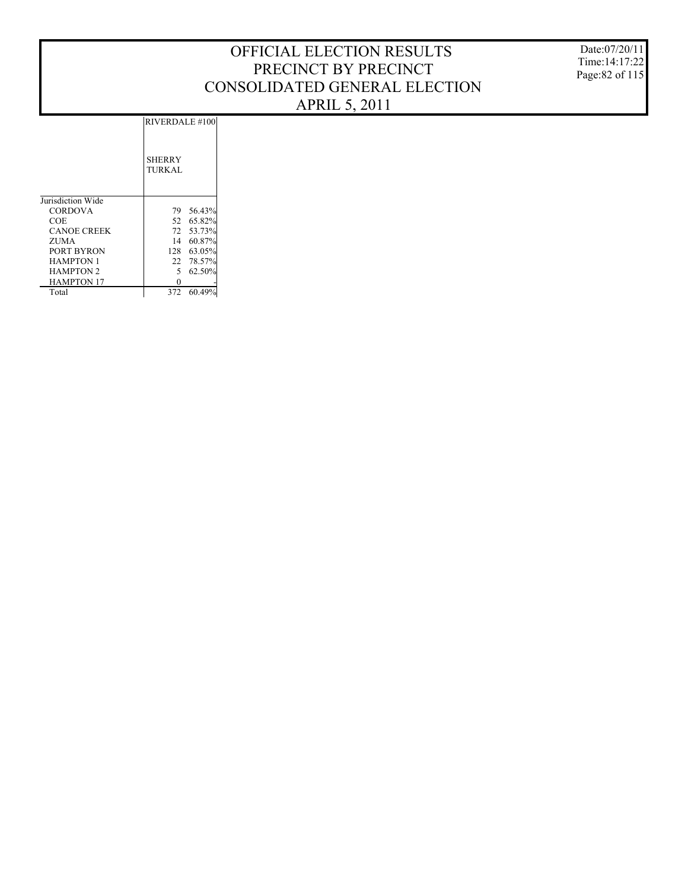# OFFICIAL ELECTION RESULTS
# PRECINCT BY PRECINCT
# CONSOLIDATED GENERAL ELECTION
# APRIL 5, 2011

| | RIVERDALE #100 | |
|---|---|---|
| | SHERRY TURKAL | |
| Jurisdiction Wide | | |
| CORDOVA | 79 | 56.43% |
| COE | 52 | 65.82% |
| CANOE CREEK | 72 | 53.73% |
| ZUMA | 14 | 60.87% |
| PORT BYRON | 128 | 63.05% |
| HAMPTON 1 | 22 | 78.57% |
| HAMPTON 2 | 5 | 62.50% |
| HAMPTON 17 | 0 | - |
| Total | 372 | 60.49% |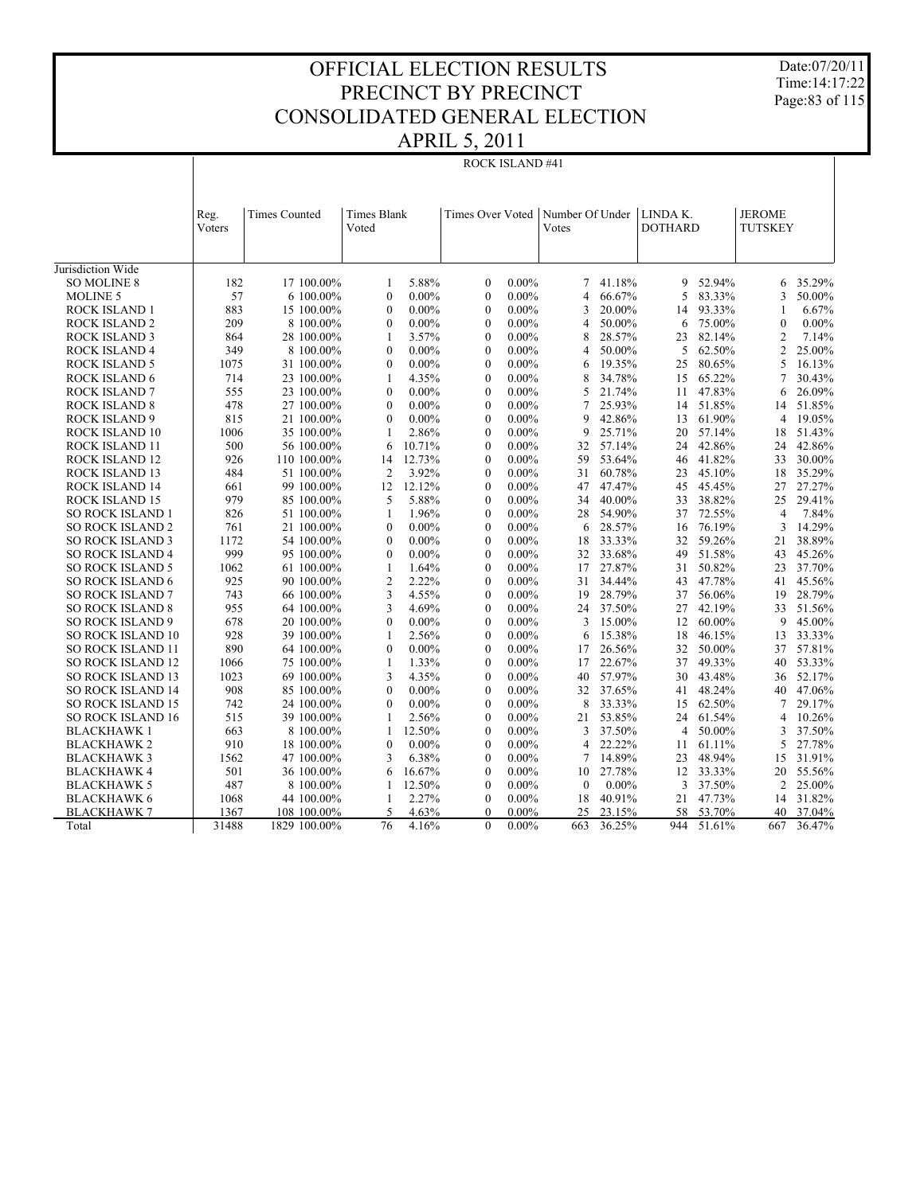# OFFICIAL ELECTION RESULTS PRECINCT BY PRECINCT CONSOLIDATED GENERAL ELECTION APRIL 5, 2011

Date:07/20/11
Time:14:17:22

## ROCK ISLAND #41

| | Reg. Voters | Times Counted | | Times Blank Voted | | Times Over Voted | | Number Of Under Votes | | LINDA K. DOTHARD | | JEROME TUTSKEY | |
|---|---|---|---|---|---|---|---|---|---|---|---|---|---|
| Jurisdiction Wide | | | | | | | | | | | | | |
| SO MOLINE 8 | 182 | 17 | 100.00% | 1 | 5.88% | 0 | 0.00% | 7 | 41.18% | 9 | 52.94% | 6 | 35.29% |
| MOLINE 5 | 57 | 6 | 100.00% | 0 | 0.00% | 0 | 0.00% | 4 | 66.67% | 5 | 83.33% | 3 | 50.00% |
| ROCK ISLAND 1 | 883 | 15 | 100.00% | 0 | 0.00% | 0 | 0.00% | 3 | 20.00% | 14 | 93.33% | 1 | 6.67% |
| ROCK ISLAND 2 | 209 | 8 | 100.00% | 0 | 0.00% | 0 | 0.00% | 4 | 50.00% | 6 | 75.00% | 0 | 0.00% |
| ROCK ISLAND 3 | 864 | 28 | 100.00% | 1 | 3.57% | 0 | 0.00% | 8 | 28.57% | 23 | 82.14% | 2 | 7.14% |
| ROCK ISLAND 4 | 349 | 8 | 100.00% | 0 | 0.00% | 0 | 0.00% | 4 | 50.00% | 5 | 62.50% | 2 | 25.00% |
| ROCK ISLAND 5 | 1075 | 31 | 100.00% | 0 | 0.00% | 0 | 0.00% | 6 | 19.35% | 25 | 80.65% | 5 | 16.13% |
| ROCK ISLAND 6 | 714 | 23 | 100.00% | 1 | 4.35% | 0 | 0.00% | 8 | 34.78% | 15 | 65.22% | 7 | 30.43% |
| ROCK ISLAND 7 | 555 | 23 | 100.00% | 0 | 0.00% | 0 | 0.00% | 5 | 21.74% | 11 | 47.83% | 6 | 26.09% |
| ROCK ISLAND 8 | 478 | 27 | 100.00% | 0 | 0.00% | 0 | 0.00% | 7 | 25.93% | 14 | 51.85% | 14 | 51.85% |
| ROCK ISLAND 9 | 815 | 21 | 100.00% | 0 | 0.00% | 0 | 0.00% | 9 | 42.86% | 13 | 61.90% | 4 | 19.05% |
| ROCK ISLAND 10 | 1006 | 35 | 100.00% | 1 | 2.86% | 0 | 0.00% | 9 | 25.71% | 20 | 57.14% | 18 | 51.43% |
| ROCK ISLAND 11 | 500 | 56 | 100.00% | 6 | 10.71% | 0 | 0.00% | 32 | 57.14% | 24 | 42.86% | 24 | 42.86% |
| ROCK ISLAND 12 | 926 | 110 | 100.00% | 14 | 12.73% | 0 | 0.00% | 59 | 53.64% | 46 | 41.82% | 33 | 30.00% |
| ROCK ISLAND 13 | 484 | 51 | 100.00% | 2 | 3.92% | 0 | 0.00% | 31 | 60.78% | 23 | 45.10% | 18 | 35.29% |
| ROCK ISLAND 14 | 661 | 99 | 100.00% | 12 | 12.12% | 0 | 0.00% | 47 | 47.47% | 45 | 45.45% | 27 | 27.27% |
| ROCK ISLAND 15 | 979 | 85 | 100.00% | 5 | 5.88% | 0 | 0.00% | 34 | 40.00% | 33 | 38.82% | 25 | 29.41% |
| SO ROCK ISLAND 1 | 826 | 51 | 100.00% | 1 | 1.96% | 0 | 0.00% | 28 | 54.90% | 37 | 72.55% | 4 | 7.84% |
| SO ROCK ISLAND 2 | 761 | 21 | 100.00% | 0 | 0.00% | 0 | 0.00% | 6 | 28.57% | 16 | 76.19% | 3 | 14.29% |
| SO ROCK ISLAND 3 | 1172 | 54 | 100.00% | 0 | 0.00% | 0 | 0.00% | 18 | 33.33% | 32 | 59.26% | 21 | 38.89% |
| SO ROCK ISLAND 4 | 999 | 95 | 100.00% | 0 | 0.00% | 0 | 0.00% | 32 | 33.68% | 49 | 51.58% | 43 | 45.26% |
| SO ROCK ISLAND 5 | 1062 | 61 | 100.00% | 1 | 1.64% | 0 | 0.00% | 17 | 27.87% | 31 | 50.82% | 23 | 37.70% |
| SO ROCK ISLAND 6 | 925 | 90 | 100.00% | 2 | 2.22% | 0 | 0.00% | 31 | 34.44% | 43 | 47.78% | 41 | 45.56% |
| SO ROCK ISLAND 7 | 743 | 66 | 100.00% | 3 | 4.55% | 0 | 0.00% | 19 | 28.79% | 37 | 56.06% | 19 | 28.79% |
| SO ROCK ISLAND 8 | 955 | 64 | 100.00% | 3 | 4.69% | 0 | 0.00% | 24 | 37.50% | 27 | 42.19% | 33 | 51.56% |
| SO ROCK ISLAND 9 | 678 | 20 | 100.00% | 0 | 0.00% | 0 | 0.00% | 3 | 15.00% | 12 | 60.00% | 9 | 45.00% |
| SO ROCK ISLAND 10 | 928 | 39 | 100.00% | 1 | 2.56% | 0 | 0.00% | 6 | 15.38% | 18 | 46.15% | 13 | 33.33% |
| SO ROCK ISLAND 11 | 890 | 64 | 100.00% | 0 | 0.00% | 0 | 0.00% | 17 | 26.56% | 32 | 50.00% | 37 | 57.81% |
| SO ROCK ISLAND 12 | 1066 | 75 | 100.00% | 1 | 1.33% | 0 | 0.00% | 17 | 22.67% | 37 | 49.33% | 40 | 53.33% |
| SO ROCK ISLAND 13 | 1023 | 69 | 100.00% | 3 | 4.35% | 0 | 0.00% | 40 | 57.97% | 30 | 43.48% | 36 | 52.17% |
| SO ROCK ISLAND 14 | 908 | 85 | 100.00% | 0 | 0.00% | 0 | 0.00% | 32 | 37.65% | 41 | 48.24% | 40 | 47.06% |
| SO ROCK ISLAND 15 | 742 | 24 | 100.00% | 0 | 0.00% | 0 | 0.00% | 8 | 33.33% | 15 | 62.50% | 7 | 29.17% |
| SO ROCK ISLAND 16 | 515 | 39 | 100.00% | 1 | 2.56% | 0 | 0.00% | 21 | 53.85% | 24 | 61.54% | 4 | 10.26% |
| BLACKHAWK 1 | 663 | 8 | 100.00% | 1 | 12.50% | 0 | 0.00% | 3 | 37.50% | 4 | 50.00% | 3 | 37.50% |
| BLACKHAWK 2 | 910 | 18 | 100.00% | 0 | 0.00% | 0 | 0.00% | 4 | 22.22% | 11 | 61.11% | 5 | 27.78% |
| BLACKHAWK 3 | 1562 | 47 | 100.00% | 3 | 6.38% | 0 | 0.00% | 7 | 14.89% | 23 | 48.94% | 15 | 31.91% |
| BLACKHAWK 4 | 501 | 36 | 100.00% | 6 | 16.67% | 0 | 0.00% | 10 | 27.78% | 12 | 33.33% | 20 | 55.56% |
| BLACKHAWK 5 | 487 | 8 | 100.00% | 1 | 12.50% | 0 | 0.00% | 0 | 0.00% | 3 | 37.50% | 2 | 25.00% |
| BLACKHAWK 6 | 1068 | 44 | 100.00% | 1 | 2.27% | 0 | 0.00% | 18 | 40.91% | 21 | 47.73% | 14 | 31.82% |
| BLACKHAWK 7 | 1367 | 108 | 100.00% | 5 | 4.63% | 0 | 0.00% | 25 | 23.15% | 58 | 53.70% | 40 | 37.04% |
| Total | 31488 | 1829 | 100.00% | 76 | 4.16% | 0 | 0.00% | 663 | 36.25% | 944 | 51.61% | 667 | 36.47% |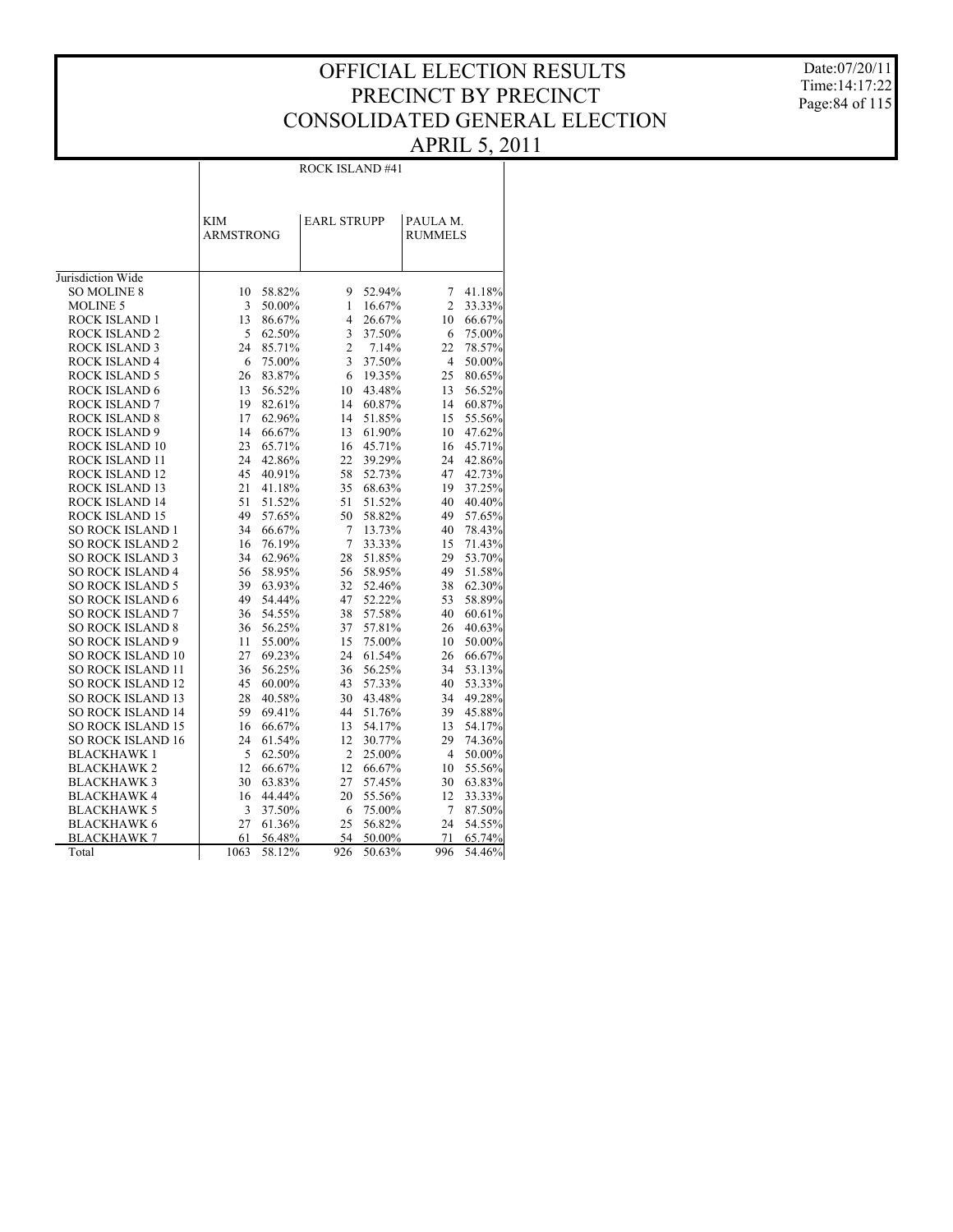# OFFICIAL ELECTION RESULTS
# PRECINCT BY PRECINCT
# CONSOLIDATED GENERAL ELECTION
# APRIL 5, 2011

Date:07/20/11
Time:14:17:22

| | ROCK ISLAND #41 | | | | | |
|---|---|---|---|---|---|---|
| | KIM ARMSTRONG | | EARL STRUPP | | PAULA M. RUMMELS | |
| Jurisdiction Wide | | | | | | |
| SO MOLINE 8 | 10 | 58.82% | 9 | 52.94% | 7 | 41.18% |
| MOLINE 5 | 3 | 50.00% | 1 | 16.67% | 2 | 33.33% |
| ROCK ISLAND 1 | 13 | 86.67% | 4 | 26.67% | 10 | 66.67% |
| ROCK ISLAND 2 | 5 | 62.50% | 3 | 37.50% | 6 | 75.00% |
| ROCK ISLAND 3 | 24 | 85.71% | 2 | 7.14% | 22 | 78.57% |
| ROCK ISLAND 4 | 6 | 75.00% | 3 | 37.50% | 4 | 50.00% |
| ROCK ISLAND 5 | 26 | 83.87% | 6 | 19.35% | 25 | 80.65% |
| ROCK ISLAND 6 | 13 | 56.52% | 10 | 43.48% | 13 | 56.52% |
| ROCK ISLAND 7 | 19 | 82.61% | 14 | 60.87% | 14 | 60.87% |
| ROCK ISLAND 8 | 17 | 62.96% | 14 | 51.85% | 15 | 55.56% |
| ROCK ISLAND 9 | 14 | 66.67% | 13 | 61.90% | 10 | 47.62% |
| ROCK ISLAND 10 | 23 | 65.71% | 16 | 45.71% | 16 | 45.71% |
| ROCK ISLAND 11 | 24 | 42.86% | 22 | 39.29% | 24 | 42.86% |
| ROCK ISLAND 12 | 45 | 40.91% | 58 | 52.73% | 47 | 42.73% |
| ROCK ISLAND 13 | 21 | 41.18% | 35 | 68.63% | 19 | 37.25% |
| ROCK ISLAND 14 | 51 | 51.52% | 51 | 51.52% | 40 | 40.40% |
| ROCK ISLAND 15 | 49 | 57.65% | 50 | 58.82% | 49 | 57.65% |
| SO ROCK ISLAND 1 | 34 | 66.67% | 7 | 13.73% | 40 | 78.43% |
| SO ROCK ISLAND 2 | 16 | 76.19% | 7 | 33.33% | 15 | 71.43% |
| SO ROCK ISLAND 3 | 34 | 62.96% | 28 | 51.85% | 29 | 53.70% |
| SO ROCK ISLAND 4 | 56 | 58.95% | 56 | 58.95% | 49 | 51.58% |
| SO ROCK ISLAND 5 | 39 | 63.93% | 32 | 52.46% | 38 | 62.30% |
| SO ROCK ISLAND 6 | 49 | 54.44% | 47 | 52.22% | 53 | 58.89% |
| SO ROCK ISLAND 7 | 36 | 54.55% | 38 | 57.58% | 40 | 60.61% |
| SO ROCK ISLAND 8 | 36 | 56.25% | 37 | 57.81% | 26 | 40.63% |
| SO ROCK ISLAND 9 | 11 | 55.00% | 15 | 75.00% | 10 | 50.00% |
| SO ROCK ISLAND 10 | 27 | 69.23% | 24 | 61.54% | 26 | 66.67% |
| SO ROCK ISLAND 11 | 36 | 56.25% | 36 | 56.25% | 34 | 53.13% |
| SO ROCK ISLAND 12 | 45 | 60.00% | 43 | 57.33% | 40 | 53.33% |
| SO ROCK ISLAND 13 | 28 | 40.58% | 30 | 43.48% | 34 | 49.28% |
| SO ROCK ISLAND 14 | 59 | 69.41% | 44 | 51.76% | 39 | 45.88% |
| SO ROCK ISLAND 15 | 16 | 66.67% | 13 | 54.17% | 13 | 54.17% |
| SO ROCK ISLAND 16 | 24 | 61.54% | 12 | 30.77% | 29 | 74.36% |
| BLACKHAWK 1 | 5 | 62.50% | 2 | 25.00% | 4 | 50.00% |
| BLACKHAWK 2 | 12 | 66.67% | 12 | 66.67% | 10 | 55.56% |
| BLACKHAWK 3 | 30 | 63.83% | 27 | 57.45% | 30 | 63.83% |
| BLACKHAWK 4 | 16 | 44.44% | 20 | 55.56% | 12 | 33.33% |
| BLACKHAWK 5 | 3 | 37.50% | 6 | 75.00% | 7 | 87.50% |
| BLACKHAWK 6 | 27 | 61.36% | 25 | 56.82% | 24 | 54.55% |
| BLACKHAWK 7 | 61 | 56.48% | 54 | 50.00% | 71 | 65.74% |
| Total | 1063 | 58.12% | 926 | 50.63% | 996 | 54.46% |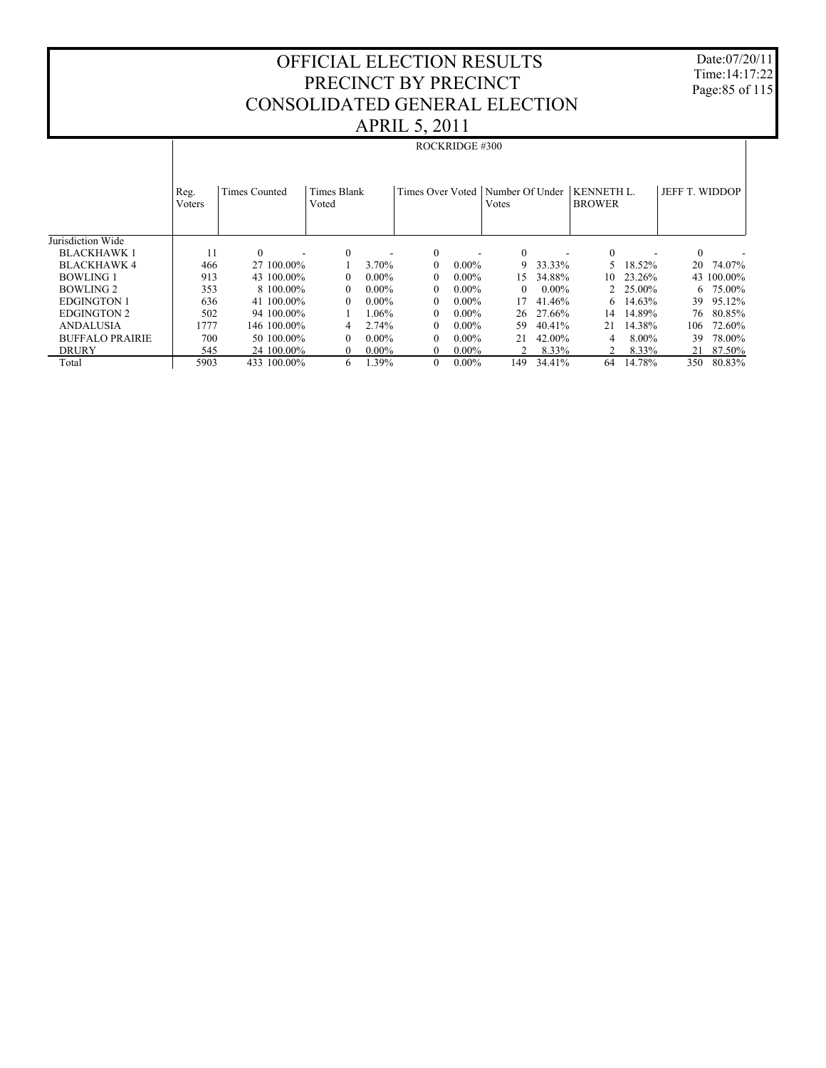# OFFICIAL ELECTION RESULTS
# PRECINCT BY PRECINCT
# CONSOLIDATED GENERAL ELECTION
# APRIL 5, 2011

Date:07/20/11
Time:14:17:22

## ROCKRIDGE #300

| | Reg. Voters | Times Counted | | Times Blank Voted | | Times Over Voted | | Number Of Under Votes | | KENNETH L. BROWER | | JEFF T. WIDDOP | |
|---|---|---|---|---|---|---|---|---|---|---|---|---|---|
| Jurisdiction Wide | | | | | | | | | | | | | |
| BLACKHAWK 1 | 11 | 0 | - | 0 | - | 0 | - | 0 | - | 0 | - | 0 | - |
| BLACKHAWK 4 | 466 | 27 | 100.00% | 1 | 3.70% | 0 | 0.00% | 9 | 33.33% | 5 | 18.52% | 20 | 74.07% |
| BOWLING 1 | 913 | 43 | 100.00% | 0 | 0.00% | 0 | 0.00% | 15 | 34.88% | 10 | 23.26% | 43 | 100.00% |
| BOWLING 2 | 353 | 8 | 100.00% | 0 | 0.00% | 0 | 0.00% | 0 | 0.00% | 2 | 25.00% | 6 | 75.00% |
| EDGINGTON 1 | 636 | 41 | 100.00% | 0 | 0.00% | 0 | 0.00% | 17 | 41.46% | 6 | 14.63% | 39 | 95.12% |
| EDGINGTON 2 | 502 | 94 | 100.00% | 1 | 1.06% | 0 | 0.00% | 26 | 27.66% | 14 | 14.89% | 76 | 80.85% |
| ANDALUSIA | 1777 | 146 | 100.00% | 4 | 2.74% | 0 | 0.00% | 59 | 40.41% | 21 | 14.38% | 106 | 72.60% |
| BUFFALO PRAIRIE | 700 | 50 | 100.00% | 0 | 0.00% | 0 | 0.00% | 21 | 42.00% | 4 | 8.00% | 39 | 78.00% |
| DRURY | 545 | 24 | 100.00% | 0 | 0.00% | 0 | 0.00% | 2 | 8.33% | 2 | 8.33% | 21 | 87.50% |
| Total | 5903 | 433 | 100.00% | 6 | 1.39% | 0 | 0.00% | 149 | 34.41% | 64 | 14.78% | 350 | 80.83% |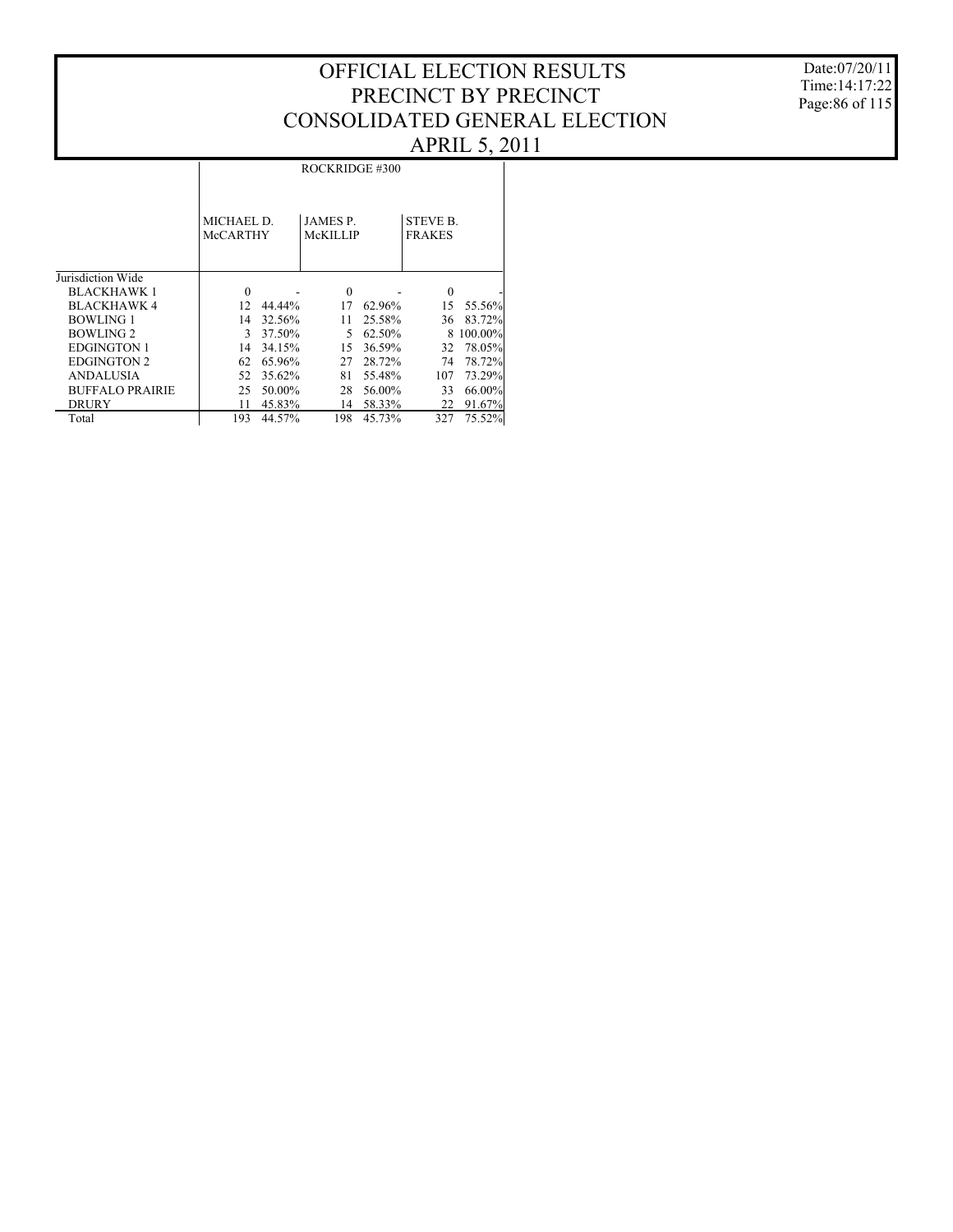# OFFICIAL ELECTION RESULTS
# PRECINCT BY PRECINCT
# CONSOLIDATED GENERAL ELECTION
# APRIL 5, 2011

Date:07/20/11
Time:14:17:22

| | ROCKRIDGE #300 | | | | | |
|---|---|---|---|---|---|---|
| | MICHAEL D. McCARTHY | | JAMES P. McKILLIP | | STEVE B. FRAKES | |
| Jurisdiction Wide | | | | | | |
| BLACKHAWK 1 | 0 | - | 0 | - | 0 | - |
| BLACKHAWK 4 | 12 | 44.44% | 17 | 62.96% | 15 | 55.56% |
| BOWLING 1 | 14 | 32.56% | 11 | 25.58% | 36 | 83.72% |
| BOWLING 2 | 3 | 37.50% | 5 | 62.50% | 8 | 100.00% |
| EDGINGTON 1 | 14 | 34.15% | 15 | 36.59% | 32 | 78.05% |
| EDGINGTON 2 | 62 | 65.96% | 27 | 28.72% | 74 | 78.72% |
| ANDALUSIA | 52 | 35.62% | 81 | 55.48% | 107 | 73.29% |
| BUFFALO PRAIRIE | 25 | 50.00% | 28 | 56.00% | 33 | 66.00% |
| DRURY | 11 | 45.83% | 14 | 58.33% | 22 | 91.67% |
| Total | 193 | 44.57% | 198 | 45.73% | 327 | 75.52% |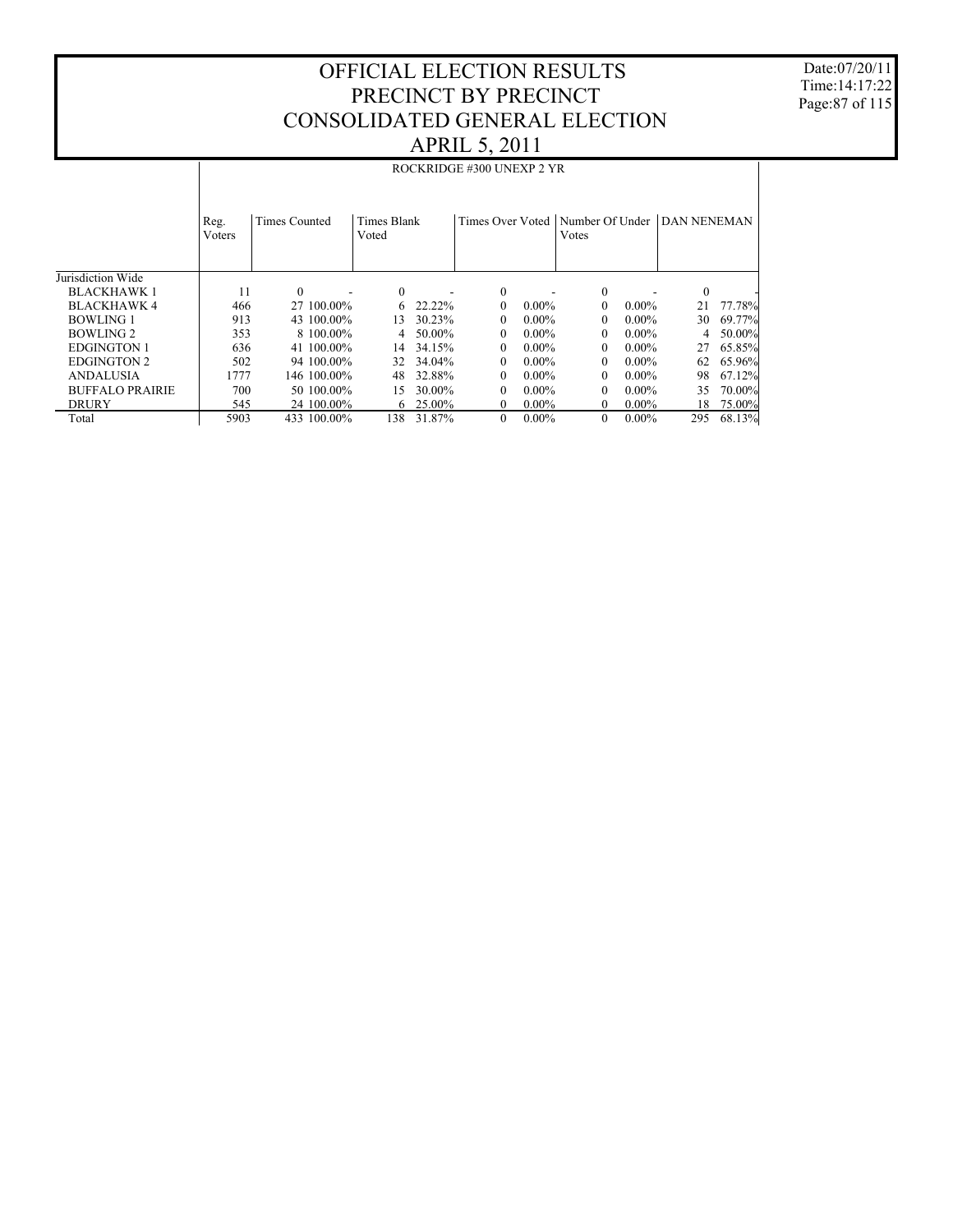# OFFICIAL ELECTION RESULTS
# PRECINCT BY PRECINCT
# CONSOLIDATED GENERAL ELECTION
# APRIL 5, 2011

Date:07/20/11
Time:14:17:22

ROCKRIDGE #300 UNEXP 2 YR

| | Reg. Voters | Times Counted | | Times Blank Voted | | Times Over Voted | | Number Of Under Votes | | DAN NENEMAN | |
|---|---|---|---|---|---|---|---|---|---|---|---|
| Jurisdiction Wide | | | | | | | | | | | |
| BLACKHAWK 1 | 11 | 0 | - | 0 | - | 0 | - | 0 | - | 0 | - |
| BLACKHAWK 4 | 466 | 27 | 100.00% | 6 | 22.22% | 0 | 0.00% | 0 | 0.00% | 21 | 77.78% |
| BOWLING 1 | 913 | 43 | 100.00% | 13 | 30.23% | 0 | 0.00% | 0 | 0.00% | 30 | 69.77% |
| BOWLING 2 | 353 | 8 | 100.00% | 4 | 50.00% | 0 | 0.00% | 0 | 0.00% | 4 | 50.00% |
| EDGINGTON 1 | 636 | 41 | 100.00% | 14 | 34.15% | 0 | 0.00% | 0 | 0.00% | 27 | 65.85% |
| EDGINGTON 2 | 502 | 94 | 100.00% | 32 | 34.04% | 0 | 0.00% | 0 | 0.00% | 62 | 65.96% |
| ANDALUSIA | 1777 | 146 | 100.00% | 48 | 32.88% | 0 | 0.00% | 0 | 0.00% | 98 | 67.12% |
| BUFFALO PRAIRIE | 700 | 50 | 100.00% | 15 | 30.00% | 0 | 0.00% | 0 | 0.00% | 35 | 70.00% |
| DRURY | 545 | 24 | 100.00% | 6 | 25.00% | 0 | 0.00% | 0 | 0.00% | 18 | 75.00% |
| Total | 5903 | 433 | 100.00% | 138 | 31.87% | 0 | 0.00% | 0 | 0.00% | 295 | 68.13% |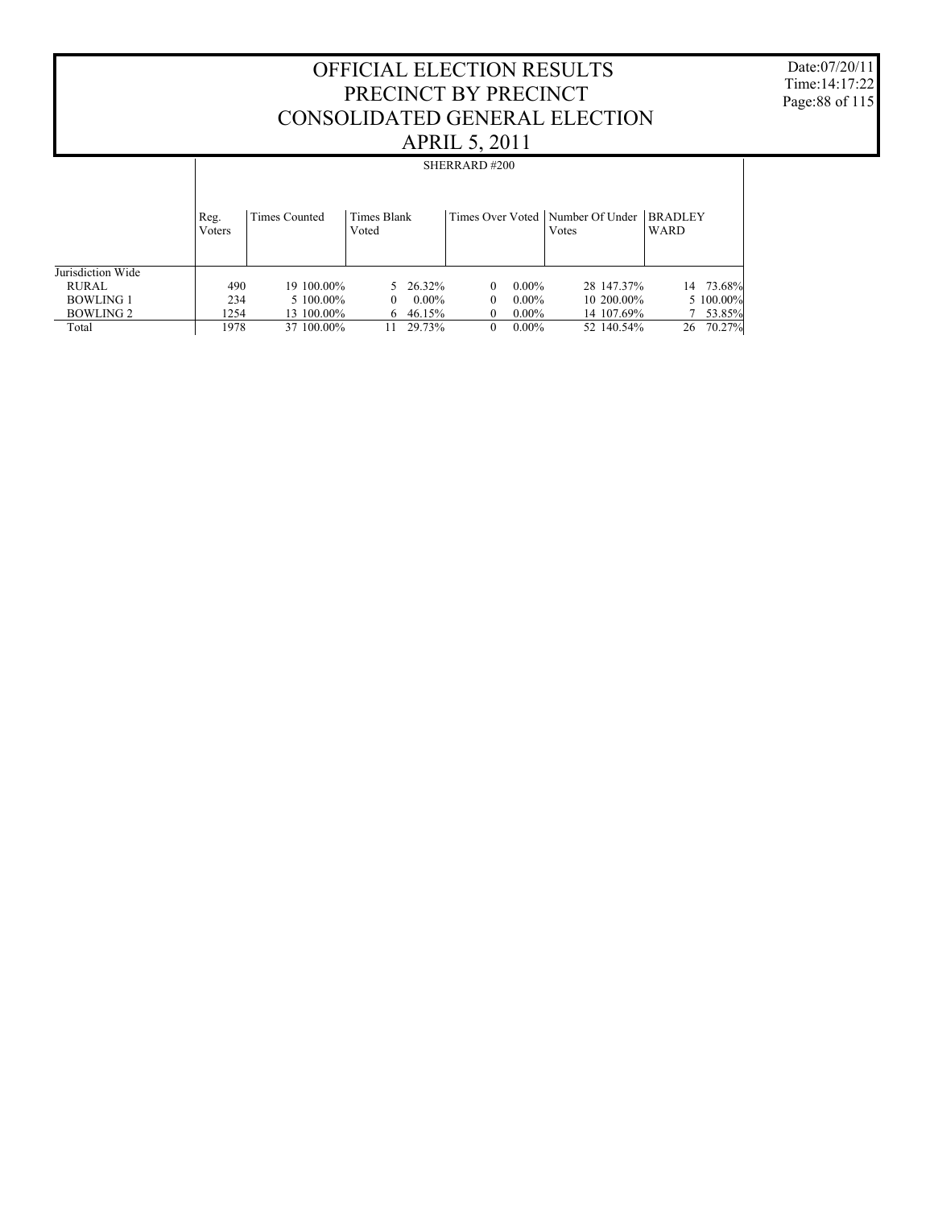# OFFICIAL ELECTION RESULTS
# PRECINCT BY PRECINCT
# CONSOLIDATED GENERAL ELECTION
# APRIL 5, 2011

Date:07/20/11
Time:14:17:22

SHERRARD #200

| | Reg. Voters | Times Counted | | Times Blank Voted | | Times Over Voted | | Number Of Under Votes | | BRADLEY WARD | |
|---|---|---|---|---|---|---|---|---|---|---|---|
| Jurisdiction Wide | | | | | | | | | | | |
| RURAL | 490 | 19 | 100.00% | 5 | 26.32% | 0 | 0.00% | 28 | 147.37% | 14 | 73.68% |
| BOWLING 1 | 234 | 5 | 100.00% | 0 | 0.00% | 0 | 0.00% | 10 | 200.00% | 5 | 100.00% |
| BOWLING 2 | 1254 | 13 | 100.00% | 6 | 46.15% | 0 | 0.00% | 14 | 107.69% | 7 | 53.85% |
| Total | 1978 | 37 | 100.00% | 11 | 29.73% | 0 | 0.00% | 52 | 140.54% | 26 | 70.27% |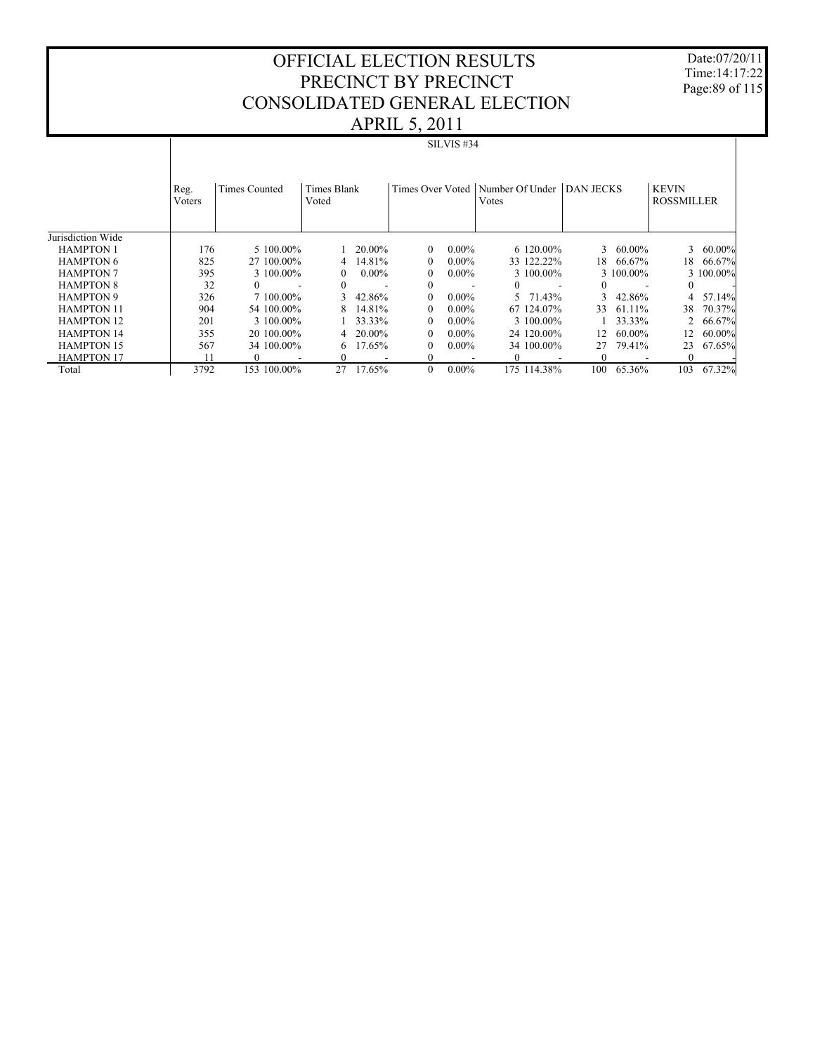# OFFICIAL ELECTION RESULTS
# PRECINCT BY PRECINCT
# CONSOLIDATED GENERAL ELECTION
# APRIL 5, 2011

Date:07/20/11
Time:14:17:22

SILVIS #34

| | Reg. Voters | Times Counted | | Times Blank Voted | | Times Over Voted | | Number Of Under Votes | | DAN JECKS | | KEVIN ROSSMILLER | |
|---|---|---|---|---|---|---|---|---|---|---|---|---|---|
| Jurisdiction Wide | | | | | | | | | | | | | |
| HAMPTON 1 | 176 | 5 | 100.00% | 1 | 20.00% | 0 | 0.00% | 6 | 120.00% | 3 | 60.00% | 3 | 60.00% |
| HAMPTON 6 | 825 | 27 | 100.00% | 4 | 14.81% | 0 | 0.00% | 33 | 122.22% | 18 | 66.67% | 18 | 66.67% |
| HAMPTON 7 | 395 | 3 | 100.00% | 0 | 0.00% | 0 | 0.00% | 3 | 100.00% | 3 | 100.00% | 3 | 100.00% |
| HAMPTON 8 | 32 | 0 | - | 0 | - | 0 | - | 0 | - | 0 | - | 0 | - |
| HAMPTON 9 | 326 | 7 | 100.00% | 3 | 42.86% | 0 | 0.00% | 5 | 71.43% | 3 | 42.86% | 4 | 57.14% |
| HAMPTON 11 | 904 | 54 | 100.00% | 8 | 14.81% | 0 | 0.00% | 67 | 124.07% | 33 | 61.11% | 38 | 70.37% |
| HAMPTON 12 | 201 | 3 | 100.00% | 1 | 33.33% | 0 | 0.00% | 3 | 100.00% | 1 | 33.33% | 2 | 66.67% |
| HAMPTON 14 | 355 | 20 | 100.00% | 4 | 20.00% | 0 | 0.00% | 24 | 120.00% | 12 | 60.00% | 12 | 60.00% |
| HAMPTON 15 | 567 | 34 | 100.00% | 6 | 17.65% | 0 | 0.00% | 34 | 100.00% | 27 | 79.41% | 23 | 67.65% |
| HAMPTON 17 | 11 | 0 | - | 0 | - | 0 | - | 0 | - | 0 | - | 0 | - |
| Total | 3792 | 153 | 100.00% | 27 | 17.65% | 0 | 0.00% | 175 | 114.38% | 100 | 65.36% | 103 | 67.32% |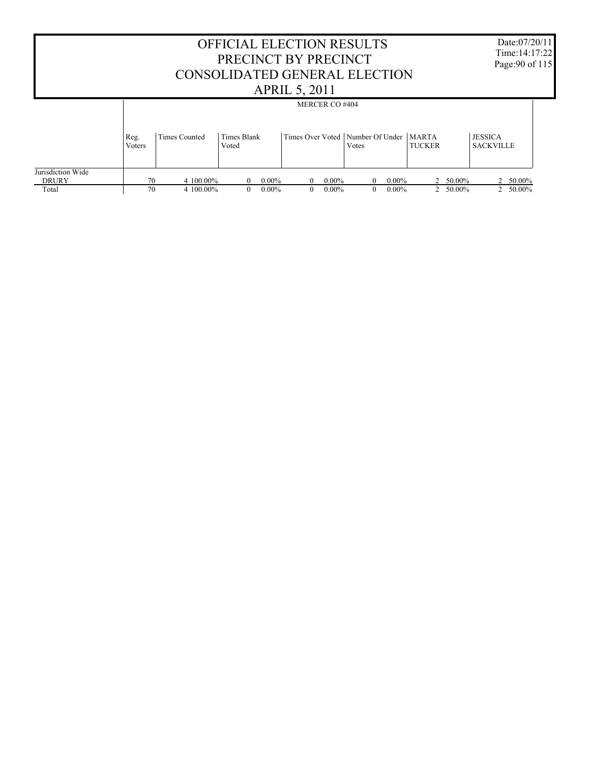# OFFICIAL ELECTION RESULTS
# PRECINCT BY PRECINCT
# CONSOLIDATED GENERAL ELECTION
# APRIL 5, 2011

Date:07/20/11
Time:14:17:22

MERCER CO #404

| | Reg. Voters | Times Counted | | Times Blank Voted | | Times Over Voted | | Number Of Under Votes | | MARTA TUCKER | | JESSICA SACKVILLE | |
|---|---|---|---|---|---|---|---|---|---|---|---|---|---|
| Jurisdiction Wide | | | | | | | | | | | | | |
| DRURY | 70 | 4 | 100.00% | 0 | 0.00% | 0 | 0.00% | 0 | 0.00% | 2 | 50.00% | 2 | 50.00% |
| Total | 70 | 4 | 100.00% | 0 | 0.00% | 0 | 0.00% | 0 | 0.00% | 2 | 50.00% | 2 | 50.00% |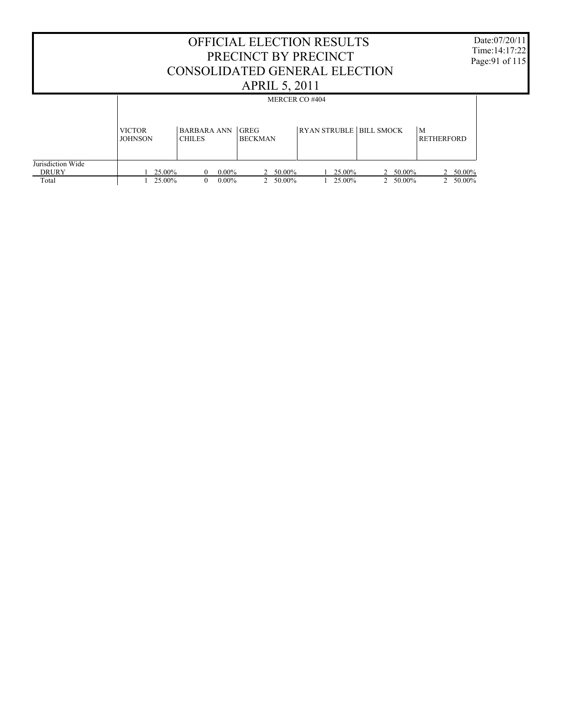# OFFICIAL ELECTION RESULTS
# PRECINCT BY PRECINCT
# CONSOLIDATED GENERAL ELECTION
# APRIL 5, 2011

Date:07/20/11
Time:14:17:22

MERCER CO #404

| | VICTOR JOHNSON | | BARBARA ANN CHILES | | GREG BECKMAN | | RYAN STRUBLE | | BILL SMOCK | | M RETHERFORD | |
|---|---|---|---|---|---|---|---|---|---|---|---|---|
| Jurisdiction Wide | | | | | | | | | | | | |
| DRURY | 1 | 25.00% | 0 | 0.00% | 2 | 50.00% | 1 | 25.00% | 2 | 50.00% | 2 | 50.00% |
| Total | 1 | 25.00% | 0 | 0.00% | 2 | 50.00% | 1 | 25.00% | 2 | 50.00% | 2 | 50.00% |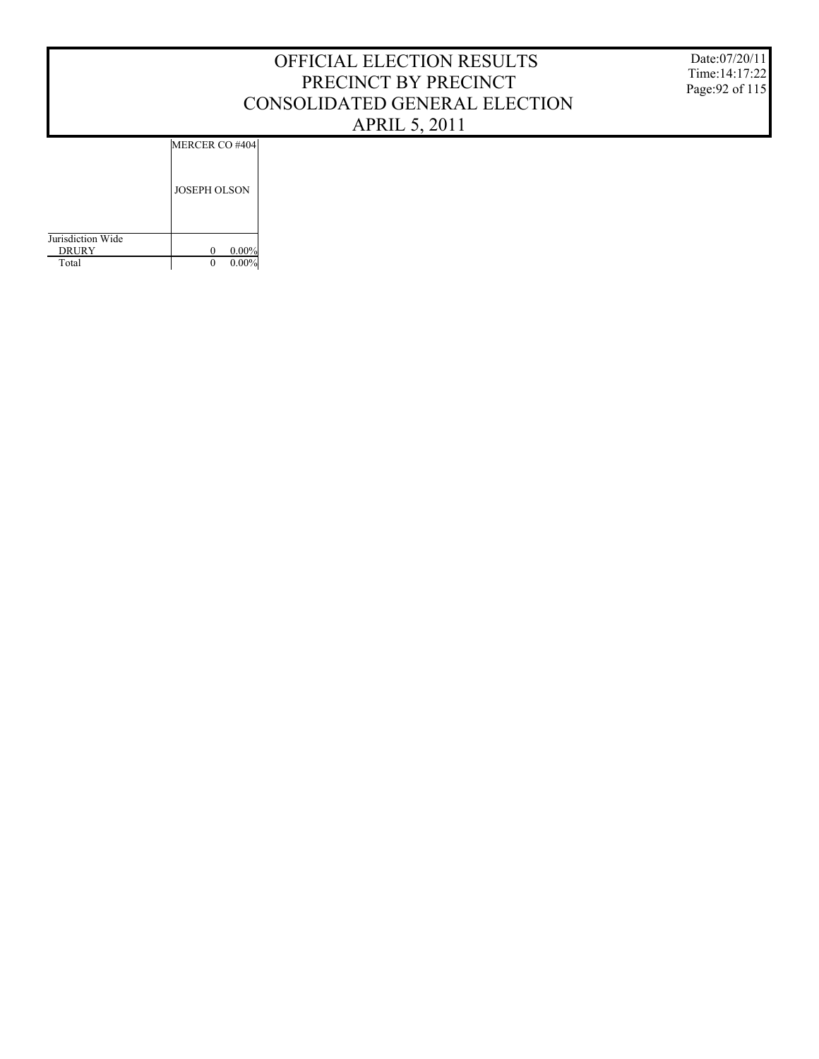# OFFICIAL ELECTION RESULTS
# PRECINCT BY PRECINCT
# CONSOLIDATED GENERAL ELECTION
# APRIL 5, 2011

Date:07/20/11
Time:14:17:22
Page:92 of 115

| | MERCER CO #404 JOSEPH OLSON | |
|---|---|---|
| Jurisdiction Wide | | |
| DRURY | 0 | 0.00% |
| Total | 0 | 0.00% |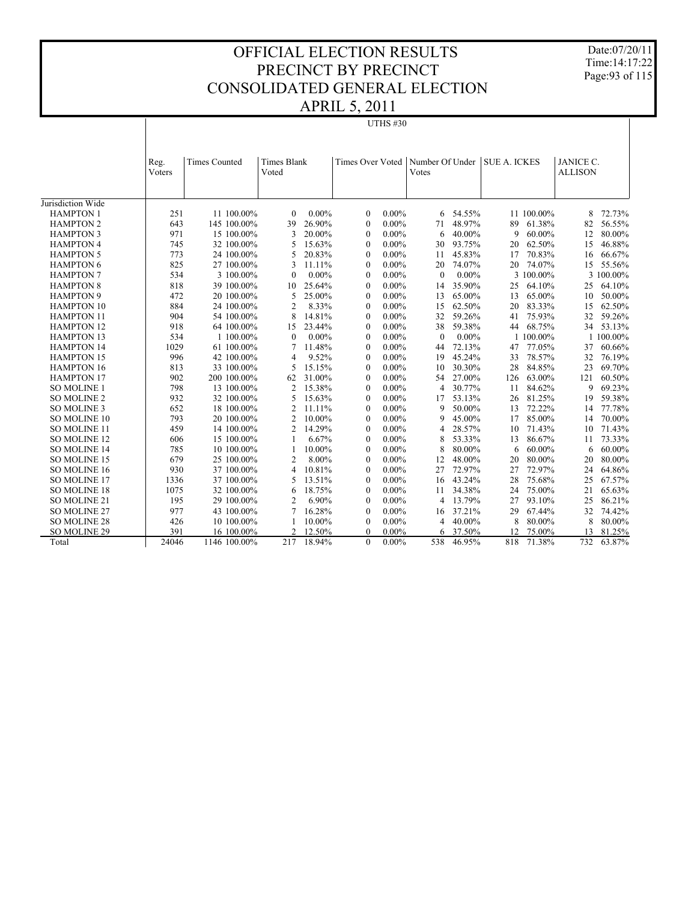# OFFICIAL ELECTION RESULTS
# PRECINCT BY PRECINCT
# CONSOLIDATED GENERAL ELECTION
# APRIL 5, 2011

Date:07/20/11
Time:14:17:22

UTHS #30

| | Reg. Voters | Times Counted | | Times Blank Voted | | Times Over Voted | | Number Of Under Votes | | SUE A. ICKES | | JANICE C. ALLISON | |
|---|---|---|---|---|---|---|---|---|---|---|---|---|---|
| Jurisdiction Wide | | | | | | | | | | | | | |
| HAMPTON 1 | 251 | 11 | 100.00% | 0 | 0.00% | 0 | 0.00% | 6 | 54.55% | 11 | 100.00% | 8 | 72.73% |
| HAMPTON 2 | 643 | 145 | 100.00% | 39 | 26.90% | 0 | 0.00% | 71 | 48.97% | 89 | 61.38% | 82 | 56.55% |
| HAMPTON 3 | 971 | 15 | 100.00% | 3 | 20.00% | 0 | 0.00% | 6 | 40.00% | 9 | 60.00% | 12 | 80.00% |
| HAMPTON 4 | 745 | 32 | 100.00% | 5 | 15.63% | 0 | 0.00% | 30 | 93.75% | 20 | 62.50% | 15 | 46.88% |
| HAMPTON 5 | 773 | 24 | 100.00% | 5 | 20.83% | 0 | 0.00% | 11 | 45.83% | 17 | 70.83% | 16 | 66.67% |
| HAMPTON 6 | 825 | 27 | 100.00% | 3 | 11.11% | 0 | 0.00% | 20 | 74.07% | 20 | 74.07% | 15 | 55.56% |
| HAMPTON 7 | 534 | 3 | 100.00% | 0 | 0.00% | 0 | 0.00% | 0 | 0.00% | 3 | 100.00% | 3 | 100.00% |
| HAMPTON 8 | 818 | 39 | 100.00% | 10 | 25.64% | 0 | 0.00% | 14 | 35.90% | 25 | 64.10% | 25 | 64.10% |
| HAMPTON 9 | 472 | 20 | 100.00% | 5 | 25.00% | 0 | 0.00% | 13 | 65.00% | 13 | 65.00% | 10 | 50.00% |
| HAMPTON 10 | 884 | 24 | 100.00% | 2 | 8.33% | 0 | 0.00% | 15 | 62.50% | 20 | 83.33% | 15 | 62.50% |
| HAMPTON 11 | 904 | 54 | 100.00% | 8 | 14.81% | 0 | 0.00% | 32 | 59.26% | 41 | 75.93% | 32 | 59.26% |
| HAMPTON 12 | 918 | 64 | 100.00% | 15 | 23.44% | 0 | 0.00% | 38 | 59.38% | 44 | 68.75% | 34 | 53.13% |
| HAMPTON 13 | 534 | 1 | 100.00% | 0 | 0.00% | 0 | 0.00% | 0 | 0.00% | 1 | 100.00% | 1 | 100.00% |
| HAMPTON 14 | 1029 | 61 | 100.00% | 7 | 11.48% | 0 | 0.00% | 44 | 72.13% | 47 | 77.05% | 37 | 60.66% |
| HAMPTON 15 | 996 | 42 | 100.00% | 4 | 9.52% | 0 | 0.00% | 19 | 45.24% | 33 | 78.57% | 32 | 76.19% |
| HAMPTON 16 | 813 | 33 | 100.00% | 5 | 15.15% | 0 | 0.00% | 10 | 30.30% | 28 | 84.85% | 23 | 69.70% |
| HAMPTON 17 | 902 | 200 | 100.00% | 62 | 31.00% | 0 | 0.00% | 54 | 27.00% | 126 | 63.00% | 121 | 60.50% |
| SO MOLINE 1 | 798 | 13 | 100.00% | 2 | 15.38% | 0 | 0.00% | 4 | 30.77% | 11 | 84.62% | 9 | 69.23% |
| SO MOLINE 2 | 932 | 32 | 100.00% | 5 | 15.63% | 0 | 0.00% | 17 | 53.13% | 26 | 81.25% | 19 | 59.38% |
| SO MOLINE 3 | 652 | 18 | 100.00% | 2 | 11.11% | 0 | 0.00% | 9 | 50.00% | 13 | 72.22% | 14 | 77.78% |
| SO MOLINE 10 | 793 | 20 | 100.00% | 2 | 10.00% | 0 | 0.00% | 9 | 45.00% | 17 | 85.00% | 14 | 70.00% |
| SO MOLINE 11 | 459 | 14 | 100.00% | 2 | 14.29% | 0 | 0.00% | 4 | 28.57% | 10 | 71.43% | 10 | 71.43% |
| SO MOLINE 12 | 606 | 15 | 100.00% | 1 | 6.67% | 0 | 0.00% | 8 | 53.33% | 13 | 86.67% | 11 | 73.33% |
| SO MOLINE 14 | 785 | 10 | 100.00% | 1 | 10.00% | 0 | 0.00% | 8 | 80.00% | 6 | 60.00% | 6 | 60.00% |
| SO MOLINE 15 | 679 | 25 | 100.00% | 2 | 8.00% | 0 | 0.00% | 12 | 48.00% | 20 | 80.00% | 20 | 80.00% |
| SO MOLINE 16 | 930 | 37 | 100.00% | 4 | 10.81% | 0 | 0.00% | 27 | 72.97% | 27 | 72.97% | 24 | 64.86% |
| SO MOLINE 17 | 1336 | 37 | 100.00% | 5 | 13.51% | 0 | 0.00% | 16 | 43.24% | 28 | 75.68% | 25 | 67.57% |
| SO MOLINE 18 | 1075 | 32 | 100.00% | 6 | 18.75% | 0 | 0.00% | 11 | 34.38% | 24 | 75.00% | 21 | 65.63% |
| SO MOLINE 21 | 195 | 29 | 100.00% | 2 | 6.90% | 0 | 0.00% | 4 | 13.79% | 27 | 93.10% | 25 | 86.21% |
| SO MOLINE 27 | 977 | 43 | 100.00% | 7 | 16.28% | 0 | 0.00% | 16 | 37.21% | 29 | 67.44% | 32 | 74.42% |
| SO MOLINE 28 | 426 | 10 | 100.00% | 1 | 10.00% | 0 | 0.00% | 4 | 40.00% | 8 | 80.00% | 8 | 80.00% |
| SO MOLINE 29 | 391 | 16 | 100.00% | 2 | 12.50% | 0 | 0.00% | 6 | 37.50% | 12 | 75.00% | 13 | 81.25% |
| Total | 24046 | 1146 | 100.00% | 217 | 18.94% | 0 | 0.00% | 538 | 46.95% | 818 | 71.38% | 732 | 63.87% |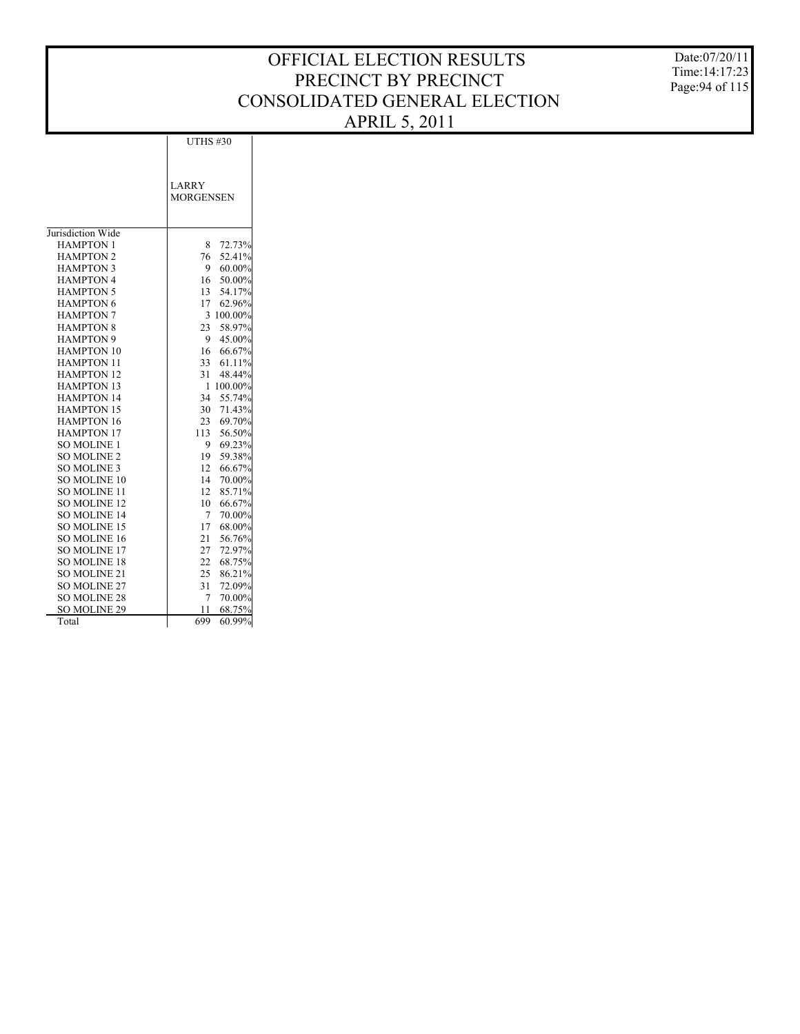# OFFICIAL ELECTION RESULTS
# PRECINCT BY PRECINCT
# CONSOLIDATED GENERAL ELECTION
# APRIL 5, 2011

Date:07/20/11
Time:14:17:23

| | UTHS #30 | |
|---|---|---|
| | LARRY MORGENSEN | |
| Jurisdiction Wide | | |
| HAMPTON 1 | 8 | 72.73% |
| HAMPTON 2 | 76 | 52.41% |
| HAMPTON 3 | 9 | 60.00% |
| HAMPTON 4 | 16 | 50.00% |
| HAMPTON 5 | 13 | 54.17% |
| HAMPTON 6 | 17 | 62.96% |
| HAMPTON 7 | 3 | 100.00% |
| HAMPTON 8 | 23 | 58.97% |
| HAMPTON 9 | 9 | 45.00% |
| HAMPTON 10 | 16 | 66.67% |
| HAMPTON 11 | 33 | 61.11% |
| HAMPTON 12 | 31 | 48.44% |
| HAMPTON 13 | 1 | 100.00% |
| HAMPTON 14 | 34 | 55.74% |
| HAMPTON 15 | 30 | 71.43% |
| HAMPTON 16 | 23 | 69.70% |
| HAMPTON 17 | 113 | 56.50% |
| SO MOLINE 1 | 9 | 69.23% |
| SO MOLINE 2 | 19 | 59.38% |
| SO MOLINE 3 | 12 | 66.67% |
| SO MOLINE 10 | 14 | 70.00% |
| SO MOLINE 11 | 12 | 85.71% |
| SO MOLINE 12 | 10 | 66.67% |
| SO MOLINE 14 | 7 | 70.00% |
| SO MOLINE 15 | 17 | 68.00% |
| SO MOLINE 16 | 21 | 56.76% |
| SO MOLINE 17 | 27 | 72.97% |
| SO MOLINE 18 | 22 | 68.75% |
| SO MOLINE 21 | 25 | 86.21% |
| SO MOLINE 27 | 31 | 72.09% |
| SO MOLINE 28 | 7 | 70.00% |
| SO MOLINE 29 | 11 | 68.75% |
| Total | 699 | 60.99% |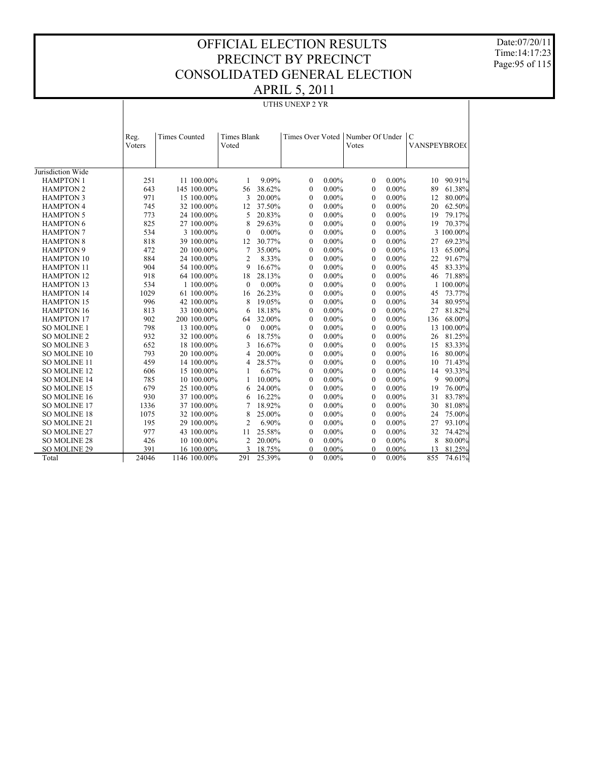# OFFICIAL ELECTION RESULTS
# PRECINCT BY PRECINCT
# CONSOLIDATED GENERAL ELECTION
# APRIL 5, 2011

Date:07/20/11
Time:14:17:23

## UTHS UNEXP 2 YR

| | Reg. Voters | Times Counted | | Times Blank Voted | | Times Over Voted | | Number Of Under Votes | | C VANSPEYBROE( | |
|---|---|---|---|---|---|---|---|---|---|---|---|
| Jurisdiction Wide | | | | | | | | | | | |
| HAMPTON 1 | 251 | 11 | 100.00% | 1 | 9.09% | 0 | 0.00% | 0 | 0.00% | 10 | 90.91% |
| HAMPTON 2 | 643 | 145 | 100.00% | 56 | 38.62% | 0 | 0.00% | 0 | 0.00% | 89 | 61.38% |
| HAMPTON 3 | 971 | 15 | 100.00% | 3 | 20.00% | 0 | 0.00% | 0 | 0.00% | 12 | 80.00% |
| HAMPTON 4 | 745 | 32 | 100.00% | 12 | 37.50% | 0 | 0.00% | 0 | 0.00% | 20 | 62.50% |
| HAMPTON 5 | 773 | 24 | 100.00% | 5 | 20.83% | 0 | 0.00% | 0 | 0.00% | 19 | 79.17% |
| HAMPTON 6 | 825 | 27 | 100.00% | 8 | 29.63% | 0 | 0.00% | 0 | 0.00% | 19 | 70.37% |
| HAMPTON 7 | 534 | 3 | 100.00% | 0 | 0.00% | 0 | 0.00% | 0 | 0.00% | 3 | 100.00% |
| HAMPTON 8 | 818 | 39 | 100.00% | 12 | 30.77% | 0 | 0.00% | 0 | 0.00% | 27 | 69.23% |
| HAMPTON 9 | 472 | 20 | 100.00% | 7 | 35.00% | 0 | 0.00% | 0 | 0.00% | 13 | 65.00% |
| HAMPTON 10 | 884 | 24 | 100.00% | 2 | 8.33% | 0 | 0.00% | 0 | 0.00% | 22 | 91.67% |
| HAMPTON 11 | 904 | 54 | 100.00% | 9 | 16.67% | 0 | 0.00% | 0 | 0.00% | 45 | 83.33% |
| HAMPTON 12 | 918 | 64 | 100.00% | 18 | 28.13% | 0 | 0.00% | 0 | 0.00% | 46 | 71.88% |
| HAMPTON 13 | 534 | 1 | 100.00% | 0 | 0.00% | 0 | 0.00% | 0 | 0.00% | 1 | 100.00% |
| HAMPTON 14 | 1029 | 61 | 100.00% | 16 | 26.23% | 0 | 0.00% | 0 | 0.00% | 45 | 73.77% |
| HAMPTON 15 | 996 | 42 | 100.00% | 8 | 19.05% | 0 | 0.00% | 0 | 0.00% | 34 | 80.95% |
| HAMPTON 16 | 813 | 33 | 100.00% | 6 | 18.18% | 0 | 0.00% | 0 | 0.00% | 27 | 81.82% |
| HAMPTON 17 | 902 | 200 | 100.00% | 64 | 32.00% | 0 | 0.00% | 0 | 0.00% | 136 | 68.00% |
| SO MOLINE 1 | 798 | 13 | 100.00% | 0 | 0.00% | 0 | 0.00% | 0 | 0.00% | 13 | 100.00% |
| SO MOLINE 2 | 932 | 32 | 100.00% | 6 | 18.75% | 0 | 0.00% | 0 | 0.00% | 26 | 81.25% |
| SO MOLINE 3 | 652 | 18 | 100.00% | 3 | 16.67% | 0 | 0.00% | 0 | 0.00% | 15 | 83.33% |
| SO MOLINE 10 | 793 | 20 | 100.00% | 4 | 20.00% | 0 | 0.00% | 0 | 0.00% | 16 | 80.00% |
| SO MOLINE 11 | 459 | 14 | 100.00% | 4 | 28.57% | 0 | 0.00% | 0 | 0.00% | 10 | 71.43% |
| SO MOLINE 12 | 606 | 15 | 100.00% | 1 | 6.67% | 0 | 0.00% | 0 | 0.00% | 14 | 93.33% |
| SO MOLINE 14 | 785 | 10 | 100.00% | 1 | 10.00% | 0 | 0.00% | 0 | 0.00% | 9 | 90.00% |
| SO MOLINE 15 | 679 | 25 | 100.00% | 6 | 24.00% | 0 | 0.00% | 0 | 0.00% | 19 | 76.00% |
| SO MOLINE 16 | 930 | 37 | 100.00% | 6 | 16.22% | 0 | 0.00% | 0 | 0.00% | 31 | 83.78% |
| SO MOLINE 17 | 1336 | 37 | 100.00% | 7 | 18.92% | 0 | 0.00% | 0 | 0.00% | 30 | 81.08% |
| SO MOLINE 18 | 1075 | 32 | 100.00% | 8 | 25.00% | 0 | 0.00% | 0 | 0.00% | 24 | 75.00% |
| SO MOLINE 21 | 195 | 29 | 100.00% | 2 | 6.90% | 0 | 0.00% | 0 | 0.00% | 27 | 93.10% |
| SO MOLINE 27 | 977 | 43 | 100.00% | 11 | 25.58% | 0 | 0.00% | 0 | 0.00% | 32 | 74.42% |
| SO MOLINE 28 | 426 | 10 | 100.00% | 2 | 20.00% | 0 | 0.00% | 0 | 0.00% | 8 | 80.00% |
| SO MOLINE 29 | 391 | 16 | 100.00% | 3 | 18.75% | 0 | 0.00% | 0 | 0.00% | 13 | 81.25% |
| Total | 24046 | 1146 | 100.00% | 291 | 25.39% | 0 | 0.00% | 0 | 0.00% | 855 | 74.61% |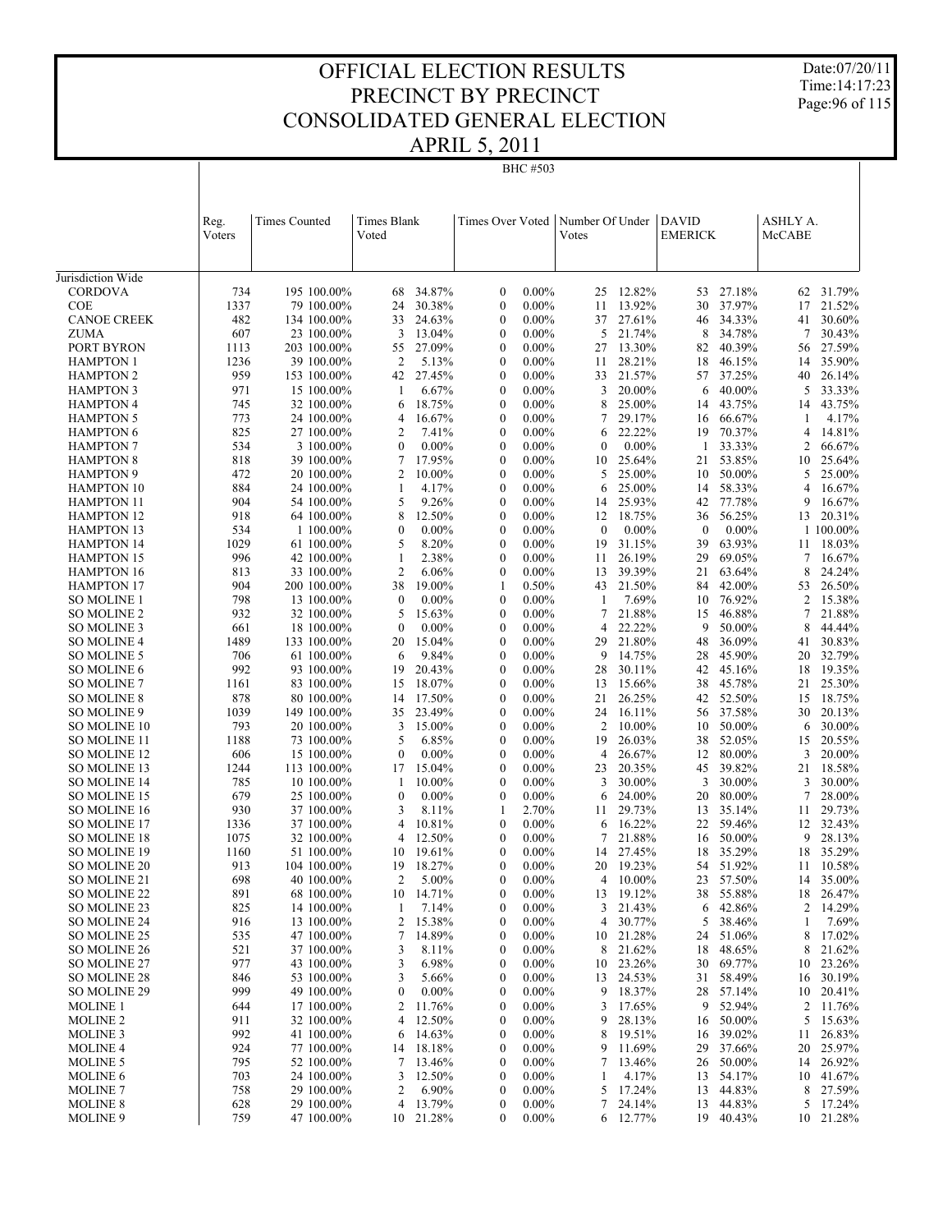# OFFICIAL ELECTION RESULTS
# PRECINCT BY PRECINCT
# CONSOLIDATED GENERAL ELECTION
# APRIL 5, 2011

Date:07/20/11
Time:14:17:23

BHC #503

| | Reg. Voters | Times Counted | | Times Blank Voted | | Times Over Voted | | Number Of Under Votes | | DAVID EMERICK | | ASHLY A. McCABE | |
|---|---|---|---|---|---|---|---|---|---|---|---|---|---|
| Jurisdiction Wide | | | | | | | | | | | | | |
| CORDOVA | 734 | 195 | 100.00% | 68 | 34.87% | 0 | 0.00% | 25 | 12.82% | 53 | 27.18% | 62 | 31.79% |
| COE | 1337 | 79 | 100.00% | 24 | 30.38% | 0 | 0.00% | 11 | 13.92% | 30 | 37.97% | 17 | 21.52% |
| CANOE CREEK | 482 | 134 | 100.00% | 33 | 24.63% | 0 | 0.00% | 37 | 27.61% | 46 | 34.33% | 41 | 30.60% |
| ZUMA | 607 | 23 | 100.00% | 3 | 13.04% | 0 | 0.00% | 5 | 21.74% | 8 | 34.78% | 7 | 30.43% |
| PORT BYRON | 1113 | 203 | 100.00% | 55 | 27.09% | 0 | 0.00% | 27 | 13.30% | 82 | 40.39% | 56 | 27.59% |
| HAMPTON 1 | 1236 | 39 | 100.00% | 2 | 5.13% | 0 | 0.00% | 11 | 28.21% | 18 | 46.15% | 14 | 35.90% |
| HAMPTON 2 | 959 | 153 | 100.00% | 42 | 27.45% | 0 | 0.00% | 33 | 21.57% | 57 | 37.25% | 40 | 26.14% |
| HAMPTON 3 | 971 | 15 | 100.00% | 1 | 6.67% | 0 | 0.00% | 3 | 20.00% | 6 | 40.00% | 5 | 33.33% |
| HAMPTON 4 | 745 | 32 | 100.00% | 6 | 18.75% | 0 | 0.00% | 8 | 25.00% | 14 | 43.75% | 14 | 43.75% |
| HAMPTON 5 | 773 | 24 | 100.00% | 4 | 16.67% | 0 | 0.00% | 7 | 29.17% | 16 | 66.67% | 1 | 4.17% |
| HAMPTON 6 | 825 | 27 | 100.00% | 2 | 7.41% | 0 | 0.00% | 6 | 22.22% | 19 | 70.37% | 4 | 14.81% |
| HAMPTON 7 | 534 | 3 | 100.00% | 0 | 0.00% | 0 | 0.00% | 0 | 0.00% | 1 | 33.33% | 2 | 66.67% |
| HAMPTON 8 | 818 | 39 | 100.00% | 7 | 17.95% | 0 | 0.00% | 10 | 25.64% | 21 | 53.85% | 10 | 25.64% |
| HAMPTON 9 | 472 | 20 | 100.00% | 2 | 10.00% | 0 | 0.00% | 5 | 25.00% | 10 | 50.00% | 5 | 25.00% |
| HAMPTON 10 | 884 | 24 | 100.00% | 1 | 4.17% | 0 | 0.00% | 6 | 25.00% | 14 | 58.33% | 4 | 16.67% |
| HAMPTON 11 | 904 | 54 | 100.00% | 5 | 9.26% | 0 | 0.00% | 14 | 25.93% | 42 | 77.78% | 9 | 16.67% |
| HAMPTON 12 | 918 | 64 | 100.00% | 8 | 12.50% | 0 | 0.00% | 12 | 18.75% | 36 | 56.25% | 13 | 20.31% |
| HAMPTON 13 | 534 | 1 | 100.00% | 0 | 0.00% | 0 | 0.00% | 0 | 0.00% | 0 | 0.00% | 1 | 100.00% |
| HAMPTON 14 | 1029 | 61 | 100.00% | 5 | 8.20% | 0 | 0.00% | 19 | 31.15% | 39 | 63.93% | 11 | 18.03% |
| HAMPTON 15 | 996 | 42 | 100.00% | 1 | 2.38% | 0 | 0.00% | 11 | 26.19% | 29 | 69.05% | 7 | 16.67% |
| HAMPTON 16 | 813 | 33 | 100.00% | 2 | 6.06% | 0 | 0.00% | 13 | 39.39% | 21 | 63.64% | 8 | 24.24% |
| HAMPTON 17 | 904 | 200 | 100.00% | 38 | 19.00% | 1 | 0.50% | 43 | 21.50% | 84 | 42.00% | 53 | 26.50% |
| SO MOLINE 1 | 798 | 13 | 100.00% | 0 | 0.00% | 0 | 0.00% | 1 | 7.69% | 10 | 76.92% | 2 | 15.38% |
| SO MOLINE 2 | 932 | 32 | 100.00% | 5 | 15.63% | 0 | 0.00% | 7 | 21.88% | 15 | 46.88% | 7 | 21.88% |
| SO MOLINE 3 | 661 | 18 | 100.00% | 0 | 0.00% | 0 | 0.00% | 4 | 22.22% | 9 | 50.00% | 8 | 44.44% |
| SO MOLINE 4 | 1489 | 133 | 100.00% | 20 | 15.04% | 0 | 0.00% | 29 | 21.80% | 48 | 36.09% | 41 | 30.83% |
| SO MOLINE 5 | 706 | 61 | 100.00% | 6 | 9.84% | 0 | 0.00% | 9 | 14.75% | 28 | 45.90% | 20 | 32.79% |
| SO MOLINE 6 | 992 | 93 | 100.00% | 19 | 20.43% | 0 | 0.00% | 28 | 30.11% | 42 | 45.16% | 18 | 19.35% |
| SO MOLINE 7 | 1161 | 83 | 100.00% | 15 | 18.07% | 0 | 0.00% | 13 | 15.66% | 38 | 45.78% | 21 | 25.30% |
| SO MOLINE 8 | 878 | 80 | 100.00% | 14 | 17.50% | 0 | 0.00% | 21 | 26.25% | 42 | 52.50% | 15 | 18.75% |
| SO MOLINE 9 | 1039 | 149 | 100.00% | 35 | 23.49% | 0 | 0.00% | 24 | 16.11% | 56 | 37.58% | 30 | 20.13% |
| SO MOLINE 10 | 793 | 20 | 100.00% | 3 | 15.00% | 0 | 0.00% | 2 | 10.00% | 10 | 50.00% | 6 | 30.00% |
| SO MOLINE 11 | 1188 | 73 | 100.00% | 5 | 6.85% | 0 | 0.00% | 19 | 26.03% | 38 | 52.05% | 15 | 20.55% |
| SO MOLINE 12 | 606 | 15 | 100.00% | 0 | 0.00% | 0 | 0.00% | 4 | 26.67% | 12 | 80.00% | 3 | 20.00% |
| SO MOLINE 13 | 1244 | 113 | 100.00% | 17 | 15.04% | 0 | 0.00% | 23 | 20.35% | 45 | 39.82% | 21 | 18.58% |
| SO MOLINE 14 | 785 | 10 | 100.00% | 1 | 10.00% | 0 | 0.00% | 3 | 30.00% | 3 | 30.00% | 3 | 30.00% |
| SO MOLINE 15 | 679 | 25 | 100.00% | 0 | 0.00% | 0 | 0.00% | 6 | 24.00% | 20 | 80.00% | 7 | 28.00% |
| SO MOLINE 16 | 930 | 37 | 100.00% | 3 | 8.11% | 1 | 2.70% | 11 | 29.73% | 13 | 35.14% | 11 | 29.73% |
| SO MOLINE 17 | 1336 | 37 | 100.00% | 4 | 10.81% | 0 | 0.00% | 6 | 16.22% | 22 | 59.46% | 12 | 32.43% |
| SO MOLINE 18 | 1075 | 32 | 100.00% | 4 | 12.50% | 0 | 0.00% | 7 | 21.88% | 16 | 50.00% | 9 | 28.13% |
| SO MOLINE 19 | 1160 | 51 | 100.00% | 10 | 19.61% | 0 | 0.00% | 14 | 27.45% | 18 | 35.29% | 18 | 35.29% |
| SO MOLINE 20 | 913 | 104 | 100.00% | 19 | 18.27% | 0 | 0.00% | 20 | 19.23% | 54 | 51.92% | 11 | 10.58% |
| SO MOLINE 21 | 698 | 40 | 100.00% | 2 | 5.00% | 0 | 0.00% | 4 | 10.00% | 23 | 57.50% | 14 | 35.00% |
| SO MOLINE 22 | 891 | 68 | 100.00% | 10 | 14.71% | 0 | 0.00% | 13 | 19.12% | 38 | 55.88% | 18 | 26.47% |
| SO MOLINE 23 | 825 | 14 | 100.00% | 1 | 7.14% | 0 | 0.00% | 3 | 21.43% | 6 | 42.86% | 2 | 14.29% |
| SO MOLINE 24 | 916 | 13 | 100.00% | 2 | 15.38% | 0 | 0.00% | 4 | 30.77% | 5 | 38.46% | 1 | 7.69% |
| SO MOLINE 25 | 535 | 47 | 100.00% | 7 | 14.89% | 0 | 0.00% | 10 | 21.28% | 24 | 51.06% | 8 | 17.02% |
| SO MOLINE 26 | 521 | 37 | 100.00% | 3 | 8.11% | 0 | 0.00% | 8 | 21.62% | 18 | 48.65% | 8 | 21.62% |
| SO MOLINE 27 | 977 | 43 | 100.00% | 3 | 6.98% | 0 | 0.00% | 10 | 23.26% | 30 | 69.77% | 10 | 23.26% |
| SO MOLINE 28 | 846 | 53 | 100.00% | 3 | 5.66% | 0 | 0.00% | 13 | 24.53% | 31 | 58.49% | 16 | 30.19% |
| SO MOLINE 29 | 999 | 49 | 100.00% | 0 | 0.00% | 0 | 0.00% | 9 | 18.37% | 28 | 57.14% | 10 | 20.41% |
| MOLINE 1 | 644 | 17 | 100.00% | 2 | 11.76% | 0 | 0.00% | 3 | 17.65% | 9 | 52.94% | 2 | 11.76% |
| MOLINE 2 | 911 | 32 | 100.00% | 4 | 12.50% | 0 | 0.00% | 9 | 28.13% | 16 | 50.00% | 5 | 15.63% |
| MOLINE 3 | 992 | 41 | 100.00% | 6 | 14.63% | 0 | 0.00% | 8 | 19.51% | 16 | 39.02% | 11 | 26.83% |
| MOLINE 4 | 924 | 77 | 100.00% | 14 | 18.18% | 0 | 0.00% | 9 | 11.69% | 29 | 37.66% | 20 | 25.97% |
| MOLINE 5 | 795 | 52 | 100.00% | 7 | 13.46% | 0 | 0.00% | 7 | 13.46% | 26 | 50.00% | 14 | 26.92% |
| MOLINE 6 | 703 | 24 | 100.00% | 3 | 12.50% | 0 | 0.00% | 1 | 4.17% | 13 | 54.17% | 10 | 41.67% |
| MOLINE 7 | 758 | 29 | 100.00% | 2 | 6.90% | 0 | 0.00% | 5 | 17.24% | 13 | 44.83% | 8 | 27.59% |
| MOLINE 8 | 628 | 29 | 100.00% | 4 | 13.79% | 0 | 0.00% | 7 | 24.14% | 13 | 44.83% | 5 | 17.24% |
| MOLINE 9 | 759 | 47 | 100.00% | 10 | 21.28% | 0 | 0.00% | 6 | 12.77% | 19 | 40.43% | 10 | 21.28% |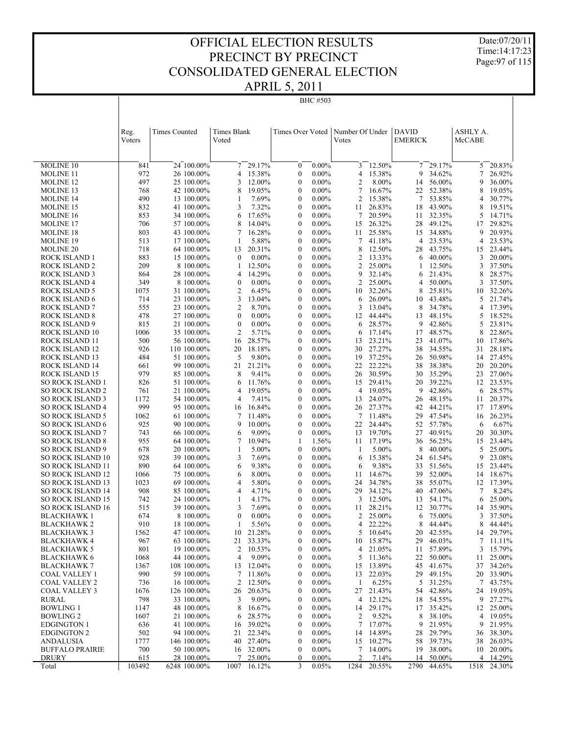# OFFICIAL ELECTION RESULTS
# PRECINCT BY PRECINCT
# CONSOLIDATED GENERAL ELECTION
# APRIL 5, 2011

Date:07/20/11
Time:14:17:23

BHC #503

| | Reg. Voters | Times Counted | | Times Blank Voted | | Times Over Voted | | Number Of Under Votes | | DAVID EMERICK | | ASHLY A. McCABE | |
|---|---|---|---|---|---|---|---|---|---|---|---|---|---|
| MOLINE 10 | 841 | 24 | 100.00% | 7 | 29.17% | 0 | 0.00% | 3 | 12.50% | 7 | 29.17% | 5 | 20.83% |
| MOLINE 11 | 972 | 26 | 100.00% | 4 | 15.38% | 0 | 0.00% | 4 | 15.38% | 9 | 34.62% | 7 | 26.92% |
| MOLINE 12 | 497 | 25 | 100.00% | 3 | 12.00% | 0 | 0.00% | 2 | 8.00% | 14 | 56.00% | 9 | 36.00% |
| MOLINE 13 | 768 | 42 | 100.00% | 8 | 19.05% | 0 | 0.00% | 7 | 16.67% | 22 | 52.38% | 8 | 19.05% |
| MOLINE 14 | 490 | 13 | 100.00% | 1 | 7.69% | 0 | 0.00% | 2 | 15.38% | 7 | 53.85% | 4 | 30.77% |
| MOLINE 15 | 832 | 41 | 100.00% | 3 | 7.32% | 0 | 0.00% | 11 | 26.83% | 18 | 43.90% | 8 | 19.51% |
| MOLINE 16 | 853 | 34 | 100.00% | 6 | 17.65% | 0 | 0.00% | 7 | 20.59% | 11 | 32.35% | 5 | 14.71% |
| MOLINE 17 | 706 | 57 | 100.00% | 8 | 14.04% | 0 | 0.00% | 15 | 26.32% | 28 | 49.12% | 17 | 29.82% |
| MOLINE 18 | 803 | 43 | 100.00% | 7 | 16.28% | 0 | 0.00% | 11 | 25.58% | 15 | 34.88% | 9 | 20.93% |
| MOLINE 19 | 513 | 17 | 100.00% | 1 | 5.88% | 0 | 0.00% | 7 | 41.18% | 4 | 23.53% | 4 | 23.53% |
| MOLINE 20 | 718 | 64 | 100.00% | 13 | 20.31% | 0 | 0.00% | 8 | 12.50% | 28 | 43.75% | 15 | 23.44% |
| ROCK ISLAND 1 | 883 | 15 | 100.00% | 0 | 0.00% | 0 | 0.00% | 2 | 13.33% | 6 | 40.00% | 3 | 20.00% |
| ROCK ISLAND 2 | 209 | 8 | 100.00% | 1 | 12.50% | 0 | 0.00% | 2 | 25.00% | 1 | 12.50% | 3 | 37.50% |
| ROCK ISLAND 3 | 864 | 28 | 100.00% | 4 | 14.29% | 0 | 0.00% | 9 | 32.14% | 6 | 21.43% | 8 | 28.57% |
| ROCK ISLAND 4 | 349 | 8 | 100.00% | 0 | 0.00% | 0 | 0.00% | 2 | 25.00% | 4 | 50.00% | 3 | 37.50% |
| ROCK ISLAND 5 | 1075 | 31 | 100.00% | 2 | 6.45% | 0 | 0.00% | 10 | 32.26% | 8 | 25.81% | 10 | 32.26% |
| ROCK ISLAND 6 | 714 | 23 | 100.00% | 3 | 13.04% | 0 | 0.00% | 6 | 26.09% | 10 | 43.48% | 5 | 21.74% |
| ROCK ISLAND 7 | 555 | 23 | 100.00% | 2 | 8.70% | 0 | 0.00% | 3 | 13.04% | 8 | 34.78% | 4 | 17.39% |
| ROCK ISLAND 8 | 478 | 27 | 100.00% | 0 | 0.00% | 0 | 0.00% | 12 | 44.44% | 13 | 48.15% | 5 | 18.52% |
| ROCK ISLAND 9 | 815 | 21 | 100.00% | 0 | 0.00% | 0 | 0.00% | 6 | 28.57% | 9 | 42.86% | 5 | 23.81% |
| ROCK ISLAND 10 | 1006 | 35 | 100.00% | 2 | 5.71% | 0 | 0.00% | 6 | 17.14% | 17 | 48.57% | 8 | 22.86% |
| ROCK ISLAND 11 | 500 | 56 | 100.00% | 16 | 28.57% | 0 | 0.00% | 13 | 23.21% | 23 | 41.07% | 10 | 17.86% |
| ROCK ISLAND 12 | 926 | 110 | 100.00% | 20 | 18.18% | 0 | 0.00% | 30 | 27.27% | 38 | 34.55% | 31 | 28.18% |
| ROCK ISLAND 13 | 484 | 51 | 100.00% | 5 | 9.80% | 0 | 0.00% | 19 | 37.25% | 26 | 50.98% | 14 | 27.45% |
| ROCK ISLAND 14 | 661 | 99 | 100.00% | 21 | 21.21% | 0 | 0.00% | 22 | 22.22% | 38 | 38.38% | 20 | 20.20% |
| ROCK ISLAND 15 | 979 | 85 | 100.00% | 8 | 9.41% | 0 | 0.00% | 26 | 30.59% | 30 | 35.29% | 23 | 27.06% |
| SO ROCK ISLAND 1 | 826 | 51 | 100.00% | 6 | 11.76% | 0 | 0.00% | 15 | 29.41% | 20 | 39.22% | 12 | 23.53% |
| SO ROCK ISLAND 2 | 761 | 21 | 100.00% | 4 | 19.05% | 0 | 0.00% | 4 | 19.05% | 9 | 42.86% | 6 | 28.57% |
| SO ROCK ISLAND 3 | 1172 | 54 | 100.00% | 4 | 7.41% | 0 | 0.00% | 13 | 24.07% | 26 | 48.15% | 11 | 20.37% |
| SO ROCK ISLAND 4 | 999 | 95 | 100.00% | 16 | 16.84% | 0 | 0.00% | 26 | 27.37% | 42 | 44.21% | 17 | 17.89% |
| SO ROCK ISLAND 5 | 1062 | 61 | 100.00% | 7 | 11.48% | 0 | 0.00% | 7 | 11.48% | 29 | 47.54% | 16 | 26.23% |
| SO ROCK ISLAND 6 | 925 | 90 | 100.00% | 9 | 10.00% | 0 | 0.00% | 22 | 24.44% | 52 | 57.78% | 6 | 6.67% |
| SO ROCK ISLAND 7 | 743 | 66 | 100.00% | 6 | 9.09% | 0 | 0.00% | 13 | 19.70% | 27 | 40.91% | 20 | 30.30% |
| SO ROCK ISLAND 8 | 955 | 64 | 100.00% | 7 | 10.94% | 1 | 1.56% | 11 | 17.19% | 36 | 56.25% | 15 | 23.44% |
| SO ROCK ISLAND 9 | 678 | 20 | 100.00% | 1 | 5.00% | 0 | 0.00% | 1 | 5.00% | 8 | 40.00% | 5 | 25.00% |
| SO ROCK ISLAND 10 | 928 | 39 | 100.00% | 3 | 7.69% | 0 | 0.00% | 6 | 15.38% | 24 | 61.54% | 9 | 23.08% |
| SO ROCK ISLAND 11 | 890 | 64 | 100.00% | 6 | 9.38% | 0 | 0.00% | 6 | 9.38% | 33 | 51.56% | 15 | 23.44% |
| SO ROCK ISLAND 12 | 1066 | 75 | 100.00% | 6 | 8.00% | 0 | 0.00% | 11 | 14.67% | 39 | 52.00% | 14 | 18.67% |
| SO ROCK ISLAND 13 | 1023 | 69 | 100.00% | 4 | 5.80% | 0 | 0.00% | 24 | 34.78% | 38 | 55.07% | 12 | 17.39% |
| SO ROCK ISLAND 14 | 908 | 85 | 100.00% | 4 | 4.71% | 0 | 0.00% | 29 | 34.12% | 40 | 47.06% | 7 | 8.24% |
| SO ROCK ISLAND 15 | 742 | 24 | 100.00% | 1 | 4.17% | 0 | 0.00% | 3 | 12.50% | 13 | 54.17% | 6 | 25.00% |
| SO ROCK ISLAND 16 | 515 | 39 | 100.00% | 3 | 7.69% | 0 | 0.00% | 11 | 28.21% | 12 | 30.77% | 14 | 35.90% |
| BLACKHAWK 1 | 674 | 8 | 100.00% | 0 | 0.00% | 0 | 0.00% | 2 | 25.00% | 6 | 75.00% | 3 | 37.50% |
| BLACKHAWK 2 | 910 | 18 | 100.00% | 1 | 5.56% | 0 | 0.00% | 4 | 22.22% | 8 | 44.44% | 8 | 44.44% |
| BLACKHAWK 3 | 1562 | 47 | 100.00% | 10 | 21.28% | 0 | 0.00% | 5 | 10.64% | 20 | 42.55% | 14 | 29.79% |
| BLACKHAWK 4 | 967 | 63 | 100.00% | 21 | 33.33% | 0 | 0.00% | 10 | 15.87% | 29 | 46.03% | 7 | 11.11% |
| BLACKHAWK 5 | 801 | 19 | 100.00% | 2 | 10.53% | 0 | 0.00% | 4 | 21.05% | 11 | 57.89% | 3 | 15.79% |
| BLACKHAWK 6 | 1068 | 44 | 100.00% | 4 | 9.09% | 0 | 0.00% | 5 | 11.36% | 22 | 50.00% | 11 | 25.00% |
| BLACKHAWK 7 | 1367 | 108 | 100.00% | 13 | 12.04% | 0 | 0.00% | 15 | 13.89% | 45 | 41.67% | 37 | 34.26% |
| COAL VALLEY 1 | 990 | 59 | 100.00% | 7 | 11.86% | 0 | 0.00% | 13 | 22.03% | 29 | 49.15% | 20 | 33.90% |
| COAL VALLEY 2 | 736 | 16 | 100.00% | 2 | 12.50% | 0 | 0.00% | 1 | 6.25% | 5 | 31.25% | 7 | 43.75% |
| COAL VALLEY 3 | 1676 | 126 | 100.00% | 26 | 20.63% | 0 | 0.00% | 27 | 21.43% | 54 | 42.86% | 24 | 19.05% |
| RURAL | 798 | 33 | 100.00% | 3 | 9.09% | 0 | 0.00% | 4 | 12.12% | 18 | 54.55% | 9 | 27.27% |
| BOWLING 1 | 1147 | 48 | 100.00% | 8 | 16.67% | 0 | 0.00% | 14 | 29.17% | 17 | 35.42% | 12 | 25.00% |
| BOWLING 2 | 1607 | 21 | 100.00% | 6 | 28.57% | 0 | 0.00% | 2 | 9.52% | 8 | 38.10% | 4 | 19.05% |
| EDGINGTON 1 | 636 | 41 | 100.00% | 16 | 39.02% | 0 | 0.00% | 7 | 17.07% | 9 | 21.95% | 9 | 21.95% |
| EDGINGTON 2 | 502 | 94 | 100.00% | 21 | 22.34% | 0 | 0.00% | 14 | 14.89% | 28 | 29.79% | 36 | 38.30% |
| ANDALUSIA | 1777 | 146 | 100.00% | 40 | 27.40% | 0 | 0.00% | 15 | 10.27% | 58 | 39.73% | 38 | 26.03% |
| BUFFALO PRAIRIE | 700 | 50 | 100.00% | 16 | 32.00% | 0 | 0.00% | 7 | 14.00% | 19 | 38.00% | 10 | 20.00% |
| DRURY | 615 | 28 | 100.00% | 7 | 25.00% | 0 | 0.00% | 2 | 7.14% | 14 | 50.00% | 4 | 14.29% |
| Total | 103492 | 6248 | 100.00% | 1007 | 16.12% | 3 | 0.05% | 1284 | 20.55% | 2790 | 44.65% | 1518 | 24.30% |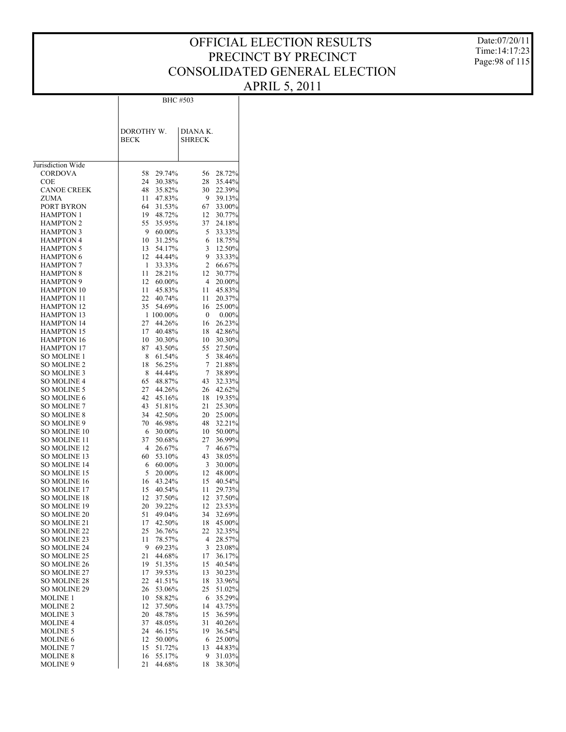# OFFICIAL ELECTION RESULTS
# PRECINCT BY PRECINCT
# CONSOLIDATED GENERAL ELECTION
# APRIL 5, 2011

| | BHC #503 | | | |
|---|---|---|---|---|
| | DOROTHY W. BECK | | DIANA K. SHRECK | |
| Jurisdiction Wide | | | | |
| CORDOVA | 58 | 29.74% | 56 | 28.72% |
| COE | 24 | 30.38% | 28 | 35.44% |
| CANOE CREEK | 48 | 35.82% | 30 | 22.39% |
| ZUMA | 11 | 47.83% | 9 | 39.13% |
| PORT BYRON | 64 | 31.53% | 67 | 33.00% |
| HAMPTON 1 | 19 | 48.72% | 12 | 30.77% |
| HAMPTON 2 | 55 | 35.95% | 37 | 24.18% |
| HAMPTON 3 | 9 | 60.00% | 5 | 33.33% |
| HAMPTON 4 | 10 | 31.25% | 6 | 18.75% |
| HAMPTON 5 | 13 | 54.17% | 3 | 12.50% |
| HAMPTON 6 | 12 | 44.44% | 9 | 33.33% |
| HAMPTON 7 | 1 | 33.33% | 2 | 66.67% |
| HAMPTON 8 | 11 | 28.21% | 12 | 30.77% |
| HAMPTON 9 | 12 | 60.00% | 4 | 20.00% |
| HAMPTON 10 | 11 | 45.83% | 11 | 45.83% |
| HAMPTON 11 | 22 | 40.74% | 11 | 20.37% |
| HAMPTON 12 | 35 | 54.69% | 16 | 25.00% |
| HAMPTON 13 | 1 | 100.00% | 0 | 0.00% |
| HAMPTON 14 | 27 | 44.26% | 16 | 26.23% |
| HAMPTON 15 | 17 | 40.48% | 18 | 42.86% |
| HAMPTON 16 | 10 | 30.30% | 10 | 30.30% |
| HAMPTON 17 | 87 | 43.50% | 55 | 27.50% |
| SO MOLINE 1 | 8 | 61.54% | 5 | 38.46% |
| SO MOLINE 2 | 18 | 56.25% | 7 | 21.88% |
| SO MOLINE 3 | 8 | 44.44% | 7 | 38.89% |
| SO MOLINE 4 | 65 | 48.87% | 43 | 32.33% |
| SO MOLINE 5 | 27 | 44.26% | 26 | 42.62% |
| SO MOLINE 6 | 42 | 45.16% | 18 | 19.35% |
| SO MOLINE 7 | 43 | 51.81% | 21 | 25.30% |
| SO MOLINE 8 | 34 | 42.50% | 20 | 25.00% |
| SO MOLINE 9 | 70 | 46.98% | 48 | 32.21% |
| SO MOLINE 10 | 6 | 30.00% | 10 | 50.00% |
| SO MOLINE 11 | 37 | 50.68% | 27 | 36.99% |
| SO MOLINE 12 | 4 | 26.67% | 7 | 46.67% |
| SO MOLINE 13 | 60 | 53.10% | 43 | 38.05% |
| SO MOLINE 14 | 6 | 60.00% | 3 | 30.00% |
| SO MOLINE 15 | 5 | 20.00% | 12 | 48.00% |
| SO MOLINE 16 | 16 | 43.24% | 15 | 40.54% |
| SO MOLINE 17 | 15 | 40.54% | 11 | 29.73% |
| SO MOLINE 18 | 12 | 37.50% | 12 | 37.50% |
| SO MOLINE 19 | 20 | 39.22% | 12 | 23.53% |
| SO MOLINE 20 | 51 | 49.04% | 34 | 32.69% |
| SO MOLINE 21 | 17 | 42.50% | 18 | 45.00% |
| SO MOLINE 22 | 25 | 36.76% | 22 | 32.35% |
| SO MOLINE 23 | 11 | 78.57% | 4 | 28.57% |
| SO MOLINE 24 | 9 | 69.23% | 3 | 23.08% |
| SO MOLINE 25 | 21 | 44.68% | 17 | 36.17% |
| SO MOLINE 26 | 19 | 51.35% | 15 | 40.54% |
| SO MOLINE 27 | 17 | 39.53% | 13 | 30.23% |
| SO MOLINE 28 | 22 | 41.51% | 18 | 33.96% |
| SO MOLINE 29 | 26 | 53.06% | 25 | 51.02% |
| MOLINE 1 | 10 | 58.82% | 6 | 35.29% |
| MOLINE 2 | 12 | 37.50% | 14 | 43.75% |
| MOLINE 3 | 20 | 48.78% | 15 | 36.59% |
| MOLINE 4 | 37 | 48.05% | 31 | 40.26% |
| MOLINE 5 | 24 | 46.15% | 19 | 36.54% |
| MOLINE 6 | 12 | 50.00% | 6 | 25.00% |
| MOLINE 7 | 15 | 51.72% | 13 | 44.83% |
| MOLINE 8 | 16 | 55.17% | 9 | 31.03% |
| MOLINE 9 | 21 | 44.68% | 18 | 38.30% |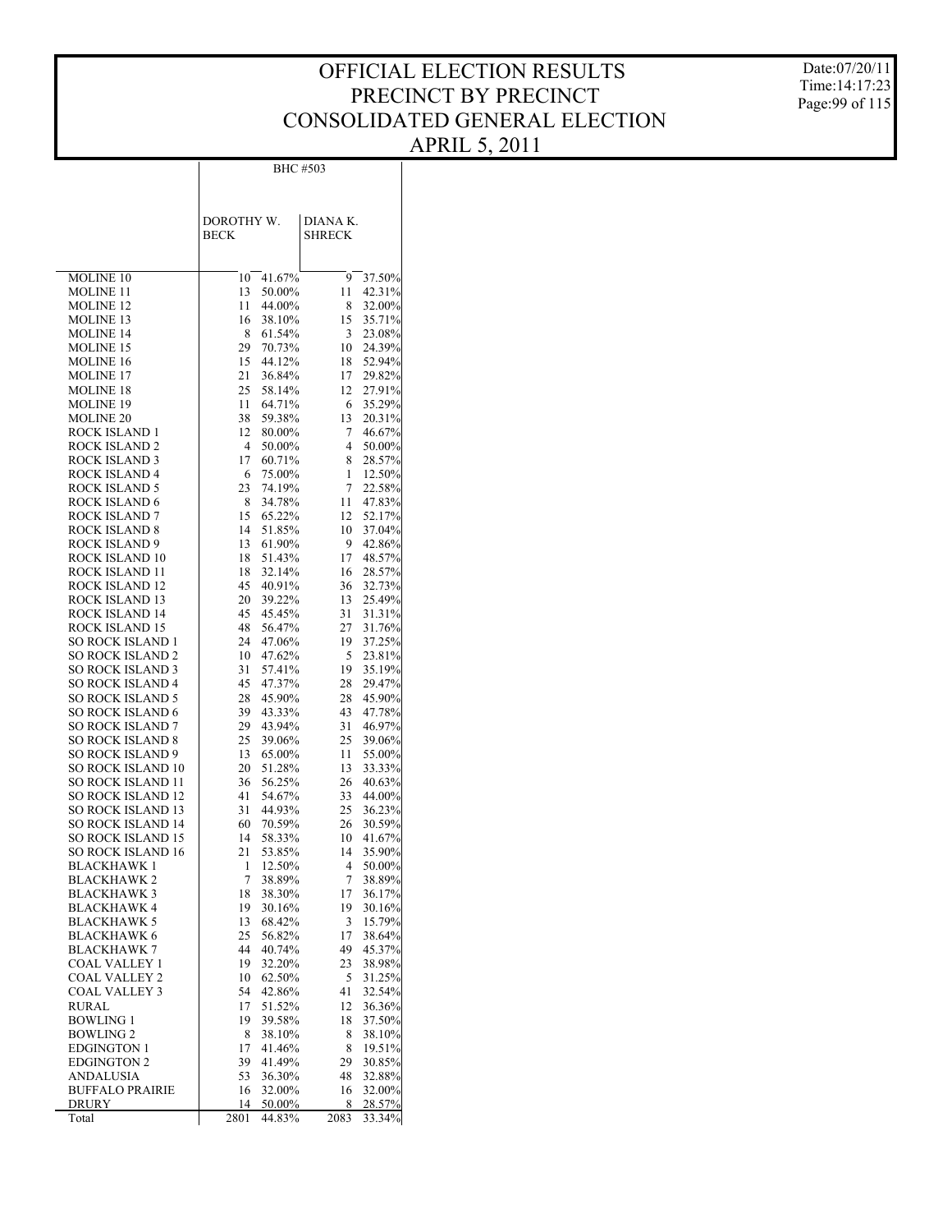# OFFICIAL ELECTION RESULTS
# PRECINCT BY PRECINCT
# CONSOLIDATED GENERAL ELECTION
# APRIL 5, 2011

Date:07/20/11
Time:14:17:23

| | BHC #503 | | | |
|---|---|---|---|---|
| | DOROTHY W. BECK | | DIANA K. SHRECK | |
| MOLINE 10 | 10 | 41.67% | 9 | 37.50% |
| MOLINE 11 | 13 | 50.00% | 11 | 42.31% |
| MOLINE 12 | 11 | 44.00% | 8 | 32.00% |
| MOLINE 13 | 16 | 38.10% | 15 | 35.71% |
| MOLINE 14 | 8 | 61.54% | 3 | 23.08% |
| MOLINE 15 | 29 | 70.73% | 10 | 24.39% |
| MOLINE 16 | 15 | 44.12% | 18 | 52.94% |
| MOLINE 17 | 21 | 36.84% | 17 | 29.82% |
| MOLINE 18 | 25 | 58.14% | 12 | 27.91% |
| MOLINE 19 | 11 | 64.71% | 6 | 35.29% |
| MOLINE 20 | 38 | 59.38% | 13 | 20.31% |
| ROCK ISLAND 1 | 12 | 80.00% | 7 | 46.67% |
| ROCK ISLAND 2 | 4 | 50.00% | 4 | 50.00% |
| ROCK ISLAND 3 | 17 | 60.71% | 8 | 28.57% |
| ROCK ISLAND 4 | 6 | 75.00% | 1 | 12.50% |
| ROCK ISLAND 5 | 23 | 74.19% | 7 | 22.58% |
| ROCK ISLAND 6 | 8 | 34.78% | 11 | 47.83% |
| ROCK ISLAND 7 | 15 | 65.22% | 12 | 52.17% |
| ROCK ISLAND 8 | 14 | 51.85% | 10 | 37.04% |
| ROCK ISLAND 9 | 13 | 61.90% | 9 | 42.86% |
| ROCK ISLAND 10 | 18 | 51.43% | 17 | 48.57% |
| ROCK ISLAND 11 | 18 | 32.14% | 16 | 28.57% |
| ROCK ISLAND 12 | 45 | 40.91% | 36 | 32.73% |
| ROCK ISLAND 13 | 20 | 39.22% | 13 | 25.49% |
| ROCK ISLAND 14 | 45 | 45.45% | 31 | 31.31% |
| ROCK ISLAND 15 | 48 | 56.47% | 27 | 31.76% |
| SO ROCK ISLAND 1 | 24 | 47.06% | 19 | 37.25% |
| SO ROCK ISLAND 2 | 10 | 47.62% | 5 | 23.81% |
| SO ROCK ISLAND 3 | 31 | 57.41% | 19 | 35.19% |
| SO ROCK ISLAND 4 | 45 | 47.37% | 28 | 29.47% |
| SO ROCK ISLAND 5 | 28 | 45.90% | 28 | 45.90% |
| SO ROCK ISLAND 6 | 39 | 43.33% | 43 | 47.78% |
| SO ROCK ISLAND 7 | 29 | 43.94% | 31 | 46.97% |
| SO ROCK ISLAND 8 | 25 | 39.06% | 25 | 39.06% |
| SO ROCK ISLAND 9 | 13 | 65.00% | 11 | 55.00% |
| SO ROCK ISLAND 10 | 20 | 51.28% | 13 | 33.33% |
| SO ROCK ISLAND 11 | 36 | 56.25% | 26 | 40.63% |
| SO ROCK ISLAND 12 | 41 | 54.67% | 33 | 44.00% |
| SO ROCK ISLAND 13 | 31 | 44.93% | 25 | 36.23% |
| SO ROCK ISLAND 14 | 60 | 70.59% | 26 | 30.59% |
| SO ROCK ISLAND 15 | 14 | 58.33% | 10 | 41.67% |
| SO ROCK ISLAND 16 | 21 | 53.85% | 14 | 35.90% |
| BLACKHAWK 1 | 1 | 12.50% | 4 | 50.00% |
| BLACKHAWK 2 | 7 | 38.89% | 7 | 38.89% |
| BLACKHAWK 3 | 18 | 38.30% | 17 | 36.17% |
| BLACKHAWK 4 | 19 | 30.16% | 19 | 30.16% |
| BLACKHAWK 5 | 13 | 68.42% | 3 | 15.79% |
| BLACKHAWK 6 | 25 | 56.82% | 17 | 38.64% |
| BLACKHAWK 7 | 44 | 40.74% | 49 | 45.37% |
| COAL VALLEY 1 | 19 | 32.20% | 23 | 38.98% |
| COAL VALLEY 2 | 10 | 62.50% | 5 | 31.25% |
| COAL VALLEY 3 | 54 | 42.86% | 41 | 32.54% |
| RURAL | 17 | 51.52% | 12 | 36.36% |
| BOWLING 1 | 19 | 39.58% | 18 | 37.50% |
| BOWLING 2 | 8 | 38.10% | 8 | 38.10% |
| EDGINGTON 1 | 17 | 41.46% | 8 | 19.51% |
| EDGINGTON 2 | 39 | 41.49% | 29 | 30.85% |
| ANDALUSIA | 53 | 36.30% | 48 | 32.88% |
| BUFFALO PRAIRIE | 16 | 32.00% | 16 | 32.00% |
| DRURY | 14 | 50.00% | 8 | 28.57% |
| Total | 2801 | 44.83% | 2083 | 33.34% |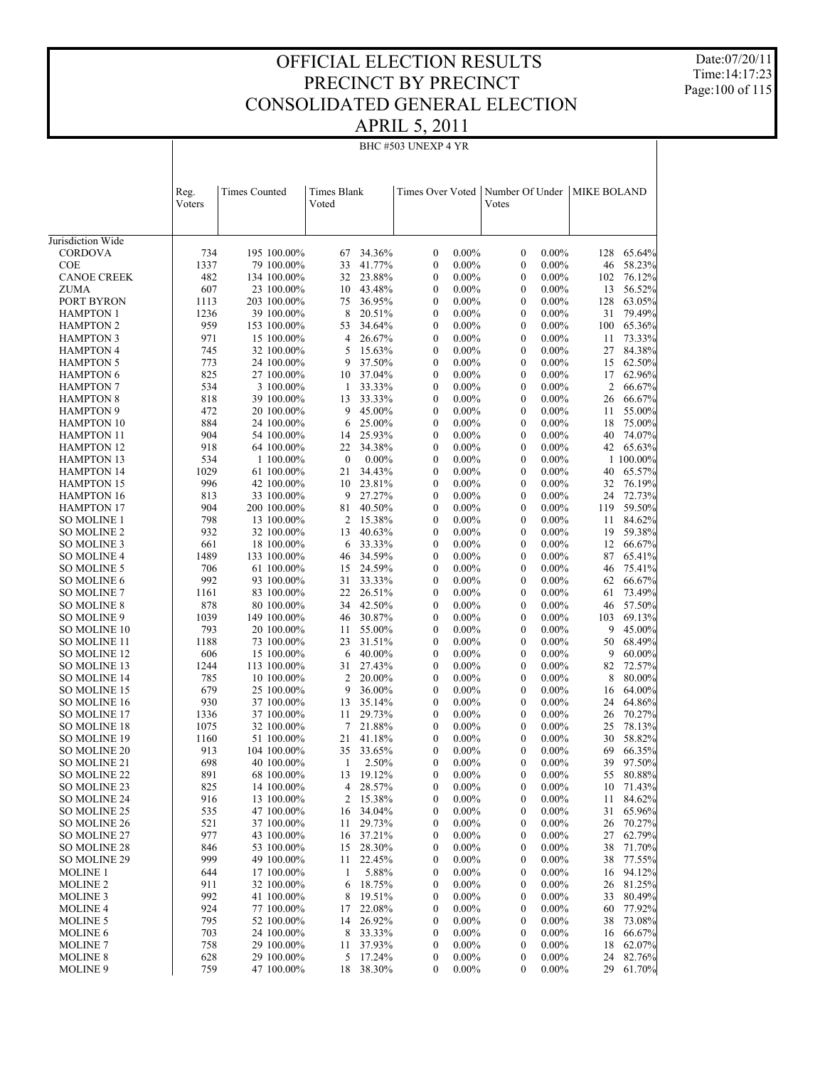# OFFICIAL ELECTION RESULTS
# PRECINCT BY PRECINCT
# CONSOLIDATED GENERAL ELECTION
# APRIL 5, 2011

Date:07/20/11
Time:14:17:23

BHC #503 UNEXP 4 YR

| | Reg. Voters | Times Counted | | Times Blank Voted | | Times Over Voted | | Number Of Under Votes | | MIKE BOLAND | |
|---|---|---|---|---|---|---|---|---|---|---|---|
| Jurisdiction Wide | | | | | | | | | | | |
| CORDOVA | 734 | 195 | 100.00% | 67 | 34.36% | 0 | 0.00% | 0 | 0.00% | 128 | 65.64% |
| COE | 1337 | 79 | 100.00% | 33 | 41.77% | 0 | 0.00% | 0 | 0.00% | 46 | 58.23% |
| CANOE CREEK | 482 | 134 | 100.00% | 32 | 23.88% | 0 | 0.00% | 0 | 0.00% | 102 | 76.12% |
| ZUMA | 607 | 23 | 100.00% | 10 | 43.48% | 0 | 0.00% | 0 | 0.00% | 13 | 56.52% |
| PORT BYRON | 1113 | 203 | 100.00% | 75 | 36.95% | 0 | 0.00% | 0 | 0.00% | 128 | 63.05% |
| HAMPTON 1 | 1236 | 39 | 100.00% | 8 | 20.51% | 0 | 0.00% | 0 | 0.00% | 31 | 79.49% |
| HAMPTON 2 | 959 | 153 | 100.00% | 53 | 34.64% | 0 | 0.00% | 0 | 0.00% | 100 | 65.36% |
| HAMPTON 3 | 971 | 15 | 100.00% | 4 | 26.67% | 0 | 0.00% | 0 | 0.00% | 11 | 73.33% |
| HAMPTON 4 | 745 | 32 | 100.00% | 5 | 15.63% | 0 | 0.00% | 0 | 0.00% | 27 | 84.38% |
| HAMPTON 5 | 773 | 24 | 100.00% | 9 | 37.50% | 0 | 0.00% | 0 | 0.00% | 15 | 62.50% |
| HAMPTON 6 | 825 | 27 | 100.00% | 10 | 37.04% | 0 | 0.00% | 0 | 0.00% | 17 | 62.96% |
| HAMPTON 7 | 534 | 3 | 100.00% | 1 | 33.33% | 0 | 0.00% | 0 | 0.00% | 2 | 66.67% |
| HAMPTON 8 | 818 | 39 | 100.00% | 13 | 33.33% | 0 | 0.00% | 0 | 0.00% | 26 | 66.67% |
| HAMPTON 9 | 472 | 20 | 100.00% | 9 | 45.00% | 0 | 0.00% | 0 | 0.00% | 11 | 55.00% |
| HAMPTON 10 | 884 | 24 | 100.00% | 6 | 25.00% | 0 | 0.00% | 0 | 0.00% | 18 | 75.00% |
| HAMPTON 11 | 904 | 54 | 100.00% | 14 | 25.93% | 0 | 0.00% | 0 | 0.00% | 40 | 74.07% |
| HAMPTON 12 | 918 | 64 | 100.00% | 22 | 34.38% | 0 | 0.00% | 0 | 0.00% | 42 | 65.63% |
| HAMPTON 13 | 534 | 1 | 100.00% | 0 | 0.00% | 0 | 0.00% | 0 | 0.00% | 1 | 100.00% |
| HAMPTON 14 | 1029 | 61 | 100.00% | 21 | 34.43% | 0 | 0.00% | 0 | 0.00% | 40 | 65.57% |
| HAMPTON 15 | 996 | 42 | 100.00% | 10 | 23.81% | 0 | 0.00% | 0 | 0.00% | 32 | 76.19% |
| HAMPTON 16 | 813 | 33 | 100.00% | 9 | 27.27% | 0 | 0.00% | 0 | 0.00% | 24 | 72.73% |
| HAMPTON 17 | 904 | 200 | 100.00% | 81 | 40.50% | 0 | 0.00% | 0 | 0.00% | 119 | 59.50% |
| SO MOLINE 1 | 798 | 13 | 100.00% | 2 | 15.38% | 0 | 0.00% | 0 | 0.00% | 11 | 84.62% |
| SO MOLINE 2 | 932 | 32 | 100.00% | 13 | 40.63% | 0 | 0.00% | 0 | 0.00% | 19 | 59.38% |
| SO MOLINE 3 | 661 | 18 | 100.00% | 6 | 33.33% | 0 | 0.00% | 0 | 0.00% | 12 | 66.67% |
| SO MOLINE 4 | 1489 | 133 | 100.00% | 46 | 34.59% | 0 | 0.00% | 0 | 0.00% | 87 | 65.41% |
| SO MOLINE 5 | 706 | 61 | 100.00% | 15 | 24.59% | 0 | 0.00% | 0 | 0.00% | 46 | 75.41% |
| SO MOLINE 6 | 992 | 93 | 100.00% | 31 | 33.33% | 0 | 0.00% | 0 | 0.00% | 62 | 66.67% |
| SO MOLINE 7 | 1161 | 83 | 100.00% | 22 | 26.51% | 0 | 0.00% | 0 | 0.00% | 61 | 73.49% |
| SO MOLINE 8 | 878 | 80 | 100.00% | 34 | 42.50% | 0 | 0.00% | 0 | 0.00% | 46 | 57.50% |
| SO MOLINE 9 | 1039 | 149 | 100.00% | 46 | 30.87% | 0 | 0.00% | 0 | 0.00% | 103 | 69.13% |
| SO MOLINE 10 | 793 | 20 | 100.00% | 11 | 55.00% | 0 | 0.00% | 0 | 0.00% | 9 | 45.00% |
| SO MOLINE 11 | 1188 | 73 | 100.00% | 23 | 31.51% | 0 | 0.00% | 0 | 0.00% | 50 | 68.49% |
| SO MOLINE 12 | 606 | 15 | 100.00% | 6 | 40.00% | 0 | 0.00% | 0 | 0.00% | 9 | 60.00% |
| SO MOLINE 13 | 1244 | 113 | 100.00% | 31 | 27.43% | 0 | 0.00% | 0 | 0.00% | 82 | 72.57% |
| SO MOLINE 14 | 785 | 10 | 100.00% | 2 | 20.00% | 0 | 0.00% | 0 | 0.00% | 8 | 80.00% |
| SO MOLINE 15 | 679 | 25 | 100.00% | 9 | 36.00% | 0 | 0.00% | 0 | 0.00% | 16 | 64.00% |
| SO MOLINE 16 | 930 | 37 | 100.00% | 13 | 35.14% | 0 | 0.00% | 0 | 0.00% | 24 | 64.86% |
| SO MOLINE 17 | 1336 | 37 | 100.00% | 11 | 29.73% | 0 | 0.00% | 0 | 0.00% | 26 | 70.27% |
| SO MOLINE 18 | 1075 | 32 | 100.00% | 7 | 21.88% | 0 | 0.00% | 0 | 0.00% | 25 | 78.13% |
| SO MOLINE 19 | 1160 | 51 | 100.00% | 21 | 41.18% | 0 | 0.00% | 0 | 0.00% | 30 | 58.82% |
| SO MOLINE 20 | 913 | 104 | 100.00% | 35 | 33.65% | 0 | 0.00% | 0 | 0.00% | 69 | 66.35% |
| SO MOLINE 21 | 698 | 40 | 100.00% | 1 | 2.50% | 0 | 0.00% | 0 | 0.00% | 39 | 97.50% |
| SO MOLINE 22 | 891 | 68 | 100.00% | 13 | 19.12% | 0 | 0.00% | 0 | 0.00% | 55 | 80.88% |
| SO MOLINE 23 | 825 | 14 | 100.00% | 4 | 28.57% | 0 | 0.00% | 0 | 0.00% | 10 | 71.43% |
| SO MOLINE 24 | 916 | 13 | 100.00% | 2 | 15.38% | 0 | 0.00% | 0 | 0.00% | 11 | 84.62% |
| SO MOLINE 25 | 535 | 47 | 100.00% | 16 | 34.04% | 0 | 0.00% | 0 | 0.00% | 31 | 65.96% |
| SO MOLINE 26 | 521 | 37 | 100.00% | 11 | 29.73% | 0 | 0.00% | 0 | 0.00% | 26 | 70.27% |
| SO MOLINE 27 | 977 | 43 | 100.00% | 16 | 37.21% | 0 | 0.00% | 0 | 0.00% | 27 | 62.79% |
| SO MOLINE 28 | 846 | 53 | 100.00% | 15 | 28.30% | 0 | 0.00% | 0 | 0.00% | 38 | 71.70% |
| SO MOLINE 29 | 999 | 49 | 100.00% | 11 | 22.45% | 0 | 0.00% | 0 | 0.00% | 38 | 77.55% |
| MOLINE 1 | 644 | 17 | 100.00% | 1 | 5.88% | 0 | 0.00% | 0 | 0.00% | 16 | 94.12% |
| MOLINE 2 | 911 | 32 | 100.00% | 6 | 18.75% | 0 | 0.00% | 0 | 0.00% | 26 | 81.25% |
| MOLINE 3 | 992 | 41 | 100.00% | 8 | 19.51% | 0 | 0.00% | 0 | 0.00% | 33 | 80.49% |
| MOLINE 4 | 924 | 77 | 100.00% | 17 | 22.08% | 0 | 0.00% | 0 | 0.00% | 60 | 77.92% |
| MOLINE 5 | 795 | 52 | 100.00% | 14 | 26.92% | 0 | 0.00% | 0 | 0.00% | 38 | 73.08% |
| MOLINE 6 | 703 | 24 | 100.00% | 8 | 33.33% | 0 | 0.00% | 0 | 0.00% | 16 | 66.67% |
| MOLINE 7 | 758 | 29 | 100.00% | 11 | 37.93% | 0 | 0.00% | 0 | 0.00% | 18 | 62.07% |
| MOLINE 8 | 628 | 29 | 100.00% | 5 | 17.24% | 0 | 0.00% | 0 | 0.00% | 24 | 82.76% |
| MOLINE 9 | 759 | 47 | 100.00% | 18 | 38.30% | 0 | 0.00% | 0 | 0.00% | 29 | 61.70% |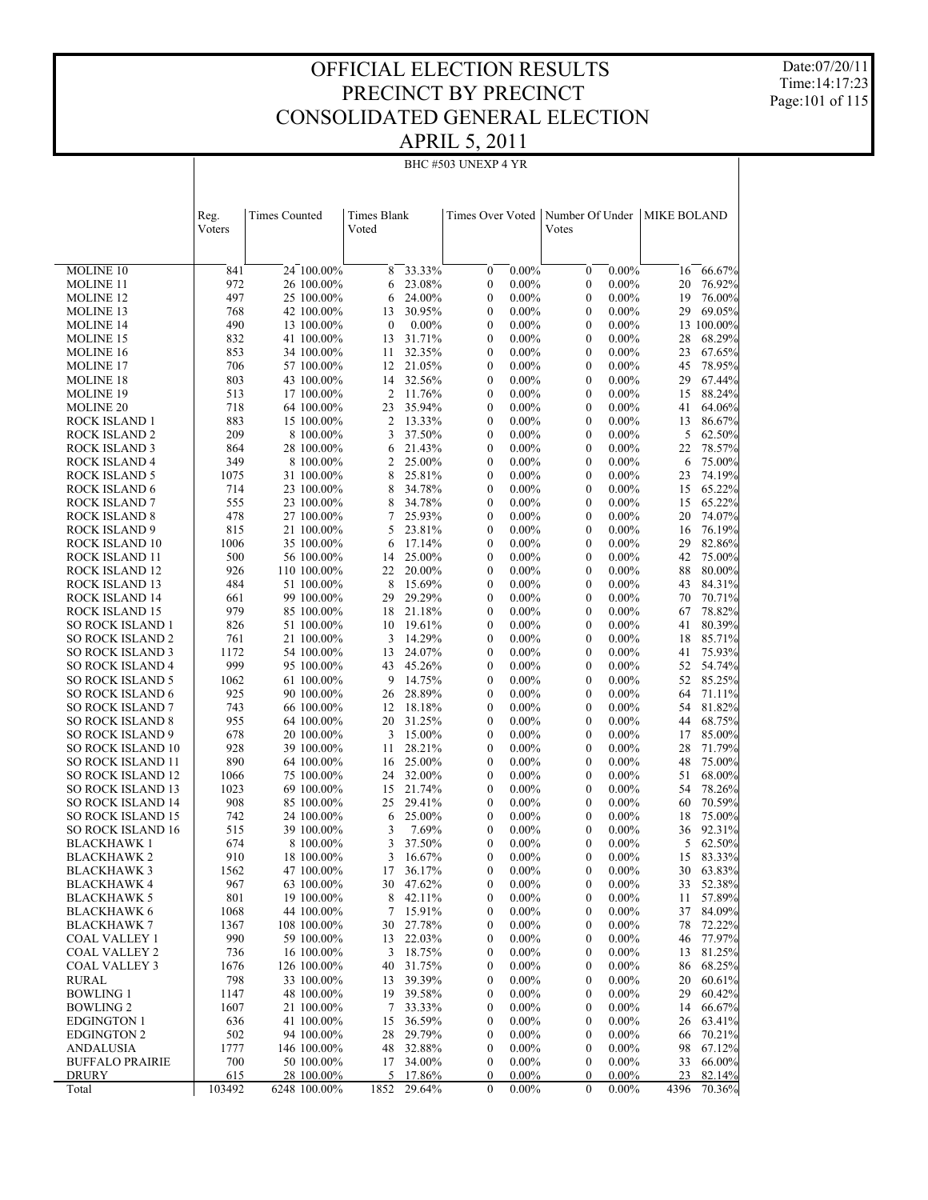# OFFICIAL ELECTION RESULTS
# PRECINCT BY PRECINCT
# CONSOLIDATED GENERAL ELECTION
# APRIL 5, 2011

Date:07/20/11
Time:14:17:23

BHC #503 UNEXP 4 YR

| | Reg. Voters | Times Counted | | Times Blank Voted | | Times Over Voted | | Number Of Under Votes | | MIKE BOLAND | |
|---|---|---|---|---|---|---|---|---|---|---|---|
| MOLINE 10 | 841 | 24 | 100.00% | 8 | 33.33% | 0 | 0.00% | 0 | 0.00% | 16 | 66.67% |
| MOLINE 11 | 972 | 26 | 100.00% | 6 | 23.08% | 0 | 0.00% | 0 | 0.00% | 20 | 76.92% |
| MOLINE 12 | 497 | 25 | 100.00% | 6 | 24.00% | 0 | 0.00% | 0 | 0.00% | 19 | 76.00% |
| MOLINE 13 | 768 | 42 | 100.00% | 13 | 30.95% | 0 | 0.00% | 0 | 0.00% | 29 | 69.05% |
| MOLINE 14 | 490 | 13 | 100.00% | 0 | 0.00% | 0 | 0.00% | 0 | 0.00% | 13 | 100.00% |
| MOLINE 15 | 832 | 41 | 100.00% | 13 | 31.71% | 0 | 0.00% | 0 | 0.00% | 28 | 68.29% |
| MOLINE 16 | 853 | 34 | 100.00% | 11 | 32.35% | 0 | 0.00% | 0 | 0.00% | 23 | 67.65% |
| MOLINE 17 | 706 | 57 | 100.00% | 12 | 21.05% | 0 | 0.00% | 0 | 0.00% | 45 | 78.95% |
| MOLINE 18 | 803 | 43 | 100.00% | 14 | 32.56% | 0 | 0.00% | 0 | 0.00% | 29 | 67.44% |
| MOLINE 19 | 513 | 17 | 100.00% | 2 | 11.76% | 0 | 0.00% | 0 | 0.00% | 15 | 88.24% |
| MOLINE 20 | 718 | 64 | 100.00% | 23 | 35.94% | 0 | 0.00% | 0 | 0.00% | 41 | 64.06% |
| ROCK ISLAND 1 | 883 | 15 | 100.00% | 2 | 13.33% | 0 | 0.00% | 0 | 0.00% | 13 | 86.67% |
| ROCK ISLAND 2 | 209 | 8 | 100.00% | 3 | 37.50% | 0 | 0.00% | 0 | 0.00% | 5 | 62.50% |
| ROCK ISLAND 3 | 864 | 28 | 100.00% | 6 | 21.43% | 0 | 0.00% | 0 | 0.00% | 22 | 78.57% |
| ROCK ISLAND 4 | 349 | 8 | 100.00% | 2 | 25.00% | 0 | 0.00% | 0 | 0.00% | 6 | 75.00% |
| ROCK ISLAND 5 | 1075 | 31 | 100.00% | 8 | 25.81% | 0 | 0.00% | 0 | 0.00% | 23 | 74.19% |
| ROCK ISLAND 6 | 714 | 23 | 100.00% | 8 | 34.78% | 0 | 0.00% | 0 | 0.00% | 15 | 65.22% |
| ROCK ISLAND 7 | 555 | 23 | 100.00% | 8 | 34.78% | 0 | 0.00% | 0 | 0.00% | 15 | 65.22% |
| ROCK ISLAND 8 | 478 | 27 | 100.00% | 7 | 25.93% | 0 | 0.00% | 0 | 0.00% | 20 | 74.07% |
| ROCK ISLAND 9 | 815 | 21 | 100.00% | 5 | 23.81% | 0 | 0.00% | 0 | 0.00% | 16 | 76.19% |
| ROCK ISLAND 10 | 1006 | 35 | 100.00% | 6 | 17.14% | 0 | 0.00% | 0 | 0.00% | 29 | 82.86% |
| ROCK ISLAND 11 | 500 | 56 | 100.00% | 14 | 25.00% | 0 | 0.00% | 0 | 0.00% | 42 | 75.00% |
| ROCK ISLAND 12 | 926 | 110 | 100.00% | 22 | 20.00% | 0 | 0.00% | 0 | 0.00% | 88 | 80.00% |
| ROCK ISLAND 13 | 484 | 51 | 100.00% | 8 | 15.69% | 0 | 0.00% | 0 | 0.00% | 43 | 84.31% |
| ROCK ISLAND 14 | 661 | 99 | 100.00% | 29 | 29.29% | 0 | 0.00% | 0 | 0.00% | 70 | 70.71% |
| ROCK ISLAND 15 | 979 | 85 | 100.00% | 18 | 21.18% | 0 | 0.00% | 0 | 0.00% | 67 | 78.82% |
| SO ROCK ISLAND 1 | 826 | 51 | 100.00% | 10 | 19.61% | 0 | 0.00% | 0 | 0.00% | 41 | 80.39% |
| SO ROCK ISLAND 2 | 761 | 21 | 100.00% | 3 | 14.29% | 0 | 0.00% | 0 | 0.00% | 18 | 85.71% |
| SO ROCK ISLAND 3 | 1172 | 54 | 100.00% | 13 | 24.07% | 0 | 0.00% | 0 | 0.00% | 41 | 75.93% |
| SO ROCK ISLAND 4 | 999 | 95 | 100.00% | 43 | 45.26% | 0 | 0.00% | 0 | 0.00% | 52 | 54.74% |
| SO ROCK ISLAND 5 | 1062 | 61 | 100.00% | 9 | 14.75% | 0 | 0.00% | 0 | 0.00% | 52 | 85.25% |
| SO ROCK ISLAND 6 | 925 | 90 | 100.00% | 26 | 28.89% | 0 | 0.00% | 0 | 0.00% | 64 | 71.11% |
| SO ROCK ISLAND 7 | 743 | 66 | 100.00% | 12 | 18.18% | 0 | 0.00% | 0 | 0.00% | 54 | 81.82% |
| SO ROCK ISLAND 8 | 955 | 64 | 100.00% | 20 | 31.25% | 0 | 0.00% | 0 | 0.00% | 44 | 68.75% |
| SO ROCK ISLAND 9 | 678 | 20 | 100.00% | 3 | 15.00% | 0 | 0.00% | 0 | 0.00% | 17 | 85.00% |
| SO ROCK ISLAND 10 | 928 | 39 | 100.00% | 11 | 28.21% | 0 | 0.00% | 0 | 0.00% | 28 | 71.79% |
| SO ROCK ISLAND 11 | 890 | 64 | 100.00% | 16 | 25.00% | 0 | 0.00% | 0 | 0.00% | 48 | 75.00% |
| SO ROCK ISLAND 12 | 1066 | 75 | 100.00% | 24 | 32.00% | 0 | 0.00% | 0 | 0.00% | 51 | 68.00% |
| SO ROCK ISLAND 13 | 1023 | 69 | 100.00% | 15 | 21.74% | 0 | 0.00% | 0 | 0.00% | 54 | 78.26% |
| SO ROCK ISLAND 14 | 908 | 85 | 100.00% | 25 | 29.41% | 0 | 0.00% | 0 | 0.00% | 60 | 70.59% |
| SO ROCK ISLAND 15 | 742 | 24 | 100.00% | 6 | 25.00% | 0 | 0.00% | 0 | 0.00% | 18 | 75.00% |
| SO ROCK ISLAND 16 | 515 | 39 | 100.00% | 3 | 7.69% | 0 | 0.00% | 0 | 0.00% | 36 | 92.31% |
| BLACKHAWK 1 | 674 | 8 | 100.00% | 3 | 37.50% | 0 | 0.00% | 0 | 0.00% | 5 | 62.50% |
| BLACKHAWK 2 | 910 | 18 | 100.00% | 3 | 16.67% | 0 | 0.00% | 0 | 0.00% | 15 | 83.33% |
| BLACKHAWK 3 | 1562 | 47 | 100.00% | 17 | 36.17% | 0 | 0.00% | 0 | 0.00% | 30 | 63.83% |
| BLACKHAWK 4 | 967 | 63 | 100.00% | 30 | 47.62% | 0 | 0.00% | 0 | 0.00% | 33 | 52.38% |
| BLACKHAWK 5 | 801 | 19 | 100.00% | 8 | 42.11% | 0 | 0.00% | 0 | 0.00% | 11 | 57.89% |
| BLACKHAWK 6 | 1068 | 44 | 100.00% | 7 | 15.91% | 0 | 0.00% | 0 | 0.00% | 37 | 84.09% |
| BLACKHAWK 7 | 1367 | 108 | 100.00% | 30 | 27.78% | 0 | 0.00% | 0 | 0.00% | 78 | 72.22% |
| COAL VALLEY 1 | 990 | 59 | 100.00% | 13 | 22.03% | 0 | 0.00% | 0 | 0.00% | 46 | 77.97% |
| COAL VALLEY 2 | 736 | 16 | 100.00% | 3 | 18.75% | 0 | 0.00% | 0 | 0.00% | 13 | 81.25% |
| COAL VALLEY 3 | 1676 | 126 | 100.00% | 40 | 31.75% | 0 | 0.00% | 0 | 0.00% | 86 | 68.25% |
| RURAL | 798 | 33 | 100.00% | 13 | 39.39% | 0 | 0.00% | 0 | 0.00% | 20 | 60.61% |
| BOWLING 1 | 1147 | 48 | 100.00% | 19 | 39.58% | 0 | 0.00% | 0 | 0.00% | 29 | 60.42% |
| BOWLING 2 | 1607 | 21 | 100.00% | 7 | 33.33% | 0 | 0.00% | 0 | 0.00% | 14 | 66.67% |
| EDGINGTON 1 | 636 | 41 | 100.00% | 15 | 36.59% | 0 | 0.00% | 0 | 0.00% | 26 | 63.41% |
| EDGINGTON 2 | 502 | 94 | 100.00% | 28 | 29.79% | 0 | 0.00% | 0 | 0.00% | 66 | 70.21% |
| ANDALUSIA | 1777 | 146 | 100.00% | 48 | 32.88% | 0 | 0.00% | 0 | 0.00% | 98 | 67.12% |
| BUFFALO PRAIRIE | 700 | 50 | 100.00% | 17 | 34.00% | 0 | 0.00% | 0 | 0.00% | 33 | 66.00% |
| DRURY | 615 | 28 | 100.00% | 5 | 17.86% | 0 | 0.00% | 0 | 0.00% | 23 | 82.14% |
| Total | 103492 | 6248 | 100.00% | 1852 | 29.64% | 0 | 0.00% | 0 | 0.00% | 4396 | 70.36% |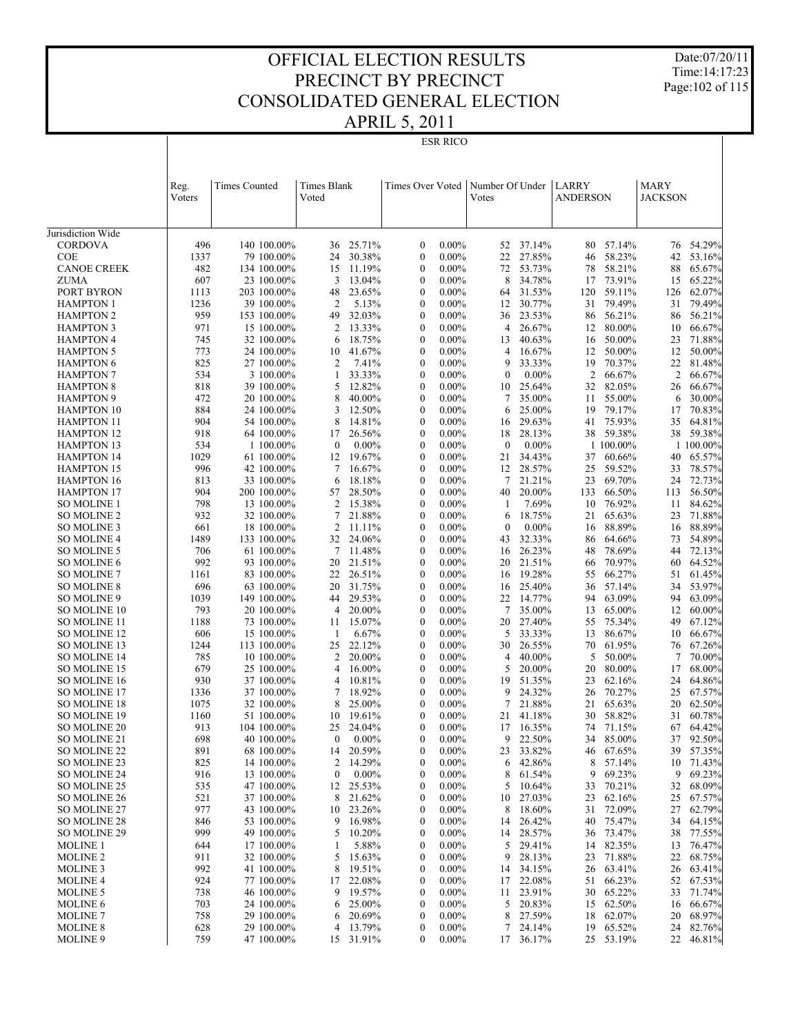# OFFICIAL ELECTION RESULTS
# PRECINCT BY PRECINCT
# CONSOLIDATED GENERAL ELECTION
# APRIL 5, 2011

Date:07/20/11
Time:14:17:23

ESR RICO

| | Reg. Voters | Times Counted | | Times Blank Voted | | Times Over Voted | | Number Of Under Votes | | LARRY ANDERSON | | MARY JACKSON | |
|---|---|---|---|---|---|---|---|---|---|---|---|---|---|
| Jurisdiction Wide | | | | | | | | | | | | | |
| CORDOVA | 496 | 140 | 100.00% | 36 | 25.71% | 0 | 0.00% | 52 | 37.14% | 80 | 57.14% | 76 | 54.29% |
| COE | 1337 | 79 | 100.00% | 24 | 30.38% | 0 | 0.00% | 22 | 27.85% | 46 | 58.23% | 42 | 53.16% |
| CANOE CREEK | 482 | 134 | 100.00% | 15 | 11.19% | 0 | 0.00% | 72 | 53.73% | 78 | 58.21% | 88 | 65.67% |
| ZUMA | 607 | 23 | 100.00% | 3 | 13.04% | 0 | 0.00% | 8 | 34.78% | 17 | 73.91% | 15 | 65.22% |
| PORT BYRON | 1113 | 203 | 100.00% | 48 | 23.65% | 0 | 0.00% | 64 | 31.53% | 120 | 59.11% | 126 | 62.07% |
| HAMPTON 1 | 1236 | 39 | 100.00% | 2 | 5.13% | 0 | 0.00% | 12 | 30.77% | 31 | 79.49% | 31 | 79.49% |
| HAMPTON 2 | 959 | 153 | 100.00% | 49 | 32.03% | 0 | 0.00% | 36 | 23.53% | 86 | 56.21% | 86 | 56.21% |
| HAMPTON 3 | 971 | 15 | 100.00% | 2 | 13.33% | 0 | 0.00% | 4 | 26.67% | 12 | 80.00% | 10 | 66.67% |
| HAMPTON 4 | 745 | 32 | 100.00% | 6 | 18.75% | 0 | 0.00% | 13 | 40.63% | 16 | 50.00% | 23 | 71.88% |
| HAMPTON 5 | 773 | 24 | 100.00% | 10 | 41.67% | 0 | 0.00% | 4 | 16.67% | 12 | 50.00% | 12 | 50.00% |
| HAMPTON 6 | 825 | 27 | 100.00% | 2 | 7.41% | 0 | 0.00% | 9 | 33.33% | 19 | 70.37% | 22 | 81.48% |
| HAMPTON 7 | 534 | 3 | 100.00% | 1 | 33.33% | 0 | 0.00% | 0 | 0.00% | 2 | 66.67% | 2 | 66.67% |
| HAMPTON 8 | 818 | 39 | 100.00% | 5 | 12.82% | 0 | 0.00% | 10 | 25.64% | 32 | 82.05% | 26 | 66.67% |
| HAMPTON 9 | 472 | 20 | 100.00% | 8 | 40.00% | 0 | 0.00% | 7 | 35.00% | 11 | 55.00% | 6 | 30.00% |
| HAMPTON 10 | 884 | 24 | 100.00% | 3 | 12.50% | 0 | 0.00% | 6 | 25.00% | 19 | 79.17% | 17 | 70.83% |
| HAMPTON 11 | 904 | 54 | 100.00% | 8 | 14.81% | 0 | 0.00% | 16 | 29.63% | 41 | 75.93% | 35 | 64.81% |
| HAMPTON 12 | 918 | 64 | 100.00% | 17 | 26.56% | 0 | 0.00% | 18 | 28.13% | 38 | 59.38% | 38 | 59.38% |
| HAMPTON 13 | 534 | 1 | 100.00% | 0 | 0.00% | 0 | 0.00% | 0 | 0.00% | 1 | 100.00% | 1 | 100.00% |
| HAMPTON 14 | 1029 | 61 | 100.00% | 12 | 19.67% | 0 | 0.00% | 21 | 34.43% | 37 | 60.66% | 40 | 65.57% |
| HAMPTON 15 | 996 | 42 | 100.00% | 7 | 16.67% | 0 | 0.00% | 12 | 28.57% | 25 | 59.52% | 33 | 78.57% |
| HAMPTON 16 | 813 | 33 | 100.00% | 6 | 18.18% | 0 | 0.00% | 7 | 21.21% | 23 | 69.70% | 24 | 72.73% |
| HAMPTON 17 | 904 | 200 | 100.00% | 57 | 28.50% | 0 | 0.00% | 40 | 20.00% | 133 | 66.50% | 113 | 56.50% |
| SO MOLINE 1 | 798 | 13 | 100.00% | 2 | 15.38% | 0 | 0.00% | 1 | 7.69% | 10 | 76.92% | 11 | 84.62% |
| SO MOLINE 2 | 932 | 32 | 100.00% | 7 | 21.88% | 0 | 0.00% | 6 | 18.75% | 21 | 65.63% | 23 | 71.88% |
| SO MOLINE 3 | 661 | 18 | 100.00% | 2 | 11.11% | 0 | 0.00% | 0 | 0.00% | 16 | 88.89% | 16 | 88.89% |
| SO MOLINE 4 | 1489 | 133 | 100.00% | 32 | 24.06% | 0 | 0.00% | 43 | 32.33% | 86 | 64.66% | 73 | 54.89% |
| SO MOLINE 5 | 706 | 61 | 100.00% | 7 | 11.48% | 0 | 0.00% | 16 | 26.23% | 48 | 78.69% | 44 | 72.13% |
| SO MOLINE 6 | 992 | 93 | 100.00% | 20 | 21.51% | 0 | 0.00% | 20 | 21.51% | 66 | 70.97% | 60 | 64.52% |
| SO MOLINE 7 | 1161 | 83 | 100.00% | 22 | 26.51% | 0 | 0.00% | 16 | 19.28% | 55 | 66.27% | 51 | 61.45% |
| SO MOLINE 8 | 696 | 63 | 100.00% | 20 | 31.75% | 0 | 0.00% | 16 | 25.40% | 36 | 57.14% | 34 | 53.97% |
| SO MOLINE 9 | 1039 | 149 | 100.00% | 44 | 29.53% | 0 | 0.00% | 22 | 14.77% | 94 | 63.09% | 94 | 63.09% |
| SO MOLINE 10 | 793 | 20 | 100.00% | 4 | 20.00% | 0 | 0.00% | 7 | 35.00% | 13 | 65.00% | 12 | 60.00% |
| SO MOLINE 11 | 1188 | 73 | 100.00% | 11 | 15.07% | 0 | 0.00% | 20 | 27.40% | 55 | 75.34% | 49 | 67.12% |
| SO MOLINE 12 | 606 | 15 | 100.00% | 1 | 6.67% | 0 | 0.00% | 5 | 33.33% | 13 | 86.67% | 10 | 66.67% |
| SO MOLINE 13 | 1244 | 113 | 100.00% | 25 | 22.12% | 0 | 0.00% | 30 | 26.55% | 70 | 61.95% | 76 | 67.26% |
| SO MOLINE 14 | 785 | 10 | 100.00% | 2 | 20.00% | 0 | 0.00% | 4 | 40.00% | 5 | 50.00% | 7 | 70.00% |
| SO MOLINE 15 | 679 | 25 | 100.00% | 4 | 16.00% | 0 | 0.00% | 5 | 20.00% | 20 | 80.00% | 17 | 68.00% |
| SO MOLINE 16 | 930 | 37 | 100.00% | 4 | 10.81% | 0 | 0.00% | 19 | 51.35% | 23 | 62.16% | 24 | 64.86% |
| SO MOLINE 17 | 1336 | 37 | 100.00% | 7 | 18.92% | 0 | 0.00% | 9 | 24.32% | 26 | 70.27% | 25 | 67.57% |
| SO MOLINE 18 | 1075 | 32 | 100.00% | 8 | 25.00% | 0 | 0.00% | 7 | 21.88% | 21 | 65.63% | 20 | 62.50% |
| SO MOLINE 19 | 1160 | 51 | 100.00% | 10 | 19.61% | 0 | 0.00% | 21 | 41.18% | 30 | 58.82% | 31 | 60.78% |
| SO MOLINE 20 | 913 | 104 | 100.00% | 25 | 24.04% | 0 | 0.00% | 17 | 16.35% | 74 | 71.15% | 67 | 64.42% |
| SO MOLINE 21 | 698 | 40 | 100.00% | 0 | 0.00% | 0 | 0.00% | 9 | 22.50% | 34 | 85.00% | 37 | 92.50% |
| SO MOLINE 22 | 891 | 68 | 100.00% | 14 | 20.59% | 0 | 0.00% | 23 | 33.82% | 46 | 67.65% | 39 | 57.35% |
| SO MOLINE 23 | 825 | 14 | 100.00% | 2 | 14.29% | 0 | 0.00% | 6 | 42.86% | 8 | 57.14% | 10 | 71.43% |
| SO MOLINE 24 | 916 | 13 | 100.00% | 0 | 0.00% | 0 | 0.00% | 8 | 61.54% | 9 | 69.23% | 9 | 69.23% |
| SO MOLINE 25 | 535 | 47 | 100.00% | 12 | 25.53% | 0 | 0.00% | 5 | 10.64% | 33 | 70.21% | 32 | 68.09% |
| SO MOLINE 26 | 521 | 37 | 100.00% | 8 | 21.62% | 0 | 0.00% | 10 | 27.03% | 23 | 62.16% | 25 | 67.57% |
| SO MOLINE 27 | 977 | 43 | 100.00% | 10 | 23.26% | 0 | 0.00% | 8 | 18.60% | 31 | 72.09% | 27 | 62.79% |
| SO MOLINE 28 | 846 | 53 | 100.00% | 9 | 16.98% | 0 | 0.00% | 14 | 26.42% | 40 | 75.47% | 34 | 64.15% |
| SO MOLINE 29 | 999 | 49 | 100.00% | 5 | 10.20% | 0 | 0.00% | 14 | 28.57% | 36 | 73.47% | 38 | 77.55% |
| MOLINE 1 | 644 | 17 | 100.00% | 1 | 5.88% | 0 | 0.00% | 5 | 29.41% | 14 | 82.35% | 13 | 76.47% |
| MOLINE 2 | 911 | 32 | 100.00% | 5 | 15.63% | 0 | 0.00% | 9 | 28.13% | 23 | 71.88% | 22 | 68.75% |
| MOLINE 3 | 992 | 41 | 100.00% | 8 | 19.51% | 0 | 0.00% | 14 | 34.15% | 26 | 63.41% | 26 | 63.41% |
| MOLINE 4 | 924 | 77 | 100.00% | 17 | 22.08% | 0 | 0.00% | 17 | 22.08% | 51 | 66.23% | 52 | 67.53% |
| MOLINE 5 | 738 | 46 | 100.00% | 9 | 19.57% | 0 | 0.00% | 11 | 23.91% | 30 | 65.22% | 33 | 71.74% |
| MOLINE 6 | 703 | 24 | 100.00% | 6 | 25.00% | 0 | 0.00% | 5 | 20.83% | 15 | 62.50% | 16 | 66.67% |
| MOLINE 7 | 758 | 29 | 100.00% | 6 | 20.69% | 0 | 0.00% | 8 | 27.59% | 18 | 62.07% | 20 | 68.97% |
| MOLINE 8 | 628 | 29 | 100.00% | 4 | 13.79% | 0 | 0.00% | 7 | 24.14% | 19 | 65.52% | 24 | 82.76% |
| MOLINE 9 | 759 | 47 | 100.00% | 15 | 31.91% | 0 | 0.00% | 17 | 36.17% | 25 | 53.19% | 22 | 46.81% |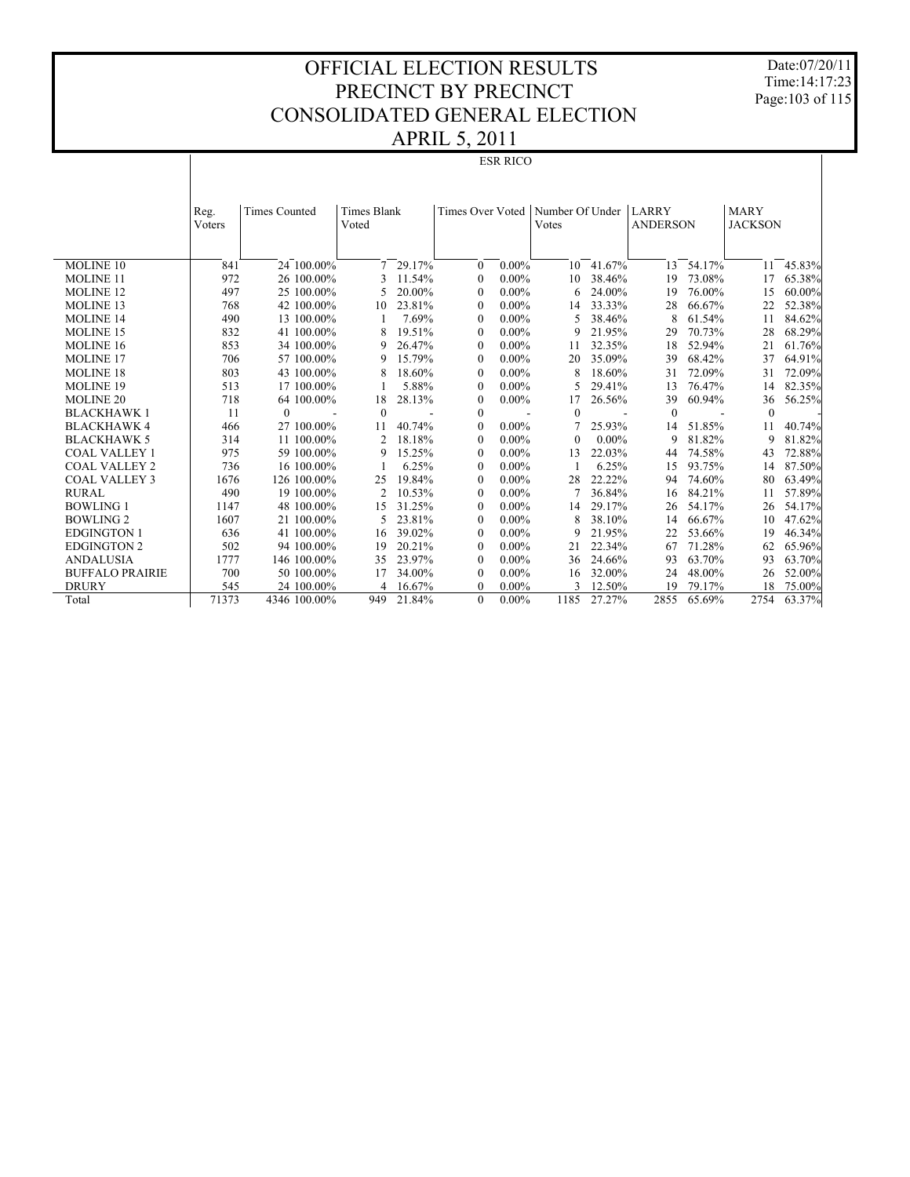# OFFICIAL ELECTION RESULTS
# PRECINCT BY PRECINCT
# CONSOLIDATED GENERAL ELECTION
# APRIL 5, 2011

Date:07/20/11
Time:14:17:23

## ESR RICO

| | Reg. Voters | Times Counted | | Times Blank Voted | | Times Over Voted | | Number Of Under Votes | | LARRY ANDERSON | | MARY JACKSON | |
|---|---|---|---|---|---|---|---|---|---|---|---|---|---|
| MOLINE 10 | 841 | 24 | 100.00% | 7 | 29.17% | 0 | 0.00% | 10 | 41.67% | 13 | 54.17% | 11 | 45.83% |
| MOLINE 11 | 972 | 26 | 100.00% | 3 | 11.54% | 0 | 0.00% | 10 | 38.46% | 19 | 73.08% | 17 | 65.38% |
| MOLINE 12 | 497 | 25 | 100.00% | 5 | 20.00% | 0 | 0.00% | 6 | 24.00% | 19 | 76.00% | 15 | 60.00% |
| MOLINE 13 | 768 | 42 | 100.00% | 10 | 23.81% | 0 | 0.00% | 14 | 33.33% | 28 | 66.67% | 22 | 52.38% |
| MOLINE 14 | 490 | 13 | 100.00% | 1 | 7.69% | 0 | 0.00% | 5 | 38.46% | 8 | 61.54% | 11 | 84.62% |
| MOLINE 15 | 832 | 41 | 100.00% | 8 | 19.51% | 0 | 0.00% | 9 | 21.95% | 29 | 70.73% | 28 | 68.29% |
| MOLINE 16 | 853 | 34 | 100.00% | 9 | 26.47% | 0 | 0.00% | 11 | 32.35% | 18 | 52.94% | 21 | 61.76% |
| MOLINE 17 | 706 | 57 | 100.00% | 9 | 15.79% | 0 | 0.00% | 20 | 35.09% | 39 | 68.42% | 37 | 64.91% |
| MOLINE 18 | 803 | 43 | 100.00% | 8 | 18.60% | 0 | 0.00% | 8 | 18.60% | 31 | 72.09% | 31 | 72.09% |
| MOLINE 19 | 513 | 17 | 100.00% | 1 | 5.88% | 0 | 0.00% | 5 | 29.41% | 13 | 76.47% | 14 | 82.35% |
| MOLINE 20 | 718 | 64 | 100.00% | 18 | 28.13% | 0 | 0.00% | 17 | 26.56% | 39 | 60.94% | 36 | 56.25% |
| BLACKHAWK 1 | 11 | 0 | - | 0 | - | 0 | - | 0 | - | 0 | - | 0 | - |
| BLACKHAWK 4 | 466 | 27 | 100.00% | 11 | 40.74% | 0 | 0.00% | 7 | 25.93% | 14 | 51.85% | 11 | 40.74% |
| BLACKHAWK 5 | 314 | 11 | 100.00% | 2 | 18.18% | 0 | 0.00% | 0 | 0.00% | 9 | 81.82% | 9 | 81.82% |
| COAL VALLEY 1 | 975 | 59 | 100.00% | 9 | 15.25% | 0 | 0.00% | 13 | 22.03% | 44 | 74.58% | 43 | 72.88% |
| COAL VALLEY 2 | 736 | 16 | 100.00% | 1 | 6.25% | 0 | 0.00% | 1 | 6.25% | 15 | 93.75% | 14 | 87.50% |
| COAL VALLEY 3 | 1676 | 126 | 100.00% | 25 | 19.84% | 0 | 0.00% | 28 | 22.22% | 94 | 74.60% | 80 | 63.49% |
| RURAL | 490 | 19 | 100.00% | 2 | 10.53% | 0 | 0.00% | 7 | 36.84% | 16 | 84.21% | 11 | 57.89% |
| BOWLING 1 | 1147 | 48 | 100.00% | 15 | 31.25% | 0 | 0.00% | 14 | 29.17% | 26 | 54.17% | 26 | 54.17% |
| BOWLING 2 | 1607 | 21 | 100.00% | 5 | 23.81% | 0 | 0.00% | 8 | 38.10% | 14 | 66.67% | 10 | 47.62% |
| EDGINGTON 1 | 636 | 41 | 100.00% | 16 | 39.02% | 0 | 0.00% | 9 | 21.95% | 22 | 53.66% | 19 | 46.34% |
| EDGINGTON 2 | 502 | 94 | 100.00% | 19 | 20.21% | 0 | 0.00% | 21 | 22.34% | 67 | 71.28% | 62 | 65.96% |
| ANDALUSIA | 1777 | 146 | 100.00% | 35 | 23.97% | 0 | 0.00% | 36 | 24.66% | 93 | 63.70% | 93 | 63.70% |
| BUFFALO PRAIRIE | 700 | 50 | 100.00% | 17 | 34.00% | 0 | 0.00% | 16 | 32.00% | 24 | 48.00% | 26 | 52.00% |
| DRURY | 545 | 24 | 100.00% | 4 | 16.67% | 0 | 0.00% | 3 | 12.50% | 19 | 79.17% | 18 | 75.00% |
| Total | 71373 | 4346 | 100.00% | 949 | 21.84% | 0 | 0.00% | 1185 | 27.27% | 2855 | 65.69% | 2754 | 63.37% |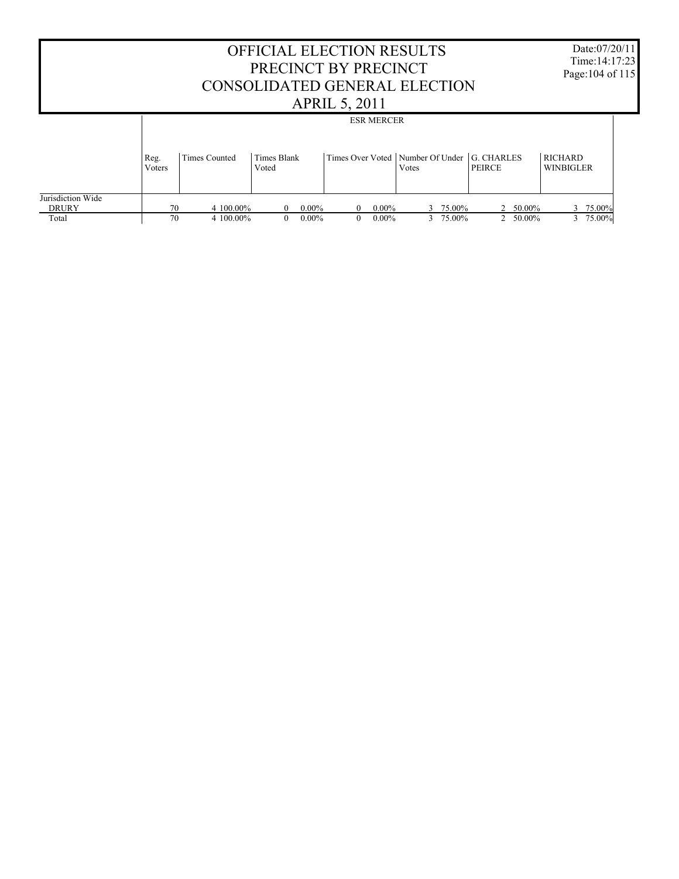# OFFICIAL ELECTION RESULTS
# PRECINCT BY PRECINCT
# CONSOLIDATED GENERAL ELECTION
# APRIL 5, 2011

Date:07/20/11
Time:14:17:23

## ESR MERCER

| | Reg. Voters | Times Counted | | Times Blank Voted | | Times Over Voted | | Number Of Under Votes | | G. CHARLES PEIRCE | | RICHARD WINBIGLER | |
|---|---|---|---|---|---|---|---|---|---|---|---|---|---|
| Jurisdiction Wide | | | | | | | | | | | | | |
| DRURY | 70 | 4 | 100.00% | 0 | 0.00% | 0 | 0.00% | 3 | 75.00% | 2 | 50.00% | 3 | 75.00% |
| Total | 70 | 4 | 100.00% | 0 | 0.00% | 0 | 0.00% | 3 | 75.00% | 2 | 50.00% | 3 | 75.00% |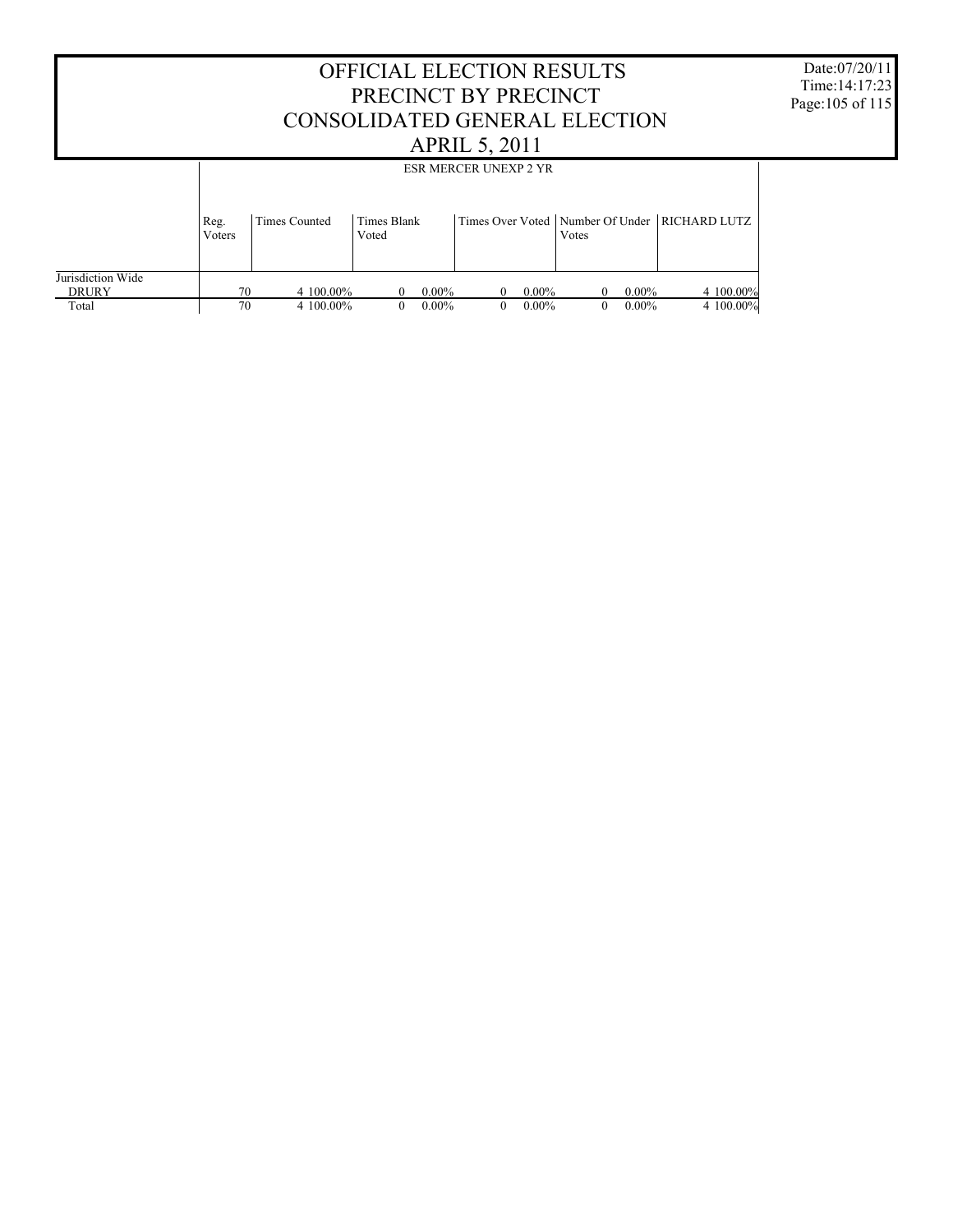# OFFICIAL ELECTION RESULTS
# PRECINCT BY PRECINCT
# CONSOLIDATED GENERAL ELECTION
# APRIL 5, 2011

Date:07/20/11
Time:14:17:23

## ESR MERCER UNEXP 2 YR

| | Reg. Voters | Times Counted | | Times Blank Voted | | Times Over Voted | | Number Of Under Votes | | RICHARD LUTZ | |
|---|---|---|---|---|---|---|---|---|---|---|---|
| Jurisdiction Wide | | | | | | | | | | | |
| DRURY | 70 | 4 | 100.00% | 0 | 0.00% | 0 | 0.00% | 0 | 0.00% | 4 | 100.00% |
| Total | 70 | 4 | 100.00% | 0 | 0.00% | 0 | 0.00% | 0 | 0.00% | 4 | 100.00% |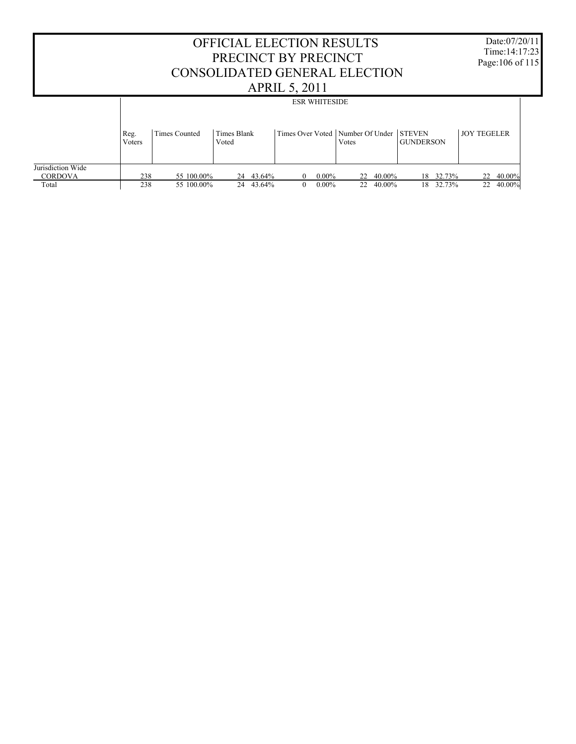# OFFICIAL ELECTION RESULTS
# PRECINCT BY PRECINCT
# CONSOLIDATED GENERAL ELECTION
# APRIL 5, 2011

Date:07/20/11
Time:14:17:23

## ESR WHITESIDE

| | Reg. Voters | Times Counted | | Times Blank Voted | | Times Over Voted | | Number Of Under Votes | | STEVEN GUNDERSON | | JOY TEGELER | |
|---|---|---|---|---|---|---|---|---|---|---|---|---|---|
| Jurisdiction Wide | | | | | | | | | | | | | |
| CORDOVA | 238 | 55 | 100.00% | 24 | 43.64% | 0 | 0.00% | 22 | 40.00% | 18 | 32.73% | 22 | 40.00% |
| Total | 238 | 55 | 100.00% | 24 | 43.64% | 0 | 0.00% | 22 | 40.00% | 18 | 32.73% | 22 | 40.00% |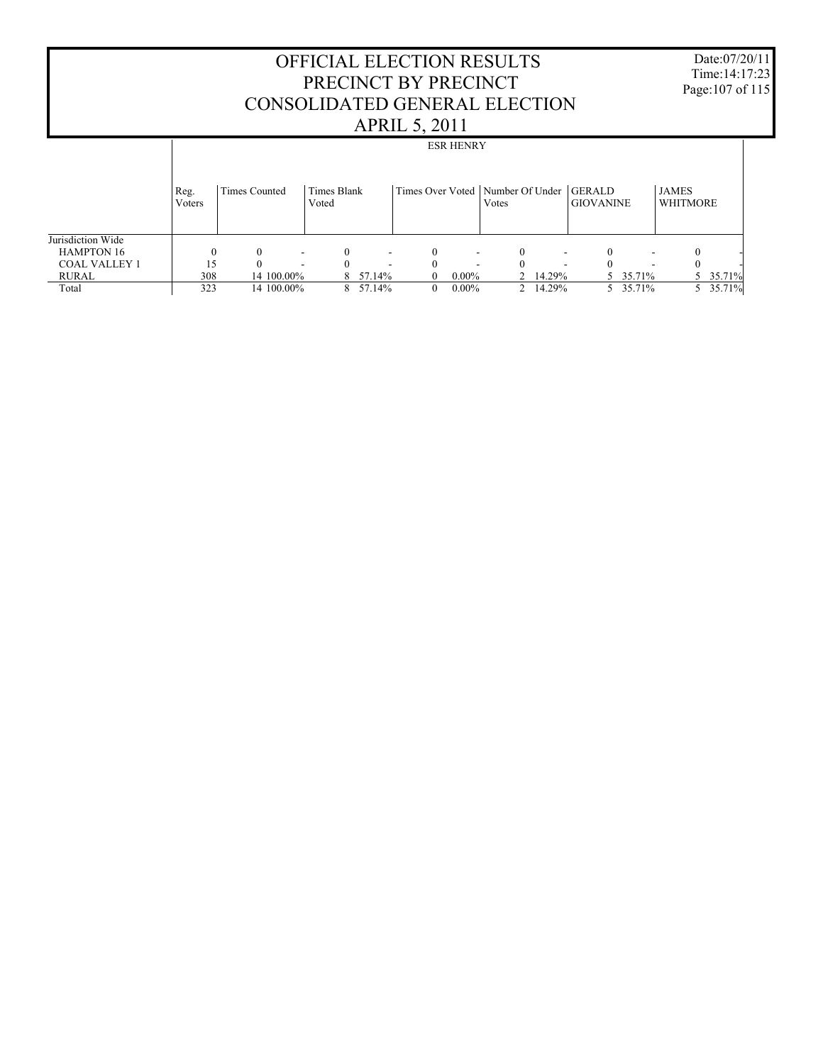# OFFICIAL ELECTION RESULTS
# PRECINCT BY PRECINCT
# CONSOLIDATED GENERAL ELECTION
# APRIL 5, 2011

Date:07/20/11
Time:14:17:23

## ESR HENRY

| | Reg. Voters | Times Counted | | Times Blank Voted | | Times Over Voted | | Number Of Under Votes | | GERALD GIOVANINE | | JAMES WHITMORE | |
|---|---|---|---|---|---|---|---|---|---|---|---|---|---|
| Jurisdiction Wide | | | | | | | | | | | | | |
| HAMPTON 16 | 0 | 0 | - | 0 | - | 0 | - | 0 | - | 0 | - | 0 | - |
| COAL VALLEY 1 | 15 | 0 | - | 0 | - | 0 | - | 0 | - | 0 | - | 0 | - |
| RURAL | 308 | 14 | 100.00% | 8 | 57.14% | 0 | 0.00% | 2 | 14.29% | 5 | 35.71% | 5 | 35.71% |
| Total | 323 | 14 | 100.00% | 8 | 57.14% | 0 | 0.00% | 2 | 14.29% | 5 | 35.71% | 5 | 35.71% |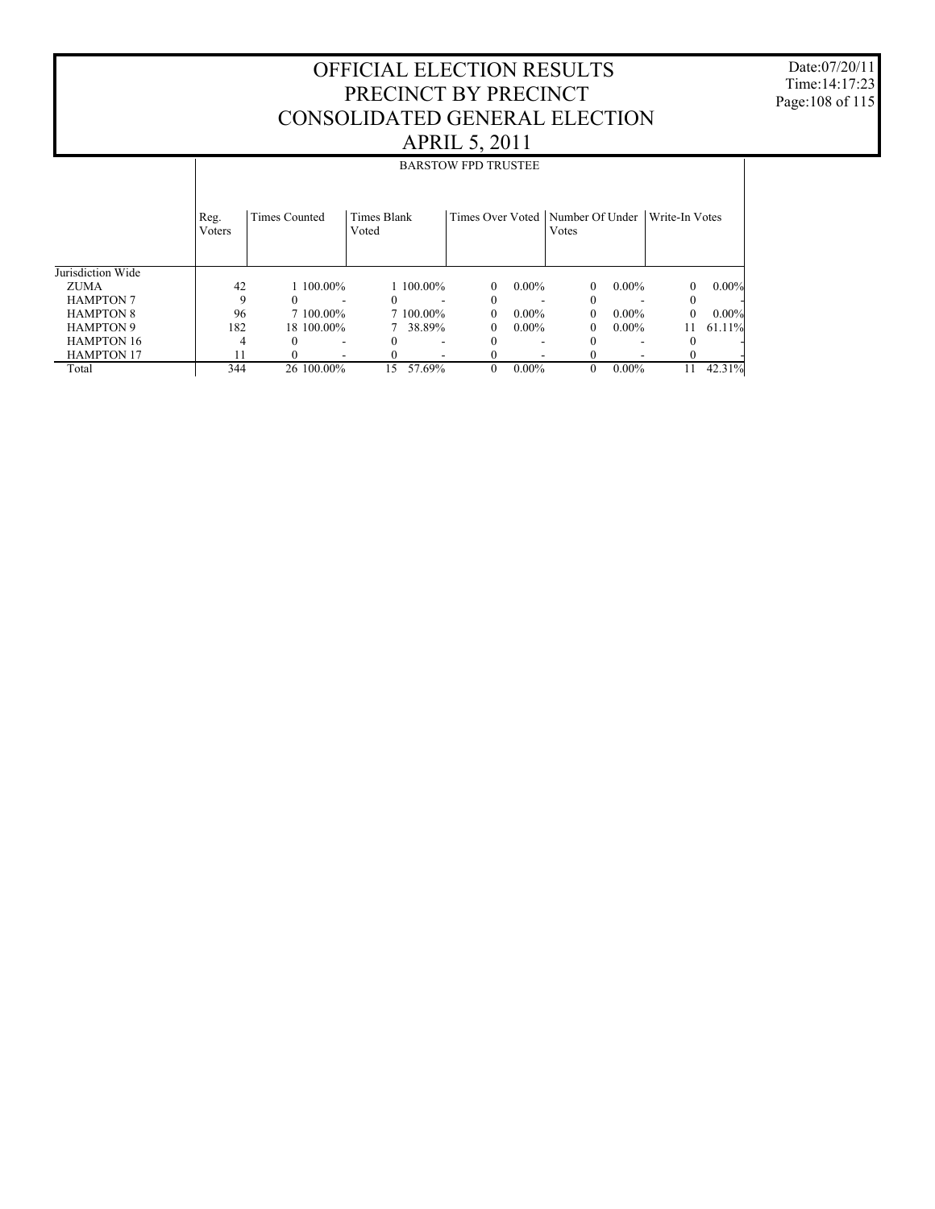# OFFICIAL ELECTION RESULTS
# PRECINCT BY PRECINCT
# CONSOLIDATED GENERAL ELECTION
# APRIL 5, 2011

Date:07/20/11
Time:14:17:23

## BARSTOW FPD TRUSTEE

| | Reg. Voters | Times Counted | | Times Blank Voted | | Times Over Voted | | Number Of Under Votes | | Write-In Votes | |
|---|---|---|---|---|---|---|---|---|---|---|---|
| Jurisdiction Wide | | | | | | | | | | | |
| ZUMA | 42 | 1 | 100.00% | 1 | 100.00% | 0 | 0.00% | 0 | 0.00% | 0 | 0.00% |
| HAMPTON 7 | 9 | 0 | - | 0 | - | 0 | - | 0 | - | 0 | - |
| HAMPTON 8 | 96 | 7 | 100.00% | 7 | 100.00% | 0 | 0.00% | 0 | 0.00% | 0 | 0.00% |
| HAMPTON 9 | 182 | 18 | 100.00% | 7 | 38.89% | 0 | 0.00% | 0 | 0.00% | 11 | 61.11% |
| HAMPTON 16 | 4 | 0 | - | 0 | - | 0 | - | 0 | - | 0 | - |
| HAMPTON 17 | 11 | 0 | - | 0 | - | 0 | - | 0 | - | 0 | - |
| Total | 344 | 26 | 100.00% | 15 | 57.69% | 0 | 0.00% | 0 | 0.00% | 11 | 42.31% |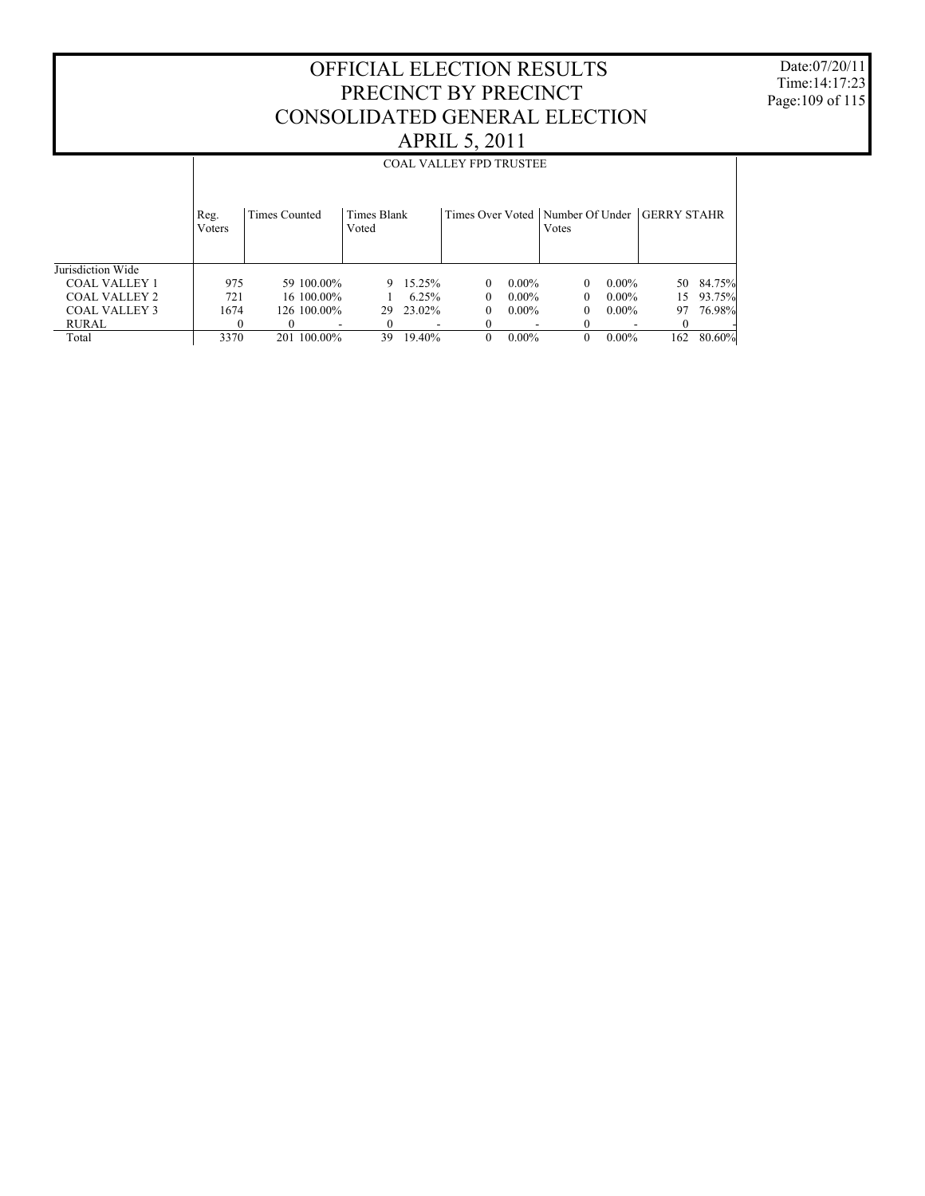# OFFICIAL ELECTION RESULTS
# PRECINCT BY PRECINCT
# CONSOLIDATED GENERAL ELECTION
# APRIL 5, 2011

| | COAL VALLEY FPD TRUSTEE | | | | | | | | | | |
|---|---|---|---|---|---|---|---|---|---|---|---|
| | Reg. Voters | Times Counted | | Times Blank Voted | | Times Over Voted | | Number Of Under Votes | | GERRY STAHR | |
| Jurisdiction Wide | | | | | | | | | | | |
| COAL VALLEY 1 | 975 | 59 | 100.00% | 9 | 15.25% | 0 | 0.00% | 0 | 0.00% | 50 | 84.75% |
| COAL VALLEY 2 | 721 | 16 | 100.00% | 1 | 6.25% | 0 | 0.00% | 0 | 0.00% | 15 | 93.75% |
| COAL VALLEY 3 | 1674 | 126 | 100.00% | 29 | 23.02% | 0 | 0.00% | 0 | 0.00% | 97 | 76.98% |
| RURAL | 0 | 0 | - | 0 | - | 0 | - | 0 | - | 0 | - |
| Total | 3370 | 201 | 100.00% | 39 | 19.40% | 0 | 0.00% | 0 | 0.00% | 162 | 80.60% |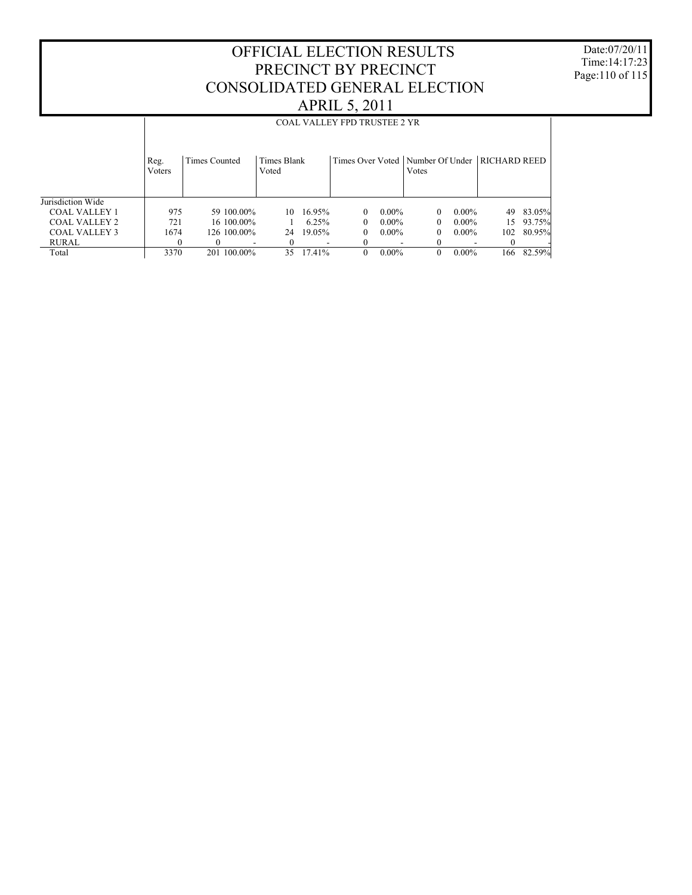# OFFICIAL ELECTION RESULTS
# PRECINCT BY PRECINCT
# CONSOLIDATED GENERAL ELECTION
# APRIL 5, 2011

Date:07/20/11
Time:14:17:23

## COAL VALLEY FPD TRUSTEE 2 YR

| | Reg. Voters | Times Counted | | Times Blank Voted | | Times Over Voted | | Number Of Under Votes | | RICHARD REED | |
|---|---|---|---|---|---|---|---|---|---|---|---|
| Jurisdiction Wide | | | | | | | | | | | |
| COAL VALLEY 1 | 975 | 59 | 100.00% | 10 | 16.95% | 0 | 0.00% | 0 | 0.00% | 49 | 83.05% |
| COAL VALLEY 2 | 721 | 16 | 100.00% | 1 | 6.25% | 0 | 0.00% | 0 | 0.00% | 15 | 93.75% |
| COAL VALLEY 3 | 1674 | 126 | 100.00% | 24 | 19.05% | 0 | 0.00% | 0 | 0.00% | 102 | 80.95% |
| RURAL | 0 | 0 | - | 0 | - | 0 | - | 0 | - | 0 | - |
| Total | 3370 | 201 | 100.00% | 35 | 17.41% | 0 | 0.00% | 0 | 0.00% | 166 | 82.59% |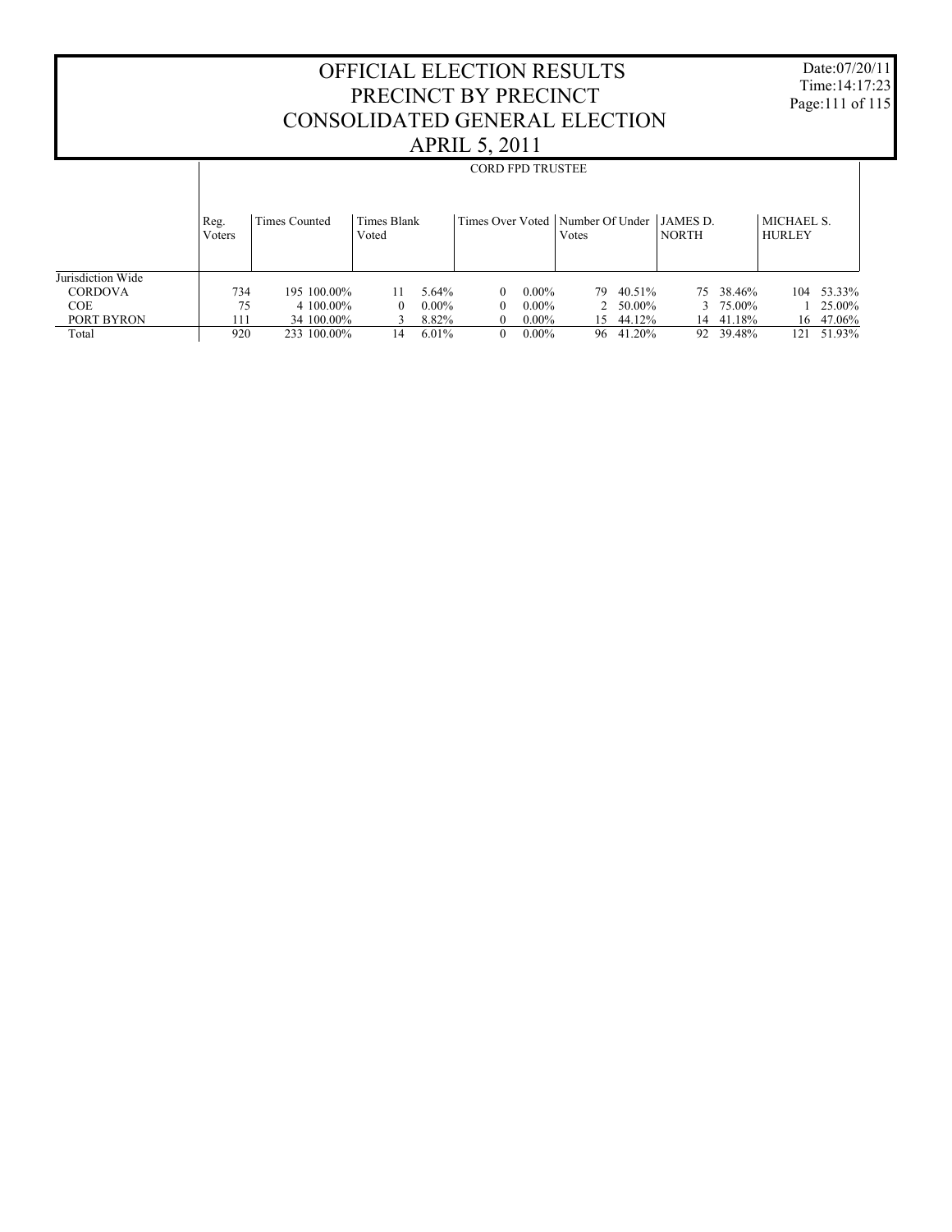# OFFICIAL ELECTION RESULTS
# PRECINCT BY PRECINCT
# CONSOLIDATED GENERAL ELECTION
# APRIL 5, 2011

Date:07/20/11
Time:14:17:23

CORD FPD TRUSTEE

| | Reg. Voters | Times Counted | | Times Blank Voted | | Times Over Voted | | Number Of Under Votes | | JAMES D. NORTH | | MICHAEL S. HURLEY | |
|---|---|---|---|---|---|---|---|---|---|---|---|---|---|
| Jurisdiction Wide | | | | | | | | | | | | | |
| CORDOVA | 734 | 195 | 100.00% | 11 | 5.64% | 0 | 0.00% | 79 | 40.51% | 75 | 38.46% | 104 | 53.33% |
| COE | 75 | 4 | 100.00% | 0 | 0.00% | 0 | 0.00% | 2 | 50.00% | 3 | 75.00% | 1 | 25.00% |
| PORT BYRON | 111 | 34 | 100.00% | 3 | 8.82% | 0 | 0.00% | 15 | 44.12% | 14 | 41.18% | 16 | 47.06% |
| Total | 920 | 233 | 100.00% | 14 | 6.01% | 0 | 0.00% | 96 | 41.20% | 92 | 39.48% | 121 | 51.93% |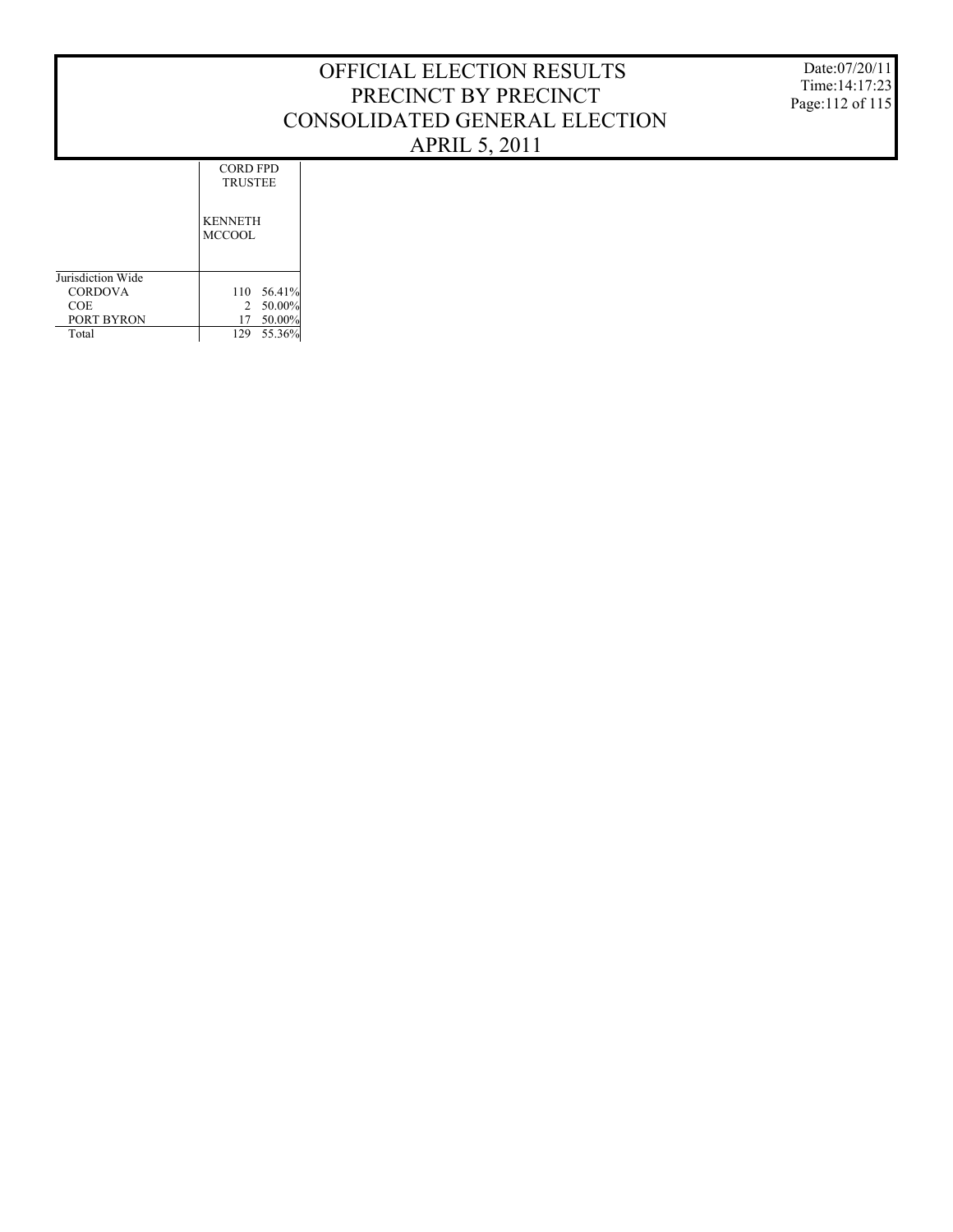# OFFICIAL ELECTION RESULTS
# PRECINCT BY PRECINCT
# CONSOLIDATED GENERAL ELECTION
# APRIL 5, 2011

Date:07/20/11
Time:14:17:23

| | CORD FPD TRUSTEE | |
|---|---|---|
| | KENNETH MCCOOL | |
| Jurisdiction Wide | | |
| CORDOVA | 110 | 56.41% |
| COE | 2 | 50.00% |
| PORT BYRON | 17 | 50.00% |
| Total | 129 | 55.36% |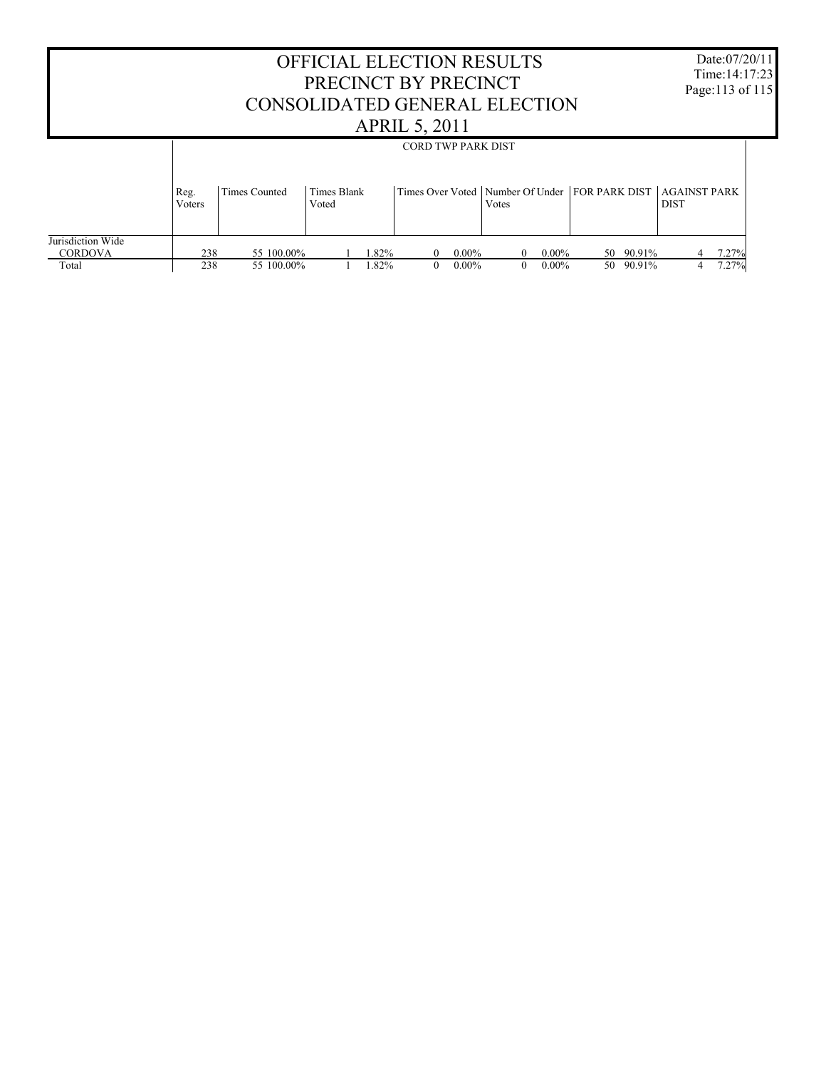# OFFICIAL ELECTION RESULTS
# PRECINCT BY PRECINCT
# CONSOLIDATED GENERAL ELECTION
# APRIL 5, 2011

Date:07/20/11
Time:14:17:23

CORD TWP PARK DIST

| | Reg. Voters | Times Counted | | Times Blank Voted | | Times Over Voted | | Number Of Under Votes | | FOR PARK DIST | | AGAINST PARK DIST | |
|---|---|---|---|---|---|---|---|---|---|---|---|---|---|
| Jurisdiction Wide | | | | | | | | | | | | | |
| CORDOVA | 238 | 55 | 100.00% | 1 | 1.82% | 0 | 0.00% | 0 | 0.00% | 50 | 90.91% | 4 | 7.27% |
| Total | 238 | 55 | 100.00% | 1 | 1.82% | 0 | 0.00% | 0 | 0.00% | 50 | 90.91% | 4 | 7.27% |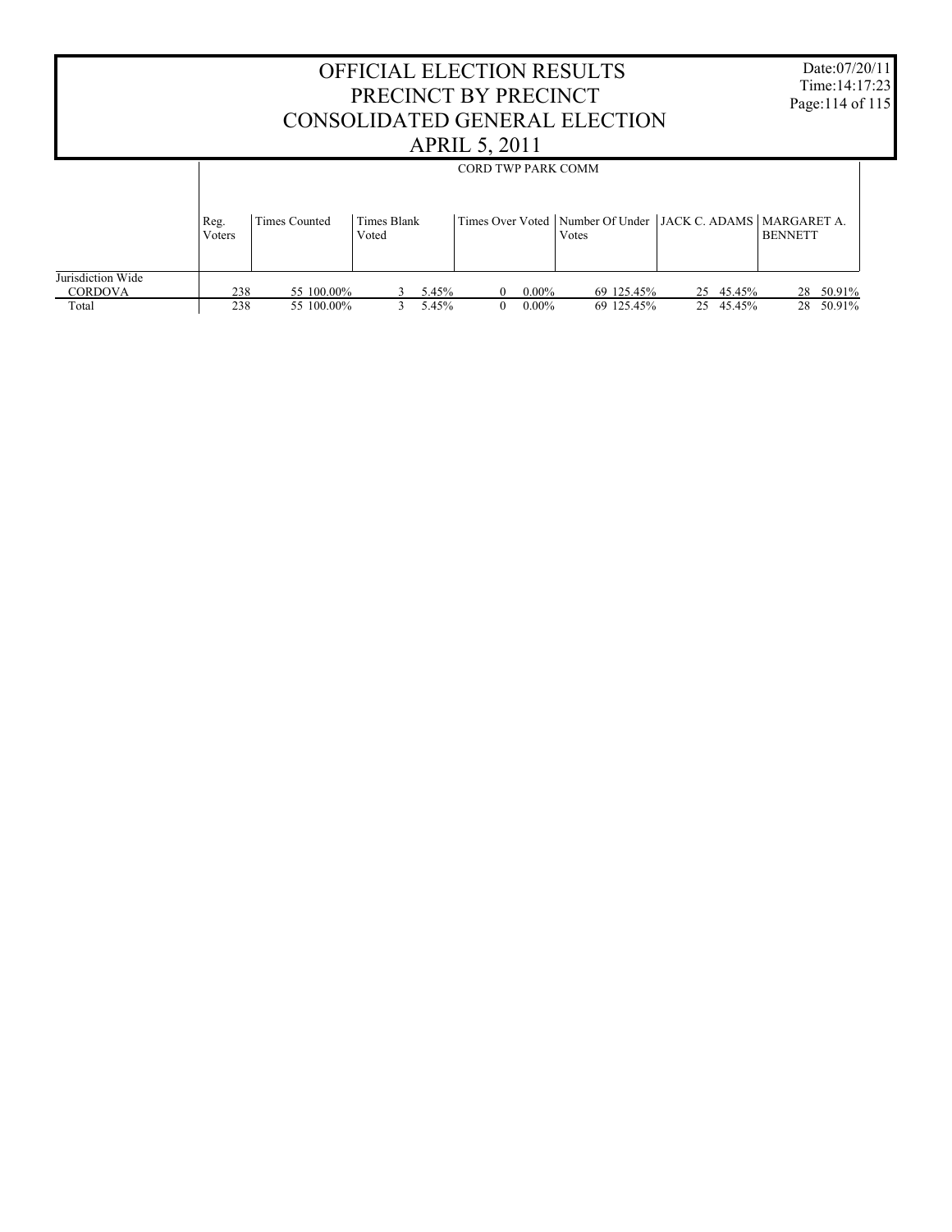# OFFICIAL ELECTION RESULTS
# PRECINCT BY PRECINCT
# CONSOLIDATED GENERAL ELECTION
# APRIL 5, 2011

Date:07/20/11
Time:14:17:23

| | CORD TWP PARK COMM | | | | | | | | | | | | |
|---|---|---|---|---|---|---|---|---|---|---|---|---|---|
| | Reg. Voters | Times Counted | | Times Blank Voted | | Times Over Voted | | Number Of Under Votes | | JACK C. ADAMS | | MARGARET A. BENNETT | |
| Jurisdiction Wide | | | | | | | | | | | | | |
| CORDOVA | 238 | 55 | 100.00% | 3 | 5.45% | 0 | 0.00% | 69 | 125.45% | 25 | 45.45% | 28 | 50.91% |
| Total | 238 | 55 | 100.00% | 3 | 5.45% | 0 | 0.00% | 69 | 125.45% | 25 | 45.45% | 28 | 50.91% |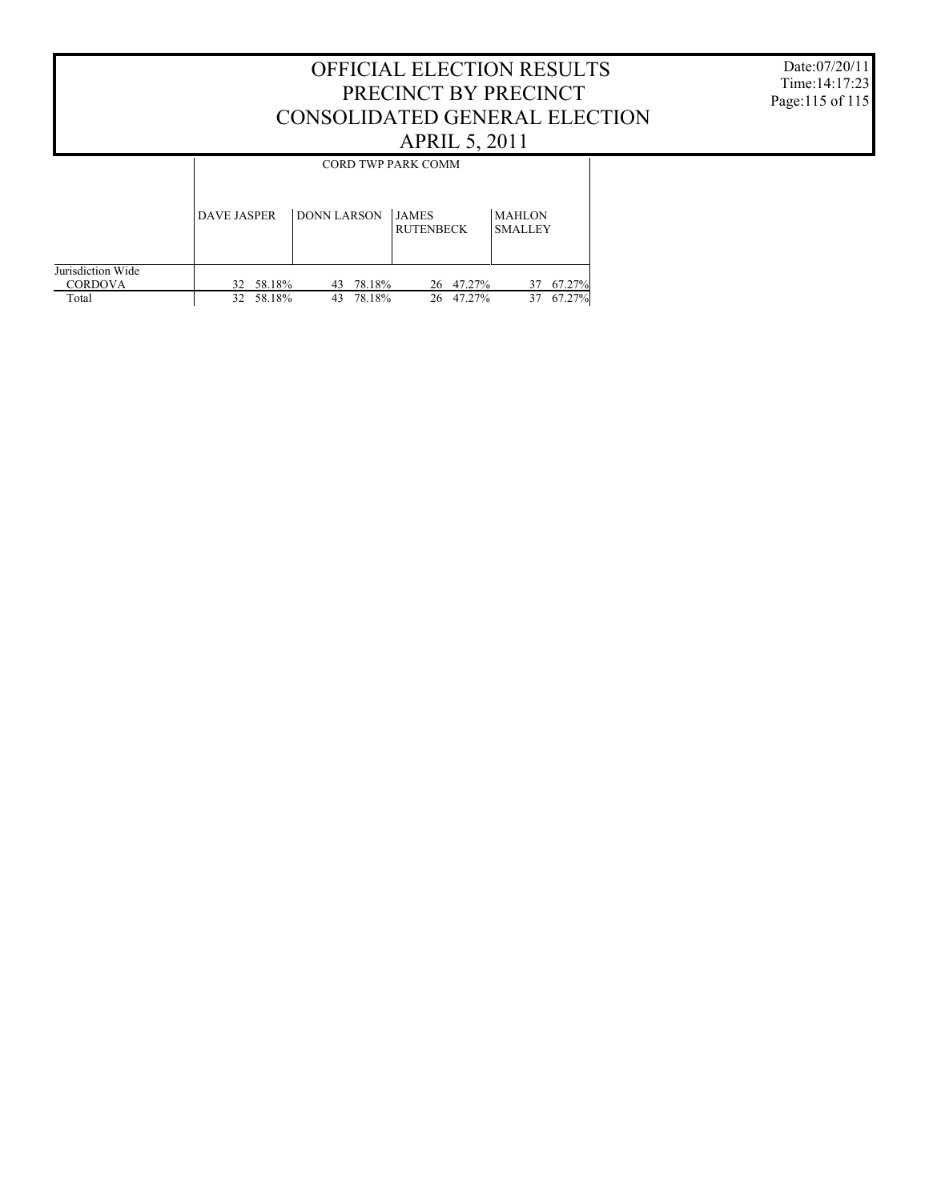# OFFICIAL ELECTION RESULTS
# PRECINCT BY PRECINCT
# CONSOLIDATED GENERAL ELECTION
# APRIL 5, 2011

Date:07/20/11
Time:14:17:23

| | CORD TWP PARK COMM | | | | | | | |
|---|---|---|---|---|---|---|---|---|
| | DAVE JASPER | | DONN LARSON | | JAMES RUTENBECK | | MAHLON SMALLEY | |
| Jurisdiction Wide | | | | | | | | |
| CORDOVA | 32 | 58.18% | 43 | 78.18% | 26 | 47.27% | 37 | 67.27% |
| Total | 32 | 58.18% | 43 | 78.18% | 26 | 47.27% | 37 | 67.27% |